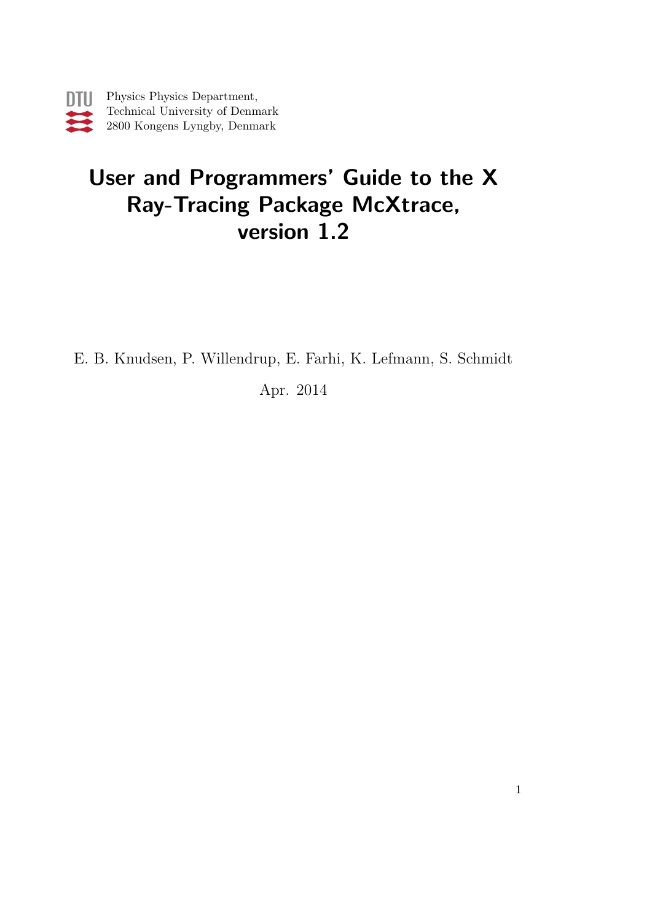DTU

Physics Physics Department,
Technical University of Denmark
2800 Kongens Lyngby, Denmark

# User and Programmers' Guide to the X Ray-Tracing Package McXtrace, version 1.2

E. B. Knudsen, P. Willendrup, E. Farhi, K. Lefmann, S. Schmidt

Apr. 2014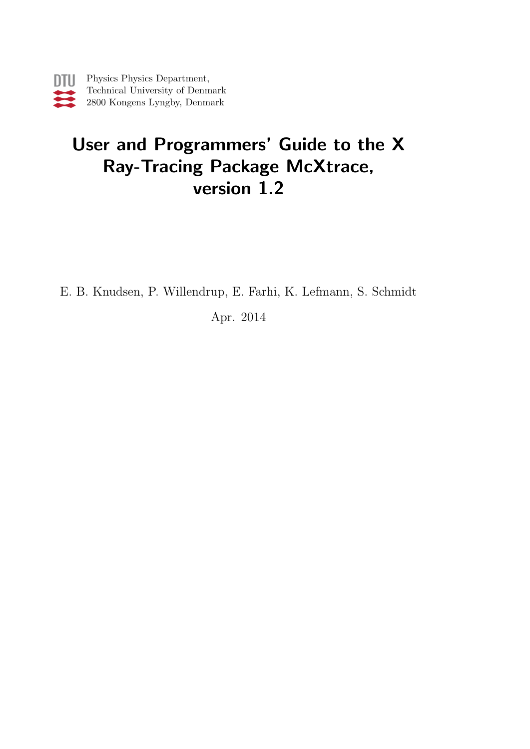Physics Physics Department,
Technical University of Denmark
2800 Kongens Lyngby, Denmark

# User and Programmers' Guide to the X Ray-Tracing Package McXtrace, version 1.2

E. B. Knudsen, P. Willendrup, E. Farhi, K. Lefmann, S. Schmidt

Apr. 2014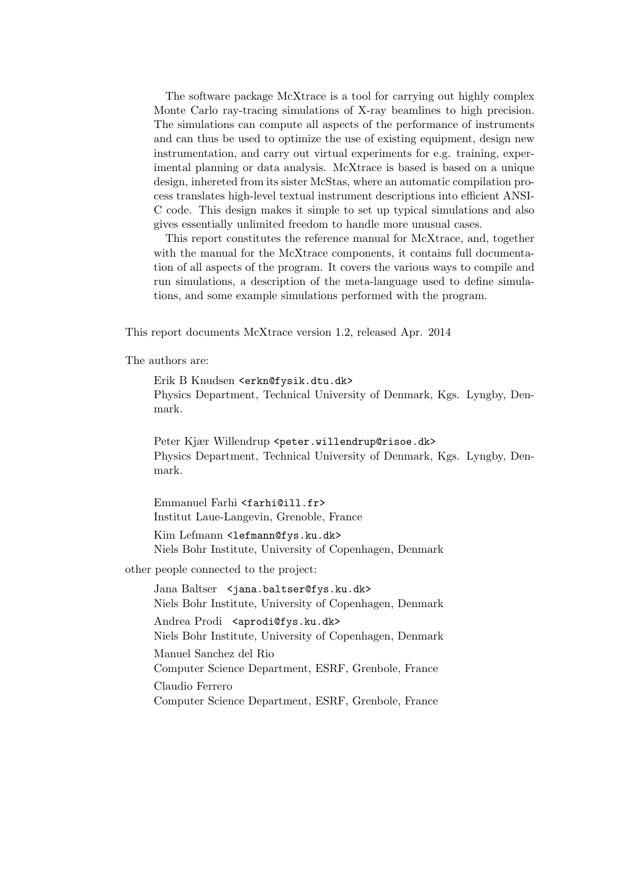The software package McXtrace is a tool for carrying out highly complex Monte Carlo ray-tracing simulations of X-ray beamlines to high precision. The simulations can compute all aspects of the performance of instruments and can thus be used to optimize the use of existing equipment, design new instrumentation, and carry out virtual experiments for e.g. training, experimental planning or data analysis. McXtrace is based is based on a unique design, inhereted from its sister McStas, where an automatic compilation process translates high-level textual instrument descriptions into efficient ANSI-C code. This design makes it simple to set up typical simulations and also gives essentially unlimited freedom to handle more unusual cases.

This report constitutes the reference manual for McXtrace, and, together with the manual for the McXtrace components, it contains full documentation of all aspects of the program. It covers the various ways to compile and run simulations, a description of the meta-language used to define simulations, and some example simulations performed with the program.

This report documents McXtrace version 1.2, released Apr. 2014

The authors are:

Erik B Knudsen `<erkn@fysik.dtu.dk>`
Physics Department, Technical University of Denmark, Kgs. Lyngby, Denmark.

Peter Kjær Willendrup `<peter.willendrup@risoe.dk>`
Physics Department, Technical University of Denmark, Kgs. Lyngby, Denmark.

Emmanuel Farhi `<farhi@ill.fr>`
Institut Laue-Langevin, Grenoble, France

Kim Lefmann `<lefmann@fys.ku.dk>`
Niels Bohr Institute, University of Copenhagen, Denmark

other people connected to the project:

Jana Baltser `<jana.baltser@fys.ku.dk>`
Niels Bohr Institute, University of Copenhagen, Denmark

Andrea Prodi `<aprodi@fys.ku.dk>`
Niels Bohr Institute, University of Copenhagen, Denmark

Manuel Sanchez del Rio
Computer Science Department, ESRF, Grenbole, France

Claudio Ferrero
Computer Science Department, ESRF, Grenbole, France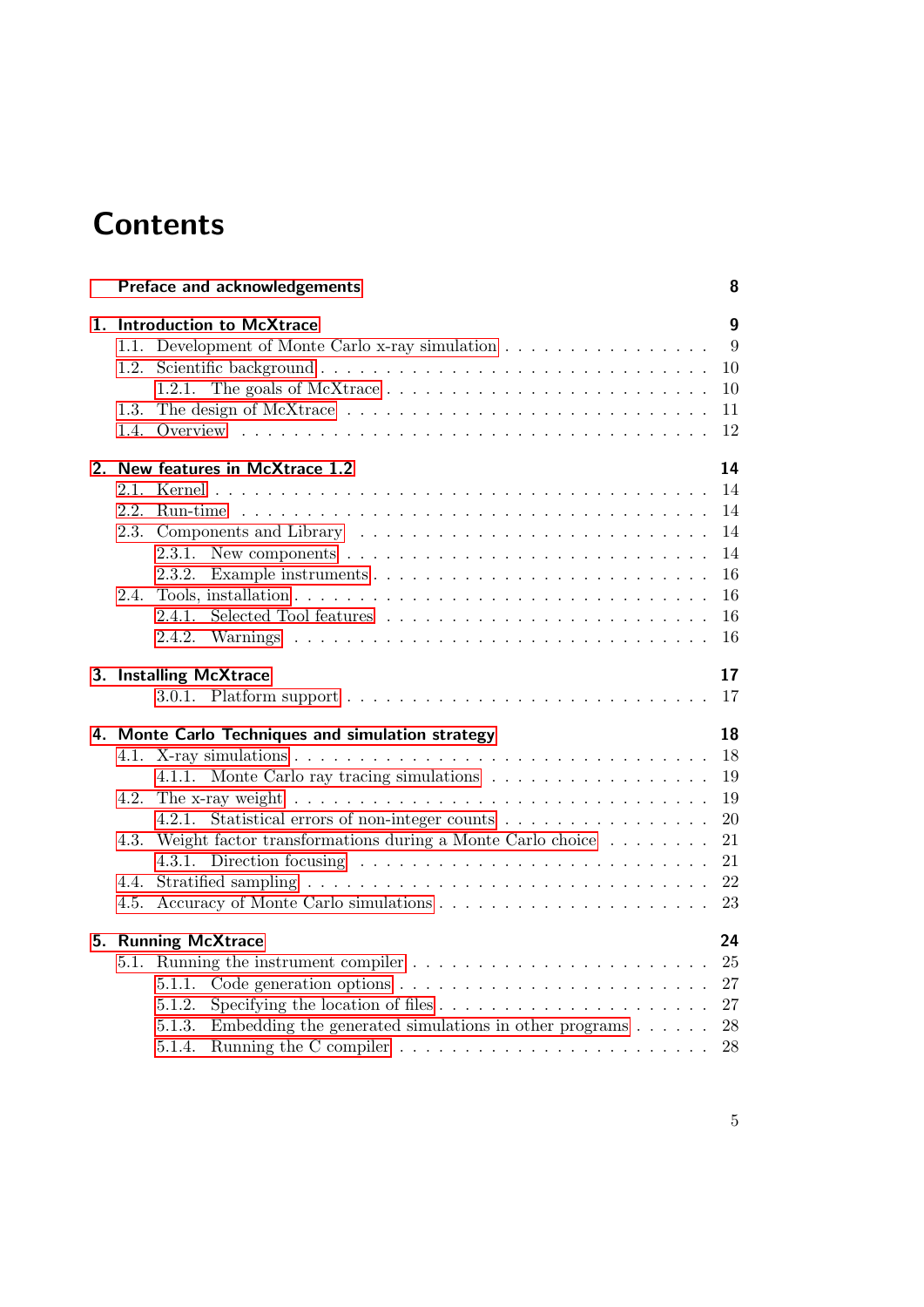# Contents

**Preface and acknowledgements** — **8**

**1. Introduction to McXtrace** — **9**
- 1.1. Development of Monte Carlo x-ray simulation — 9
- 1.2. Scientific background — 10
  - 1.2.1. The goals of McXtrace — 10
- 1.3. The design of McXtrace — 11
- 1.4. Overview — 12

**2. New features in McXtrace 1.2** — **14**
- 2.1. Kernel — 14
- 2.2. Run-time — 14
- 2.3. Components and Library — 14
  - 2.3.1. New components — 14
  - 2.3.2. Example instruments — 16
- 2.4. Tools, installation — 16
  - 2.4.1. Selected Tool features — 16
  - 2.4.2. Warnings — 16

**3. Installing McXtrace** — **17**
  - 3.0.1. Platform support — 17

**4. Monte Carlo Techniques and simulation strategy** — **18**
- 4.1. X-ray simulations — 18
  - 4.1.1. Monte Carlo ray tracing simulations — 19
- 4.2. The x-ray weight — 19
  - 4.2.1. Statistical errors of non-integer counts — 20
- 4.3. Weight factor transformations during a Monte Carlo choice — 21
  - 4.3.1. Direction focusing — 21
- 4.4. Stratified sampling — 22
- 4.5. Accuracy of Monte Carlo simulations — 23

**5. Running McXtrace** — **24**
- 5.1. Running the instrument compiler — 25
  - 5.1.1. Code generation options — 27
  - 5.1.2. Specifying the location of files — 27
  - 5.1.3. Embedding the generated simulations in other programs — 28
  - 5.1.4. Running the C compiler — 28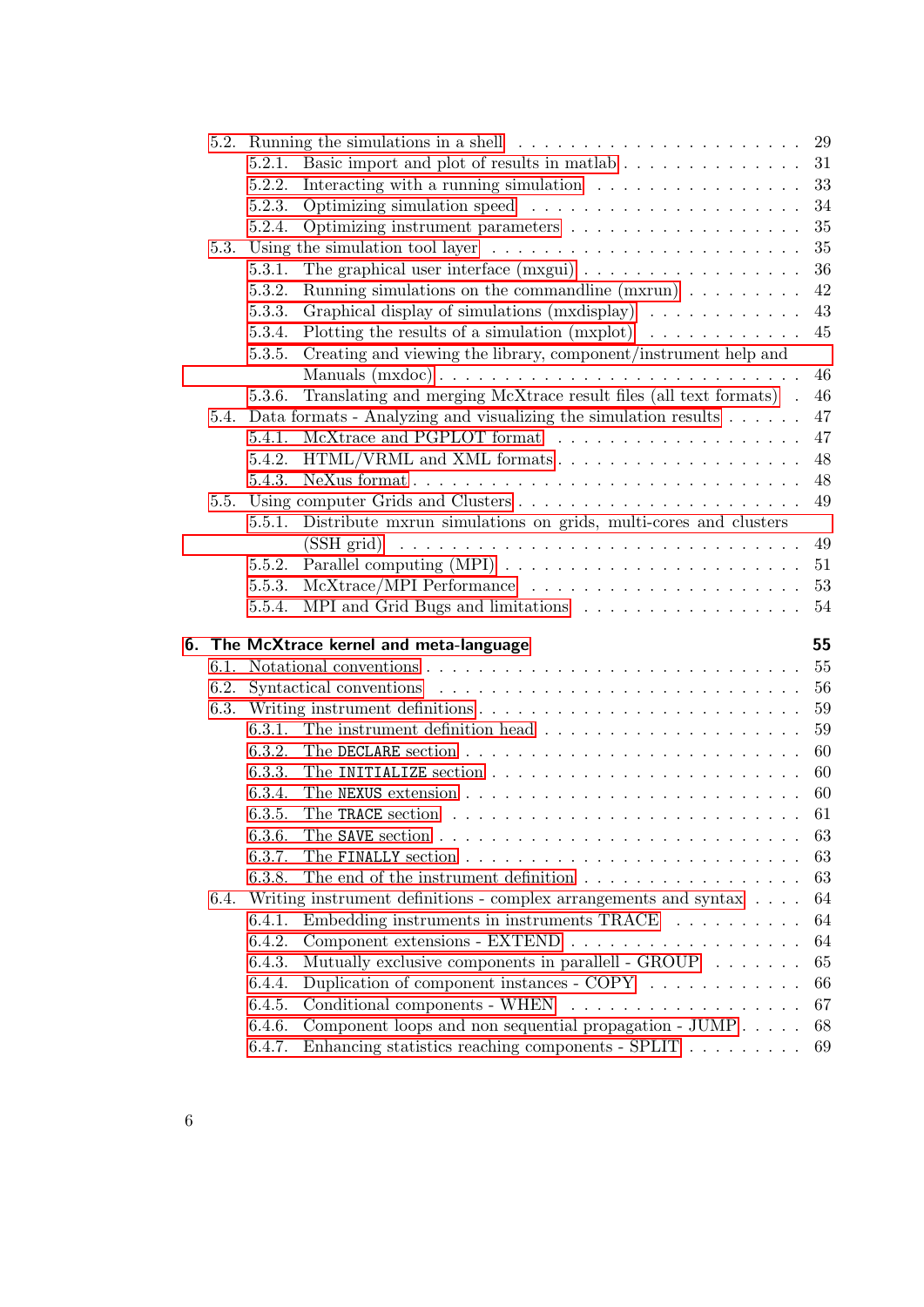5.2. Running the simulations in a shell . . . . . . . . . . . . . . . . . . . . . . 29
  5.2.1. Basic import and plot of results in matlab . . . . . . . . . . . . . . . 31
  5.2.2. Interacting with a running simulation . . . . . . . . . . . . . . . . 33
  5.2.3. Optimizing simulation speed . . . . . . . . . . . . . . . . . . . . . 34
  5.2.4. Optimizing instrument parameters . . . . . . . . . . . . . . . . . . 35
5.3. Using the simulation tool layer . . . . . . . . . . . . . . . . . . . . . . . 35
  5.3.1. The graphical user interface (mxgui) . . . . . . . . . . . . . . . . . 36
  5.3.2. Running simulations on the commandline (mxrun) . . . . . . . . . 42
  5.3.3. Graphical display of simulations (mxdisplay) . . . . . . . . . . . . 43
  5.3.4. Plotting the results of a simulation (mxplot) . . . . . . . . . . . . 45
  5.3.5. Creating and viewing the library, component/instrument help and Manuals (mxdoc) . . . . . . . . . . . . . . . . . . . . . . . . . . 46
  5.3.6. Translating and merging McXtrace result files (all text formats) . 46
5.4. Data formats - Analyzing and visualizing the simulation results . . . . . . 47
  5.4.1. McXtrace and PGPLOT format . . . . . . . . . . . . . . . . . . . 47
  5.4.2. HTML/VRML and XML formats . . . . . . . . . . . . . . . . . . . 48
  5.4.3. NeXus format . . . . . . . . . . . . . . . . . . . . . . . . . . . . . 48
5.5. Using computer Grids and Clusters . . . . . . . . . . . . . . . . . . . . . 49
  5.5.1. Distribute mxrun simulations on grids, multi-cores and clusters (SSH grid) . . . . . . . . . . . . . . . . . . . . . . . . . . . . . 49
  5.5.2. Parallel computing (MPI) . . . . . . . . . . . . . . . . . . . . . . . 51
  5.5.3. McXtrace/MPI Performance . . . . . . . . . . . . . . . . . . . . . 53
  5.5.4. MPI and Grid Bugs and limitations . . . . . . . . . . . . . . . . . 54

**6. The McXtrace kernel and meta-language** **55**
6.1. Notational conventions . . . . . . . . . . . . . . . . . . . . . . . . . . . . 55
6.2. Syntactical conventions . . . . . . . . . . . . . . . . . . . . . . . . . . . 56
6.3. Writing instrument definitions . . . . . . . . . . . . . . . . . . . . . . . . 59
  6.3.1. The instrument definition head . . . . . . . . . . . . . . . . . . . . 59
  6.3.2. The `DECLARE` section . . . . . . . . . . . . . . . . . . . . . . . . . 60
  6.3.3. The `INITIALIZE` section . . . . . . . . . . . . . . . . . . . . . . . 60
  6.3.4. The `NEXUS` extension . . . . . . . . . . . . . . . . . . . . . . . . . 60
  6.3.5. The `TRACE` section . . . . . . . . . . . . . . . . . . . . . . . . . . 61
  6.3.6. The `SAVE` section . . . . . . . . . . . . . . . . . . . . . . . . . . . 63
  6.3.7. The `FINALLY` section . . . . . . . . . . . . . . . . . . . . . . . . . 63
  6.3.8. The end of the instrument definition . . . . . . . . . . . . . . . . . 63
6.4. Writing instrument definitions - complex arrangements and syntax . . . . 64
  6.4.1. Embedding instruments in instruments TRACE . . . . . . . . . . . 64
  6.4.2. Component extensions - EXTEND . . . . . . . . . . . . . . . . . . 64
  6.4.3. Mutually exclusive components in parallell - GROUP . . . . . . . 65
  6.4.4. Duplication of component instances - COPY . . . . . . . . . . . . 66
  6.4.5. Conditional components - WHEN . . . . . . . . . . . . . . . . . . 67
  6.4.6. Component loops and non sequential propagation - JUMP . . . . . 68
  6.4.7. Enhancing statistics reaching components - SPLIT . . . . . . . . . 69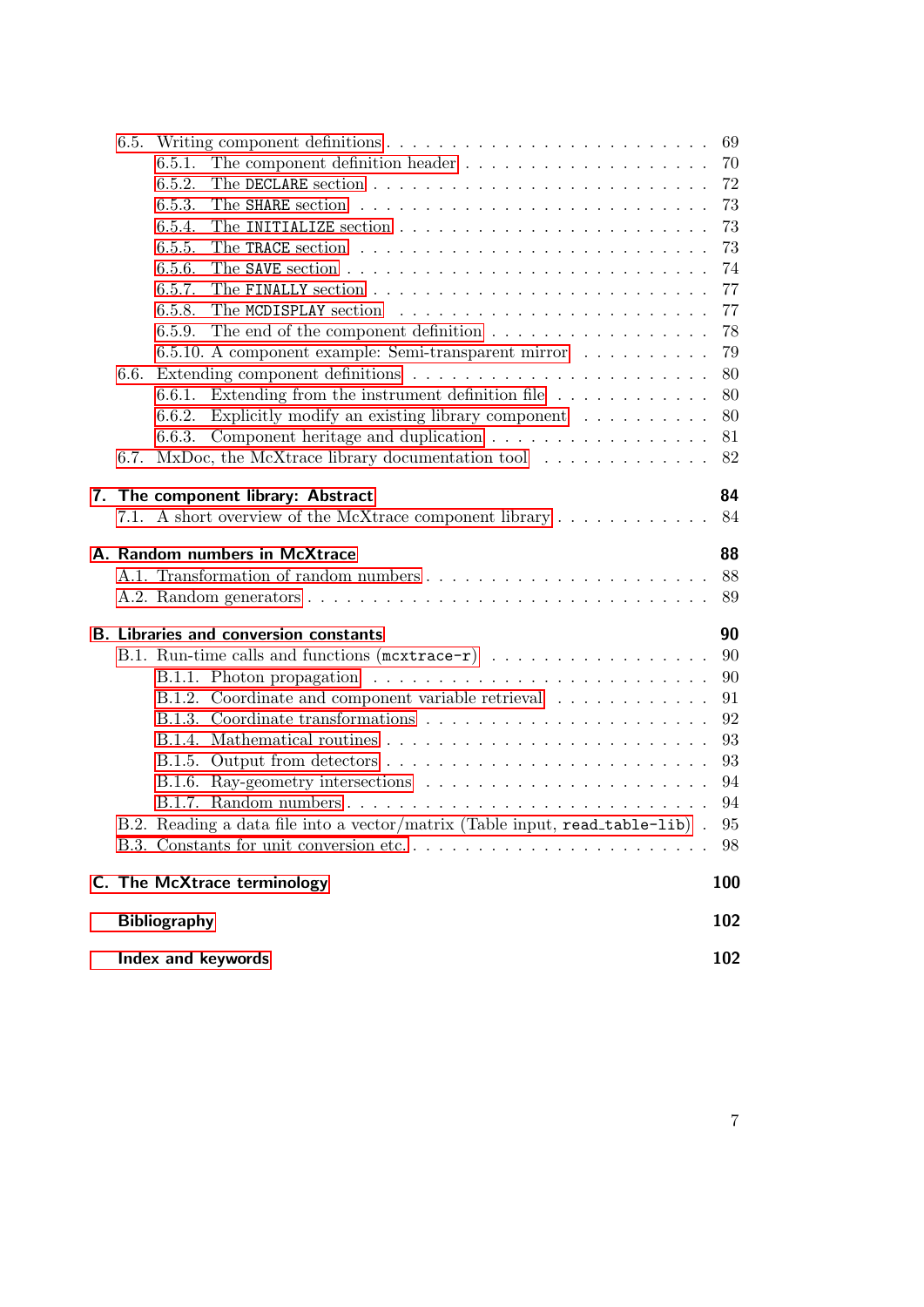- 6.5. Writing component definitions . . . . . 69
  - 6.5.1. The component definition header . . . . . 70
  - 6.5.2. The `DECLARE` section . . . . . 72
  - 6.5.3. The `SHARE` section . . . . . 73
  - 6.5.4. The `INITIALIZE` section . . . . . 73
  - 6.5.5. The `TRACE` section . . . . . 73
  - 6.5.6. The `SAVE` section . . . . . 74
  - 6.5.7. The `FINALLY` section . . . . . 77
  - 6.5.8. The `MCDISPLAY` section . . . . . 77
  - 6.5.9. The end of the component definition . . . . . 78
  - 6.5.10. A component example: Semi-transparent mirror . . . . . 79
- 6.6. Extending component definitions . . . . . 80
  - 6.6.1. Extending from the instrument definition file . . . . . 80
  - 6.6.2. Explicitly modify an existing library component . . . . . 80
  - 6.6.3. Component heritage and duplication . . . . . 81
- 6.7. MxDoc, the McXtrace library documentation tool . . . . . 82

**7. The component library: Abstract** **84**
- 7.1. A short overview of the McXtrace component library . . . . . 84

**A. Random numbers in McXtrace** **88**
- A.1. Transformation of random numbers . . . . . 88
- A.2. Random generators . . . . . 89

**B. Libraries and conversion constants** **90**
- B.1. Run-time calls and functions (`mcxtrace-r`) . . . . . 90
  - B.1.1. Photon propagation . . . . . 90
  - B.1.2. Coordinate and component variable retrieval . . . . . 91
  - B.1.3. Coordinate transformations . . . . . 92
  - B.1.4. Mathematical routines . . . . . 93
  - B.1.5. Output from detectors . . . . . 93
  - B.1.6. Ray-geometry intersections . . . . . 94
  - B.1.7. Random numbers . . . . . 94
- B.2. Reading a data file into a vector/matrix (Table input, `read_table-lib`) . 95
- B.3. Constants for unit conversion etc. . . . . . 98

**C. The McXtrace terminology** **100**

**Bibliography** **102**

**Index and keywords** **102**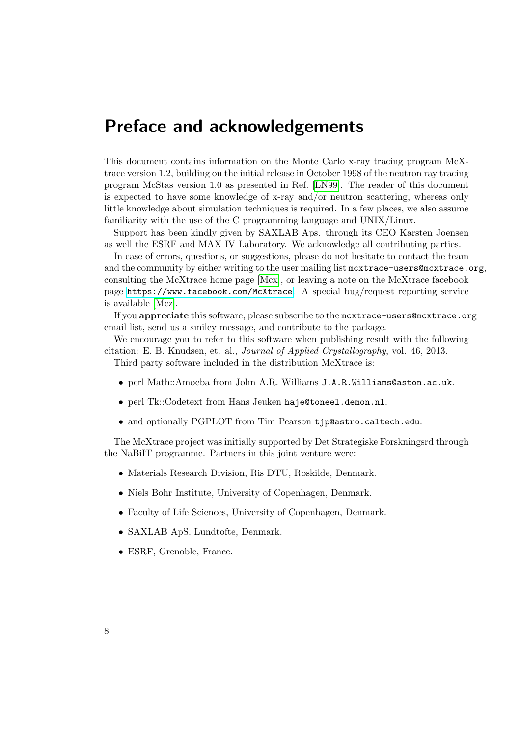# Preface and acknowledgements

This document contains information on the Monte Carlo x-ray tracing program McXtrace version 1.2, building on the initial release in October 1998 of the neutron ray tracing program McStas version 1.0 as presented in Ref. [LN99]. The reader of this document is expected to have some knowledge of x-ray and/or neutron scattering, whereas only little knowledge about simulation techniques is required. In a few places, we also assume familiarity with the use of the C programming language and UNIX/Linux.

Support has been kindly given by SAXLAB Aps. through its CEO Karsten Joensen as well the ESRF and MAX IV Laboratory. We acknowledge all contributing parties.

In case of errors, questions, or suggestions, please do not hesitate to contact the team and the community by either writing to the user mailing list `mcxtrace-users@mcxtrace.org`, consulting the McXtrace home page [Mcx], or leaving a note on the McXtrace facebook page `https://www.facebook.com/McXtrace`. A special bug/request reporting service is available [Mcz].

If you **appreciate** this software, please subscribe to the `mcxtrace-users@mcxtrace.org` email list, send us a smiley message, and contribute to the package.

We encourage you to refer to this software when publishing result with the following citation: E. B. Knudsen, et. al., *Journal of Applied Crystallography*, vol. 46, 2013.

Third party software included in the distribution McXtrace is:

- perl Math::Amoeba from John A.R. Williams `J.A.R.Williams@aston.ac.uk`.
- perl Tk::Codetext from Hans Jeuken `haje@toneel.demon.nl`.
- and optionally PGPLOT from Tim Pearson `tjp@astro.caltech.edu`.

The McXtrace project was initially supported by Det Strategiske Forskningsrd through the NaBiIT programme. Partners in this joint venture were:

- Materials Research Division, Ris DTU, Roskilde, Denmark.
- Niels Bohr Institute, University of Copenhagen, Denmark.
- Faculty of Life Sciences, University of Copenhagen, Denmark.
- SAXLAB ApS. Lundtofte, Denmark.
- ESRF, Grenoble, France.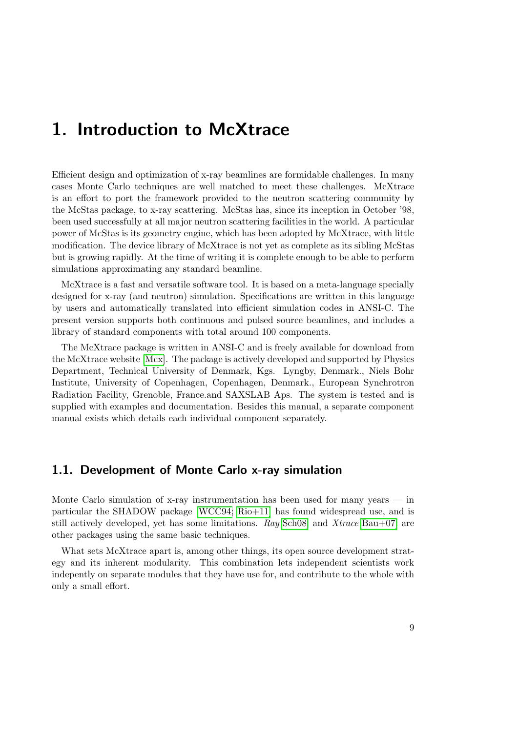# 1. Introduction to McXtrace

Efficient design and optimization of x-ray beamlines are formidable challenges. In many cases Monte Carlo techniques are well matched to meet these challenges. McXtrace is an effort to port the framework provided to the neutron scattering community by the McStas package, to x-ray scattering. McStas has, since its inception in October '98, been used successfully at all major neutron scattering facilities in the world. A particular power of McStas is its geometry engine, which has been adopted by McXtrace, with little modification. The device library of McXtrace is not yet as complete as its sibling McStas but is growing rapidly. At the time of writing it is complete enough to be able to perform simulations approximating any standard beamline.

McXtrace is a fast and versatile software tool. It is based on a meta-language specially designed for x-ray (and neutron) simulation. Specifications are written in this language by users and automatically translated into efficient simulation codes in ANSI-C. The present version supports both continuous and pulsed source beamlines, and includes a library of standard components with total around 100 components.

The McXtrace package is written in ANSI-C and is freely available for download from the McXtrace website [Mcx]. The package is actively developed and supported by Physics Department, Technical University of Denmark, Kgs. Lyngby, Denmark., Niels Bohr Institute, University of Copenhagen, Copenhagen, Denmark., European Synchrotron Radiation Facility, Grenoble, France.and SAXSLAB Aps. The system is tested and is supplied with examples and documentation. Besides this manual, a separate component manual exists which details each individual component separately.

## 1.1. Development of Monte Carlo x-ray simulation

Monte Carlo simulation of x-ray instrumentation has been used for many years — in particular the SHADOW package [WCC94; Rio+11] has found widespread use, and is still actively developed, yet has some limitations. *Ray* [Sch08] and *Xtrace* [Bau+07] are other packages using the same basic techniques.

What sets McXtrace apart is, among other things, its open source development strategy and its inherent modularity. This combination lets independent scientists work indepently on separate modules that they have use for, and contribute to the whole with only a small effort.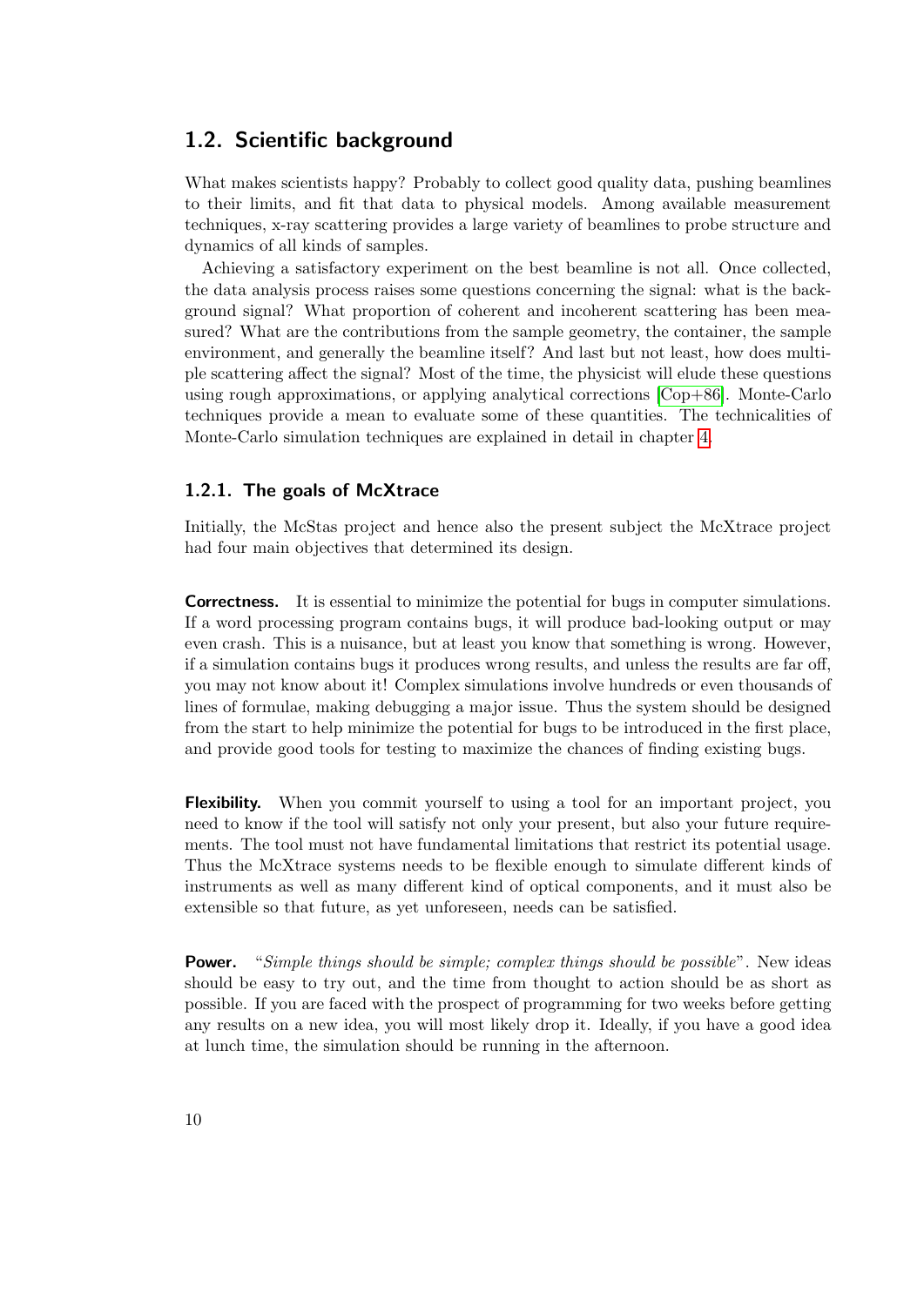## 1.2. Scientific background

What makes scientists happy? Probably to collect good quality data, pushing beamlines to their limits, and fit that data to physical models. Among available measurement techniques, x-ray scattering provides a large variety of beamlines to probe structure and dynamics of all kinds of samples.

Achieving a satisfactory experiment on the best beamline is not all. Once collected, the data analysis process raises some questions concerning the signal: what is the background signal? What proportion of coherent and incoherent scattering has been measured? What are the contributions from the sample geometry, the container, the sample environment, and generally the beamline itself? And last but not least, how does multiple scattering affect the signal? Most of the time, the physicist will elude these questions using rough approximations, or applying analytical corrections [Cop+86]. Monte-Carlo techniques provide a mean to evaluate some of these quantities. The technicalities of Monte-Carlo simulation techniques are explained in detail in chapter 4.

### 1.2.1. The goals of McXtrace

Initially, the McStas project and hence also the present subject the McXtrace project had four main objectives that determined its design.

**Correctness.** It is essential to minimize the potential for bugs in computer simulations. If a word processing program contains bugs, it will produce bad-looking output or may even crash. This is a nuisance, but at least you know that something is wrong. However, if a simulation contains bugs it produces wrong results, and unless the results are far off, you may not know about it! Complex simulations involve hundreds or even thousands of lines of formulae, making debugging a major issue. Thus the system should be designed from the start to help minimize the potential for bugs to be introduced in the first place, and provide good tools for testing to maximize the chances of finding existing bugs.

**Flexibility.** When you commit yourself to using a tool for an important project, you need to know if the tool will satisfy not only your present, but also your future requirements. The tool must not have fundamental limitations that restrict its potential usage. Thus the McXtrace systems needs to be flexible enough to simulate different kinds of instruments as well as many different kind of optical components, and it must also be extensible so that future, as yet unforeseen, needs can be satisfied.

**Power.** "*Simple things should be simple; complex things should be possible*". New ideas should be easy to try out, and the time from thought to action should be as short as possible. If you are faced with the prospect of programming for two weeks before getting any results on a new idea, you will most likely drop it. Ideally, if you have a good idea at lunch time, the simulation should be running in the afternoon.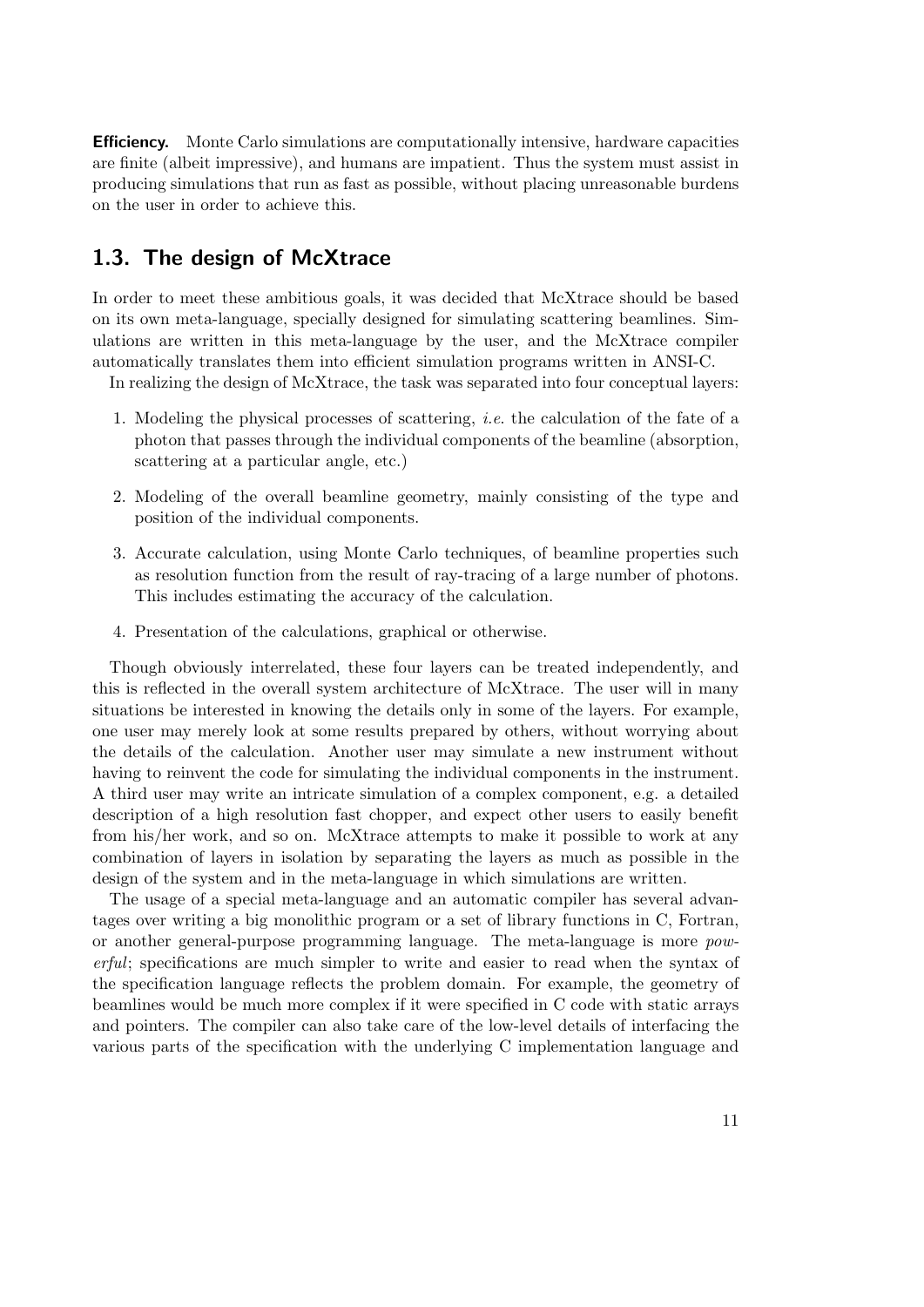**Efficiency.** Monte Carlo simulations are computationally intensive, hardware capacities are finite (albeit impressive), and humans are impatient. Thus the system must assist in producing simulations that run as fast as possible, without placing unreasonable burdens on the user in order to achieve this.

## 1.3. The design of McXtrace

In order to meet these ambitious goals, it was decided that McXtrace should be based on its own meta-language, specially designed for simulating scattering beamlines. Simulations are written in this meta-language by the user, and the McXtrace compiler automatically translates them into efficient simulation programs written in ANSI-C.

In realizing the design of McXtrace, the task was separated into four conceptual layers:

1. Modeling the physical processes of scattering, *i.e.* the calculation of the fate of a photon that passes through the individual components of the beamline (absorption, scattering at a particular angle, etc.)
2. Modeling of the overall beamline geometry, mainly consisting of the type and position of the individual components.
3. Accurate calculation, using Monte Carlo techniques, of beamline properties such as resolution function from the result of ray-tracing of a large number of photons. This includes estimating the accuracy of the calculation.
4. Presentation of the calculations, graphical or otherwise.

Though obviously interrelated, these four layers can be treated independently, and this is reflected in the overall system architecture of McXtrace. The user will in many situations be interested in knowing the details only in some of the layers. For example, one user may merely look at some results prepared by others, without worrying about the details of the calculation. Another user may simulate a new instrument without having to reinvent the code for simulating the individual components in the instrument. A third user may write an intricate simulation of a complex component, e.g. a detailed description of a high resolution fast chopper, and expect other users to easily benefit from his/her work, and so on. McXtrace attempts to make it possible to work at any combination of layers in isolation by separating the layers as much as possible in the design of the system and in the meta-language in which simulations are written.

The usage of a special meta-language and an automatic compiler has several advantages over writing a big monolithic program or a set of library functions in C, Fortran, or another general-purpose programming language. The meta-language is more *powerful*; specifications are much simpler to write and easier to read when the syntax of the specification language reflects the problem domain. For example, the geometry of beamlines would be much more complex if it were specified in C code with static arrays and pointers. The compiler can also take care of the low-level details of interfacing the various parts of the specification with the underlying C implementation language and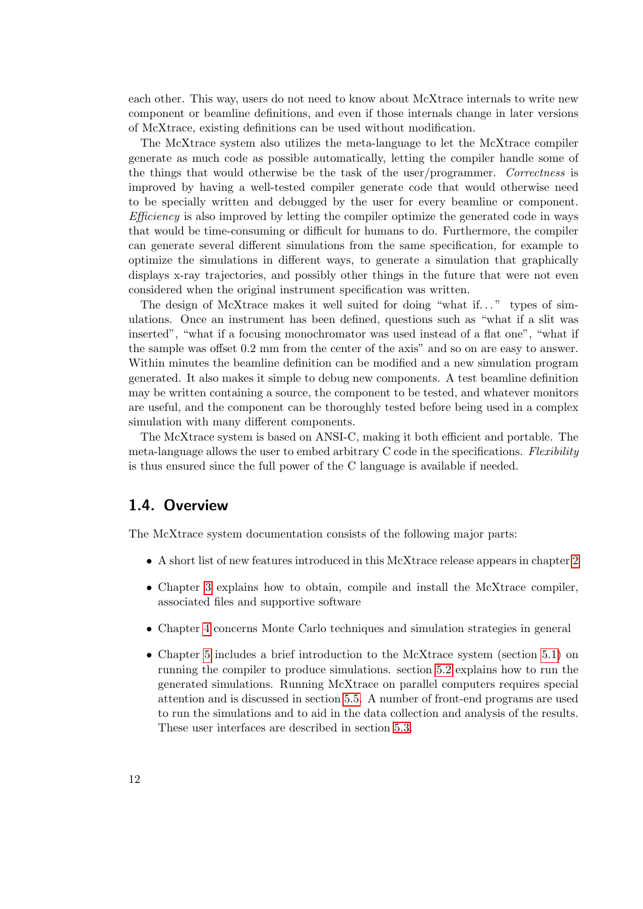each other. This way, users do not need to know about McXtrace internals to write new component or beamline definitions, and even if those internals change in later versions of McXtrace, existing definitions can be used without modification.

The McXtrace system also utilizes the meta-language to let the McXtrace compiler generate as much code as possible automatically, letting the compiler handle some of the things that would otherwise be the task of the user/programmer. *Correctness* is improved by having a well-tested compiler generate code that would otherwise need to be specially written and debugged by the user for every beamline or component. *Efficiency* is also improved by letting the compiler optimize the generated code in ways that would be time-consuming or difficult for humans to do. Furthermore, the compiler can generate several different simulations from the same specification, for example to optimize the simulations in different ways, to generate a simulation that graphically displays x-ray trajectories, and possibly other things in the future that were not even considered when the original instrument specification was written.

The design of McXtrace makes it well suited for doing "what if…" types of simulations. Once an instrument has been defined, questions such as "what if a slit was inserted", "what if a focusing monochromator was used instead of a flat one", "what if the sample was offset 0.2 mm from the center of the axis" and so on are easy to answer. Within minutes the beamline definition can be modified and a new simulation program generated. It also makes it simple to debug new components. A test beamline definition may be written containing a source, the component to be tested, and whatever monitors are useful, and the component can be thoroughly tested before being used in a complex simulation with many different components.

The McXtrace system is based on ANSI-C, making it both efficient and portable. The meta-language allows the user to embed arbitrary C code in the specifications. *Flexibility* is thus ensured since the full power of the C language is available if needed.

## 1.4. Overview

The McXtrace system documentation consists of the following major parts:

- A short list of new features introduced in this McXtrace release appears in chapter 2
- Chapter 3 explains how to obtain, compile and install the McXtrace compiler, associated files and supportive software
- Chapter 4 concerns Monte Carlo techniques and simulation strategies in general
- Chapter 5 includes a brief introduction to the McXtrace system (section 5.1) on running the compiler to produce simulations. section 5.2 explains how to run the generated simulations. Running McXtrace on parallel computers requires special attention and is discussed in section 5.5. A number of front-end programs are used to run the simulations and to aid in the data collection and analysis of the results. These user interfaces are described in section 5.3.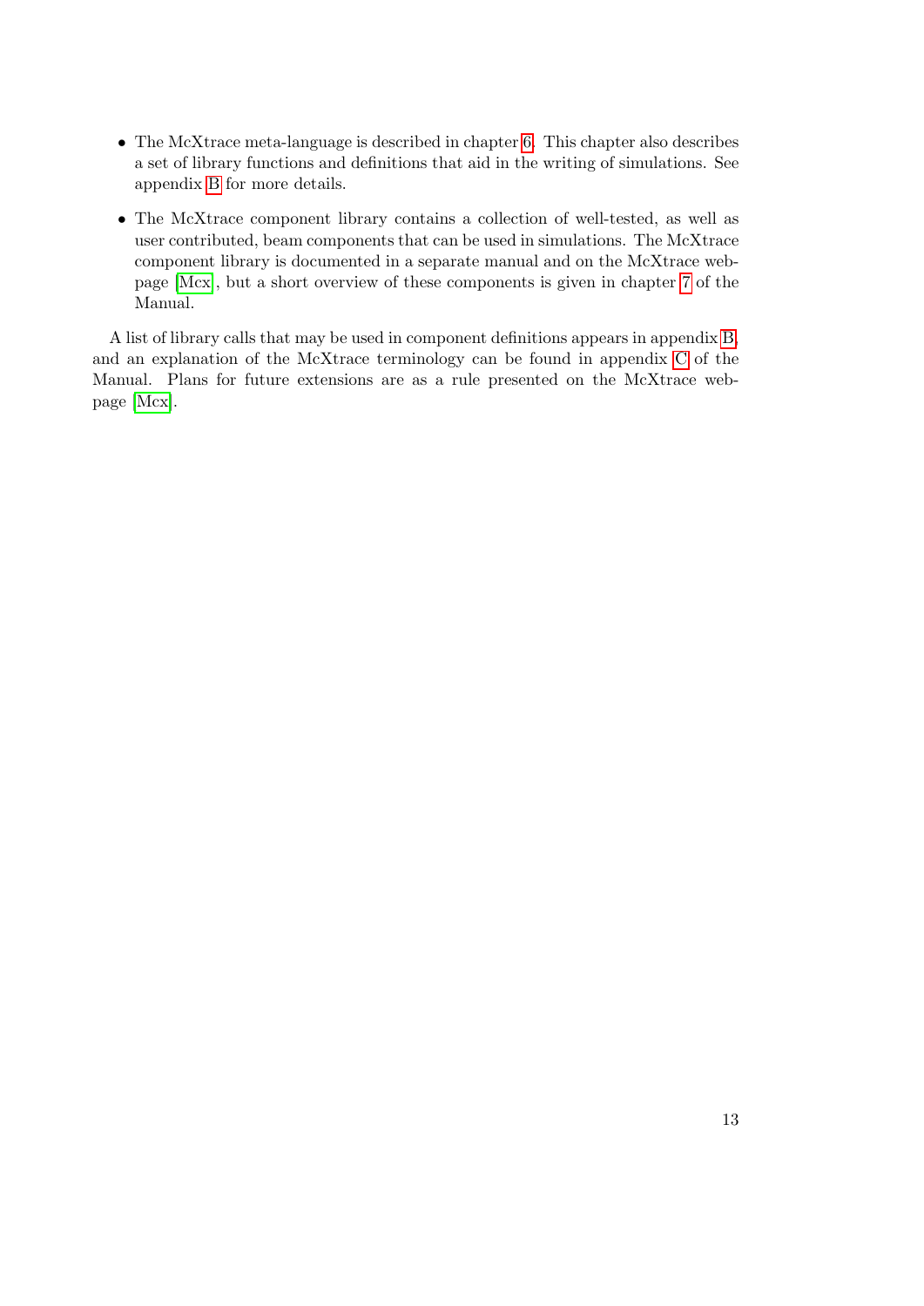- The McXtrace meta-language is described in chapter 6. This chapter also describes a set of library functions and definitions that aid in the writing of simulations. See appendix B for more details.
- The McXtrace component library contains a collection of well-tested, as well as user contributed, beam components that can be used in simulations. The McXtrace component library is documented in a separate manual and on the McXtrace webpage [Mcx], but a short overview of these components is given in chapter 7 of the Manual.

A list of library calls that may be used in component definitions appears in appendix B, and an explanation of the McXtrace terminology can be found in appendix C of the Manual. Plans for future extensions are as a rule presented on the McXtrace webpage [Mcx].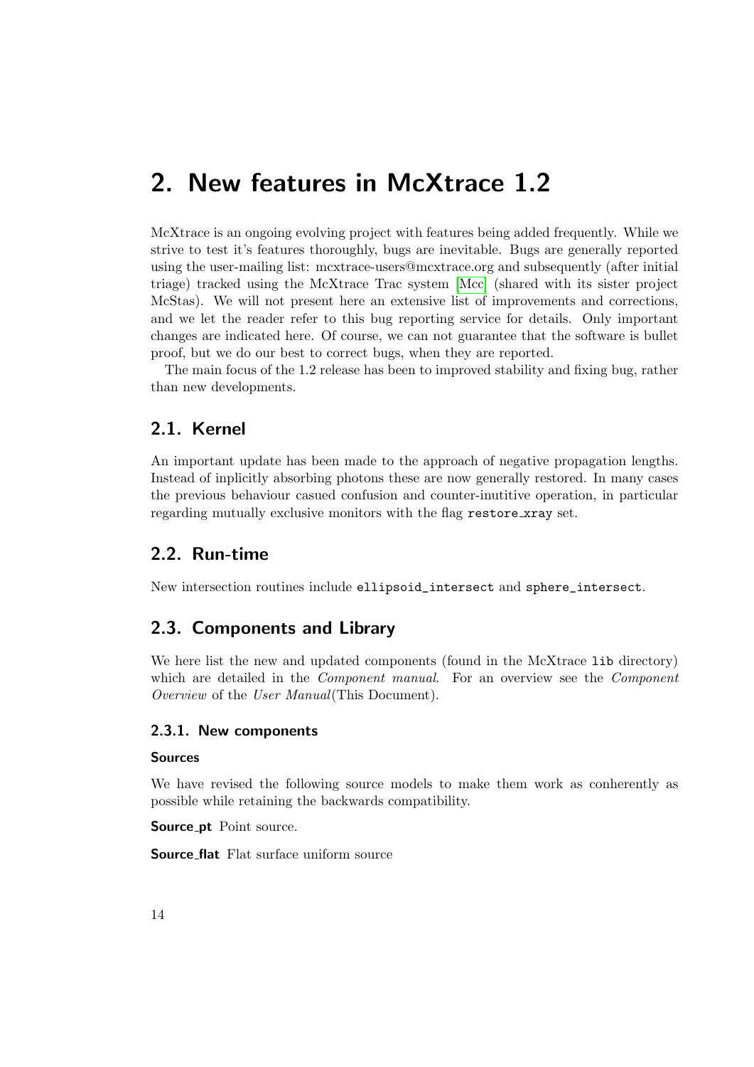# 2. New features in McXtrace 1.2

McXtrace is an ongoing evolving project with features being added frequently. While we strive to test it's features thoroughly, bugs are inevitable. Bugs are generally reported using the user-mailing list: mcxtrace-users@mcxtrace.org and subsequently (after initial triage) tracked using the McXtrace Trac system [Mcc] (shared with its sister project McStas). We will not present here an extensive list of improvements and corrections, and we let the reader refer to this bug reporting service for details. Only important changes are indicated here. Of course, we can not guarantee that the software is bullet proof, but we do our best to correct bugs, when they are reported.

The main focus of the 1.2 release has been to improved stability and fixing bug, rather than new developments.

## 2.1. Kernel

An important update has been made to the approach of negative propagation lengths. Instead of inplicitly absorbing photons these are now generally restored. In many cases the previous behaviour casued confusion and counter-inutitive operation, in particular regarding mutually exclusive monitors with the flag `restore_xray` set.

## 2.2. Run-time

New intersection routines include `ellipsoid_intersect` and `sphere_intersect`.

## 2.3. Components and Library

We here list the new and updated components (found in the McXtrace `lib` directory) which are detailed in the *Component manual*. For an overview see the *Component Overview* of the *User Manual*(This Document).

### 2.3.1. New components

#### Sources

We have revised the following source models to make them work as conherently as possible while retaining the backwards compatibility.

**Source_pt** Point source.

**Source_flat** Flat surface uniform source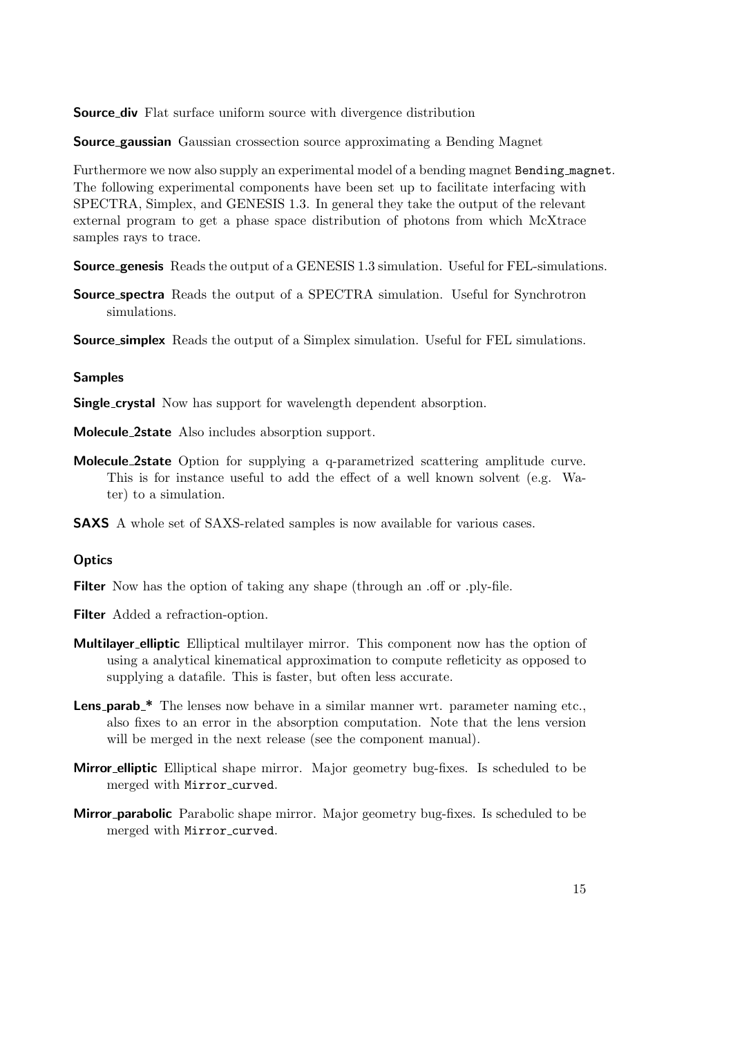**Source_div** Flat surface uniform source with divergence distribution

**Source_gaussian** Gaussian crossection source approximating a Bending Magnet

Furthermore we now also supply an experimental model of a bending magnet `Bending_magnet`. The following experimental components have been set up to facilitate interfacing with SPECTRA, Simplex, and GENESIS 1.3. In general they take the output of the relevant external program to get a phase space distribution of photons from which McXtrace samples rays to trace.

**Source_genesis** Reads the output of a GENESIS 1.3 simulation. Useful for FEL-simulations.

**Source_spectra** Reads the output of a SPECTRA simulation. Useful for Synchrotron simulations.

**Source_simplex** Reads the output of a Simplex simulation. Useful for FEL simulations.

#### Samples

**Single_crystal** Now has support for wavelength dependent absorption.

**Molecule_2state** Also includes absorption support.

**Molecule_2state** Option for supplying a q-parametrized scattering amplitude curve. This is for instance useful to add the effect of a well known solvent (e.g. Water) to a simulation.

**SAXS** A whole set of SAXS-related samples is now available for various cases.

#### Optics

**Filter** Now has the option of taking any shape (through an .off or .ply-file.

**Filter** Added a refraction-option.

**Multilayer_elliptic** Elliptical multilayer mirror. This component now has the option of using a analytical kinematical approximation to compute refleticity as opposed to supplying a datafile. This is faster, but often less accurate.

**Lens_parab_*** The lenses now behave in a similar manner wrt. parameter naming etc., also fixes to an error in the absorption computation. Note that the lens version will be merged in the next release (see the component manual).

**Mirror_elliptic** Elliptical shape mirror. Major geometry bug-fixes. Is scheduled to be merged with `Mirror_curved`.

**Mirror_parabolic** Parabolic shape mirror. Major geometry bug-fixes. Is scheduled to be merged with `Mirror_curved`.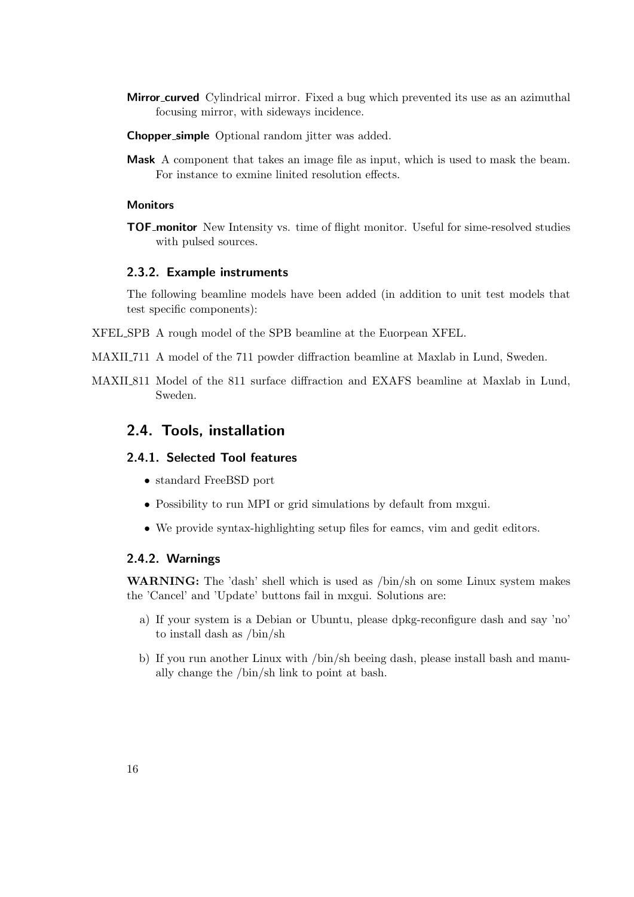**Mirror_curved** Cylindrical mirror. Fixed a bug which prevented its use as an azimuthal focusing mirror, with sideways incidence.

**Chopper_simple** Optional random jitter was added.

**Mask** A component that takes an image file as input, which is used to mask the beam. For instance to exmine linited resolution effects.

#### Monitors

**TOF_monitor** New Intensity vs. time of flight monitor. Useful for sime-resolved studies with pulsed sources.

### 2.3.2. Example instruments

The following beamline models have been added (in addition to unit test models that test specific components):

XFEL_SPB A rough model of the SPB beamline at the Euorpean XFEL.

MAXII_711 A model of the 711 powder diffraction beamline at Maxlab in Lund, Sweden.

MAXII_811 Model of the 811 surface diffraction and EXAFS beamline at Maxlab in Lund, Sweden.

## 2.4. Tools, installation

### 2.4.1. Selected Tool features

- standard FreeBSD port
- Possibility to run MPI or grid simulations by default from mxgui.
- We provide syntax-highlighting setup files for eamcs, vim and gedit editors.

### 2.4.2. Warnings

**WARNING:** The 'dash' shell which is used as /bin/sh on some Linux system makes the 'Cancel' and 'Update' buttons fail in mxgui. Solutions are:

a) If your system is a Debian or Ubuntu, please dpkg-reconfigure dash and say 'no' to install dash as /bin/sh

b) If you run another Linux with /bin/sh beeing dash, please install bash and manually change the /bin/sh link to point at bash.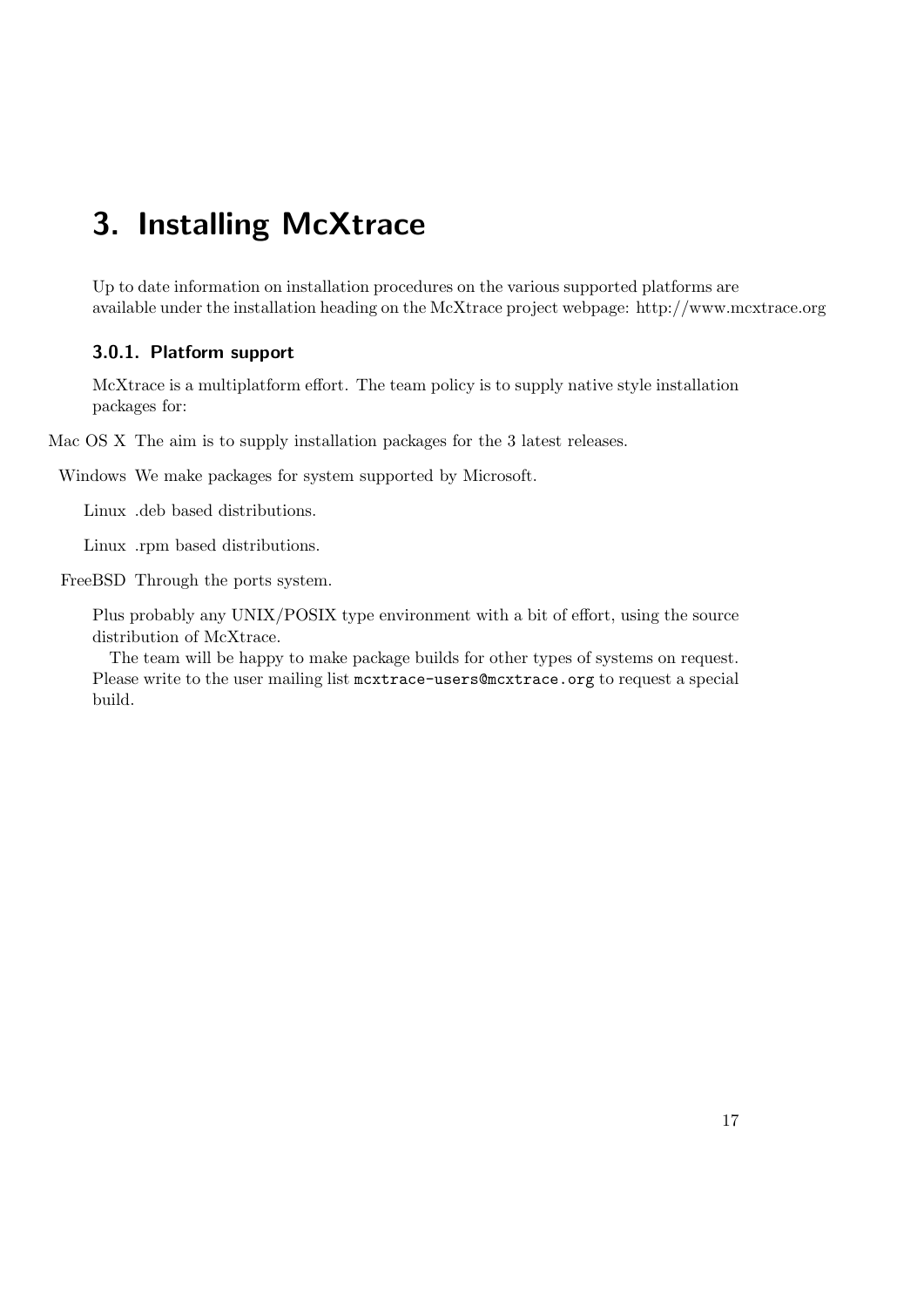# 3. Installing McXtrace

Up to date information on installation procedures on the various supported platforms are available under the installation heading on the McXtrace project webpage: http://www.mcxtrace.org

### 3.0.1. Platform support

McXtrace is a multiplatform effort. The team policy is to supply native style installation packages for:

Mac OS X The aim is to supply installation packages for the 3 latest releases.

Windows We make packages for system supported by Microsoft.

Linux .deb based distributions.

Linux .rpm based distributions.

FreeBSD Through the ports system.

Plus probably any UNIX/POSIX type environment with a bit of effort, using the source distribution of McXtrace.

The team will be happy to make package builds for other types of systems on request. Please write to the user mailing list `mcxtrace-users@mcxtrace.org` to request a special build.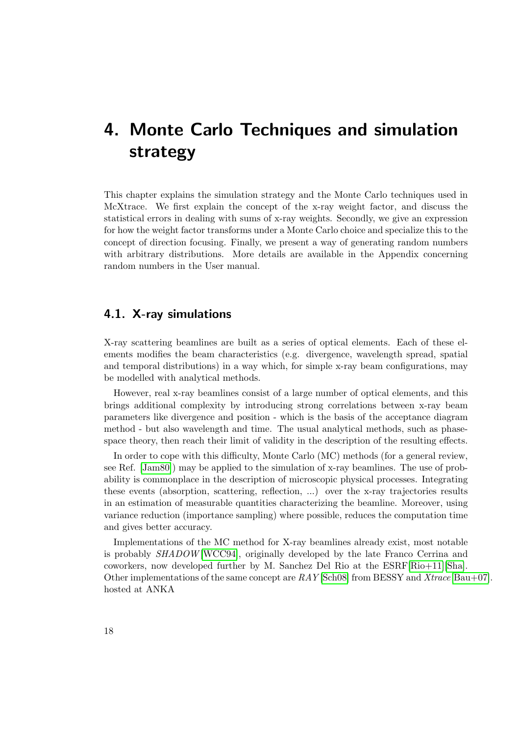# 4. Monte Carlo Techniques and simulation strategy

This chapter explains the simulation strategy and the Monte Carlo techniques used in McXtrace. We first explain the concept of the x-ray weight factor, and discuss the statistical errors in dealing with sums of x-ray weights. Secondly, we give an expression for how the weight factor transforms under a Monte Carlo choice and specialize this to the concept of direction focusing. Finally, we present a way of generating random numbers with arbitrary distributions. More details are available in the Appendix concerning random numbers in the User manual.

## 4.1. X-ray simulations

X-ray scattering beamlines are built as a series of optical elements. Each of these elements modifies the beam characteristics (e.g. divergence, wavelength spread, spatial and temporal distributions) in a way which, for simple x-ray beam configurations, may be modelled with analytical methods.

However, real x-ray beamlines consist of a large number of optical elements, and this brings additional complexity by introducing strong correlations between x-ray beam parameters like divergence and position - which is the basis of the acceptance diagram method - but also wavelength and time. The usual analytical methods, such as phase-space theory, then reach their limit of validity in the description of the resulting effects.

In order to cope with this difficulty, Monte Carlo (MC) methods (for a general review, see Ref. [Jam80]) may be applied to the simulation of x-ray beamlines. The use of probability is commonplace in the description of microscopic physical processes. Integrating these events (absorption, scattering, reflection, ...) over the x-ray trajectories results in an estimation of measurable quantities characterizing the beamline. Moreover, using variance reduction (importance sampling) where possible, reduces the computation time and gives better accuracy.

Implementations of the MC method for X-ray beamlines already exist, most notable is probably *SHADOW* [WCC94], originally developed by the late Franco Cerrina and coworkers, now developed further by M. Sanchez Del Rio at the ESRF[Rio+11][Sha]. Other implementations of the same concept are *RAY* [Sch08] from BESSY and *Xtrace* [Bau+07]. hosted at ANKA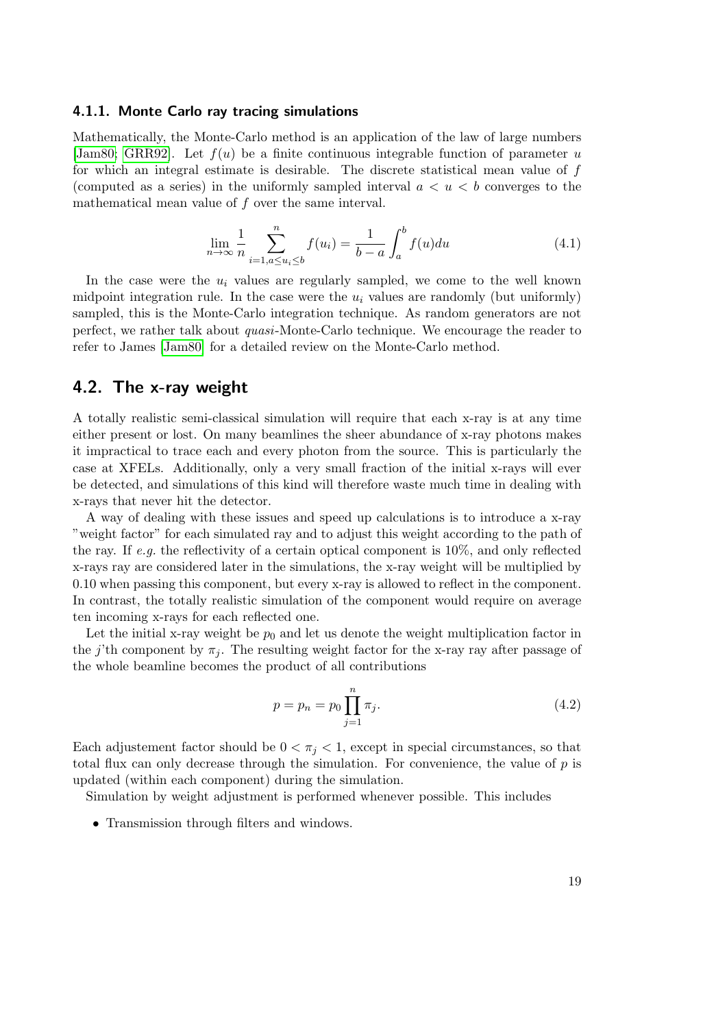### 4.1.1. Monte Carlo ray tracing simulations

Mathematically, the Monte-Carlo method is an application of the law of large numbers [Jam80; GRR92]. Let $f(u)$ be a finite continuous integrable function of parameter $u$ for which an integral estimate is desirable. The discrete statistical mean value of $f$ (computed as a series) in the uniformly sampled interval $a < u < b$ converges to the mathematical mean value of $f$ over the same interval.

$$\lim_{n\to\infty} \frac{1}{n} \sum_{i=1, a\leq u_i \leq b}^{n} f(u_i) = \frac{1}{b-a} \int_a^b f(u) du \tag{4.1}$$

In the case were the $u_i$ values are regularly sampled, we come to the well known midpoint integration rule. In the case were the $u_i$ values are randomly (but uniformly) sampled, this is the Monte-Carlo integration technique. As random generators are not perfect, we rather talk about *quasi*-Monte-Carlo technique. We encourage the reader to refer to James [Jam80] for a detailed review on the Monte-Carlo method.

## 4.2. The x-ray weight

A totally realistic semi-classical simulation will require that each x-ray is at any time either present or lost. On many beamlines the sheer abundance of x-ray photons makes it impractical to trace each and every photon from the source. This is particularly the case at XFELs. Additionally, only a very small fraction of the initial x-rays will ever be detected, and simulations of this kind will therefore waste much time in dealing with x-rays that never hit the detector.

A way of dealing with these issues and speed up calculations is to introduce a x-ray "weight factor" for each simulated ray and to adjust this weight according to the path of the ray. If *e.g.* the reflectivity of a certain optical component is 10%, and only reflected x-rays ray are considered later in the simulations, the x-ray weight will be multiplied by 0.10 when passing this component, but every x-ray is allowed to reflect in the component. In contrast, the totally realistic simulation of the component would require on average ten incoming x-rays for each reflected one.

Let the initial x-ray weight be $p_0$ and let us denote the weight multiplication factor in the $j$'th component by $\pi_j$. The resulting weight factor for the x-ray ray after passage of the whole beamline becomes the product of all contributions

$$p = p_n = p_0 \prod_{j=1}^{n} \pi_j. \tag{4.2}$$

Each adjustement factor should be $0 < \pi_j < 1$, except in special circumstances, so that total flux can only decrease through the simulation. For convenience, the value of $p$ is updated (within each component) during the simulation.

Simulation by weight adjustment is performed whenever possible. This includes

- Transmission through filters and windows.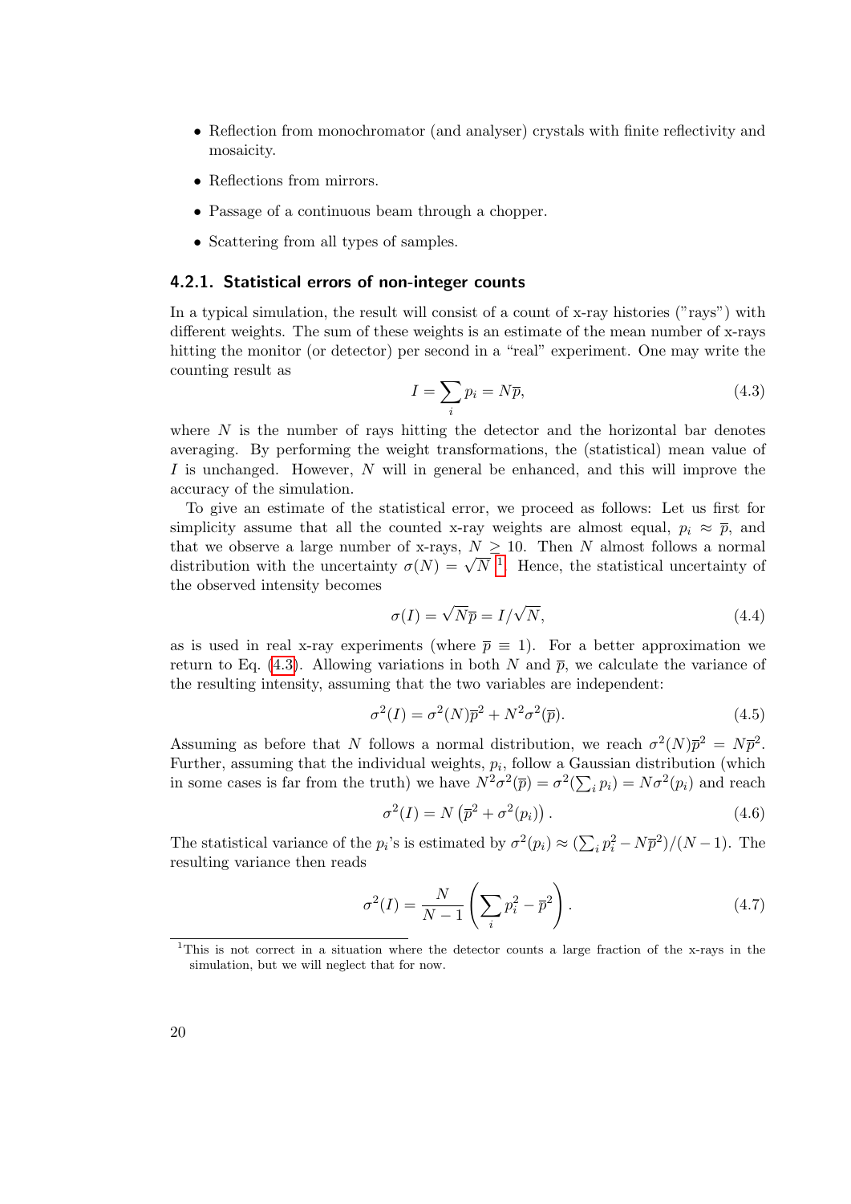- Reflection from monochromator (and analyser) crystals with finite reflectivity and mosaicity.
- Reflections from mirrors.
- Passage of a continuous beam through a chopper.
- Scattering from all types of samples.

### 4.2.1. Statistical errors of non-integer counts

In a typical simulation, the result will consist of a count of x-ray histories ("rays") with different weights. The sum of these weights is an estimate of the mean number of x-rays hitting the monitor (or detector) per second in a "real" experiment. One may write the counting result as

$$I = \sum_i p_i = N\overline{p}, \tag{4.3}$$

where $N$ is the number of rays hitting the detector and the horizontal bar denotes averaging. By performing the weight transformations, the (statistical) mean value of $I$ is unchanged. However, $N$ will in general be enhanced, and this will improve the accuracy of the simulation.

To give an estimate of the statistical error, we proceed as follows: Let us first for simplicity assume that all the counted x-ray weights are almost equal, $p_i \approx \overline{p}$, and that we observe a large number of x-rays, $N \geq 10$. Then $N$ almost follows a normal distribution with the uncertainty $\sigma(N) = \sqrt{N}$ [1]. Hence, the statistical uncertainty of the observed intensity becomes

$$\sigma(I) = \sqrt{N}\overline{p} = I/\sqrt{N}, \tag{4.4}$$

as is used in real x-ray experiments (where $\overline{p} \equiv 1$). For a better approximation we return to Eq. (4.3). Allowing variations in both $N$ and $\overline{p}$, we calculate the variance of the resulting intensity, assuming that the two variables are independent:

$$\sigma^2(I) = \sigma^2(N)\overline{p}^2 + N^2\sigma^2(\overline{p}). \tag{4.5}$$

Assuming as before that $N$ follows a normal distribution, we reach $\sigma^2(N)\overline{p}^2 = N\overline{p}^2$. Further, assuming that the individual weights, $p_i$, follow a Gaussian distribution (which in some cases is far from the truth) we have $N^2\sigma^2(\overline{p}) = \sigma^2(\sum_i p_i) = N\sigma^2(p_i)$ and reach

$$\sigma^2(I) = N\left(\overline{p}^2 + \sigma^2(p_i)\right). \tag{4.6}$$

The statistical variance of the $p_i$'s is estimated by $\sigma^2(p_i) \approx (\sum_i p_i^2 - N\overline{p}^2)/(N-1)$. The resulting variance then reads

$$\sigma^2(I) = \frac{N}{N-1}\left(\sum_i p_i^2 - \overline{p}^2\right). \tag{4.7}$$

[1] This is not correct in a situation where the detector counts a large fraction of the x-rays in the simulation, but we will neglect that for now.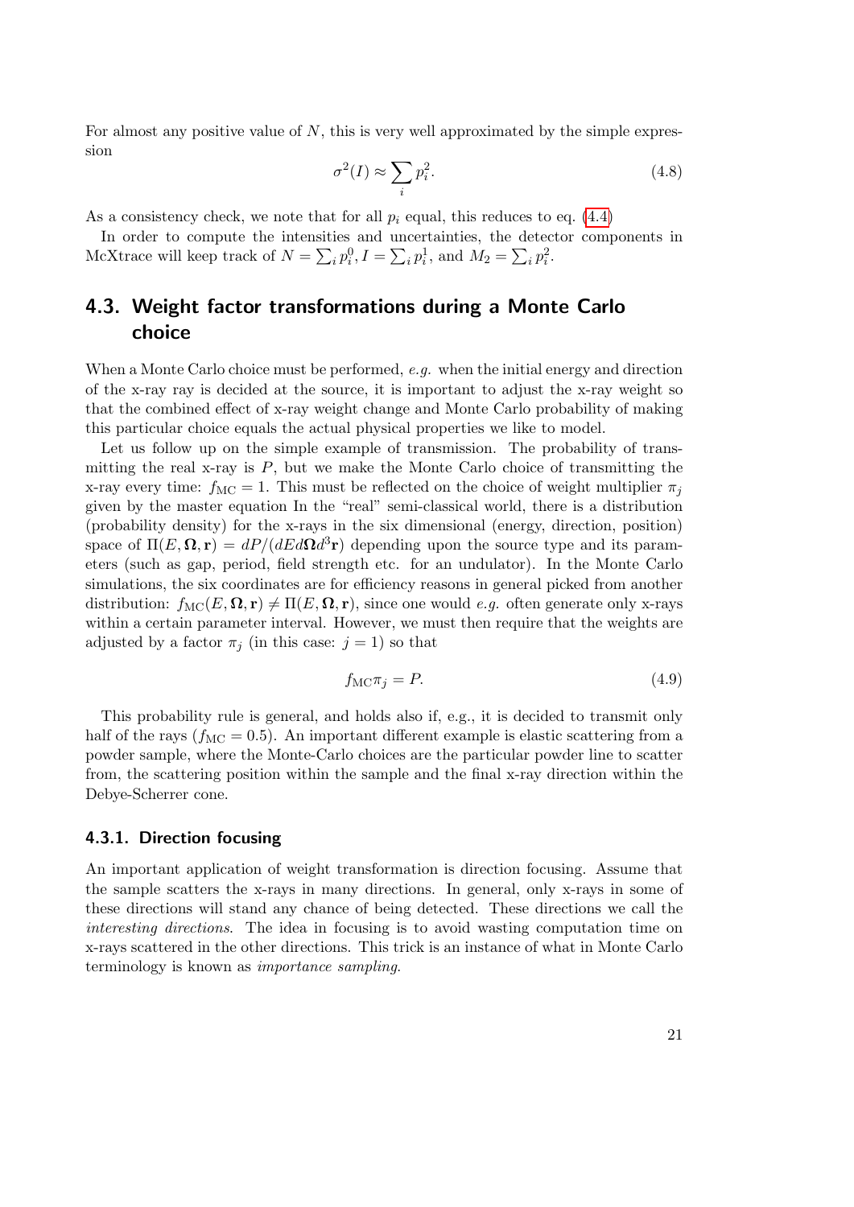For almost any positive value of $N$, this is very well approximated by the simple expression

$$\sigma^2(I) \approx \sum_i p_i^2. \tag{4.8}$$

As a consistency check, we note that for all $p_i$ equal, this reduces to eq. (4.4)

In order to compute the intensities and uncertainties, the detector components in McXtrace will keep track of $N = \sum_i p_i^0, I = \sum_i p_i^1$, and $M_2 = \sum_i p_i^2$.

## 4.3. Weight factor transformations during a Monte Carlo choice

When a Monte Carlo choice must be performed, *e.g.* when the initial energy and direction of the x-ray ray is decided at the source, it is important to adjust the x-ray weight so that the combined effect of x-ray weight change and Monte Carlo probability of making this particular choice equals the actual physical properties we like to model.

Let us follow up on the simple example of transmission. The probability of transmitting the real x-ray is $P$, but we make the Monte Carlo choice of transmitting the x-ray every time: $f_{\rm MC} = 1$. This must be reflected on the choice of weight multiplier $\pi_j$ given by the master equation In the "real" semi-classical world, there is a distribution (probability density) for the x-rays in the six dimensional (energy, direction, position) space of $\Pi(E, \mathbf{\Omega}, \mathbf{r}) = dP/(dEd\mathbf{\Omega}d^3\mathbf{r})$ depending upon the source type and its parameters (such as gap, period, field strength etc. for an undulator). In the Monte Carlo simulations, the six coordinates are for efficiency reasons in general picked from another distribution: $f_{\rm MC}(E, \mathbf{\Omega}, \mathbf{r}) \neq \Pi(E, \mathbf{\Omega}, \mathbf{r})$, since one would *e.g.* often generate only x-rays within a certain parameter interval. However, we must then require that the weights are adjusted by a factor $\pi_j$ (in this case: $j = 1$) so that

$$f_{\rm MC}\pi_j = P. \tag{4.9}$$

This probability rule is general, and holds also if, e.g., it is decided to transmit only half of the rays ($f_{\rm MC} = 0.5$). An important different example is elastic scattering from a powder sample, where the Monte-Carlo choices are the particular powder line to scatter from, the scattering position within the sample and the final x-ray direction within the Debye-Scherrer cone.

### 4.3.1. Direction focusing

An important application of weight transformation is direction focusing. Assume that the sample scatters the x-rays in many directions. In general, only x-rays in some of these directions will stand any chance of being detected. These directions we call the *interesting directions*. The idea in focusing is to avoid wasting computation time on x-rays scattered in the other directions. This trick is an instance of what in Monte Carlo terminology is known as *importance sampling*.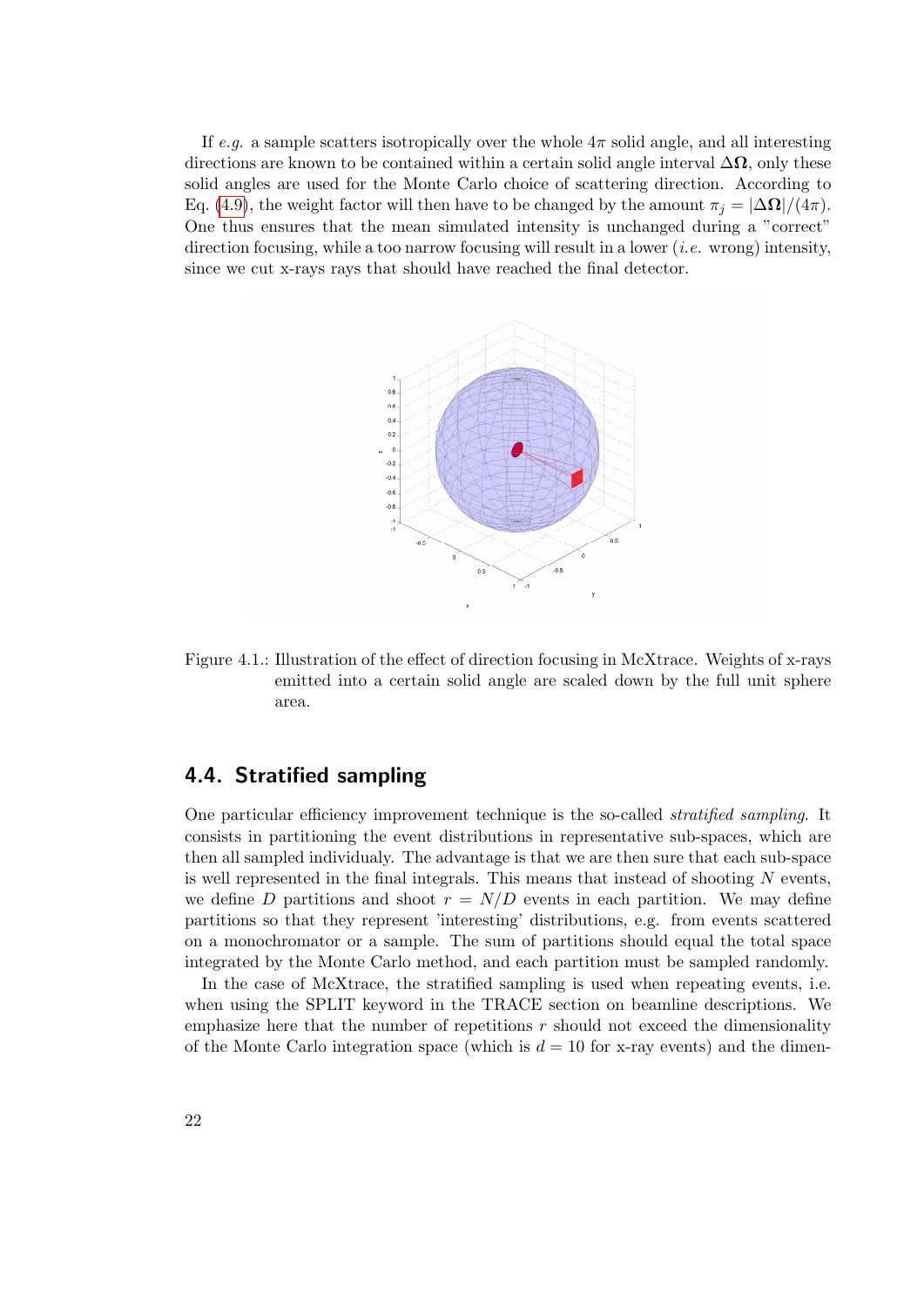If *e.g.* a sample scatters isotropically over the whole $4\pi$ solid angle, and all interesting directions are known to be contained within a certain solid angle interval $\Delta\mathbf{\Omega}$, only these solid angles are used for the Monte Carlo choice of scattering direction. According to Eq. (4.9), the weight factor will then have to be changed by the amount $\pi_j = |\Delta\mathbf{\Omega}|/(4\pi)$. One thus ensures that the mean simulated intensity is unchanged during a "correct" direction focusing, while a too narrow focusing will result in a lower (*i.e.* wrong) intensity, since we cut x-rays rays that should have reached the final detector.

Figure 4.1.: Illustration of the effect of direction focusing in McXtrace. Weights of x-rays emitted into a certain solid angle are scaled down by the full unit sphere area.

## 4.4. Stratified sampling

One particular efficiency improvement technique is the so-called *stratified sampling*. It consists in partitioning the event distributions in representative sub-spaces, which are then all sampled individualy. The advantage is that we are then sure that each sub-space is well represented in the final integrals. This means that instead of shooting $N$ events, we define $D$ partitions and shoot $r = N/D$ events in each partition. We may define partitions so that they represent 'interesting' distributions, e.g. from events scattered on a monochromator or a sample. The sum of partitions should equal the total space integrated by the Monte Carlo method, and each partition must be sampled randomly.

In the case of McXtrace, the stratified sampling is used when repeating events, i.e. when using the SPLIT keyword in the TRACE section on beamline descriptions. We emphasize here that the number of repetitions $r$ should not exceed the dimensionality of the Monte Carlo integration space (which is $d = 10$ for x-ray events) and the dimen-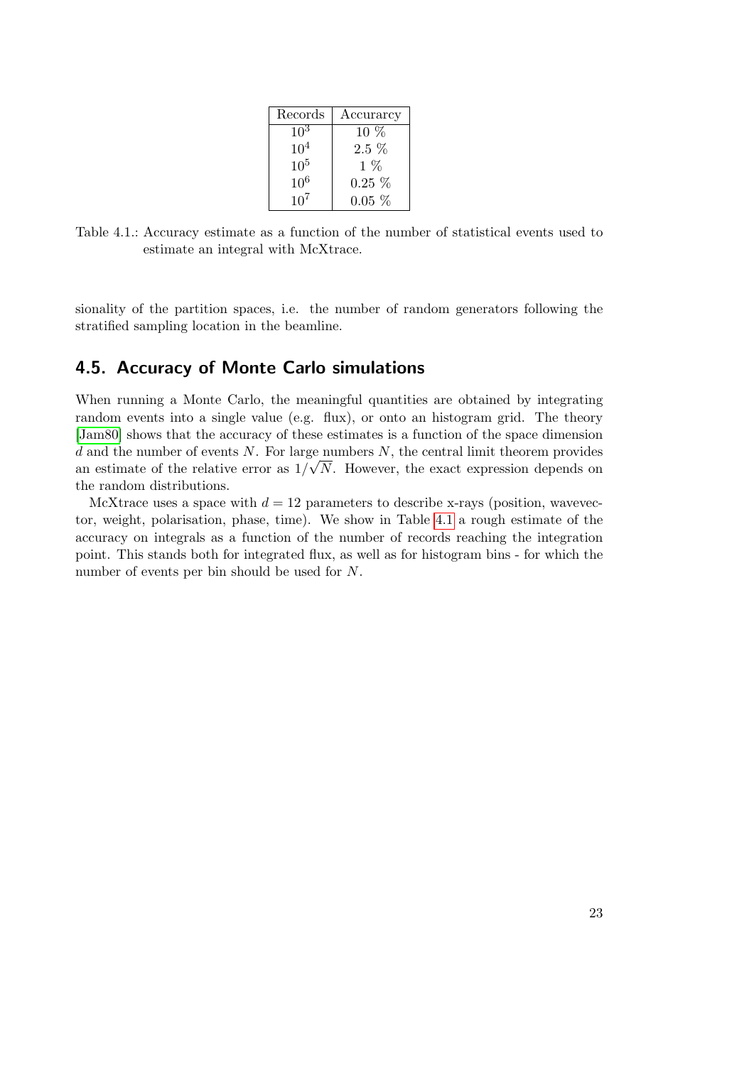| Records | Accurarcy |
| --- | --- |
| $10^3$ | 10 % |
| $10^4$ | 2.5 % |
| $10^5$ | 1 % |
| $10^6$ | 0.25 % |
| $10^7$ | 0.05 % |

Table 4.1.: Accuracy estimate as a function of the number of statistical events used to estimate an integral with McXtrace.

sionality of the partition spaces, i.e. the number of random generators following the stratified sampling location in the beamline.

## 4.5. Accuracy of Monte Carlo simulations

When running a Monte Carlo, the meaningful quantities are obtained by integrating random events into a single value (e.g. flux), or onto an histogram grid. The theory [Jam80] shows that the accuracy of these estimates is a function of the space dimension $d$ and the number of events $N$. For large numbers $N$, the central limit theorem provides an estimate of the relative error as $1/\sqrt{N}$. However, the exact expression depends on the random distributions.

McXtrace uses a space with $d = 12$ parameters to describe x-rays (position, wavevector, weight, polarisation, phase, time). We show in Table 4.1 a rough estimate of the accuracy on integrals as a function of the number of records reaching the integration point. This stands both for integrated flux, as well as for histogram bins - for which the number of events per bin should be used for $N$.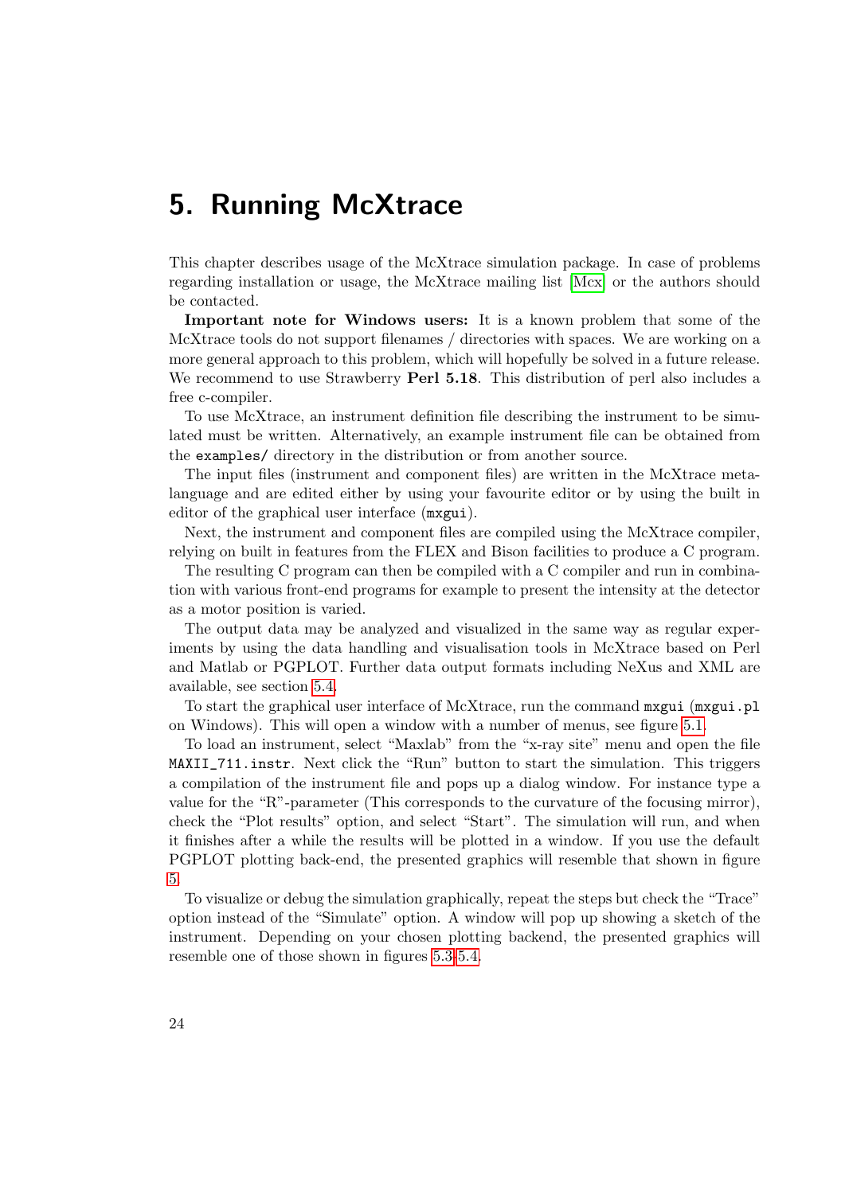# 5. Running McXtrace

This chapter describes usage of the McXtrace simulation package. In case of problems regarding installation or usage, the McXtrace mailing list [Mcx] or the authors should be contacted.

**Important note for Windows users:** It is a known problem that some of the McXtrace tools do not support filenames / directories with spaces. We are working on a more general approach to this problem, which will hopefully be solved in a future release. We recommend to use Strawberry **Perl 5.18**. This distribution of perl also includes a free c-compiler.

To use McXtrace, an instrument definition file describing the instrument to be simulated must be written. Alternatively, an example instrument file can be obtained from the `examples/` directory in the distribution or from another source.

The input files (instrument and component files) are written in the McXtrace metalanguage and are edited either by using your favourite editor or by using the built in editor of the graphical user interface (`mxgui`).

Next, the instrument and component files are compiled using the McXtrace compiler, relying on built in features from the FLEX and Bison facilities to produce a C program.

The resulting C program can then be compiled with a C compiler and run in combination with various front-end programs for example to present the intensity at the detector as a motor position is varied.

The output data may be analyzed and visualized in the same way as regular experiments by using the data handling and visualisation tools in McXtrace based on Perl and Matlab or PGPLOT. Further data output formats including NeXus and XML are available, see section 5.4.

To start the graphical user interface of McXtrace, run the command `mxgui` (`mxgui.pl` on Windows). This will open a window with a number of menus, see figure 5.1.

To load an instrument, select "Maxlab" from the "x-ray site" menu and open the file `MAXII_711.instr`. Next click the "Run" button to start the simulation. This triggers a compilation of the instrument file and pops up a dialog window. For instance type a value for the "R"-parameter (This corresponds to the curvature of the focusing mirror), check the "Plot results" option, and select "Start". The simulation will run, and when it finishes after a while the results will be plotted in a window. If you use the default PGPLOT plotting back-end, the presented graphics will resemble that shown in figure 5.

To visualize or debug the simulation graphically, repeat the steps but check the "Trace" option instead of the "Simulate" option. A window will pop up showing a sketch of the instrument. Depending on your chosen plotting backend, the presented graphics will resemble one of those shown in figures 5.3-5.4.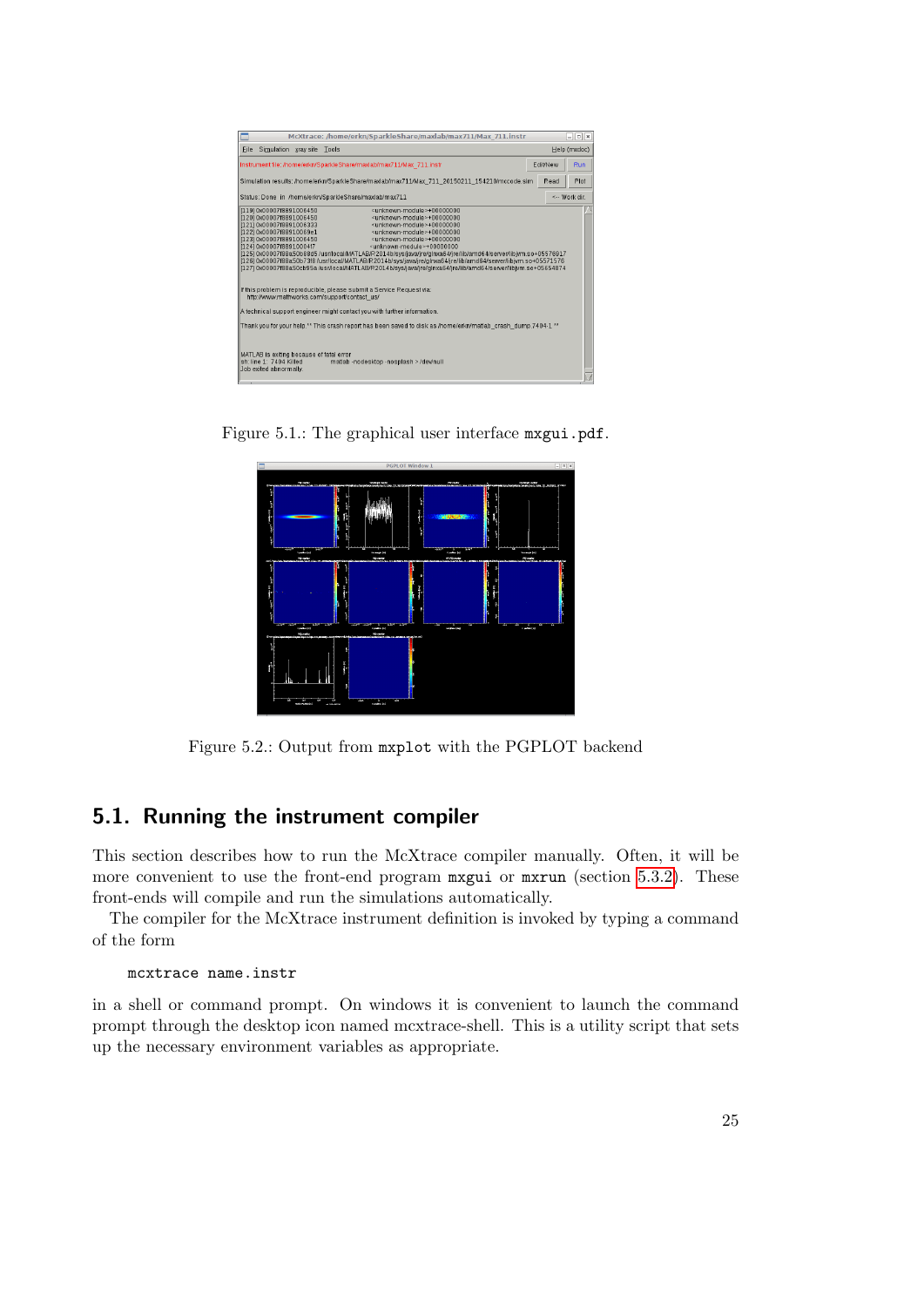Figure 5.1.: The graphical user interface mxgui.pdf.

Figure 5.2.: Output from mxplot with the PGPLOT backend

## 5.1. Running the instrument compiler

This section describes how to run the McXtrace compiler manually. Often, it will be more convenient to use the front-end program mxgui or mxrun (section 5.3.2). These front-ends will compile and run the simulations automatically.

The compiler for the McXtrace instrument definition is invoked by typing a command of the form

```
mcxtrace name.instr
```

in a shell or command prompt. On windows it is convenient to launch the command prompt through the desktop icon named mcxtrace-shell. This is a utility script that sets up the necessary environment variables as appropriate.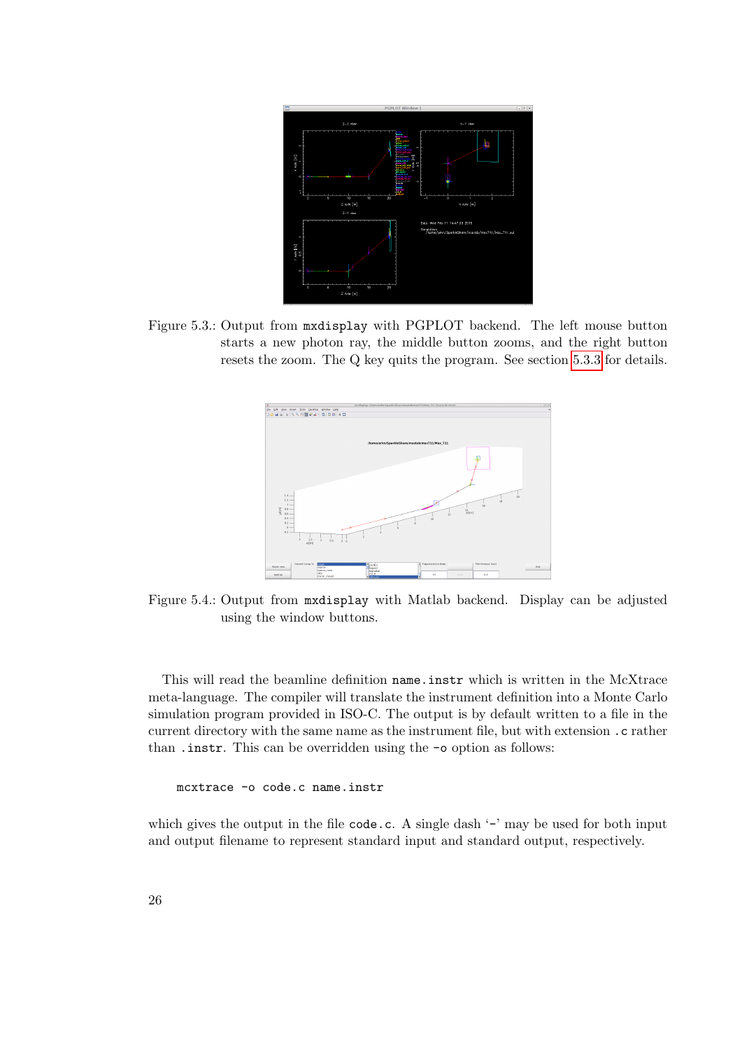Figure 5.3.: Output from `mxdisplay` with PGPLOT backend. The left mouse button starts a new photon ray, the middle button zooms, and the right button resets the zoom. The Q key quits the program. See section 5.3.3 for details.

Figure 5.4.: Output from `mxdisplay` with Matlab backend. Display can be adjusted using the window buttons.

This will read the beamline definition `name.instr` which is written in the McXtrace meta-language. The compiler will translate the instrument definition into a Monte Carlo simulation program provided in ISO-C. The output is by default written to a file in the current directory with the same name as the instrument file, but with extension `.c` rather than `.instr`. This can be overridden using the `-o` option as follows:

```
mcxtrace -o code.c name.instr
```

which gives the output in the file `code.c`. A single dash '`-`' may be used for both input and output filename to represent standard input and standard output, respectively.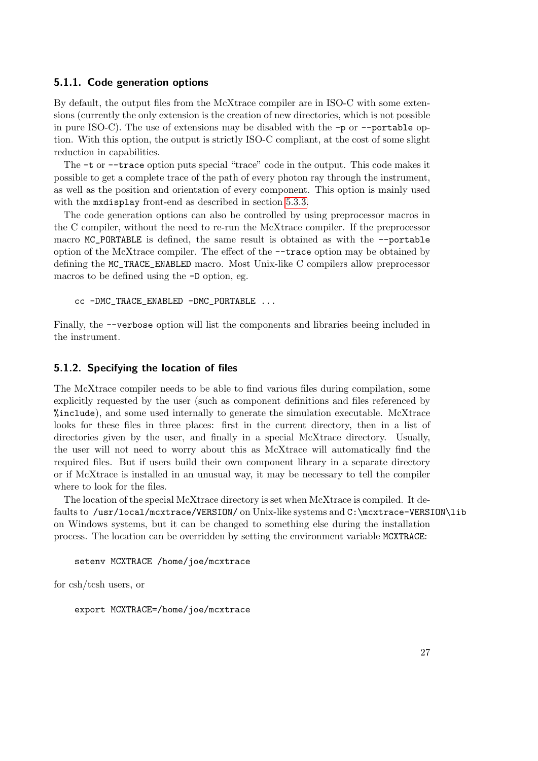### 5.1.1. Code generation options

By default, the output files from the McXtrace compiler are in ISO-C with some extensions (currently the only extension is the creation of new directories, which is not possible in pure ISO-C). The use of extensions may be disabled with the `-p` or `--portable` option. With this option, the output is strictly ISO-C compliant, at the cost of some slight reduction in capabilities.

The `-t` or `--trace` option puts special "trace" code in the output. This code makes it possible to get a complete trace of the path of every photon ray through the instrument, as well as the position and orientation of every component. This option is mainly used with the `mxdisplay` front-end as described in section 5.3.3.

The code generation options can also be controlled by using preprocessor macros in the C compiler, without the need to re-run the McXtrace compiler. If the preprocessor macro `MC_PORTABLE` is defined, the same result is obtained as with the `--portable` option of the McXtrace compiler. The effect of the `--trace` option may be obtained by defining the `MC_TRACE_ENABLED` macro. Most Unix-like C compilers allow preprocessor macros to be defined using the `-D` option, eg.

```
cc -DMC_TRACE_ENABLED -DMC_PORTABLE ...
```

Finally, the `--verbose` option will list the components and libraries beeing included in the instrument.

### 5.1.2. Specifying the location of files

The McXtrace compiler needs to be able to find various files during compilation, some explicitly requested by the user (such as component definitions and files referenced by `%include`), and some used internally to generate the simulation executable. McXtrace looks for these files in three places: first in the current directory, then in a list of directories given by the user, and finally in a special McXtrace directory. Usually, the user will not need to worry about this as McXtrace will automatically find the required files. But if users build their own component library in a separate directory or if McXtrace is installed in an unusual way, it may be necessary to tell the compiler where to look for the files.

The location of the special McXtrace directory is set when McXtrace is compiled. It defaults to `/usr/local/mcxtrace/VERSION/` on Unix-like systems and `C:\mcxtrace-VERSION\lib` on Windows systems, but it can be changed to something else during the installation process. The location can be overridden by setting the environment variable `MCXTRACE`:

```
setenv MCXTRACE /home/joe/mcxtrace
```

for csh/tcsh users, or

```
export MCXTRACE=/home/joe/mcxtrace
```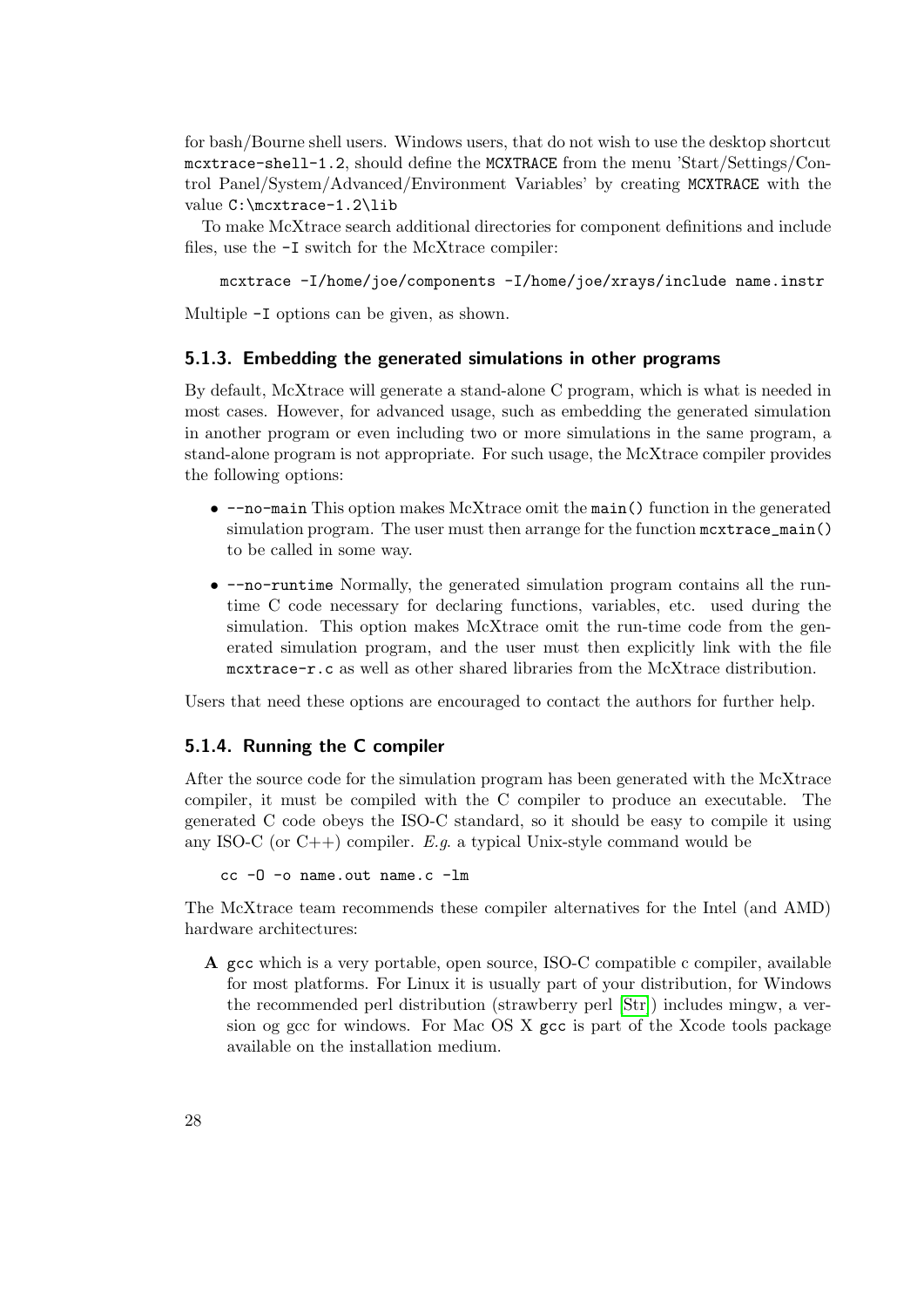for bash/Bourne shell users. Windows users, that do not wish to use the desktop shortcut `mcxtrace-shell-1.2`, should define the `MCXTRACE` from the menu 'Start/Settings/Control Panel/System/Advanced/Environment Variables' by creating `MCXTRACE` with the value `C:\mcxtrace-1.2\lib`

To make McXtrace search additional directories for component definitions and include files, use the `-I` switch for the McXtrace compiler:

```
mcxtrace -I/home/joe/components -I/home/joe/xrays/include name.instr
```

Multiple `-I` options can be given, as shown.

### 5.1.3. Embedding the generated simulations in other programs

By default, McXtrace will generate a stand-alone C program, which is what is needed in most cases. However, for advanced usage, such as embedding the generated simulation in another program or even including two or more simulations in the same program, a stand-alone program is not appropriate. For such usage, the McXtrace compiler provides the following options:

- `--no-main` This option makes McXtrace omit the `main()` function in the generated simulation program. The user must then arrange for the function `mcxtrace_main()` to be called in some way.
- `--no-runtime` Normally, the generated simulation program contains all the run-time C code necessary for declaring functions, variables, etc. used during the simulation. This option makes McXtrace omit the run-time code from the generated simulation program, and the user must then explicitly link with the file `mcxtrace-r.c` as well as other shared libraries from the McXtrace distribution.

Users that need these options are encouraged to contact the authors for further help.

### 5.1.4. Running the C compiler

After the source code for the simulation program has been generated with the McXtrace compiler, it must be compiled with the C compiler to produce an executable. The generated C code obeys the ISO-C standard, so it should be easy to compile it using any ISO-C (or C++) compiler. *E.g.* a typical Unix-style command would be

```
cc -O -o name.out name.c -lm
```

The McXtrace team recommends these compiler alternatives for the Intel (and AMD) hardware architectures:

**A** `gcc` which is a very portable, open source, ISO-C compatible c compiler, available for most platforms. For Linux it is usually part of your distribution, for Windows the recommended perl distribution (strawberry perl [Str]) includes mingw, a version og gcc for windows. For Mac OS X `gcc` is part of the Xcode tools package available on the installation medium.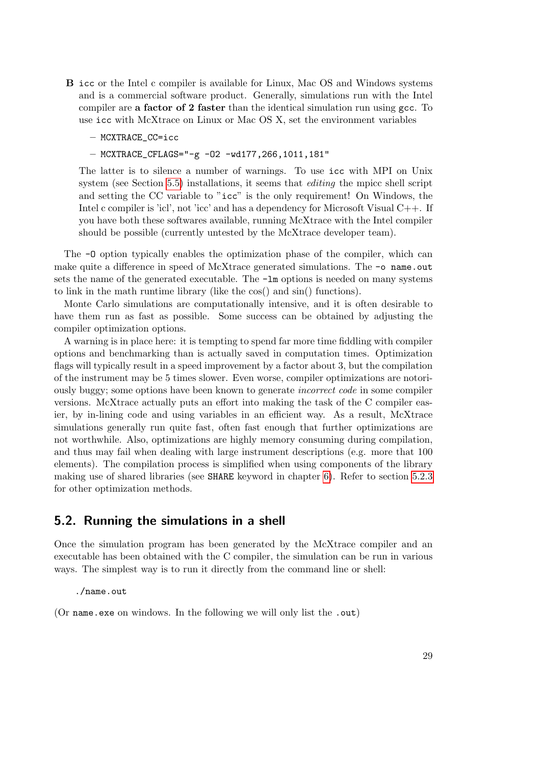**B** `icc` or the Intel c compiler is available for Linux, Mac OS and Windows systems and is a commercial software product. Generally, simulations run with the Intel compiler are **a factor of 2 faster** than the identical simulation run using `gcc`. To use `icc` with McXtrace on Linux or Mac OS X, set the environment variables

- `MCXTRACE_CC=icc`
- `MCXTRACE_CFLAGS="-g -O2 -wd177,266,1011,181"`

The latter is to silence a number of warnings. To use `icc` with MPI on Unix system (see Section 5.5) installations, it seems that *editing* the mpicc shell script and setting the CC variable to "`icc`" is the only requirement! On Windows, the Intel c compiler is 'icl', not 'icc' and has a dependency for Microsoft Visual C++. If you have both these softwares available, running McXtrace with the Intel compiler should be possible (currently untested by the McXtrace developer team).

The `-O` option typically enables the optimization phase of the compiler, which can make quite a difference in speed of McXtrace generated simulations. The `-o name.out` sets the name of the generated executable. The `-lm` options is needed on many systems to link in the math runtime library (like the cos() and sin() functions).

Monte Carlo simulations are computationally intensive, and it is often desirable to have them run as fast as possible. Some success can be obtained by adjusting the compiler optimization options.

A warning is in place here: it is tempting to spend far more time fiddling with compiler options and benchmarking than is actually saved in computation times. Optimization flags will typically result in a speed improvement by a factor about 3, but the compilation of the instrument may be 5 times slower. Even worse, compiler optimizations are notoriously buggy; some options have been known to generate *incorrect code* in some compiler versions. McXtrace actually puts an effort into making the task of the C compiler easier, by in-lining code and using variables in an efficient way. As a result, McXtrace simulations generally run quite fast, often fast enough that further optimizations are not worthwhile. Also, optimizations are highly memory consuming during compilation, and thus may fail when dealing with large instrument descriptions (e.g. more that 100 elements). The compilation process is simplified when using components of the library making use of shared libraries (see `SHARE` keyword in chapter 6). Refer to section 5.2.3 for other optimization methods.

## 5.2. Running the simulations in a shell

Once the simulation program has been generated by the McXtrace compiler and an executable has been obtained with the C compiler, the simulation can be run in various ways. The simplest way is to run it directly from the command line or shell:

```
./name.out
```

(Or `name.exe` on windows. In the following we will only list the `.out`)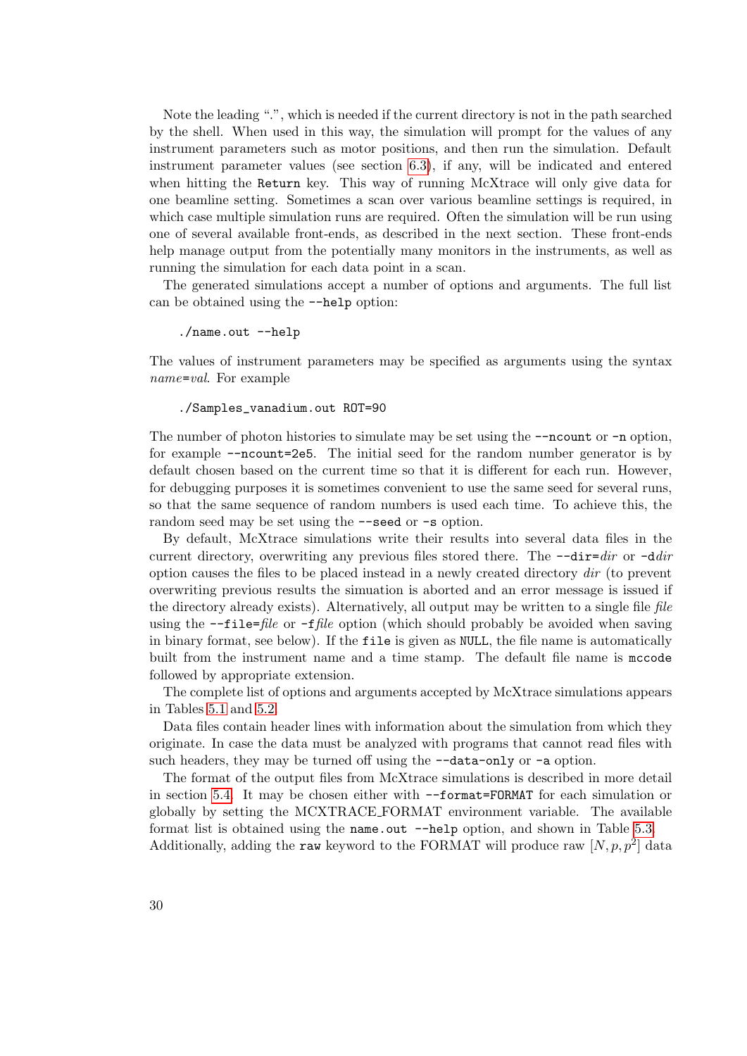Note the leading ".", which is needed if the current directory is not in the path searched by the shell. When used in this way, the simulation will prompt for the values of any instrument parameters such as motor positions, and then run the simulation. Default instrument parameter values (see section 6.3), if any, will be indicated and entered when hitting the `Return` key. This way of running McXtrace will only give data for one beamline setting. Sometimes a scan over various beamline settings is required, in which case multiple simulation runs are required. Often the simulation will be run using one of several available front-ends, as described in the next section. These front-ends help manage output from the potentially many monitors in the instruments, as well as running the simulation for each data point in a scan.

The generated simulations accept a number of options and arguments. The full list can be obtained using the `--help` option:

```
./name.out --help
```

The values of instrument parameters may be specified as arguments using the syntax *name*=*val*. For example

```
./Samples_vanadium.out ROT=90
```

The number of photon histories to simulate may be set using the `--ncount` or `-n` option, for example `--ncount=2e5`. The initial seed for the random number generator is by default chosen based on the current time so that it is different for each run. However, for debugging purposes it is sometimes convenient to use the same seed for several runs, so that the same sequence of random numbers is used each time. To achieve this, the random seed may be set using the `--seed` or `-s` option.

By default, McXtrace simulations write their results into several data files in the current directory, overwriting any previous files stored there. The `--dir=`*dir* or `-d`*dir* option causes the files to be placed instead in a newly created directory *dir* (to prevent overwriting previous results the simuation is aborted and an error message is issued if the directory already exists). Alternatively, all output may be written to a single file *file* using the `--file=`*file* or `-f`*file* option (which should probably be avoided when saving in binary format, see below). If the `file` is given as `NULL`, the file name is automatically built from the instrument name and a time stamp. The default file name is `mccode` followed by appropriate extension.

The complete list of options and arguments accepted by McXtrace simulations appears in Tables 5.1 and 5.2.

Data files contain header lines with information about the simulation from which they originate. In case the data must be analyzed with programs that cannot read files with such headers, they may be turned off using the `--data-only` or `-a` option.

The format of the output files from McXtrace simulations is described in more detail in section 5.4. It may be chosen either with `--format=FORMAT` for each simulation or globally by setting the MCXTRACE_FORMAT environment variable. The available format list is obtained using the `name.out --help` option, and shown in Table 5.3. Additionally, adding the `raw` keyword to the FORMAT will produce raw $[N, p, p^2]$ data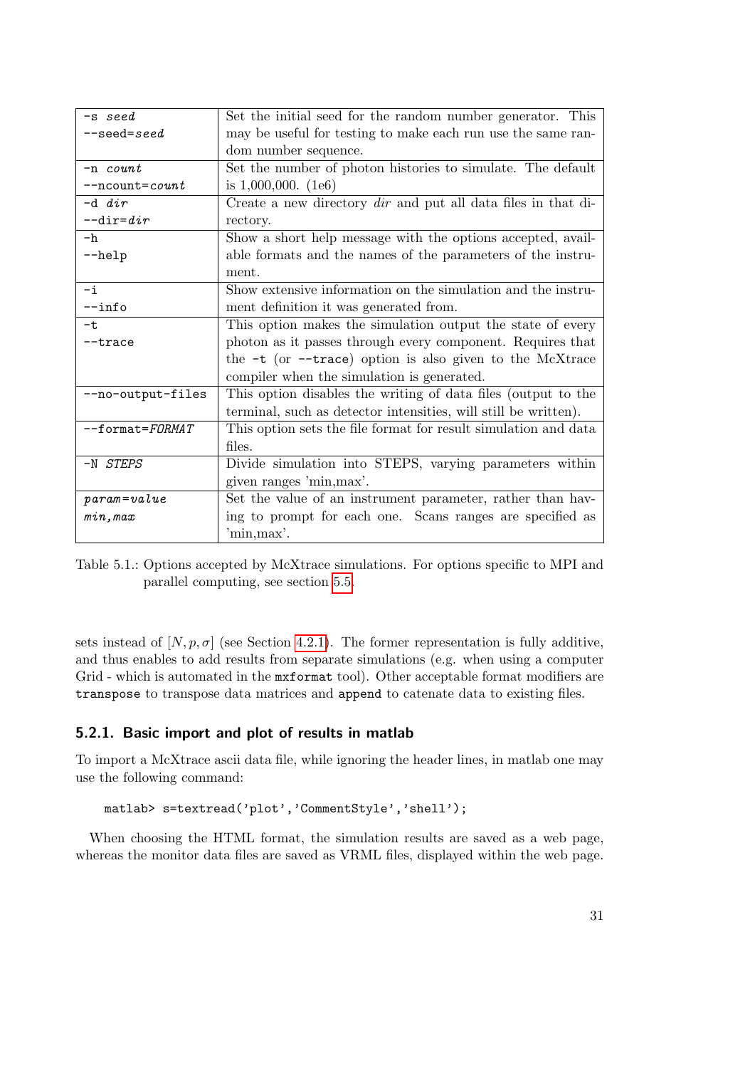| | |
|---|---|
| `-s` *seed*<br>`--seed=`*seed* | Set the initial seed for the random number generator. This may be useful for testing to make each run use the same random number sequence. |
| `-n` *count*<br>`--ncount=`*count* | Set the number of photon histories to simulate. The default is 1,000,000. (1e6) |
| `-d` *dir*<br>`--dir=`*dir* | Create a new directory *dir* and put all data files in that directory. |
| `-h`<br>`--help` | Show a short help message with the options accepted, available formats and the names of the parameters of the instrument. |
| `-i`<br>`--info` | Show extensive information on the simulation and the instrument definition it was generated from. |
| `-t`<br>`--trace` | This option makes the simulation output the state of every photon as it passes through every component. Requires that the `-t` (or `--trace`) option is also given to the McXtrace compiler when the simulation is generated. |
| `--no-output-files` | This option disables the writing of data files (output to the terminal, such as detector intensities, will still be written). |
| `--format=`*FORMAT* | This option sets the file format for result simulation and data files. |
| `-N` *STEPS* | Divide simulation into STEPS, varying parameters within given ranges 'min,max'. |
| *param*`=`*value*<br>*min,max* | Set the value of an instrument parameter, rather than having to prompt for each one. Scans ranges are specified as 'min,max'. |

Table 5.1.: Options accepted by McXtrace simulations. For options specific to MPI and parallel computing, see section 5.5.

sets instead of $[N, p, \sigma]$ (see Section 4.2.1). The former representation is fully additive, and thus enables to add results from separate simulations (e.g. when using a computer Grid - which is automated in the `mxformat` tool). Other acceptable format modifiers are `transpose` to transpose data matrices and `append` to catenate data to existing files.

### 5.2.1. Basic import and plot of results in matlab

To import a McXtrace ascii data file, while ignoring the header lines, in matlab one may use the following command:

```
matlab> s=textread('plot','CommentStyle','shell');
```

When choosing the HTML format, the simulation results are saved as a web page, whereas the monitor data files are saved as VRML files, displayed within the web page.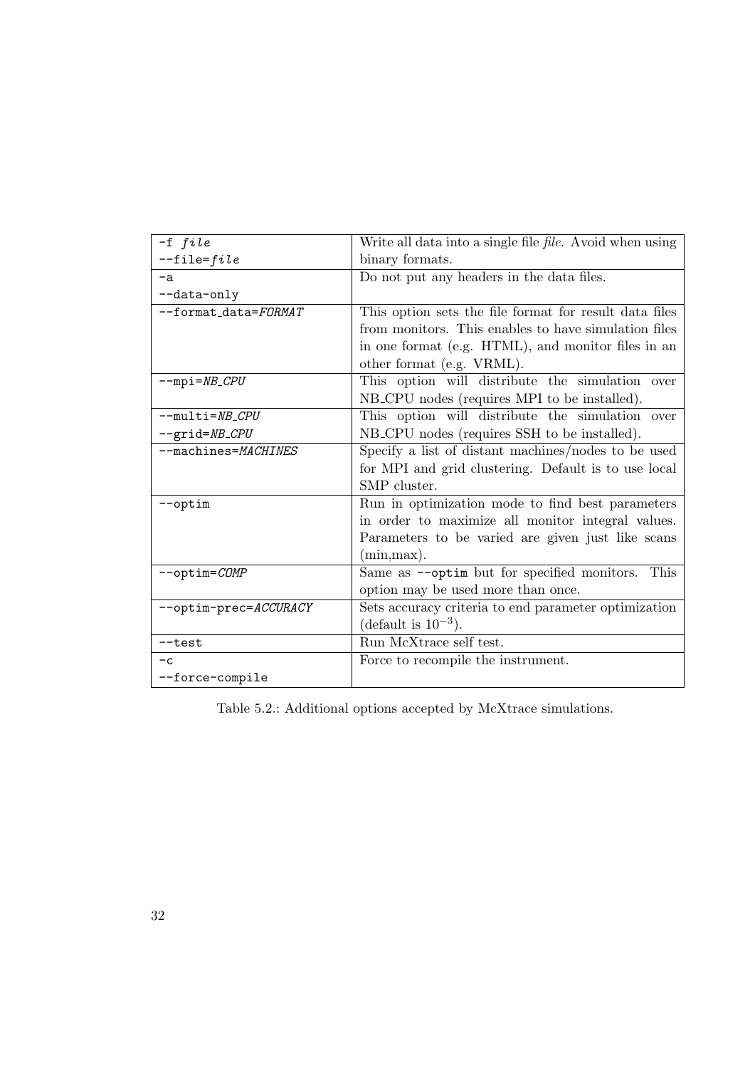| | |
|---|---|
| `-f` *file* <br> `--file=`*file* | Write all data into a single file *file*. Avoid when using binary formats. |
| `-a` <br> `--data-only` | Do not put any headers in the data files. |
| `--format_data=`*FORMAT* | This option sets the file format for result data files from monitors. This enables to have simulation files in one format (e.g. HTML), and monitor files in an other format (e.g. VRML). |
| `--mpi=`*NB_CPU* | This option will distribute the simulation over NB_CPU nodes (requires MPI to be installed). |
| `--multi=`*NB_CPU* <br> `--grid=`*NB_CPU* | This option will distribute the simulation over NB_CPU nodes (requires SSH to be installed). |
| `--machines=`*MACHINES* | Specify a list of distant machines/nodes to be used for MPI and grid clustering. Default is to use local SMP cluster. |
| `--optim` | Run in optimization mode to find best parameters in order to maximize all monitor integral values. Parameters to be varied are given just like scans (min,max). |
| `--optim=`*COMP* | Same as `--optim` but for specified monitors. This option may be used more than once. |
| `--optim-prec=`*ACCURACY* | Sets accuracy criteria to end parameter optimization (default is $10^{-3}$). |
| `--test` | Run McXtrace self test. |
| `-c` <br> `--force-compile` | Force to recompile the instrument. |

Table 5.2.: Additional options accepted by McXtrace simulations.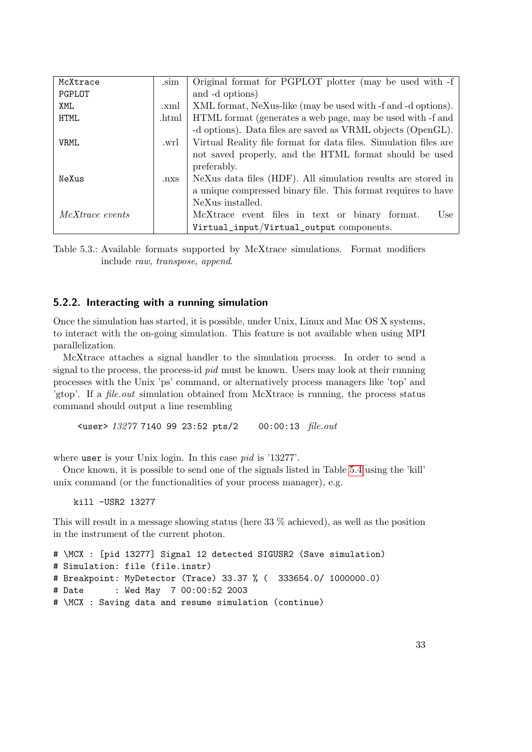| McXtrace PGPLOT | .sim | Original format for PGPLOT plotter (may be used with -f and -d options) |
|---|---|---|
| XML | .xml | XML format, NeXus-like (may be used with -f and -d options). |
| HTML | .html | HTML format (generates a web page, may be used with -f and -d options). Data files are saved as VRML objects (OpenGL). |
| VRML | .wrl | Virtual Reality file format for data files. Simulation files are not saved properly, and the HTML format should be used preferably. |
| NeXus | .nxs | NeXus data files (HDF). All simulation results are stored in a unique compressed binary file. This format requires to have NeXus installed. |
| *McXtrace events* | | McXtrace event files in text or binary format. Use `Virtual_input/Virtual_output` components. |

Table 5.3.: Available formats supported by McXtrace simulations. Format modifiers include *raw*, *transpose*, *append*.

### 5.2.2. Interacting with a running simulation

Once the simulation has started, it is possible, under Unix, Linux and Mac OS X systems, to interact with the on-going simulation. This feature is not available when using MPI parallelization.

McXtrace attaches a signal handler to the simulation process. In order to send a signal to the process, the process-id *pid* must be known. Users may look at their running processes with the Unix 'ps' command, or alternatively process managers like 'top' and 'gtop'. If a *file.out* simulation obtained from McXtrace is running, the process status command should output a line resembling

```
<user> 13277 7140 99 23:52 pts/2    00:00:13  file.out
```

where `user` is your Unix login. In this case *pid* is '13277'.

Once known, it is possible to send one of the signals listed in Table 5.4 using the 'kill' unix command (or the functionalities of your process manager), e.g.

```
kill -USR2 13277
```

This will result in a message showing status (here 33 % achieved), as well as the position in the instrument of the current photon.

```
# \MCX : [pid 13277] Signal 12 detected SIGUSR2 (Save simulation)
# Simulation: file (file.instr)
# Breakpoint: MyDetector (Trace) 33.37 % (  333654.0/ 1000000.0)
# Date      : Wed May  7 00:00:52 2003
# \MCX : Saving data and resume simulation (continue)
```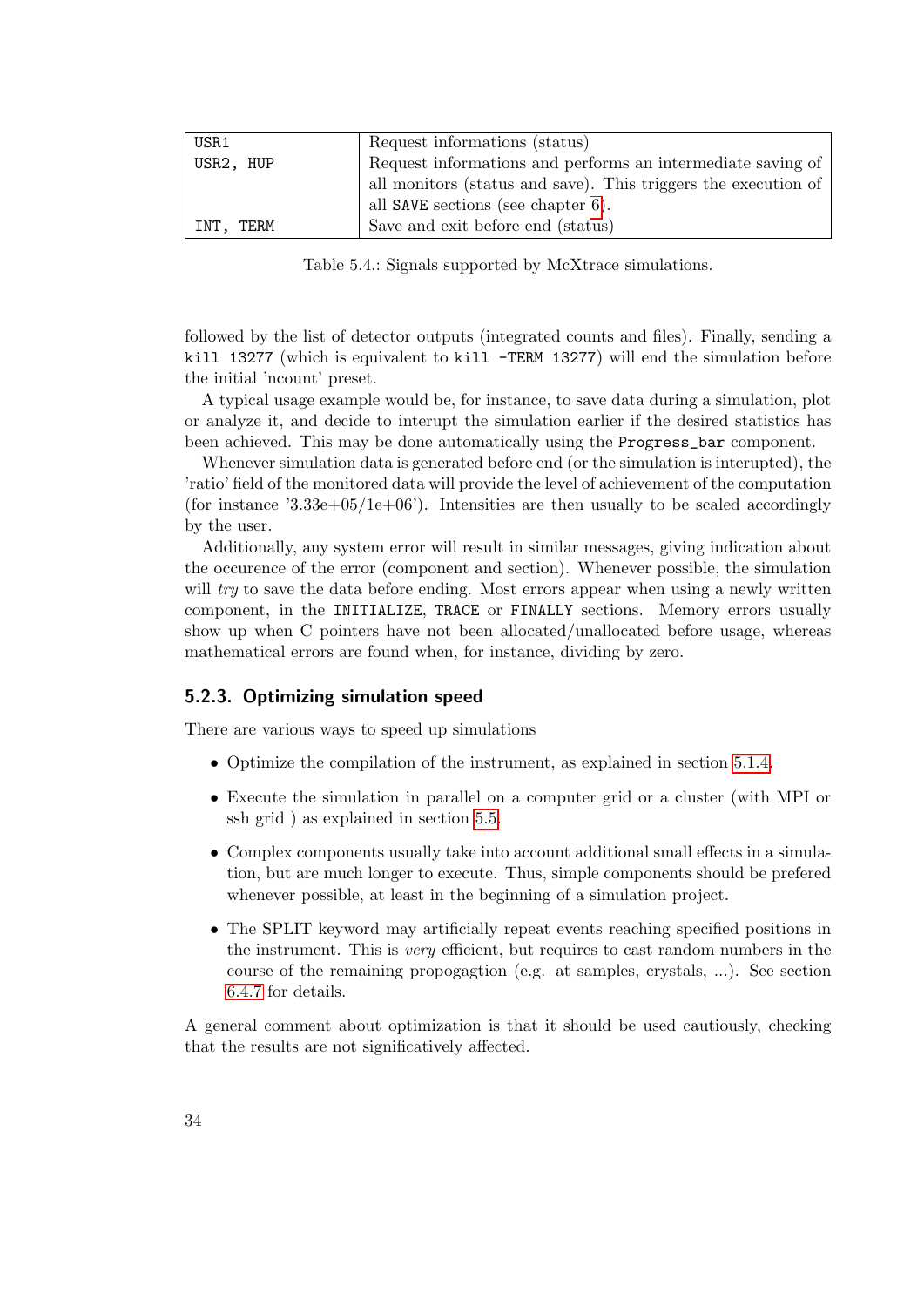| | |
|---|---|
| USR1 | Request informations (status) |
| USR2, HUP | Request informations and performs an intermediate saving of all monitors (status and save). This triggers the execution of all SAVE sections (see chapter 6). |
| INT, TERM | Save and exit before end (status) |

Table 5.4.: Signals supported by McXtrace simulations.

followed by the list of detector outputs (integrated counts and files). Finally, sending a `kill 13277` (which is equivalent to `kill -TERM 13277`) will end the simulation before the initial 'ncount' preset.

A typical usage example would be, for instance, to save data during a simulation, plot or analyze it, and decide to interupt the simulation earlier if the desired statistics has been achieved. This may be done automatically using the `Progress_bar` component.

Whenever simulation data is generated before end (or the simulation is interupted), the 'ratio' field of the monitored data will provide the level of achievement of the computation (for instance '3.33e+05/1e+06'). Intensities are then usually to be scaled accordingly by the user.

Additionally, any system error will result in similar messages, giving indication about the occurence of the error (component and section). Whenever possible, the simulation will *try* to save the data before ending. Most errors appear when using a newly written component, in the `INITIALIZE`, `TRACE` or `FINALLY` sections. Memory errors usually show up when C pointers have not been allocated/unallocated before usage, whereas mathematical errors are found when, for instance, dividing by zero.

### 5.2.3. Optimizing simulation speed

There are various ways to speed up simulations

- Optimize the compilation of the instrument, as explained in section 5.1.4.
- Execute the simulation in parallel on a computer grid or a cluster (with MPI or ssh grid ) as explained in section 5.5.
- Complex components usually take into account additional small effects in a simulation, but are much longer to execute. Thus, simple components should be prefered whenever possible, at least in the beginning of a simulation project.
- The SPLIT keyword may artificially repeat events reaching specified positions in the instrument. This is *very* efficient, but requires to cast random numbers in the course of the remaining propogagtion (e.g. at samples, crystals, ...). See section 6.4.7 for details.

A general comment about optimization is that it should be used cautiously, checking that the results are not significatively affected.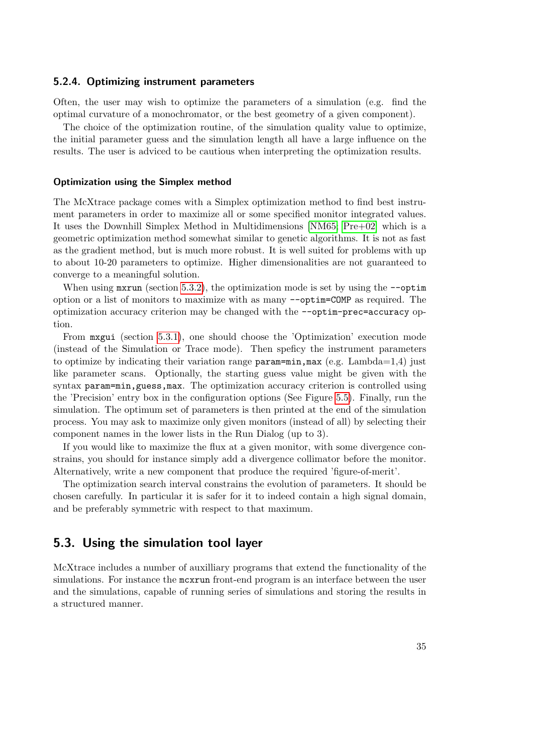### 5.2.4. Optimizing instrument parameters

Often, the user may wish to optimize the parameters of a simulation (e.g. find the optimal curvature of a monochromator, or the best geometry of a given component).

The choice of the optimization routine, of the simulation quality value to optimize, the initial parameter guess and the simulation length all have a large influence on the results. The user is adviced to be cautious when interpreting the optimization results.

#### Optimization using the Simplex method

The McXtrace package comes with a Simplex optimization method to find best instrument parameters in order to maximize all or some specified monitor integrated values. It uses the Downhill Simplex Method in Multidimensions [NM65; Pre+02] which is a geometric optimization method somewhat similar to genetic algorithms. It is not as fast as the gradient method, but is much more robust. It is well suited for problems with up to about 10-20 parameters to optimize. Higher dimensionalities are not guaranteed to converge to a meaningful solution.

When using `mxrun` (section 5.3.2), the optimization mode is set by using the `--optim` option or a list of monitors to maximize with as many `--optim=COMP` as required. The optimization accuracy criterion may be changed with the `--optim-prec=accuracy` option.

From `mxgui` (section 5.3.1), one should choose the 'Optimization' execution mode (instead of the Simulation or Trace mode). Then speficy the instrument parameters to optimize by indicating their variation range `param=min,max` (e.g. Lambda=1,4) just like parameter scans. Optionally, the starting guess value might be given with the syntax `param=min,guess,max`. The optimization accuracy criterion is controlled using the 'Precision' entry box in the configuration options (See Figure 5.5). Finally, run the simulation. The optimum set of parameters is then printed at the end of the simulation process. You may ask to maximize only given monitors (instead of all) by selecting their component names in the lower lists in the Run Dialog (up to 3).

If you would like to maximize the flux at a given monitor, with some divergence constrains, you should for instance simply add a divergence collimator before the monitor. Alternatively, write a new component that produce the required 'figure-of-merit'.

The optimization search interval constrains the evolution of parameters. It should be chosen carefully. In particular it is safer for it to indeed contain a high signal domain, and be preferably symmetric with respect to that maximum.

## 5.3. Using the simulation tool layer

McXtrace includes a number of auxilliary programs that extend the functionality of the simulations. For instance the `mcxrun` front-end program is an interface between the user and the simulations, capable of running series of simulations and storing the results in a structured manner.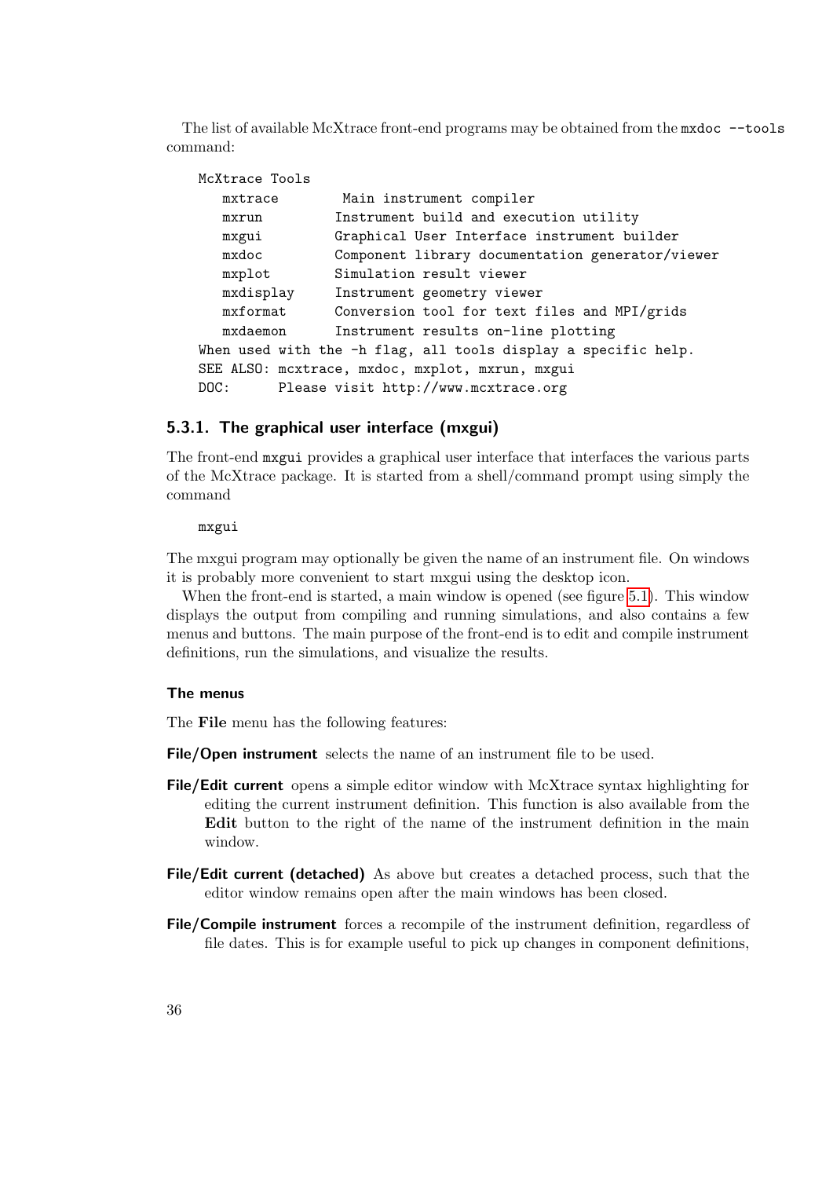The list of available McXtrace front-end programs may be obtained from the `mxdoc --tools` command:

```
McXtrace Tools
   mxtrace       Main instrument compiler
   mxrun         Instrument build and execution utility
   mxgui         Graphical User Interface instrument builder
   mxdoc         Component library documentation generator/viewer
   mxplot        Simulation result viewer
   mxdisplay     Instrument geometry viewer
   mxformat      Conversion tool for text files and MPI/grids
   mxdaemon      Instrument results on-line plotting
When used with the -h flag, all tools display a specific help.
SEE ALSO: mcxtrace, mxdoc, mxplot, mxrun, mxgui
DOC:     Please visit http://www.mcxtrace.org
```

### 5.3.1. The graphical user interface (mxgui)

The front-end `mxgui` provides a graphical user interface that interfaces the various parts of the McXtrace package. It is started from a shell/command prompt using simply the command

```
mxgui
```

The mxgui program may optionally be given the name of an instrument file. On windows it is probably more convenient to start mxgui using the desktop icon.

When the front-end is started, a main window is opened (see figure 5.1). This window displays the output from compiling and running simulations, and also contains a few menus and buttons. The main purpose of the front-end is to edit and compile instrument definitions, run the simulations, and visualize the results.

#### The menus

The **File** menu has the following features:

**File/Open instrument** selects the name of an instrument file to be used.

**File/Edit current** opens a simple editor window with McXtrace syntax highlighting for editing the current instrument definition. This function is also available from the **Edit** button to the right of the name of the instrument definition in the main window.

**File/Edit current (detached)** As above but creates a detached process, such that the editor window remains open after the main windows has been closed.

**File/Compile instrument** forces a recompile of the instrument definition, regardless of file dates. This is for example useful to pick up changes in component definitions,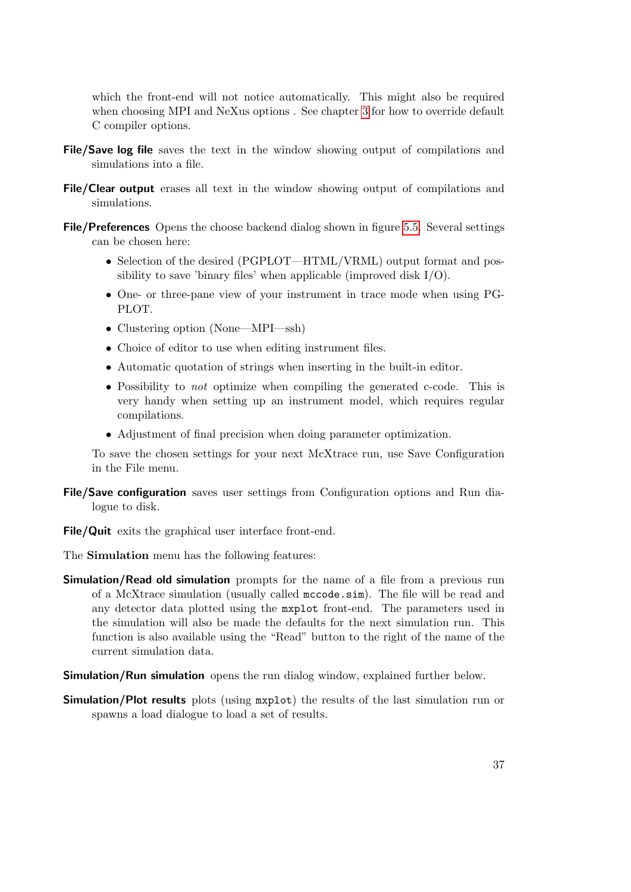which the front-end will not notice automatically. This might also be required when choosing MPI and NeXus options . See chapter 3 for how to override default C compiler options.

**File/Save log file** saves the text in the window showing output of compilations and simulations into a file.

**File/Clear output** erases all text in the window showing output of compilations and simulations.

**File/Preferences** Opens the choose backend dialog shown in figure 5.5. Several settings can be chosen here:

- Selection of the desired (PGPLOT—HTML/VRML) output format and possibility to save 'binary files' when applicable (improved disk I/O).
- One- or three-pane view of your instrument in trace mode when using PGPLOT.
- Clustering option (None—MPI—ssh)
- Choice of editor to use when editing instrument files.
- Automatic quotation of strings when inserting in the built-in editor.
- Possibility to *not* optimize when compiling the generated c-code. This is very handy when setting up an instrument model, which requires regular compilations.
- Adjustment of final precision when doing parameter optimization.

To save the chosen settings for your next McXtrace run, use Save Configuration in the File menu.

**File/Save configuration** saves user settings from Configuration options and Run dialogue to disk.

**File/Quit** exits the graphical user interface front-end.

The **Simulation** menu has the following features:

**Simulation/Read old simulation** prompts for the name of a file from a previous run of a McXtrace simulation (usually called `mccode.sim`). The file will be read and any detector data plotted using the `mxplot` front-end. The parameters used in the simulation will also be made the defaults for the next simulation run. This function is also available using the "Read" button to the right of the name of the current simulation data.

**Simulation/Run simulation** opens the run dialog window, explained further below.

**Simulation/Plot results** plots (using `mxplot`) the results of the last simulation run or spawns a load dialogue to load a set of results.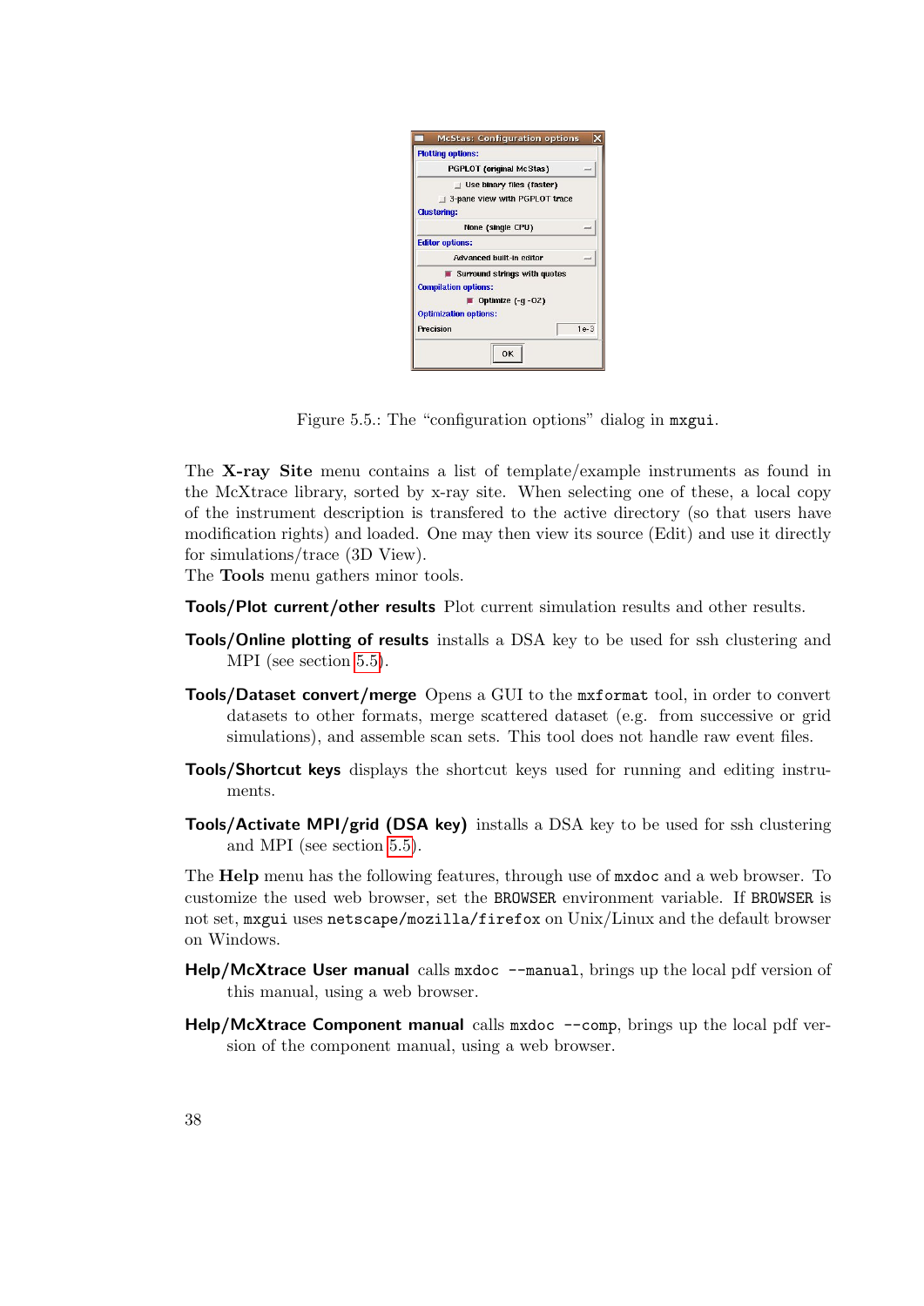Figure 5.5.: The “configuration options” dialog in `mxgui`.

The **X-ray Site** menu contains a list of template/example instruments as found in the McXtrace library, sorted by x-ray site. When selecting one of these, a local copy of the instrument description is transfered to the active directory (so that users have modification rights) and loaded. One may then view its source (Edit) and use it directly for simulations/trace (3D View).

The **Tools** menu gathers minor tools.

**Tools/Plot current/other results** Plot current simulation results and other results.

**Tools/Online plotting of results** installs a DSA key to be used for ssh clustering and MPI (see section 5.5).

**Tools/Dataset convert/merge** Opens a GUI to the `mxformat` tool, in order to convert datasets to other formats, merge scattered dataset (e.g. from successive or grid simulations), and assemble scan sets. This tool does not handle raw event files.

**Tools/Shortcut keys** displays the shortcut keys used for running and editing instruments.

**Tools/Activate MPI/grid (DSA key)** installs a DSA key to be used for ssh clustering and MPI (see section 5.5).

The **Help** menu has the following features, through use of `mxdoc` and a web browser. To customize the used web browser, set the `BROWSER` environment variable. If `BROWSER` is not set, `mxgui` uses `netscape/mozilla/firefox` on Unix/Linux and the default browser on Windows.

**Help/McXtrace User manual** calls `mxdoc --manual`, brings up the local pdf version of this manual, using a web browser.

**Help/McXtrace Component manual** calls `mxdoc --comp`, brings up the local pdf version of the component manual, using a web browser.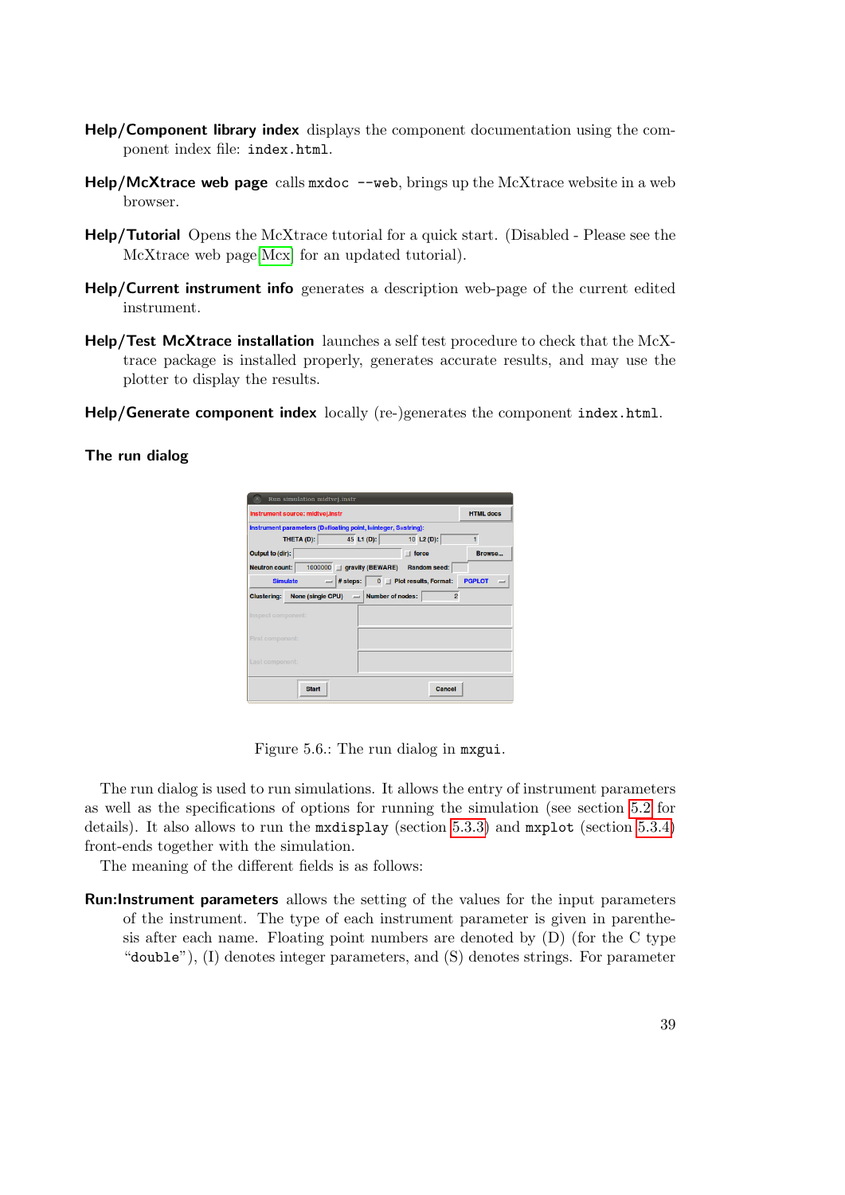**Help/Component library index** displays the component documentation using the component index file: `index.html`.

**Help/McXtrace web page** calls `mxdoc --web`, brings up the McXtrace website in a web browser.

**Help/Tutorial** Opens the McXtrace tutorial for a quick start. (Disabled - Please see the McXtrace web page [Mcx] for an updated tutorial).

**Help/Current instrument info** generates a description web-page of the current edited instrument.

**Help/Test McXtrace installation** launches a self test procedure to check that the McXtrace package is installed properly, generates accurate results, and may use the plotter to display the results.

**Help/Generate component index** locally (re-)generates the component `index.html`.

### The run dialog

Figure 5.6.: The run dialog in `mxgui`.

The run dialog is used to run simulations. It allows the entry of instrument parameters as well as the specifications of options for running the simulation (see section 5.2 for details). It also allows to run the `mxdisplay` (section 5.3.3) and `mxplot` (section 5.3.4) front-ends together with the simulation.

The meaning of the different fields is as follows:

**Run:Instrument parameters** allows the setting of the values for the input parameters of the instrument. The type of each instrument parameter is given in parenthesis after each name. Floating point numbers are denoted by (D) (for the C type "`double`"), (I) denotes integer parameters, and (S) denotes strings. For parameter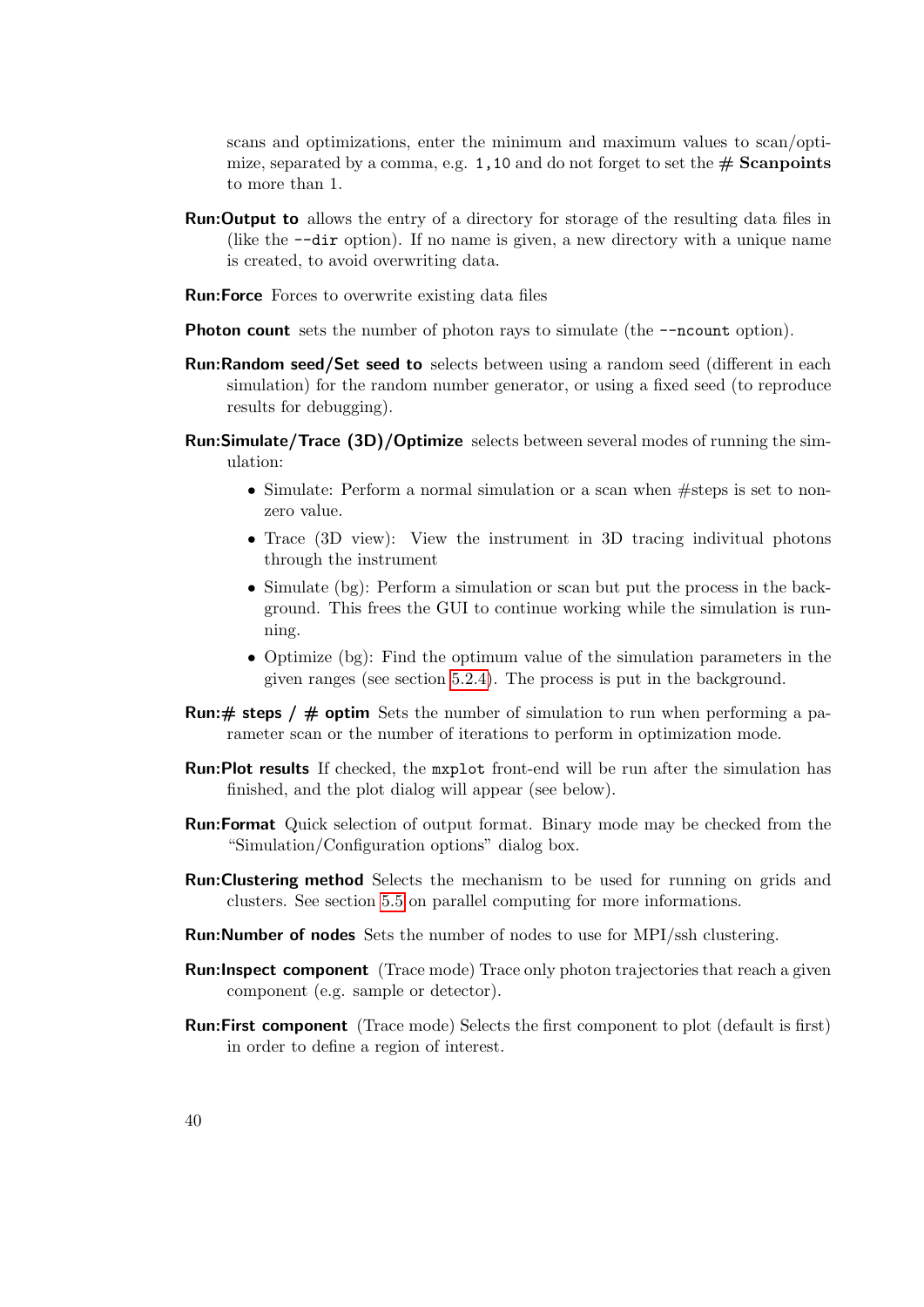scans and optimizations, enter the minimum and maximum values to scan/optimize, separated by a comma, e.g. `1,10` and do not forget to set the **# Scanpoints** to more than 1.

**Run:Output to** allows the entry of a directory for storage of the resulting data files in (like the `--dir` option). If no name is given, a new directory with a unique name is created, to avoid overwriting data.

**Run:Force** Forces to overwrite existing data files

**Photon count** sets the number of photon rays to simulate (the `--ncount` option).

**Run:Random seed/Set seed to** selects between using a random seed (different in each simulation) for the random number generator, or using a fixed seed (to reproduce results for debugging).

**Run:Simulate/Trace (3D)/Optimize** selects between several modes of running the simulation:

- Simulate: Perform a normal simulation or a scan when #steps is set to non-zero value.
- Trace (3D view): View the instrument in 3D tracing indivitual photons through the instrument
- Simulate (bg): Perform a simulation or scan but put the process in the background. This frees the GUI to continue working while the simulation is running.
- Optimize (bg): Find the optimum value of the simulation parameters in the given ranges (see section 5.2.4). The process is put in the background.

**Run:# steps / # optim** Sets the number of simulation to run when performing a parameter scan or the number of iterations to perform in optimization mode.

**Run:Plot results** If checked, the `mxplot` front-end will be run after the simulation has finished, and the plot dialog will appear (see below).

**Run:Format** Quick selection of output format. Binary mode may be checked from the "Simulation/Configuration options" dialog box.

**Run:Clustering method** Selects the mechanism to be used for running on grids and clusters. See section 5.5 on parallel computing for more informations.

**Run:Number of nodes** Sets the number of nodes to use for MPI/ssh clustering.

**Run:Inspect component** (Trace mode) Trace only photon trajectories that reach a given component (e.g. sample or detector).

**Run:First component** (Trace mode) Selects the first component to plot (default is first) in order to define a region of interest.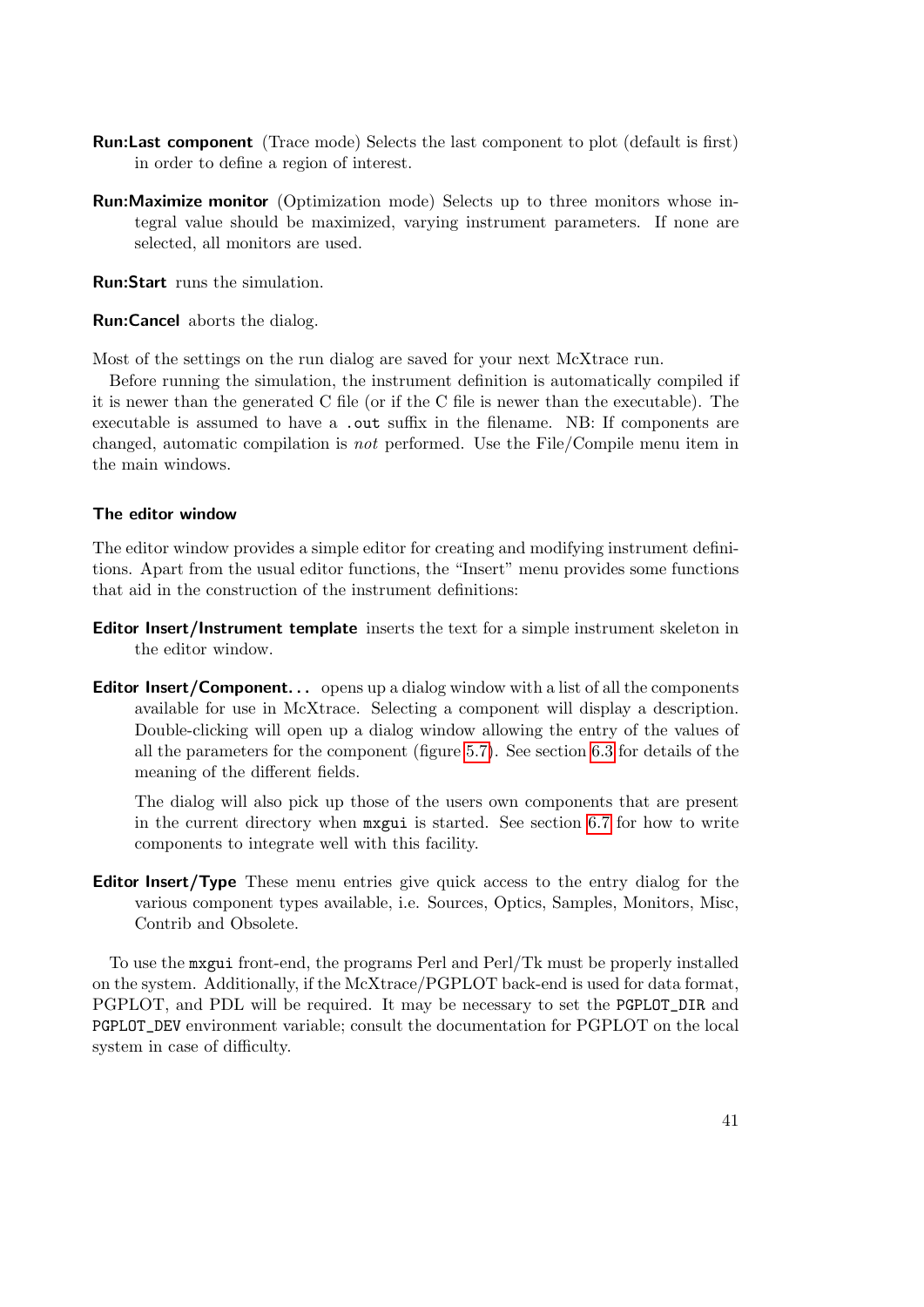**Run:Last component** (Trace mode) Selects the last component to plot (default is first) in order to define a region of interest.

**Run:Maximize monitor** (Optimization mode) Selects up to three monitors whose integral value should be maximized, varying instrument parameters. If none are selected, all monitors are used.

**Run:Start** runs the simulation.

**Run:Cancel** aborts the dialog.

Most of the settings on the run dialog are saved for your next McXtrace run.

Before running the simulation, the instrument definition is automatically compiled if it is newer than the generated C file (or if the C file is newer than the executable). The executable is assumed to have a `.out` suffix in the filename. NB: If components are changed, automatic compilation is *not* performed. Use the File/Compile menu item in the main windows.

#### The editor window

The editor window provides a simple editor for creating and modifying instrument definitions. Apart from the usual editor functions, the "Insert" menu provides some functions that aid in the construction of the instrument definitions:

**Editor Insert/Instrument template** inserts the text for a simple instrument skeleton in the editor window.

**Editor Insert/Component...** opens up a dialog window with a list of all the components available for use in McXtrace. Selecting a component will display a description. Double-clicking will open up a dialog window allowing the entry of the values of all the parameters for the component (figure 5.7). See section 6.3 for details of the meaning of the different fields.

The dialog will also pick up those of the users own components that are present in the current directory when `mxgui` is started. See section 6.7 for how to write components to integrate well with this facility.

**Editor Insert/Type** These menu entries give quick access to the entry dialog for the various component types available, i.e. Sources, Optics, Samples, Monitors, Misc, Contrib and Obsolete.

To use the `mxgui` front-end, the programs Perl and Perl/Tk must be properly installed on the system. Additionally, if the McXtrace/PGPLOT back-end is used for data format, PGPLOT, and PDL will be required. It may be necessary to set the `PGPLOT_DIR` and `PGPLOT_DEV` environment variable; consult the documentation for PGPLOT on the local system in case of difficulty.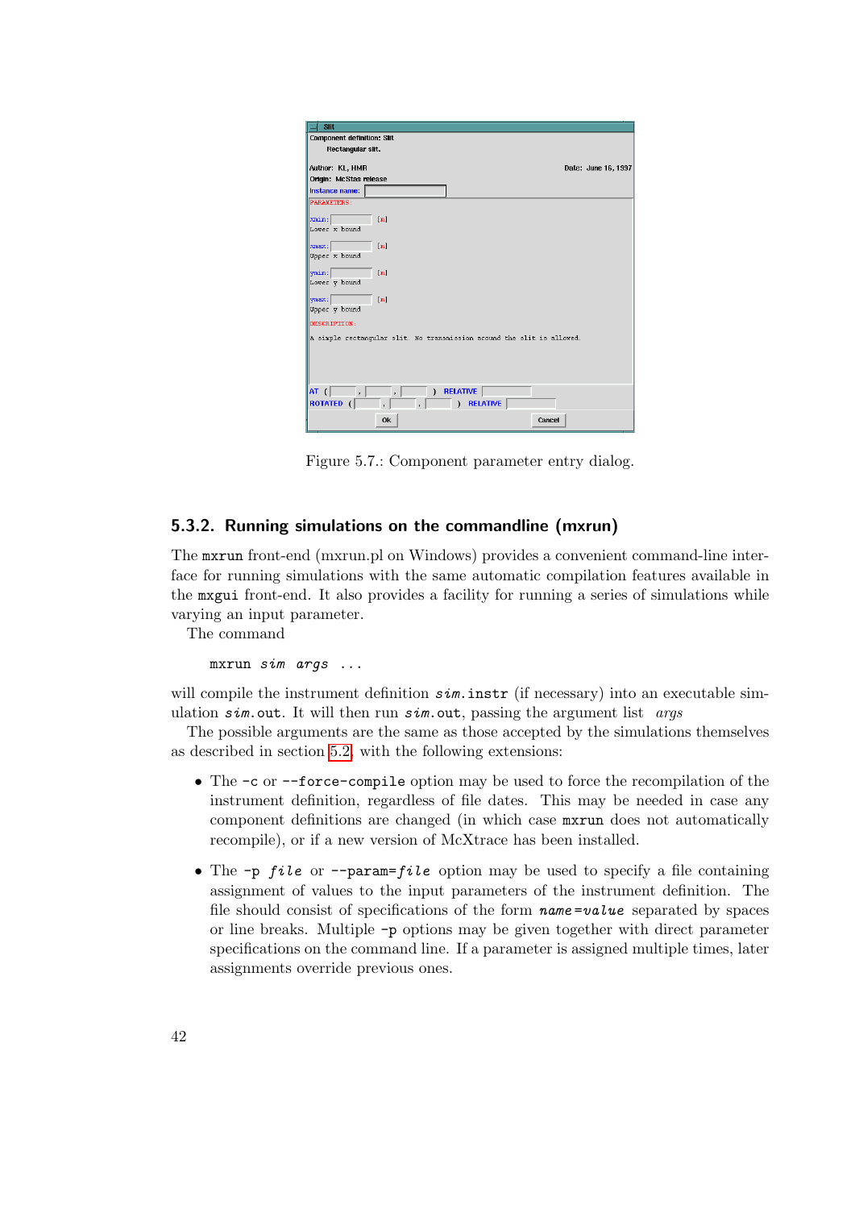Figure 5.7.: Component parameter entry dialog.

### 5.3.2. Running simulations on the commandline (mxrun)

The `mxrun` front-end (mxrun.pl on Windows) provides a convenient command-line interface for running simulations with the same automatic compilation features available in the `mxgui` front-end. It also provides a facility for running a series of simulations while varying an input parameter.

The command

```
mxrun sim args ...
```

will compile the instrument definition *sim*`.instr` (if necessary) into an executable simulation *sim*`.out`. It will then run *sim*`.out`, passing the argument list *args*

The possible arguments are the same as those accepted by the simulations themselves as described in section 5.2, with the following extensions:

- The `-c` or `--force-compile` option may be used to force the recompilation of the instrument definition, regardless of file dates. This may be needed in case any component definitions are changed (in which case `mxrun` does not automatically recompile), or if a new version of McXtrace has been installed.
- The `-p` *file* or `--param=`*file* option may be used to specify a file containing assignment of values to the input parameters of the instrument definition. The file should consist of specifications of the form *name*`=`*value* separated by spaces or line breaks. Multiple `-p` options may be given together with direct parameter specifications on the command line. If a parameter is assigned multiple times, later assignments override previous ones.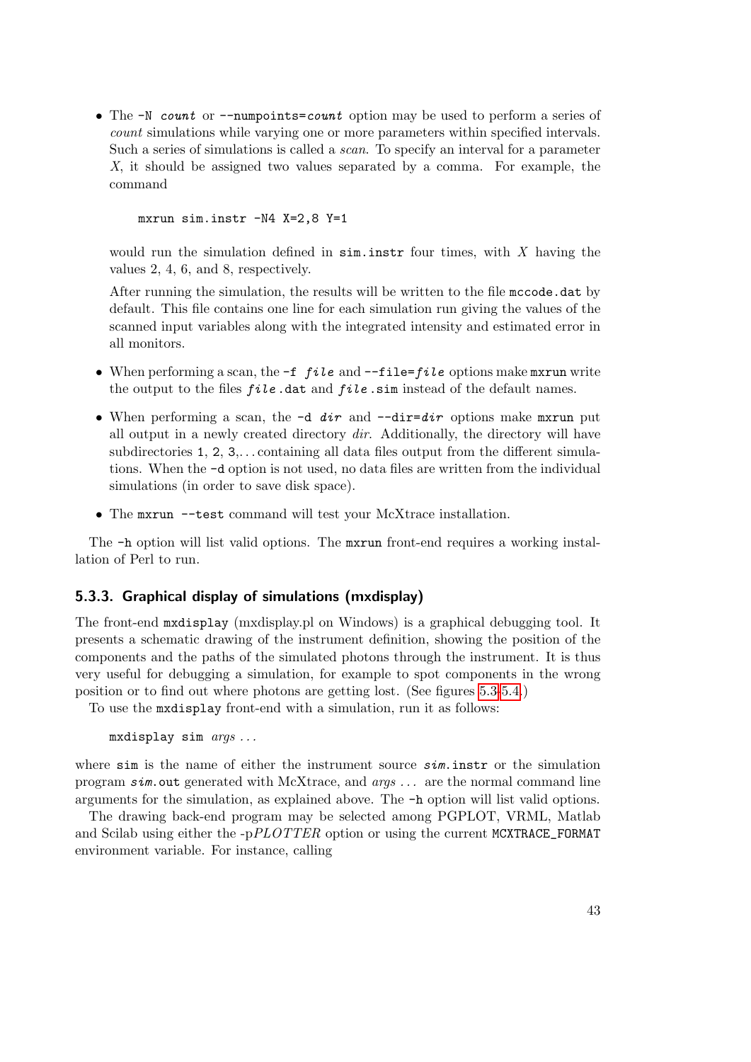- The `-N count` or `--numpoints=count` option may be used to perform a series of *count* simulations while varying one or more parameters within specified intervals. Such a series of simulations is called a *scan*. To specify an interval for a parameter $X$, it should be assigned two values separated by a comma. For example, the command

  ```
  mxrun sim.instr -N4 X=2,8 Y=1
  ```

  would run the simulation defined in `sim.instr` four times, with $X$ having the values 2, 4, 6, and 8, respectively.

  After running the simulation, the results will be written to the file `mccode.dat` by default. This file contains one line for each simulation run giving the values of the scanned input variables along with the integrated intensity and estimated error in all monitors.

- When performing a scan, the `-f file` and `--file=file` options make `mxrun` write the output to the files `file.dat` and `file.sim` instead of the default names.

- When performing a scan, the `-d dir` and `--dir=dir` options make `mxrun` put all output in a newly created directory *dir*. Additionally, the directory will have subdirectories `1`, `2`, `3`,... containing all data files output from the different simulations. When the `-d` option is not used, no data files are written from the individual simulations (in order to save disk space).

- The `mxrun --test` command will test your McXtrace installation.

The `-h` option will list valid options. The `mxrun` front-end requires a working installation of Perl to run.

### 5.3.3. Graphical display of simulations (mxdisplay)

The front-end `mxdisplay` (mxdisplay.pl on Windows) is a graphical debugging tool. It presents a schematic drawing of the instrument definition, showing the position of the components and the paths of the simulated photons through the instrument. It is thus very useful for debugging a simulation, for example to spot components in the wrong position or to find out where photons are getting lost. (See figures 5.3-5.4.)

To use the `mxdisplay` front-end with a simulation, run it as follows:

```
mxdisplay sim args ...
```

where `sim` is the name of either the instrument source `sim.instr` or the simulation program `sim.out` generated with McXtrace, and *args ...* are the normal command line arguments for the simulation, as explained above. The `-h` option will list valid options.

The drawing back-end program may be selected among PGPLOT, VRML, Matlab and Scilab using either the -p*PLOTTER* option or using the current `MCXTRACE_FORMAT` environment variable. For instance, calling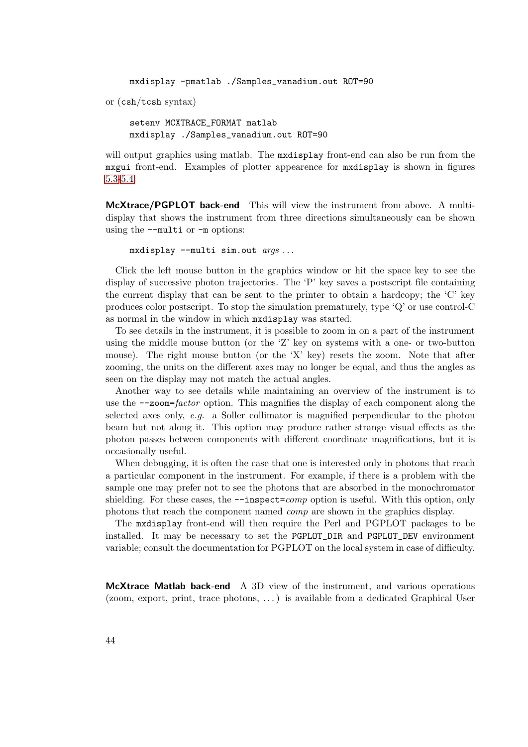```
mxdisplay -pmatlab ./Samples_vanadium.out ROT=90
```

or (`csh`/`tcsh` syntax)

```
setenv MCXTRACE_FORMAT matlab
mxdisplay ./Samples_vanadium.out ROT=90
```

will output graphics using matlab. The `mxdisplay` front-end can also be run from the `mxgui` front-end. Examples of plotter appearence for `mxdisplay` is shown in figures 5.3-5.4.

**McXtrace/PGPLOT back-end** This will view the instrument from above. A multi-display that shows the instrument from three directions simultaneously can be shown using the `--multi` or `-m` options:

```
mxdisplay --multi sim.out args ...
```

Click the left mouse button in the graphics window or hit the space key to see the display of successive photon trajectories. The 'P' key saves a postscript file containing the current display that can be sent to the printer to obtain a hardcopy; the 'C' key produces color postscript. To stop the simulation prematurely, type 'Q' or use control-C as normal in the window in which `mxdisplay` was started.

To see details in the instrument, it is possible to zoom in on a part of the instrument using the middle mouse button (or the 'Z' key on systems with a one- or two-button mouse). The right mouse button (or the 'X' key) resets the zoom. Note that after zooming, the units on the different axes may no longer be equal, and thus the angles as seen on the display may not match the actual angles.

Another way to see details while maintaining an overview of the instrument is to use the `--zoom=`*factor* option. This magnifies the display of each component along the selected axes only, *e.g.* a Soller collimator is magnified perpendicular to the photon beam but not along it. This option may produce rather strange visual effects as the photon passes between components with different coordinate magnifications, but it is occasionally useful.

When debugging, it is often the case that one is interested only in photons that reach a particular component in the instrument. For example, if there is a problem with the sample one may prefer not to see the photons that are absorbed in the monochromator shielding. For these cases, the `--inspect=`*comp* option is useful. With this option, only photons that reach the component named *comp* are shown in the graphics display.

The `mxdisplay` front-end will then require the Perl and PGPLOT packages to be installed. It may be necessary to set the `PGPLOT_DIR` and `PGPLOT_DEV` environment variable; consult the documentation for PGPLOT on the local system in case of difficulty.

**McXtrace Matlab back-end** A 3D view of the instrument, and various operations (zoom, export, print, trace photons, ...) is available from a dedicated Graphical User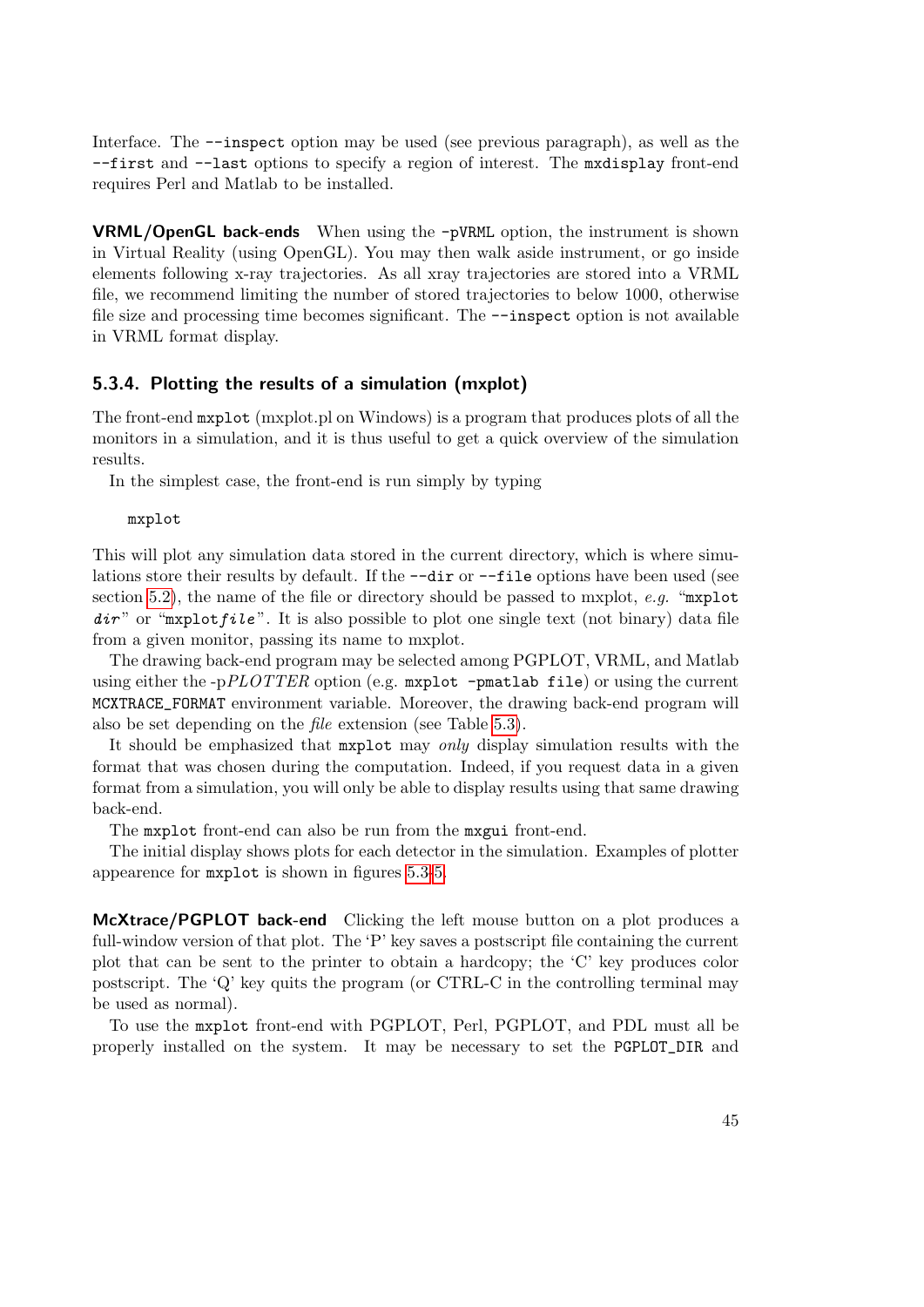Interface. The `--inspect` option may be used (see previous paragraph), as well as the `--first` and `--last` options to specify a region of interest. The `mxdisplay` front-end requires Perl and Matlab to be installed.

**VRML/OpenGL back-ends** When using the `-pVRML` option, the instrument is shown in Virtual Reality (using OpenGL). You may then walk aside instrument, or go inside elements following x-ray trajectories. As all xray trajectories are stored into a VRML file, we recommend limiting the number of stored trajectories to below 1000, otherwise file size and processing time becomes significant. The `--inspect` option is not available in VRML format display.

### 5.3.4. Plotting the results of a simulation (mxplot)

The front-end `mxplot` (mxplot.pl on Windows) is a program that produces plots of all the monitors in a simulation, and it is thus useful to get a quick overview of the simulation results.

In the simplest case, the front-end is run simply by typing

```
mxplot
```

This will plot any simulation data stored in the current directory, which is where simulations store their results by default. If the `--dir` or `--file` options have been used (see section 5.2), the name of the file or directory should be passed to mxplot, *e.g.* "`mxplot` ***`dir`***" or "`mxplot`***`file`***". It is also possible to plot one single text (not binary) data file from a given monitor, passing its name to mxplot.

The drawing back-end program may be selected among PGPLOT, VRML, and Matlab using either the -p*PLOTTER* option (e.g. `mxplot -pmatlab file`) or using the current `MCXTRACE_FORMAT` environment variable. Moreover, the drawing back-end program will also be set depending on the *file* extension (see Table 5.3).

It should be emphasized that `mxplot` may *only* display simulation results with the format that was chosen during the computation. Indeed, if you request data in a given format from a simulation, you will only be able to display results using that same drawing back-end.

The `mxplot` front-end can also be run from the `mxgui` front-end.

The initial display shows plots for each detector in the simulation. Examples of plotter appearence for `mxplot` is shown in figures 5.3-5.

**McXtrace/PGPLOT back-end** Clicking the left mouse button on a plot produces a full-window version of that plot. The 'P' key saves a postscript file containing the current plot that can be sent to the printer to obtain a hardcopy; the 'C' key produces color postscript. The 'Q' key quits the program (or CTRL-C in the controlling terminal may be used as normal).

To use the `mxplot` front-end with PGPLOT, Perl, PGPLOT, and PDL must all be properly installed on the system. It may be necessary to set the `PGPLOT_DIR` and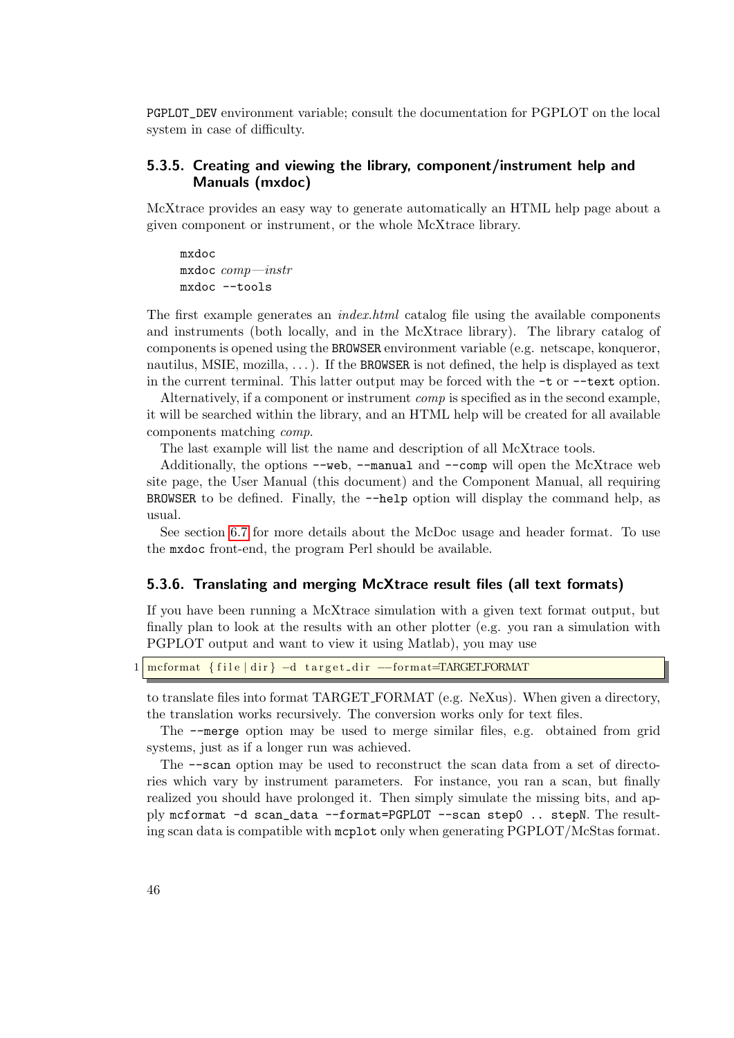PGPLOT_DEV environment variable; consult the documentation for PGPLOT on the local system in case of difficulty.

### 5.3.5. Creating and viewing the library, component/instrument help and Manuals (mxdoc)

McXtrace provides an easy way to generate automatically an HTML help page about a given component or instrument, or the whole McXtrace library.

```
mxdoc
mxdoc comp—instr
mxdoc --tools
```

The first example generates an *index.html* catalog file using the available components and instruments (both locally, and in the McXtrace library). The library catalog of components is opened using the BROWSER environment variable (e.g. netscape, konqueror, nautilus, MSIE, mozilla, ...). If the BROWSER is not defined, the help is displayed as text in the current terminal. This latter output may be forced with the -t or --text option.

Alternatively, if a component or instrument *comp* is specified as in the second example, it will be searched within the library, and an HTML help will be created for all available components matching *comp*.

The last example will list the name and description of all McXtrace tools.

Additionally, the options --web, --manual and --comp will open the McXtrace web site page, the User Manual (this document) and the Component Manual, all requiring BROWSER to be defined. Finally, the --help option will display the command help, as usual.

See section 6.7 for more details about the McDoc usage and header format. To use the mxdoc front-end, the program Perl should be available.

### 5.3.6. Translating and merging McXtrace result files (all text formats)

If you have been running a McXtrace simulation with a given text format output, but finally plan to look at the results with an other plotter (e.g. you ran a simulation with PGPLOT output and want to view it using Matlab), you may use

```
mcformat {file|dir} -d target_dir --format=TARGET_FORMAT
```

to translate files into format TARGET_FORMAT (e.g. NeXus). When given a directory, the translation works recursively. The conversion works only for text files.

The --merge option may be used to merge similar files, e.g. obtained from grid systems, just as if a longer run was achieved.

The --scan option may be used to reconstruct the scan data from a set of directories which vary by instrument parameters. For instance, you ran a scan, but finally realized you should have prolonged it. Then simply simulate the missing bits, and apply mcformat -d scan_data --format=PGPLOT --scan step0 .. stepN. The resulting scan data is compatible with mcplot only when generating PGPLOT/McStas format.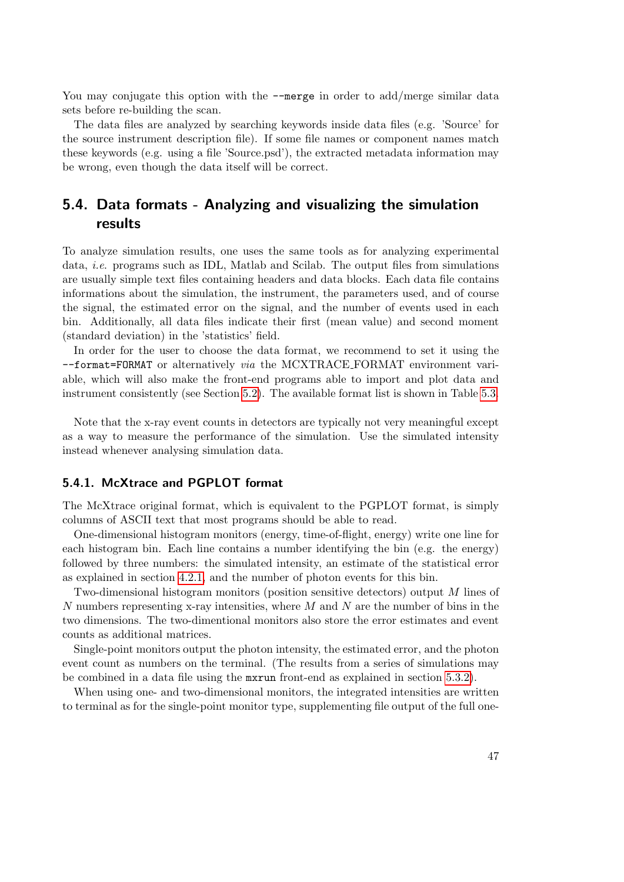You may conjugate this option with the `--merge` in order to add/merge similar data sets before re-building the scan.

The data files are analyzed by searching keywords inside data files (e.g. 'Source' for the source instrument description file). If some file names or component names match these keywords (e.g. using a file 'Source.psd'), the extracted metadata information may be wrong, even though the data itself will be correct.

## 5.4. Data formats - Analyzing and visualizing the simulation results

To analyze simulation results, one uses the same tools as for analyzing experimental data, *i.e.* programs such as IDL, Matlab and Scilab. The output files from simulations are usually simple text files containing headers and data blocks. Each data file contains informations about the simulation, the instrument, the parameters used, and of course the signal, the estimated error on the signal, and the number of events used in each bin. Additionally, all data files indicate their first (mean value) and second moment (standard deviation) in the 'statistics' field.

In order for the user to choose the data format, we recommend to set it using the `--format=FORMAT` or alternatively *via* the MCXTRACE_FORMAT environment variable, which will also make the front-end programs able to import and plot data and instrument consistently (see Section 5.2). The available format list is shown in Table 5.3.

Note that the x-ray event counts in detectors are typically not very meaningful except as a way to measure the performance of the simulation. Use the simulated intensity instead whenever analysing simulation data.

### 5.4.1. McXtrace and PGPLOT format

The McXtrace original format, which is equivalent to the PGPLOT format, is simply columns of ASCII text that most programs should be able to read.

One-dimensional histogram monitors (energy, time-of-flight, energy) write one line for each histogram bin. Each line contains a number identifying the bin (e.g. the energy) followed by three numbers: the simulated intensity, an estimate of the statistical error as explained in section 4.2.1, and the number of photon events for this bin.

Two-dimensional histogram monitors (position sensitive detectors) output $M$ lines of $N$ numbers representing x-ray intensities, where $M$ and $N$ are the number of bins in the two dimensions. The two-dimentional monitors also store the error estimates and event counts as additional matrices.

Single-point monitors output the photon intensity, the estimated error, and the photon event count as numbers on the terminal. (The results from a series of simulations may be combined in a data file using the `mxrun` front-end as explained in section 5.3.2).

When using one- and two-dimensional monitors, the integrated intensities are written to terminal as for the single-point monitor type, supplementing file output of the full one-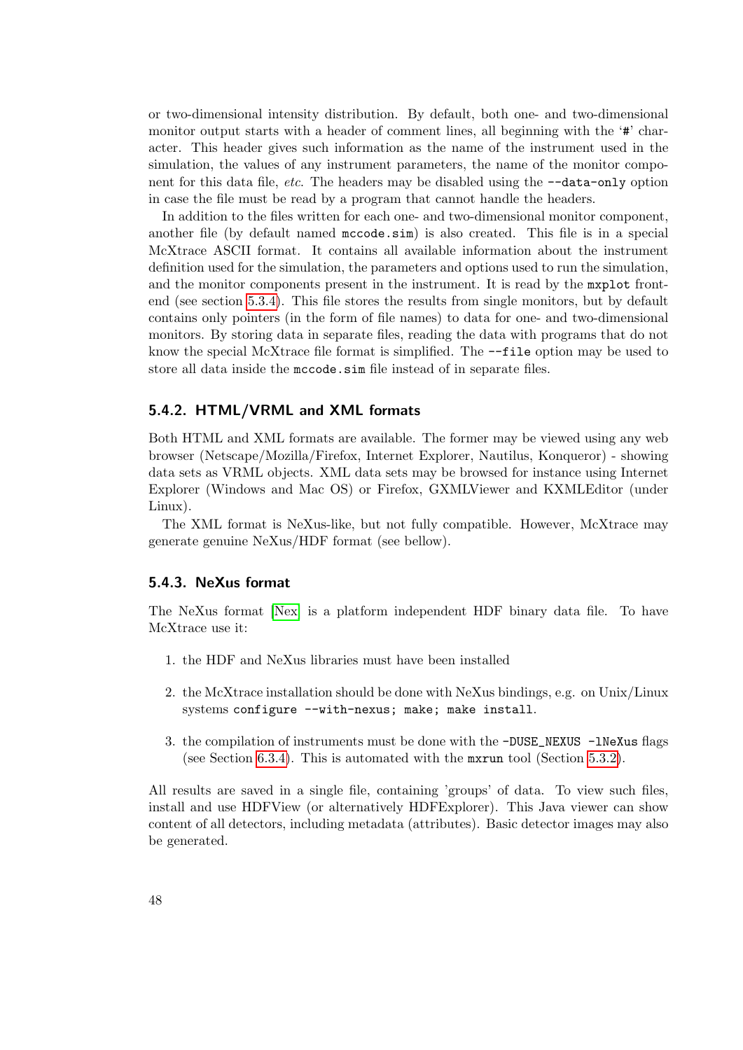or two-dimensional intensity distribution. By default, both one- and two-dimensional monitor output starts with a header of comment lines, all beginning with the '#' character. This header gives such information as the name of the instrument used in the simulation, the values of any instrument parameters, the name of the monitor component for this data file, *etc*. The headers may be disabled using the `--data-only` option in case the file must be read by a program that cannot handle the headers.

In addition to the files written for each one- and two-dimensional monitor component, another file (by default named `mccode.sim`) is also created. This file is in a special McXtrace ASCII format. It contains all available information about the instrument definition used for the simulation, the parameters and options used to run the simulation, and the monitor components present in the instrument. It is read by the `mxplot` front-end (see section 5.3.4). This file stores the results from single monitors, but by default contains only pointers (in the form of file names) to data for one- and two-dimensional monitors. By storing data in separate files, reading the data with programs that do not know the special McXtrace file format is simplified. The `--file` option may be used to store all data inside the `mccode.sim` file instead of in separate files.

### 5.4.2. HTML/VRML and XML formats

Both HTML and XML formats are available. The former may be viewed using any web browser (Netscape/Mozilla/Firefox, Internet Explorer, Nautilus, Konqueror) - showing data sets as VRML objects. XML data sets may be browsed for instance using Internet Explorer (Windows and Mac OS) or Firefox, GXMLViewer and KXMLEditor (under Linux).

The XML format is NeXus-like, but not fully compatible. However, McXtrace may generate genuine NeXus/HDF format (see bellow).

### 5.4.3. NeXus format

The NeXus format [Nex] is a platform independent HDF binary data file. To have McXtrace use it:

1. the HDF and NeXus libraries must have been installed
2. the McXtrace installation should be done with NeXus bindings, e.g. on Unix/Linux systems `configure --with-nexus; make; make install`.
3. the compilation of instruments must be done with the `-DUSE_NEXUS -lNeXus` flags (see Section 6.3.4). This is automated with the `mxrun` tool (Section 5.3.2).

All results are saved in a single file, containing 'groups' of data. To view such files, install and use HDFView (or alternatively HDFExplorer). This Java viewer can show content of all detectors, including metadata (attributes). Basic detector images may also be generated.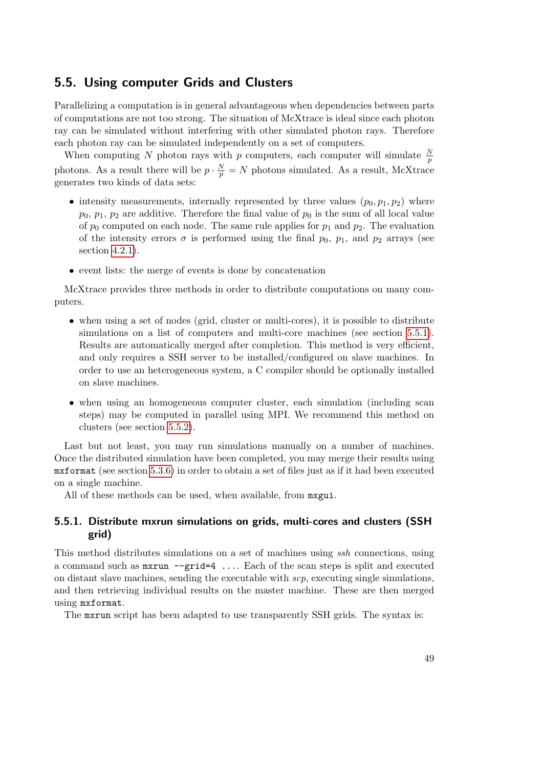## 5.5. Using computer Grids and Clusters

Parallelizing a computation is in general advantageous when dependencies between parts of computations are not too strong. The situation of McXtrace is ideal since each photon ray can be simulated without interfering with other simulated photon rays. Therefore each photon ray can be simulated independently on a set of computers.

When computing $N$ photon rays with $p$ computers, each computer will simulate $\frac{N}{p}$ photons. As a result there will be $p \cdot \frac{N}{p} = N$ photons simulated. As a result, McXtrace generates two kinds of data sets:

- intensity measurements, internally represented by three values $(p_0, p_1, p_2)$ where $p_0$, $p_1$, $p_2$ are additive. Therefore the final value of $p_0$ is the sum of all local value of $p_0$ computed on each node. The same rule applies for $p_1$ and $p_2$. The evaluation of the intensity errors $\sigma$ is performed using the final $p_0$, $p_1$, and $p_2$ arrays (see section 4.2.1).
- event lists: the merge of events is done by concatenation

McXtrace provides three methods in order to distribute computations on many computers.

- when using a set of nodes (grid, cluster or multi-cores), it is possible to distribute simulations on a list of computers and multi-core machines (see section 5.5.1). Results are automatically merged after completion. This method is very efficient, and only requires a SSH server to be installed/configured on slave machines. In order to use an heterogeneous system, a C compiler should be optionally installed on slave machines.
- when using an homogeneous computer cluster, each simulation (including scan steps) may be computed in parallel using MPI. We recommend this method on clusters (see section 5.5.2).

Last but not least, you may run simulations manually on a number of machines. Once the distributed simulation have been completed, you may merge their results using `mxformat` (see section 5.3.6) in order to obtain a set of files just as if it had been executed on a single machine.

All of these methods can be used, when available, from `mxgui`.

### 5.5.1. Distribute mxrun simulations on grids, multi-cores and clusters (SSH grid)

This method distributes simulations on a set of machines using *ssh* connections, using a command such as `mxrun --grid=4 ...`. Each of the scan steps is split and executed on distant slave machines, sending the executable with *scp*, executing single simulations, and then retrieving individual results on the master machine. These are then merged using `mxformat`.

The `mxrun` script has been adapted to use transparently SSH grids. The syntax is: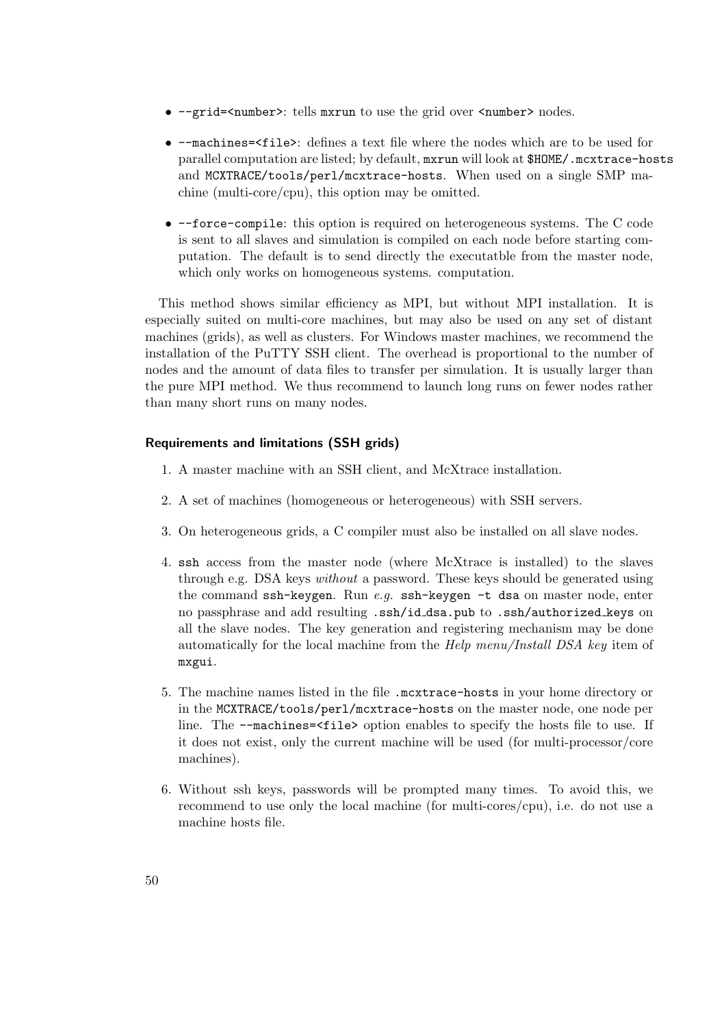- `--grid=<number>`: tells `mxrun` to use the grid over `<number>` nodes.
- `--machines=<file>`: defines a text file where the nodes which are to be used for parallel computation are listed; by default, `mxrun` will look at `$HOME/.mcxtrace-hosts` and `MCXTRACE/tools/perl/mcxtrace-hosts`. When used on a single SMP machine (multi-core/cpu), this option may be omitted.
- `--force-compile`: this option is required on heterogeneous systems. The C code is sent to all slaves and simulation is compiled on each node before starting computation. The default is to send directly the executatble from the master node, which only works on homogeneous systems. computation.

This method shows similar efficiency as MPI, but without MPI installation. It is especially suited on multi-core machines, but may also be used on any set of distant machines (grids), as well as clusters. For Windows master machines, we recommend the installation of the PuTTY SSH client. The overhead is proportional to the number of nodes and the amount of data files to transfer per simulation. It is usually larger than the pure MPI method. We thus recommend to launch long runs on fewer nodes rather than many short runs on many nodes.

#### Requirements and limitations (SSH grids)

1. A master machine with an SSH client, and McXtrace installation.
2. A set of machines (homogeneous or heterogeneous) with SSH servers.
3. On heterogeneous grids, a C compiler must also be installed on all slave nodes.
4. `ssh` access from the master node (where McXtrace is installed) to the slaves through e.g. DSA keys *without* a password. These keys should be generated using the command `ssh-keygen`. Run *e.g.* `ssh-keygen -t dsa` on master node, enter no passphrase and add resulting `.ssh/id_dsa.pub` to `.ssh/authorized_keys` on all the slave nodes. The key generation and registering mechanism may be done automatically for the local machine from the *Help menu/Install DSA key* item of `mxgui`.
5. The machine names listed in the file `.mcxtrace-hosts` in your home directory or in the `MCXTRACE/tools/perl/mcxtrace-hosts` on the master node, one node per line. The `--machines=<file>` option enables to specify the hosts file to use. If it does not exist, only the current machine will be used (for multi-processor/core machines).
6. Without ssh keys, passwords will be prompted many times. To avoid this, we recommend to use only the local machine (for multi-cores/cpu), i.e. do not use a machine hosts file.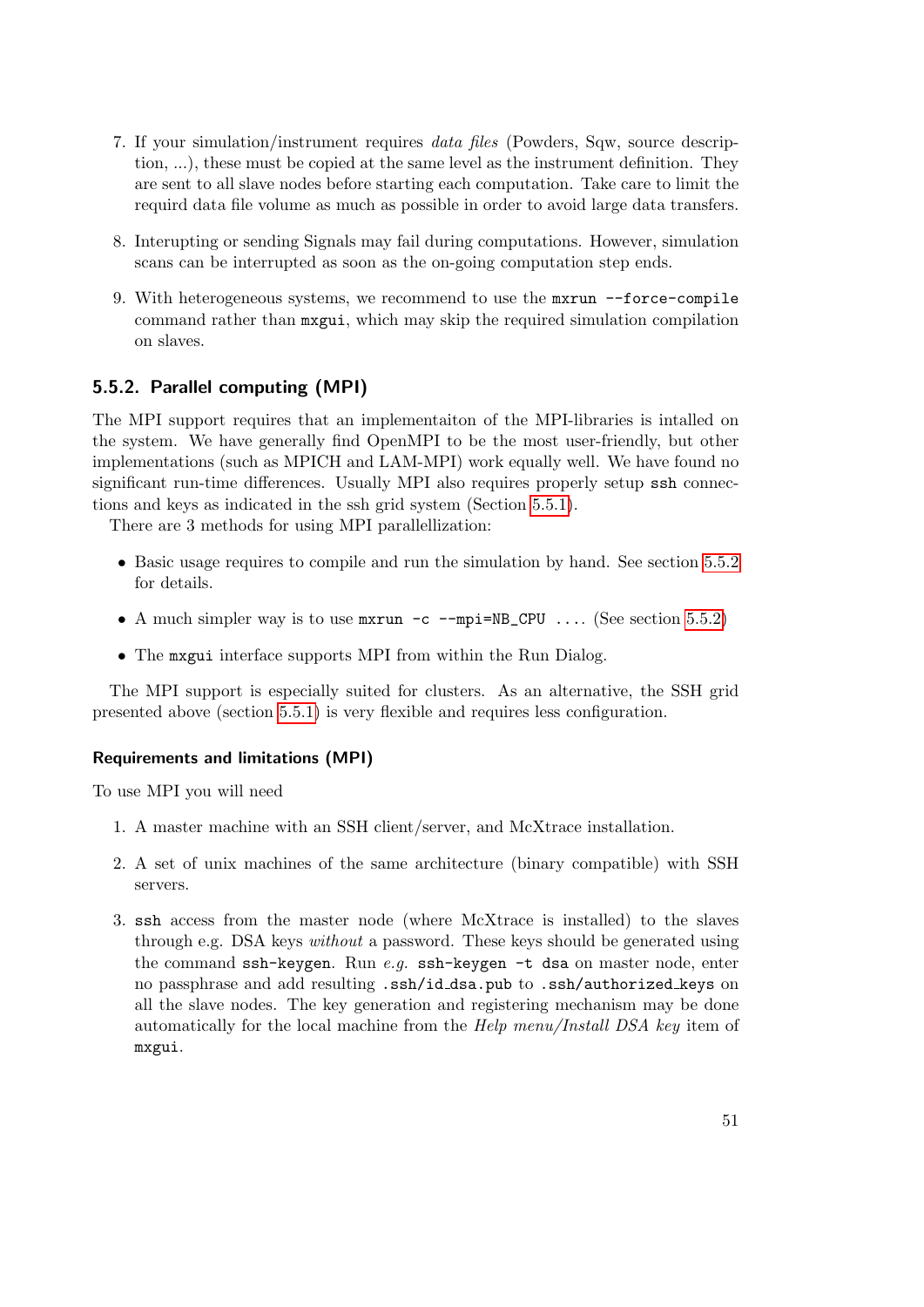7. If your simulation/instrument requires *data files* (Powders, Sqw, source description, ...), these must be copied at the same level as the instrument definition. They are sent to all slave nodes before starting each computation. Take care to limit the requird data file volume as much as possible in order to avoid large data transfers.

8. Interupting or sending Signals may fail during computations. However, simulation scans can be interrupted as soon as the on-going computation step ends.

9. With heterogeneous systems, we recommend to use the `mxrun --force-compile` command rather than `mxgui`, which may skip the required simulation compilation on slaves.

### 5.5.2. Parallel computing (MPI)

The MPI support requires that an implementaiton of the MPI-libraries is intalled on the system. We have generally find OpenMPI to be the most user-friendly, but other implementations (such as MPICH and LAM-MPI) work equally well. We have found no significant run-time differences. Usually MPI also requires properly setup `ssh` connections and keys as indicated in the ssh grid system (Section 5.5.1).

There are 3 methods for using MPI parallellization:

- Basic usage requires to compile and run the simulation by hand. See section 5.5.2 for details.
- A much simpler way is to use `mxrun -c --mpi=NB_CPU ....` (See section 5.5.2)
- The `mxgui` interface supports MPI from within the Run Dialog.

The MPI support is especially suited for clusters. As an alternative, the SSH grid presented above (section 5.5.1) is very flexible and requires less configuration.

#### Requirements and limitations (MPI)

To use MPI you will need

1. A master machine with an SSH client/server, and McXtrace installation.

2. A set of unix machines of the same architecture (binary compatible) with SSH servers.

3. `ssh` access from the master node (where McXtrace is installed) to the slaves through e.g. DSA keys *without* a password. These keys should be generated using the command `ssh-keygen`. Run *e.g.* `ssh-keygen -t dsa` on master node, enter no passphrase and add resulting `.ssh/id_dsa.pub` to `.ssh/authorized_keys` on all the slave nodes. The key generation and registering mechanism may be done automatically for the local machine from the *Help menu/Install DSA key* item of `mxgui`.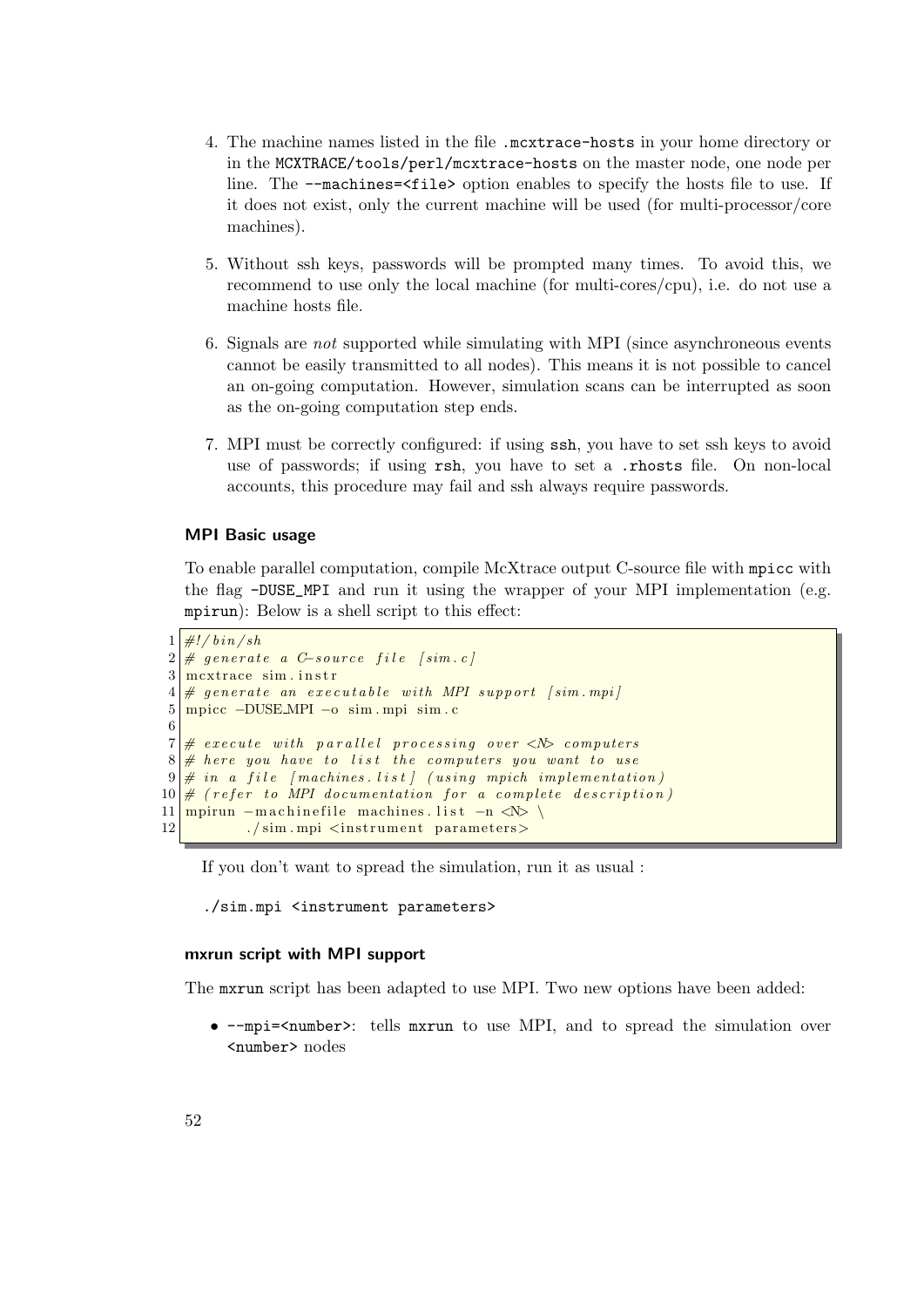4. The machine names listed in the file `.mcxtrace-hosts` in your home directory or in the `MCXTRACE/tools/perl/mcxtrace-hosts` on the master node, one node per line. The `--machines=<file>` option enables to specify the hosts file to use. If it does not exist, only the current machine will be used (for multi-processor/core machines).

5. Without ssh keys, passwords will be prompted many times. To avoid this, we recommend to use only the local machine (for multi-cores/cpu), i.e. do not use a machine hosts file.

6. Signals are *not* supported while simulating with MPI (since asynchroneous events cannot be easily transmitted to all nodes). This means it is not possible to cancel an on-going computation. However, simulation scans can be interrupted as soon as the on-going computation step ends.

7. MPI must be correctly configured: if using `ssh`, you have to set ssh keys to avoid use of passwords; if using `rsh`, you have to set a `.rhosts` file. On non-local accounts, this procedure may fail and ssh always require passwords.

### MPI Basic usage

To enable parallel computation, compile McXtrace output C-source file with `mpicc` with the flag `-DUSE_MPI` and run it using the wrapper of your MPI implementation (e.g. `mpirun`): Below is a shell script to this effect:

```
#!/bin/sh
# generate a C-source file [sim.c]
mcxtrace sim.instr
# generate an executable with MPI support [sim.mpi]
mpicc -DUSE_MPI -o sim.mpi sim.c

# execute with parallel processing over <N> computers
# here you have to list the computers you want to use
# in a file [machines.list] (using mpich implementation)
# (refer to MPI documentation for a complete description)
mpirun -machinefile machines.list -n <N> \
        ./sim.mpi <instrument parameters>
```

If you don't want to spread the simulation, run it as usual :

```
./sim.mpi <instrument parameters>
```

### mxrun script with MPI support

The `mxrun` script has been adapted to use MPI. Two new options have been added:

- `--mpi=<number>`: tells `mxrun` to use MPI, and to spread the simulation over `<number>` nodes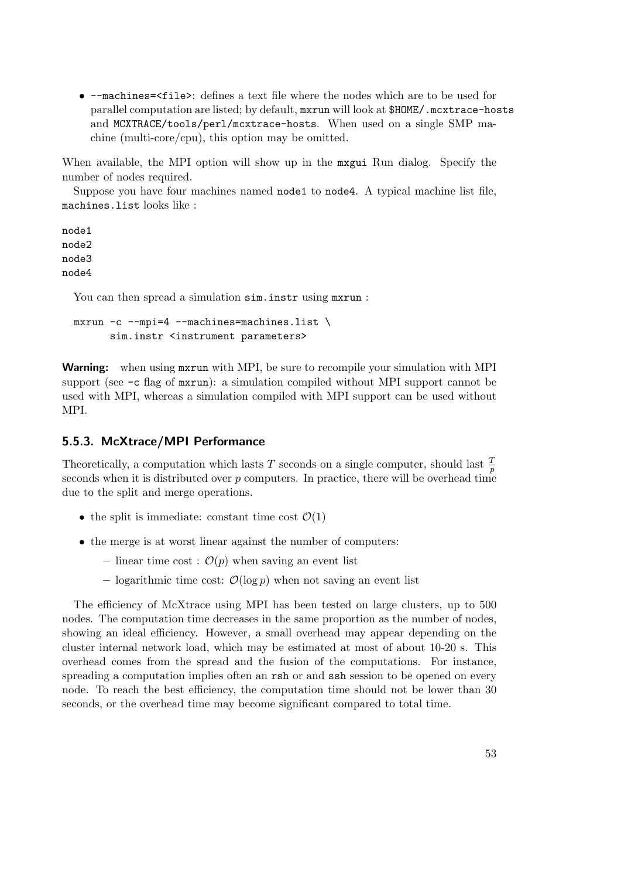- `--machines=<file>`: defines a text file where the nodes which are to be used for parallel computation are listed; by default, `mxrun` will look at `$HOME/.mcxtrace-hosts` and `MCXTRACE/tools/perl/mcxtrace-hosts`. When used on a single SMP machine (multi-core/cpu), this option may be omitted.

When available, the MPI option will show up in the `mxgui` Run dialog. Specify the number of nodes required.

Suppose you have four machines named `node1` to `node4`. A typical machine list file, `machines.list` looks like :

```
node1
node2
node3
node4
```

You can then spread a simulation `sim.instr` using `mxrun` :

```
mxrun -c --mpi=4 --machines=machines.list \
       sim.instr <instrument parameters>
```

**Warning:** when using `mxrun` with MPI, be sure to recompile your simulation with MPI support (see `-c` flag of `mxrun`): a simulation compiled without MPI support cannot be used with MPI, whereas a simulation compiled with MPI support can be used without MPI.

### 5.5.3. McXtrace/MPI Performance

Theoretically, a computation which lasts $T$ seconds on a single computer, should last $\frac{T}{p}$ seconds when it is distributed over $p$ computers. In practice, there will be overhead time due to the split and merge operations.

- the split is immediate: constant time cost $\mathcal{O}(1)$
- the merge is at worst linear against the number of computers:
  - linear time cost : $\mathcal{O}(p)$ when saving an event list
  - logarithmic time cost: $\mathcal{O}(\log p)$ when not saving an event list

The efficiency of McXtrace using MPI has been tested on large clusters, up to 500 nodes. The computation time decreases in the same proportion as the number of nodes, showing an ideal efficiency. However, a small overhead may appear depending on the cluster internal network load, which may be estimated at most of about 10-20 s. This overhead comes from the spread and the fusion of the computations. For instance, spreading a computation implies often an `rsh` or and `ssh` session to be opened on every node. To reach the best efficiency, the computation time should not be lower than 30 seconds, or the overhead time may become significant compared to total time.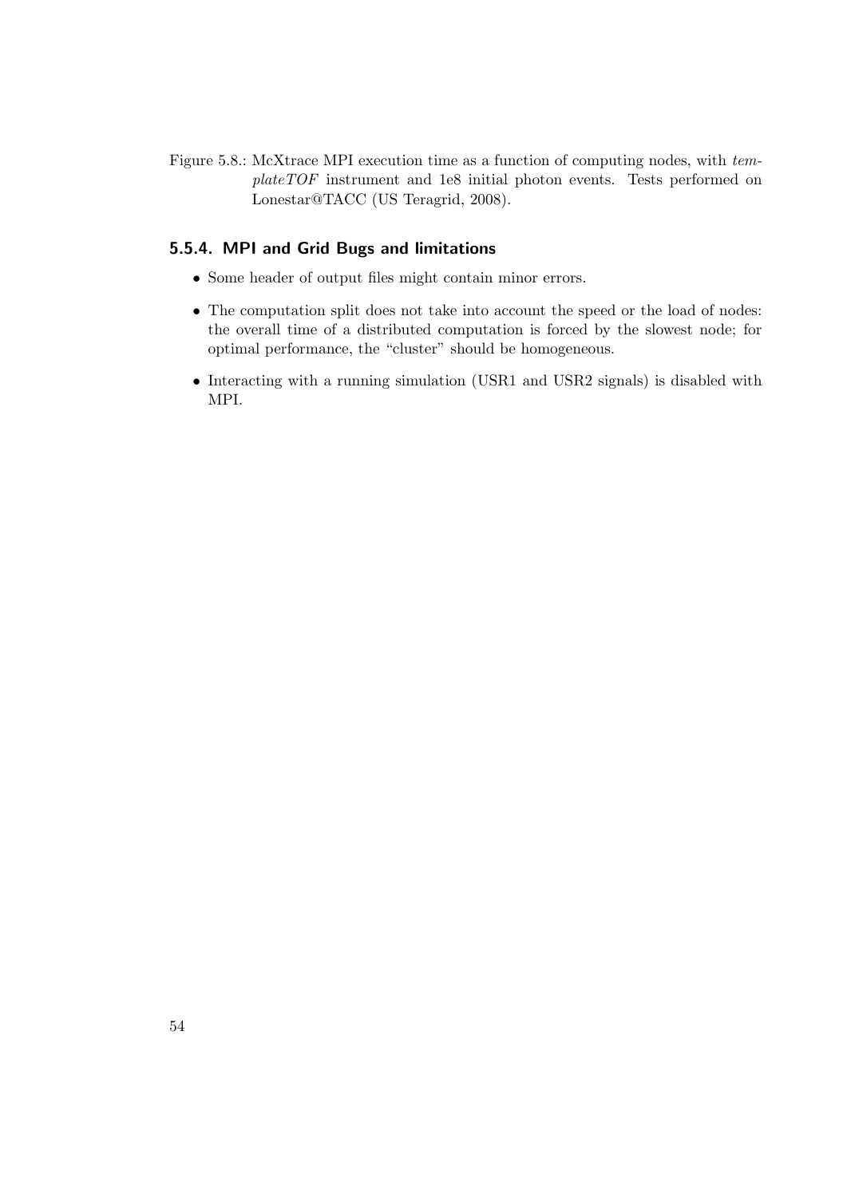Figure 5.8.: McXtrace MPI execution time as a function of computing nodes, with *templateTOF* instrument and 1e8 initial photon events. Tests performed on Lonestar@TACC (US Teragrid, 2008).

### 5.5.4. MPI and Grid Bugs and limitations

- Some header of output files might contain minor errors.
- The computation split does not take into account the speed or the load of nodes: the overall time of a distributed computation is forced by the slowest node; for optimal performance, the "cluster" should be homogeneous.
- Interacting with a running simulation (USR1 and USR2 signals) is disabled with MPI.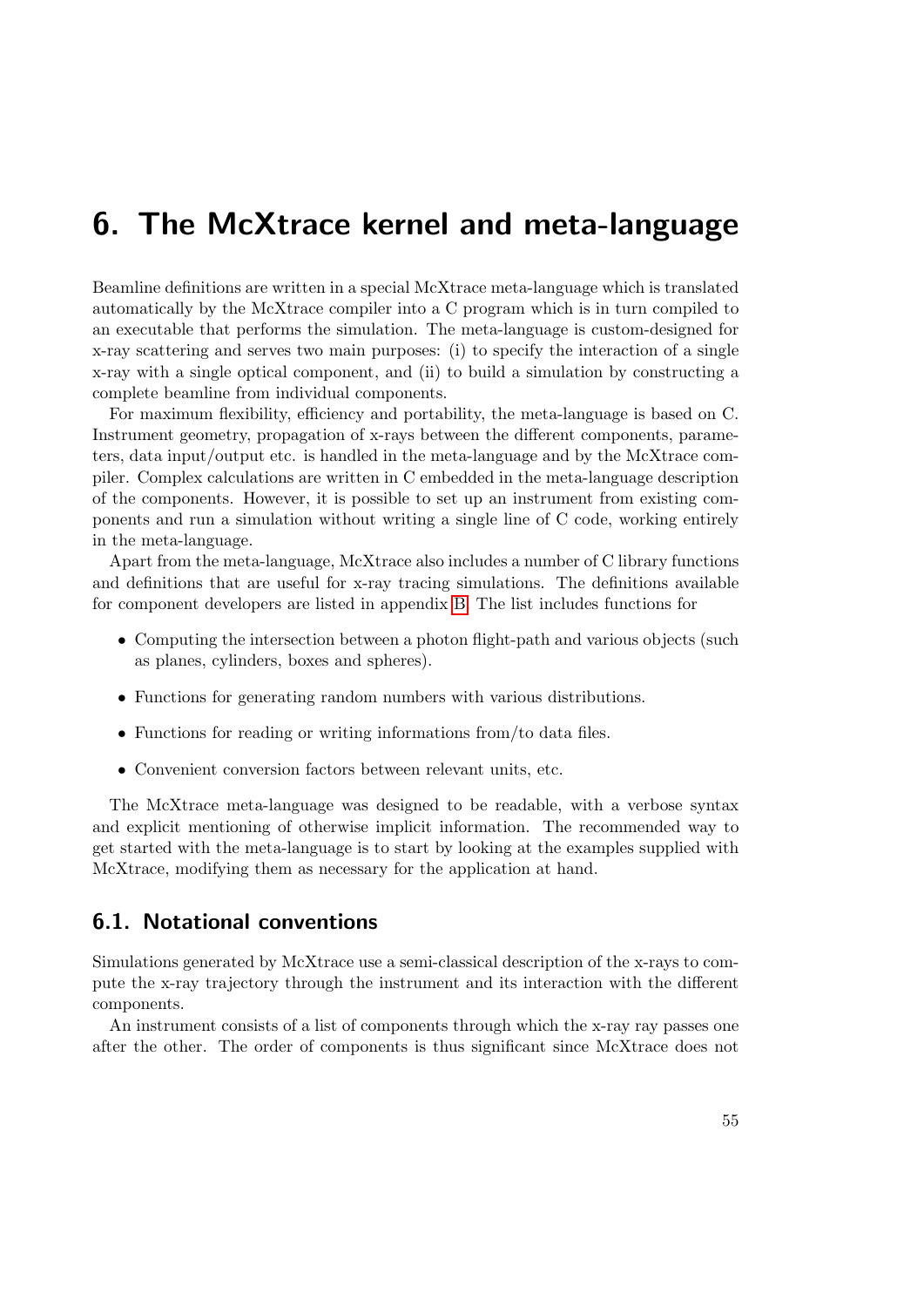# 6. The McXtrace kernel and meta-language

Beamline definitions are written in a special McXtrace meta-language which is translated automatically by the McXtrace compiler into a C program which is in turn compiled to an executable that performs the simulation. The meta-language is custom-designed for x-ray scattering and serves two main purposes: (i) to specify the interaction of a single x-ray with a single optical component, and (ii) to build a simulation by constructing a complete beamline from individual components.

For maximum flexibility, efficiency and portability, the meta-language is based on C. Instrument geometry, propagation of x-rays between the different components, parameters, data input/output etc. is handled in the meta-language and by the McXtrace compiler. Complex calculations are written in C embedded in the meta-language description of the components. However, it is possible to set up an instrument from existing components and run a simulation without writing a single line of C code, working entirely in the meta-language.

Apart from the meta-language, McXtrace also includes a number of C library functions and definitions that are useful for x-ray tracing simulations. The definitions available for component developers are listed in appendix B. The list includes functions for

- Computing the intersection between a photon flight-path and various objects (such as planes, cylinders, boxes and spheres).
- Functions for generating random numbers with various distributions.
- Functions for reading or writing informations from/to data files.
- Convenient conversion factors between relevant units, etc.

The McXtrace meta-language was designed to be readable, with a verbose syntax and explicit mentioning of otherwise implicit information. The recommended way to get started with the meta-language is to start by looking at the examples supplied with McXtrace, modifying them as necessary for the application at hand.

## 6.1. Notational conventions

Simulations generated by McXtrace use a semi-classical description of the x-rays to compute the x-ray trajectory through the instrument and its interaction with the different components.

An instrument consists of a list of components through which the x-ray ray passes one after the other. The order of components is thus significant since McXtrace does not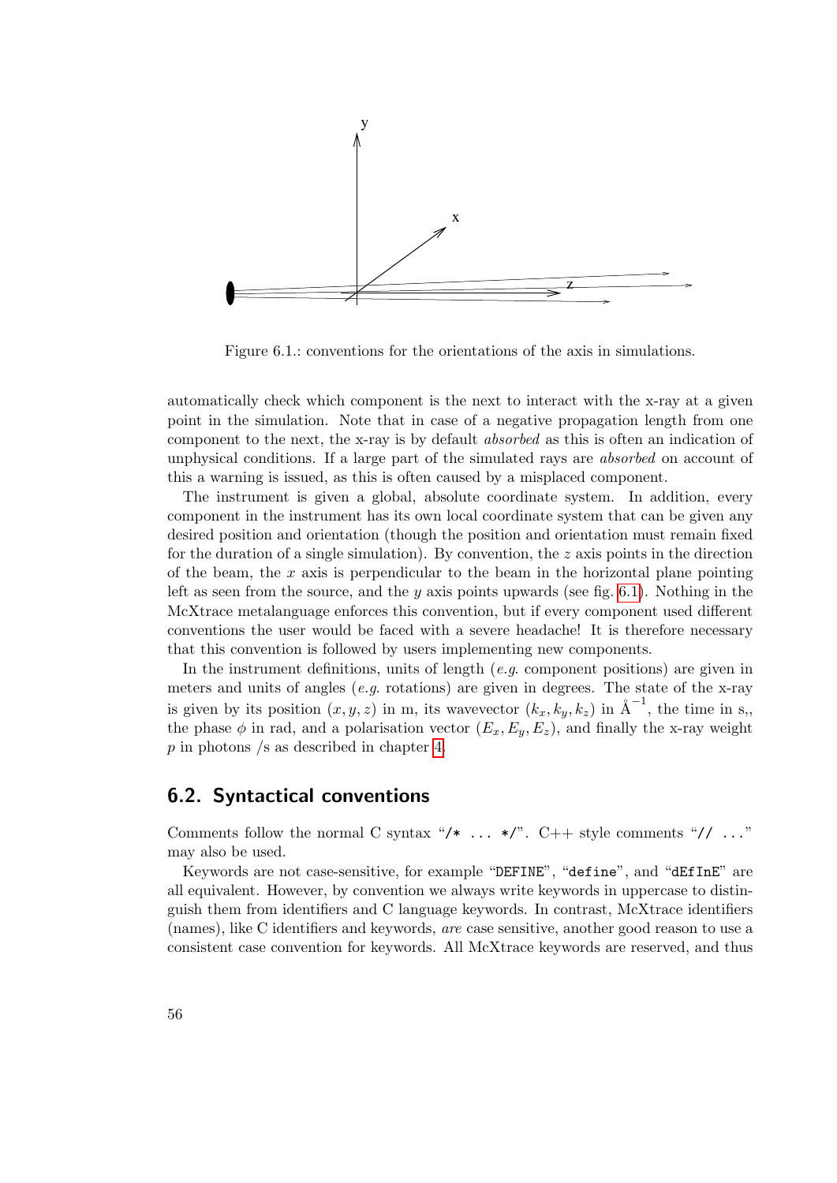Figure 6.1.: conventions for the orientations of the axis in simulations.

automatically check which component is the next to interact with the x-ray at a given point in the simulation. Note that in case of a negative propagation length from one component to the next, the x-ray is by default *absorbed* as this is often an indication of unphysical conditions. If a large part of the simulated rays are *absorbed* on account of this a warning is issued, as this is often caused by a misplaced component.

The instrument is given a global, absolute coordinate system. In addition, every component in the instrument has its own local coordinate system that can be given any desired position and orientation (though the position and orientation must remain fixed for the duration of a single simulation). By convention, the $z$ axis points in the direction of the beam, the $x$ axis is perpendicular to the beam in the horizontal plane pointing left as seen from the source, and the $y$ axis points upwards (see fig. 6.1). Nothing in the McXtrace metalanguage enforces this convention, but if every component used different conventions the user would be faced with a severe headache! It is therefore necessary that this convention is followed by users implementing new components.

In the instrument definitions, units of length (*e.g.* component positions) are given in meters and units of angles (*e.g.* rotations) are given in degrees. The state of the x-ray is given by its position $(x, y, z)$ in m, its wavevector $(k_x, k_y, k_z)$ in $\text{Å}^{-1}$, the time in s,, the phase $\phi$ in rad, and a polarisation vector $(E_x, E_y, E_z)$, and finally the x-ray weight $p$ in photons /s as described in chapter 4.

## 6.2. Syntactical conventions

Comments follow the normal C syntax "`/* ... */`". C++ style comments "`// ...`" may also be used.

Keywords are not case-sensitive, for example "`DEFINE`", "`define`", and "`dEfInE`" are all equivalent. However, by convention we always write keywords in uppercase to distinguish them from identifiers and C language keywords. In contrast, McXtrace identifiers (names), like C identifiers and keywords, *are* case sensitive, another good reason to use a consistent case convention for keywords. All McXtrace keywords are reserved, and thus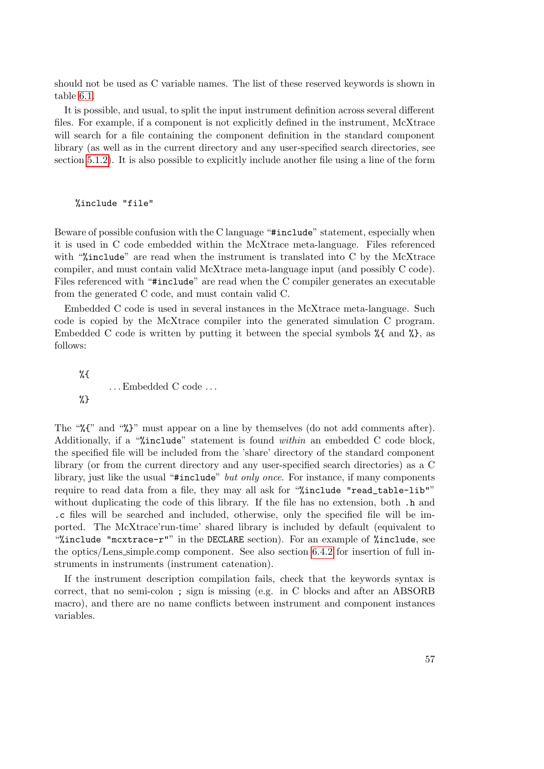should not be used as C variable names. The list of these reserved keywords is shown in table 6.1.

It is possible, and usual, to split the input instrument definition across several different files. For example, if a component is not explicitly defined in the instrument, McXtrace will search for a file containing the component definition in the standard component library (as well as in the current directory and any user-specified search directories, see section 5.1.2). It is also possible to explicitly include another file using a line of the form

```
%include "file"
```

Beware of possible confusion with the C language "`#include`" statement, especially when it is used in C code embedded within the McXtrace meta-language. Files referenced with "`%include`" are read when the instrument is translated into C by the McXtrace compiler, and must contain valid McXtrace meta-language input (and possibly C code). Files referenced with "`#include`" are read when the C compiler generates an executable from the generated C code, and must contain valid C.

Embedded C code is used in several instances in the McXtrace meta-language. Such code is copied by the McXtrace compiler into the generated simulation C program. Embedded C code is written by putting it between the special symbols `%{` and `%}`, as follows:

```
%{
        ... Embedded C code ...
%}
```

The "`%{`" and "`%}`" must appear on a line by themselves (do not add comments after). Additionally, if a "`%include`" statement is found *within* an embedded C code block, the specified file will be included from the 'share' directory of the standard component library (or from the current directory and any user-specified search directories) as a C library, just like the usual "`#include`" *but only once*. For instance, if many components require to read data from a file, they may all ask for "`%include "read_table-lib"`" without duplicating the code of this library. If the file has no extension, both `.h` and `.c` files will be searched and included, otherwise, only the specified file will be imported. The McXtrace'run-time' shared library is included by default (equivalent to "`%include "mcxtrace-r"`" in the `DECLARE` section). For an example of `%include`, see the optics/Lens_simple.comp component. See also section 6.4.2 for insertion of full instruments in instruments (instrument catenation).

If the instrument description compilation fails, check that the keywords syntax is correct, that no semi-colon `;` sign is missing (e.g. in C blocks and after an ABSORB macro), and there are no name conflicts between instrument and component instances variables.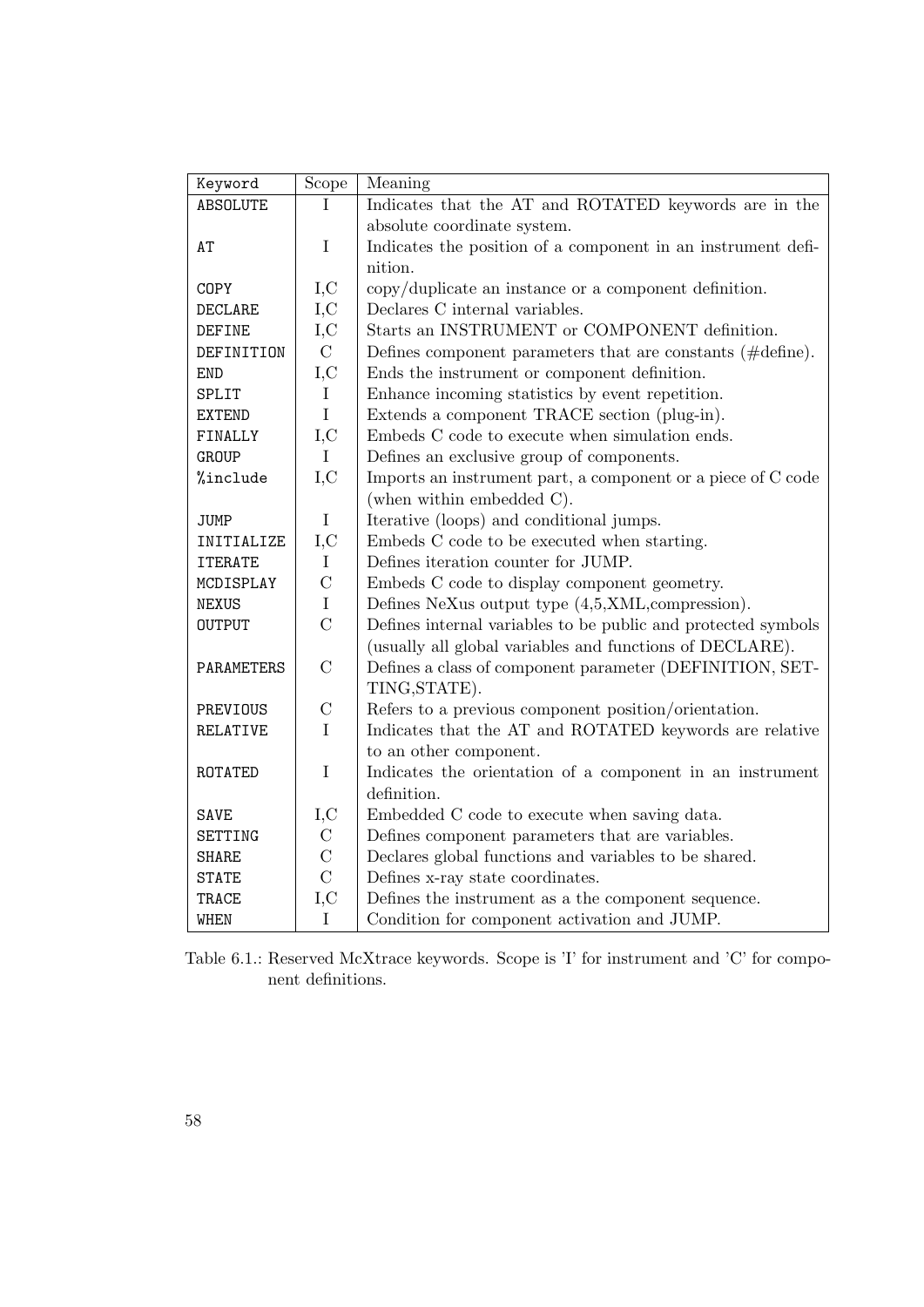| Keyword | Scope | Meaning |
|---|---|---|
| `ABSOLUTE` | I | Indicates that the AT and ROTATED keywords are in the absolute coordinate system. |
| `AT` | I | Indicates the position of a component in an instrument definition. |
| `COPY` | I,C | copy/duplicate an instance or a component definition. |
| `DECLARE` | I,C | Declares C internal variables. |
| `DEFINE` | I,C | Starts an INSTRUMENT or COMPONENT definition. |
| `DEFINITION` | C | Defines component parameters that are constants (#define). |
| `END` | I,C | Ends the instrument or component definition. |
| `SPLIT` | I | Enhance incoming statistics by event repetition. |
| `EXTEND` | I | Extends a component TRACE section (plug-in). |
| `FINALLY` | I,C | Embeds C code to execute when simulation ends. |
| `GROUP` | I | Defines an exclusive group of components. |
| `%include` | I,C | Imports an instrument part, a component or a piece of C code (when within embedded C). |
| `JUMP` | I | Iterative (loops) and conditional jumps. |
| `INITIALIZE` | I,C | Embeds C code to be executed when starting. |
| `ITERATE` | I | Defines iteration counter for JUMP. |
| `MCDISPLAY` | C | Embeds C code to display component geometry. |
| `NEXUS` | I | Defines NeXus output type (4,5,XML,compression). |
| `OUTPUT` | C | Defines internal variables to be public and protected symbols (usually all global variables and functions of DECLARE). |
| `PARAMETERS` | C | Defines a class of component parameter (DEFINITION, SETTING,STATE). |
| `PREVIOUS` | C | Refers to a previous component position/orientation. |
| `RELATIVE` | I | Indicates that the AT and ROTATED keywords are relative to an other component. |
| `ROTATED` | I | Indicates the orientation of a component in an instrument definition. |
| `SAVE` | I,C | Embedded C code to execute when saving data. |
| `SETTING` | C | Defines component parameters that are variables. |
| `SHARE` | C | Declares global functions and variables to be shared. |
| `STATE` | C | Defines x-ray state coordinates. |
| `TRACE` | I,C | Defines the instrument as a the component sequence. |
| `WHEN` | I | Condition for component activation and JUMP. |

Table 6.1.: Reserved McXtrace keywords. Scope is 'I' for instrument and 'C' for component definitions.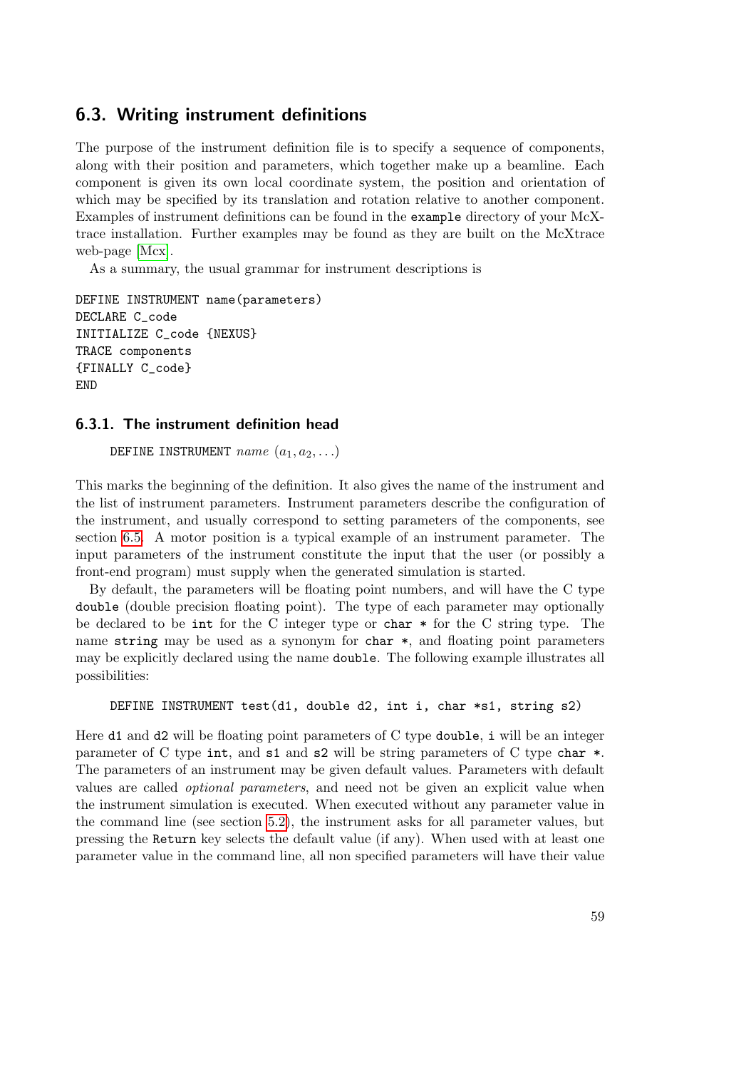## 6.3. Writing instrument definitions

The purpose of the instrument definition file is to specify a sequence of components, along with their position and parameters, which together make up a beamline. Each component is given its own local coordinate system, the position and orientation of which may be specified by its translation and rotation relative to another component. Examples of instrument definitions can be found in the `example` directory of your McXtrace installation. Further examples may be found as they are built on the McXtrace web-page [Mcx].

As a summary, the usual grammar for instrument descriptions is

```
DEFINE INSTRUMENT name(parameters)
DECLARE C_code
INITIALIZE C_code {NEXUS}
TRACE components
{FINALLY C_code}
END
```

### 6.3.1. The instrument definition head

`DEFINE INSTRUMENT` *name* $(a_1, a_2, \ldots)$

This marks the beginning of the definition. It also gives the name of the instrument and the list of instrument parameters. Instrument parameters describe the configuration of the instrument, and usually correspond to setting parameters of the components, see section 6.5. A motor position is a typical example of an instrument parameter. The input parameters of the instrument constitute the input that the user (or possibly a front-end program) must supply when the generated simulation is started.

By default, the parameters will be floating point numbers, and will have the C type `double` (double precision floating point). The type of each parameter may optionally be declared to be `int` for the C integer type or `char *` for the C string type. The name `string` may be used as a synonym for `char *`, and floating point parameters may be explicitly declared using the name `double`. The following example illustrates all possibilities:

```
DEFINE INSTRUMENT test(d1, double d2, int i, char *s1, string s2)
```

Here `d1` and `d2` will be floating point parameters of C type `double`, `i` will be an integer parameter of C type `int`, and `s1` and `s2` will be string parameters of C type `char *`. The parameters of an instrument may be given default values. Parameters with default values are called *optional parameters*, and need not be given an explicit value when the instrument simulation is executed. When executed without any parameter value in the command line (see section 5.2), the instrument asks for all parameter values, but pressing the `Return` key selects the default value (if any). When used with at least one parameter value in the command line, all non specified parameters will have their value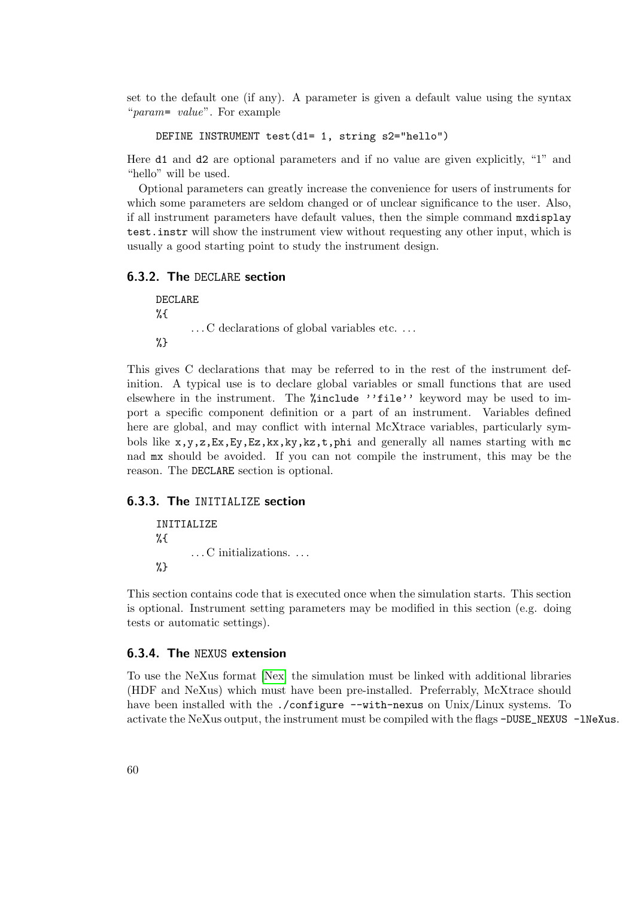set to the default one (if any). A parameter is given a default value using the syntax "*param*= *value*". For example

```
DEFINE INSTRUMENT test(d1= 1, string s2="hello")
```

Here `d1` and `d2` are optional parameters and if no value are given explicitly, "1" and "hello" will be used.

Optional parameters can greatly increase the convenience for users of instruments for which some parameters are seldom changed or of unclear significance to the user. Also, if all instrument parameters have default values, then the simple command `mxdisplay test.instr` will show the instrument view without requesting any other input, which is usually a good starting point to study the instrument design.

### 6.3.2. The DECLARE section

```
DECLARE
%{
    ...C declarations of global variables etc. ...
%}
```

This gives C declarations that may be referred to in the rest of the instrument definition. A typical use is to declare global variables or small functions that are used elsewhere in the instrument. The `%include ''file''` keyword may be used to import a specific component definition or a part of an instrument. Variables defined here are global, and may conflict with internal McXtrace variables, particularly symbols like `x,y,z,Ex,Ey,Ez,kx,ky,kz,t,phi` and generally all names starting with `mc` nad `mx` should be avoided. If you can not compile the instrument, this may be the reason. The `DECLARE` section is optional.

### 6.3.3. The INITIALIZE section

```
INITIALIZE
%{
    ...C initializations. ...
%}
```

This section contains code that is executed once when the simulation starts. This section is optional. Instrument setting parameters may be modified in this section (e.g. doing tests or automatic settings).

### 6.3.4. The NEXUS extension

To use the NeXus format [Nex] the simulation must be linked with additional libraries (HDF and NeXus) which must have been pre-installed. Preferrably, McXtrace should have been installed with the `./configure --with-nexus` on Unix/Linux systems. To activate the NeXus output, the instrument must be compiled with the flags `-DUSE_NEXUS -lNeXus`.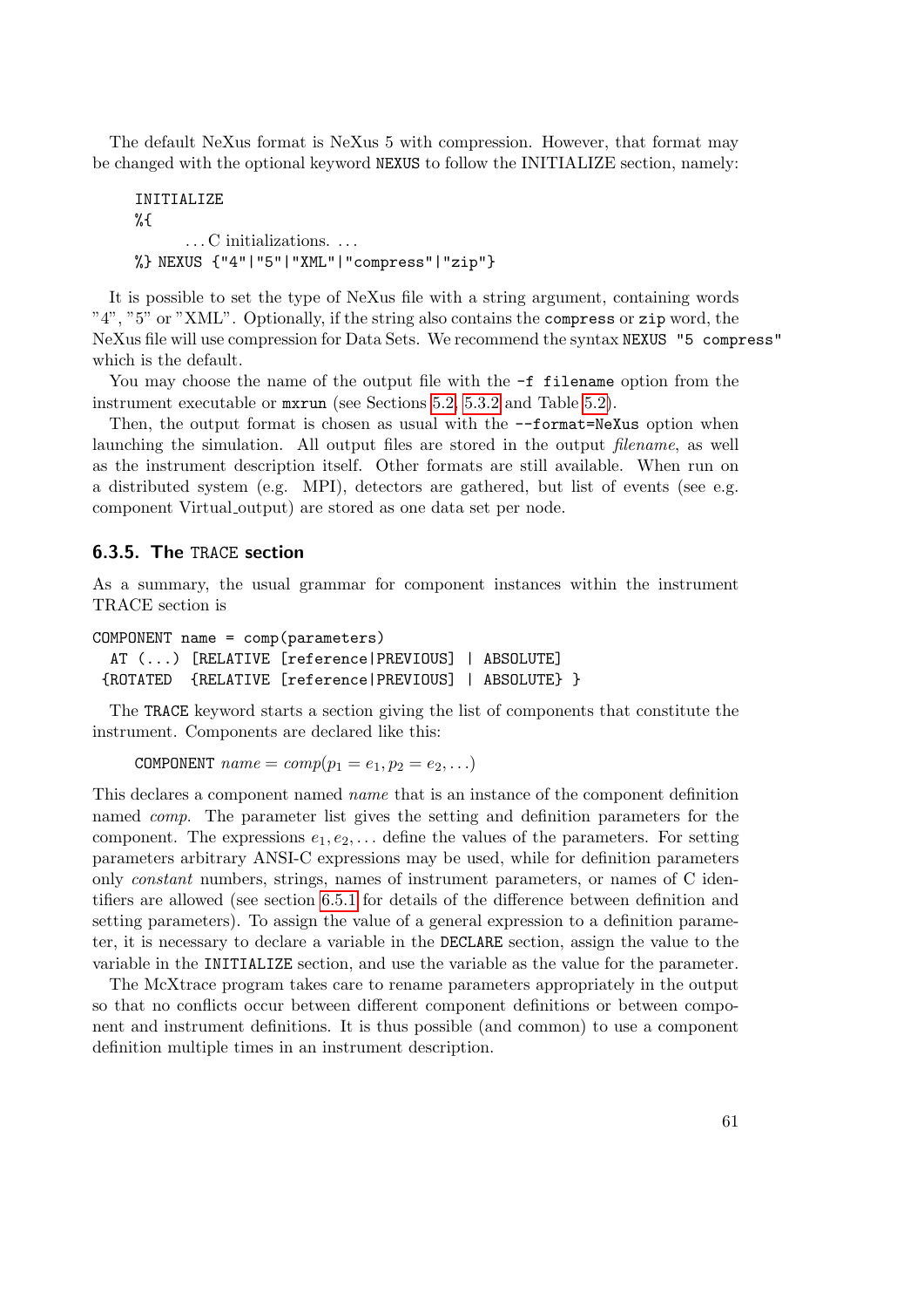The default NeXus format is NeXus 5 with compression. However, that format may be changed with the optional keyword `NEXUS` to follow the INITIALIZE section, namely:

```
INITIALIZE
%{
      ...C initializations. ...
%} NEXUS {"4"|"5"|"XML"|"compress"|"zip"}
```

It is possible to set the type of NeXus file with a string argument, containing words "4", "5" or "XML". Optionally, if the string also contains the `compress` or `zip` word, the NeXus file will use compression for Data Sets. We recommend the syntax `NEXUS "5 compress"` which is the default.

You may choose the name of the output file with the `-f filename` option from the instrument executable or `mxrun` (see Sections 5.2, 5.3.2 and Table 5.2).

Then, the output format is chosen as usual with the `--format=NeXus` option when launching the simulation. All output files are stored in the output *filename*, as well as the instrument description itself. Other formats are still available. When run on a distributed system (e.g. MPI), detectors are gathered, but list of events (see e.g. component Virtual_output) are stored as one data set per node.

### 6.3.5. The TRACE section

As a summary, the usual grammar for component instances within the instrument TRACE section is

```
COMPONENT name = comp(parameters)
  AT (...) [RELATIVE [reference|PREVIOUS] | ABSOLUTE]
 {ROTATED  {RELATIVE [reference|PREVIOUS] | ABSOLUTE} }
```

The `TRACE` keyword starts a section giving the list of components that constitute the instrument. Components are declared like this:

`COMPONENT` $name = comp(p_1 = e_1, p_2 = e_2, \ldots)$

This declares a component named *name* that is an instance of the component definition named *comp*. The parameter list gives the setting and definition parameters for the component. The expressions $e_1, e_2, \ldots$ define the values of the parameters. For setting parameters arbitrary ANSI-C expressions may be used, while for definition parameters only *constant* numbers, strings, names of instrument parameters, or names of C identifiers are allowed (see section 6.5.1 for details of the difference between definition and setting parameters). To assign the value of a general expression to a definition parameter, it is necessary to declare a variable in the `DECLARE` section, assign the value to the variable in the `INITIALIZE` section, and use the variable as the value for the parameter.

The McXtrace program takes care to rename parameters appropriately in the output so that no conflicts occur between different component definitions or between component and instrument definitions. It is thus possible (and common) to use a component definition multiple times in an instrument description.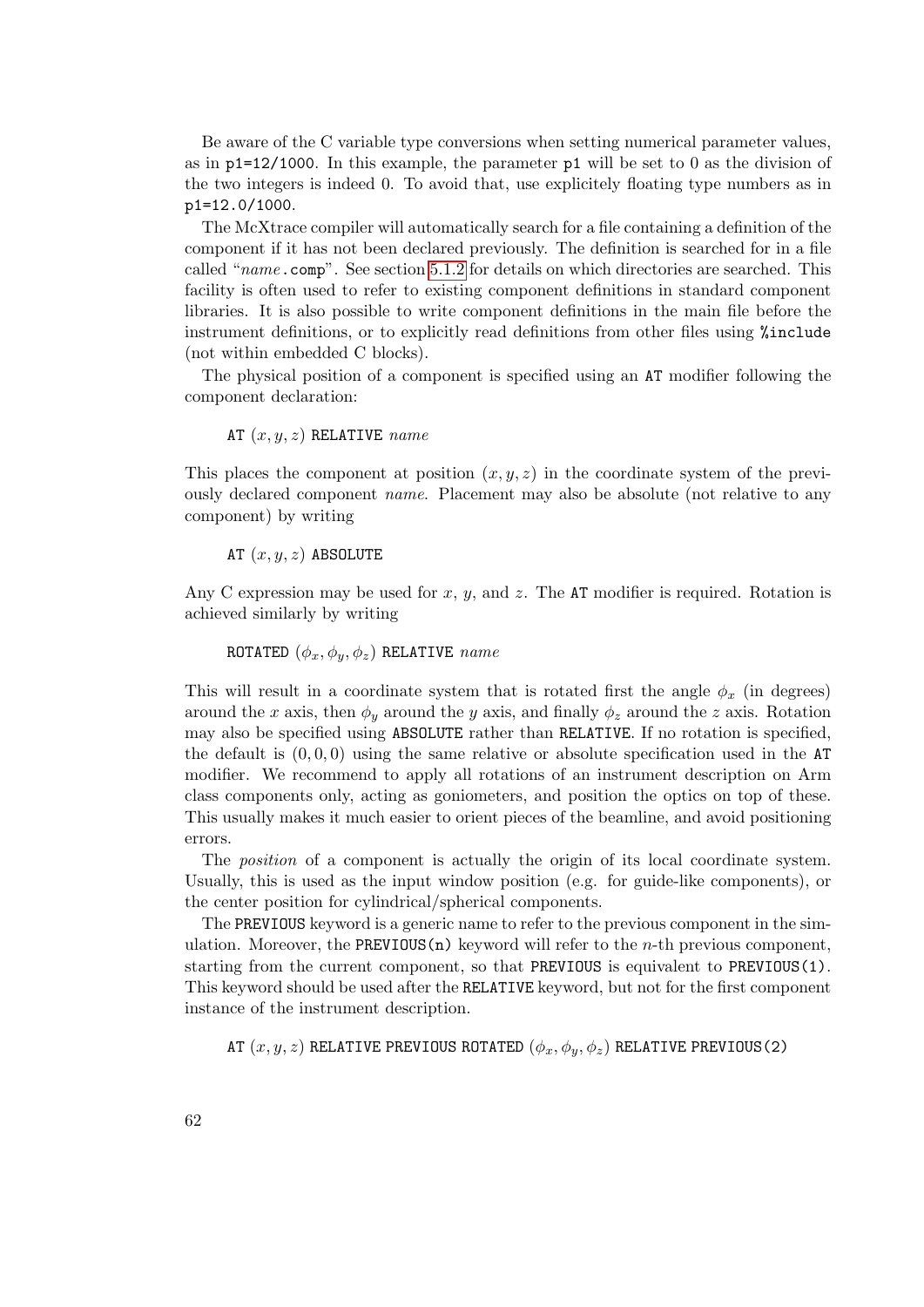Be aware of the C variable type conversions when setting numerical parameter values, as in `p1=12/1000`. In this example, the parameter `p1` will be set to 0 as the division of the two integers is indeed 0. To avoid that, use explicitely floating type numbers as in `p1=12.0/1000`.

The McXtrace compiler will automatically search for a file containing a definition of the component if it has not been declared previously. The definition is searched for in a file called "*name*.comp". See section 5.1.2 for details on which directories are searched. This facility is often used to refer to existing component definitions in standard component libraries. It is also possible to write component definitions in the main file before the instrument definitions, or to explicitly read definitions from other files using `%include` (not within embedded C blocks).

The physical position of a component is specified using an `AT` modifier following the component declaration:

`AT` $(x, y, z)$ `RELATIVE` *name*

This places the component at position $(x, y, z)$ in the coordinate system of the previously declared component *name*. Placement may also be absolute (not relative to any component) by writing

`AT` $(x, y, z)$ `ABSOLUTE`

Any C expression may be used for $x$, $y$, and $z$. The `AT` modifier is required. Rotation is achieved similarly by writing

`ROTATED` $(\phi_x, \phi_y, \phi_z)$ `RELATIVE` *name*

This will result in a coordinate system that is rotated first the angle $\phi_x$ (in degrees) around the $x$ axis, then $\phi_y$ around the $y$ axis, and finally $\phi_z$ around the $z$ axis. Rotation may also be specified using `ABSOLUTE` rather than `RELATIVE`. If no rotation is specified, the default is $(0, 0, 0)$ using the same relative or absolute specification used in the `AT` modifier. We recommend to apply all rotations of an instrument description on Arm class components only, acting as goniometers, and position the optics on top of these. This usually makes it much easier to orient pieces of the beamline, and avoid positioning errors.

The *position* of a component is actually the origin of its local coordinate system. Usually, this is used as the input window position (e.g. for guide-like components), or the center position for cylindrical/spherical components.

The `PREVIOUS` keyword is a generic name to refer to the previous component in the simulation. Moreover, the `PREVIOUS(n)` keyword will refer to the $n$-th previous component, starting from the current component, so that `PREVIOUS` is equivalent to `PREVIOUS(1)`. This keyword should be used after the `RELATIVE` keyword, but not for the first component instance of the instrument description.

`AT` $(x, y, z)$ `RELATIVE PREVIOUS ROTATED` $(\phi_x, \phi_y, \phi_z)$ `RELATIVE PREVIOUS(2)`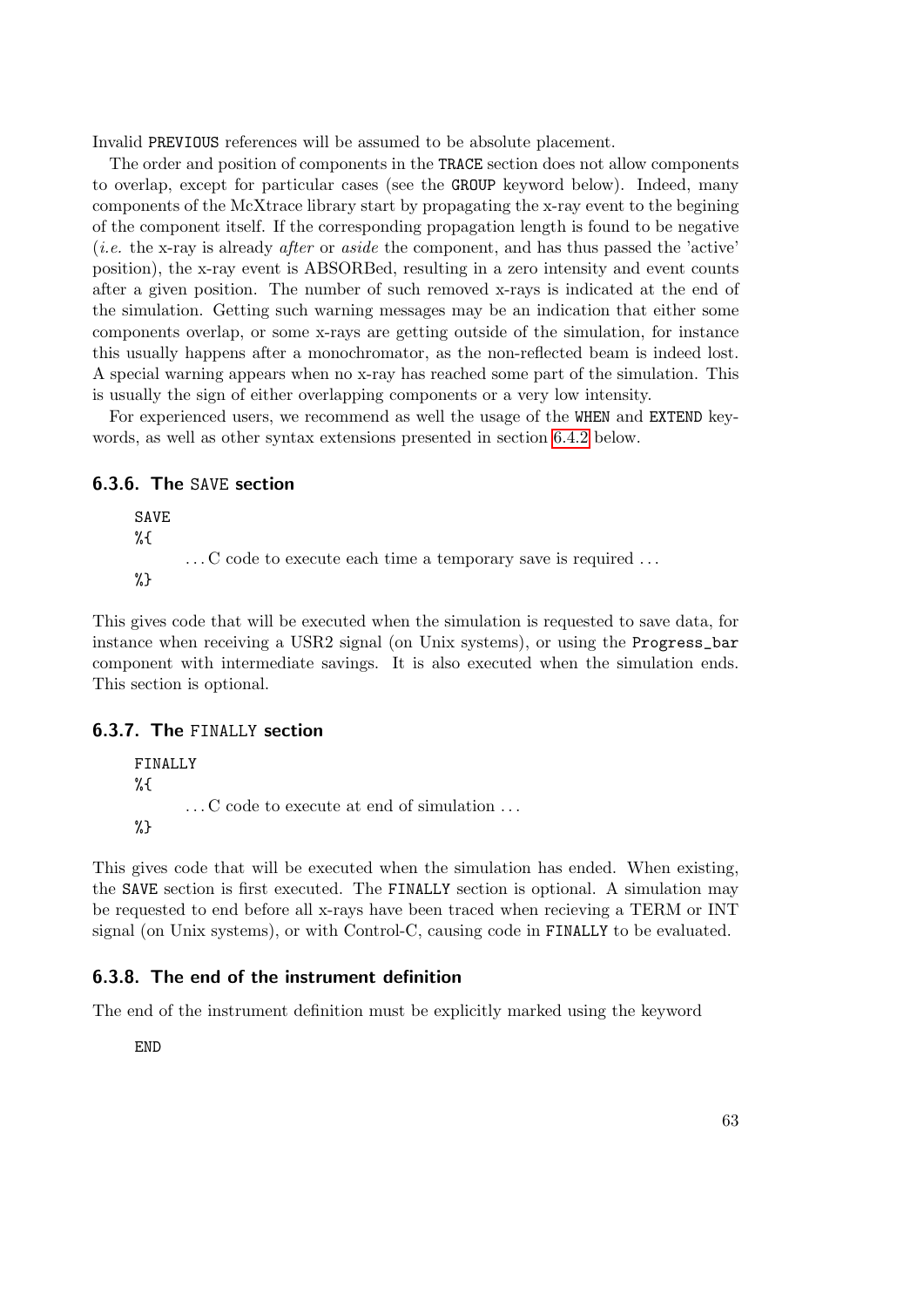Invalid `PREVIOUS` references will be assumed to be absolute placement.

The order and position of components in the `TRACE` section does not allow components to overlap, except for particular cases (see the `GROUP` keyword below). Indeed, many components of the McXtrace library start by propagating the x-ray event to the begining of the component itself. If the corresponding propagation length is found to be negative (*i.e.* the x-ray is already *after* or *aside* the component, and has thus passed the 'active' position), the x-ray event is ABSORBed, resulting in a zero intensity and event counts after a given position. The number of such removed x-rays is indicated at the end of the simulation. Getting such warning messages may be an indication that either some components overlap, or some x-rays are getting outside of the simulation, for instance this usually happens after a monochromator, as the non-reflected beam is indeed lost. A special warning appears when no x-ray has reached some part of the simulation. This is usually the sign of either overlapping components or a very low intensity.

For experienced users, we recommend as well the usage of the `WHEN` and `EXTEND` keywords, as well as other syntax extensions presented in section 6.4.2 below.

### 6.3.6. The `SAVE` section

```
SAVE
%{
        ... C code to execute each time a temporary save is required ...
%}
```

This gives code that will be executed when the simulation is requested to save data, for instance when receiving a USR2 signal (on Unix systems), or using the `Progress_bar` component with intermediate savings. It is also executed when the simulation ends. This section is optional.

### 6.3.7. The `FINALLY` section

```
FINALLY
%{
        ... C code to execute at end of simulation ...
%}
```

This gives code that will be executed when the simulation has ended. When existing, the `SAVE` section is first executed. The `FINALLY` section is optional. A simulation may be requested to end before all x-rays have been traced when recieving a TERM or INT signal (on Unix systems), or with Control-C, causing code in `FINALLY` to be evaluated.

### 6.3.8. The end of the instrument definition

The end of the instrument definition must be explicitly marked using the keyword

```
END
```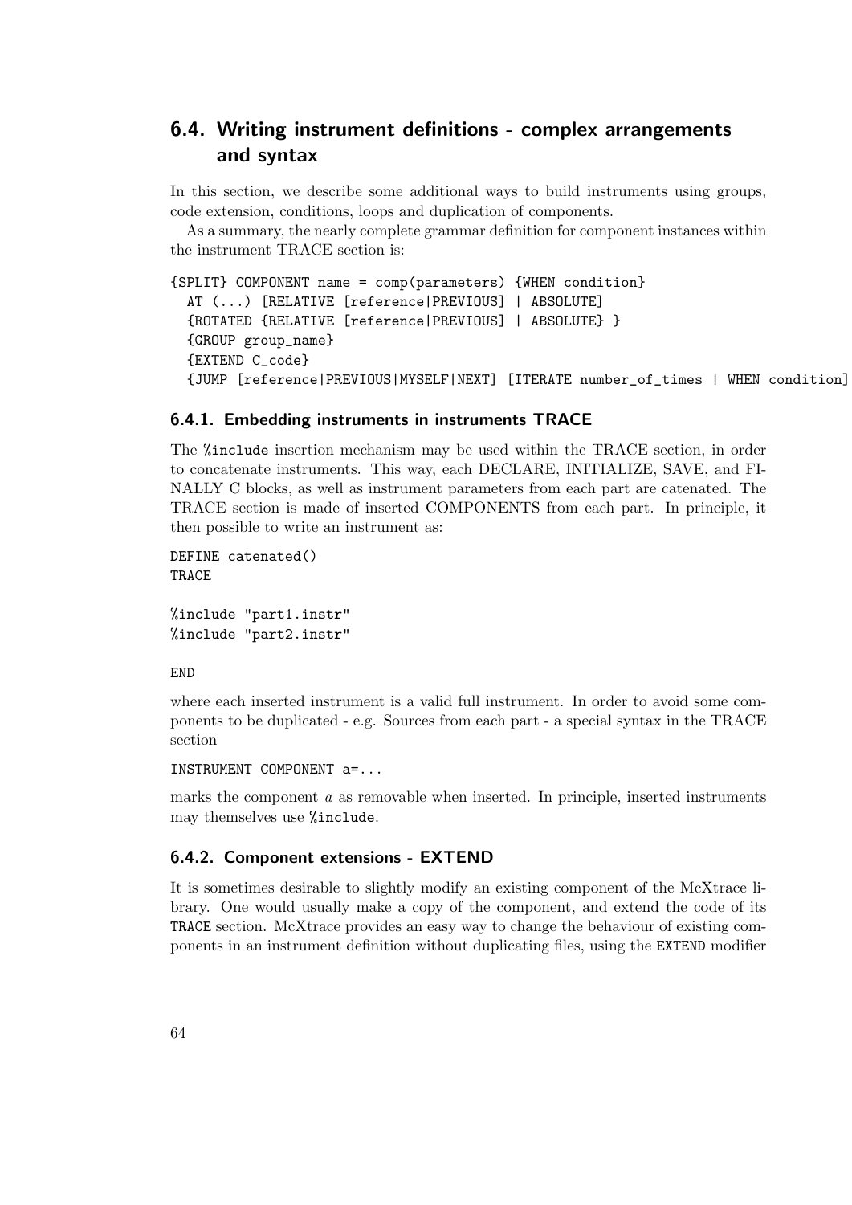## 6.4. Writing instrument definitions - complex arrangements and syntax

In this section, we describe some additional ways to build instruments using groups, code extension, conditions, loops and duplication of components.

As a summary, the nearly complete grammar definition for component instances within the instrument TRACE section is:

```
{SPLIT} COMPONENT name = comp(parameters) {WHEN condition}
  AT (...) [RELATIVE [reference|PREVIOUS] | ABSOLUTE]
  {ROTATED {RELATIVE [reference|PREVIOUS] | ABSOLUTE} }
  {GROUP group_name}
  {EXTEND C_code}
  {JUMP [reference|PREVIOUS|MYSELF|NEXT] [ITERATE number_of_times | WHEN condition]
```

### 6.4.1. Embedding instruments in instruments TRACE

The `%include` insertion mechanism may be used within the TRACE section, in order to concatenate instruments. This way, each DECLARE, INITIALIZE, SAVE, and FINALLY C blocks, as well as instrument parameters from each part are catenated. The TRACE section is made of inserted COMPONENTS from each part. In principle, it then possible to write an instrument as:

```
DEFINE catenated()
TRACE

%include "part1.instr"
%include "part2.instr"

END
```

where each inserted instrument is a valid full instrument. In order to avoid some components to be duplicated - e.g. Sources from each part - a special syntax in the TRACE section

```
INSTRUMENT COMPONENT a=...
```

marks the component *a* as removable when inserted. In principle, inserted instruments may themselves use `%include`.

### 6.4.2. Component extensions - EXTEND

It is sometimes desirable to slightly modify an existing component of the McXtrace library. One would usually make a copy of the component, and extend the code of its `TRACE` section. McXtrace provides an easy way to change the behaviour of existing components in an instrument definition without duplicating files, using the `EXTEND` modifier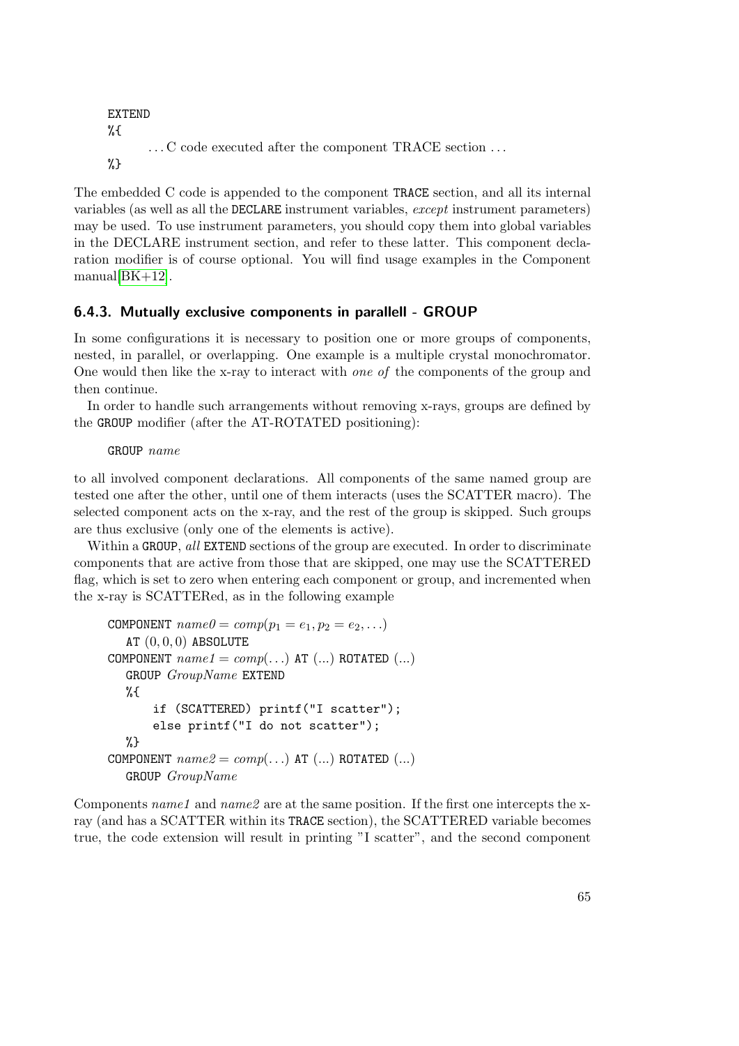```
EXTEND
%{
        ... C code executed after the component TRACE section ...
%}
```

The embedded C code is appended to the component TRACE section, and all its internal variables (as well as all the DECLARE instrument variables, *except* instrument parameters) may be used. To use instrument parameters, you should copy them into global variables in the DECLARE instrument section, and refer to these latter. This component declaration modifier is of course optional. You will find usage examples in the Component manual[BK+12].

### 6.4.3. Mutually exclusive components in parallell - GROUP

In some configurations it is necessary to position one or more groups of components, nested, in parallel, or overlapping. One example is a multiple crystal monochromator. One would then like the x-ray to interact with *one of* the components of the group and then continue.

In order to handle such arrangements without removing x-rays, groups are defined by the GROUP modifier (after the AT-ROTATED positioning):

```
GROUP name
```

to all involved component declarations. All components of the same named group are tested one after the other, until one of them interacts (uses the SCATTER macro). The selected component acts on the x-ray, and the rest of the group is skipped. Such groups are thus exclusive (only one of the elements is active).

Within a GROUP, *all* EXTEND sections of the group are executed. In order to discriminate components that are active from those that are skipped, one may use the SCATTERED flag, which is set to zero when entering each component or group, and incremented when the x-ray is SCATTERed, as in the following example

```
COMPONENT name0 = comp(p1 = e1, p2 = e2, ...)
   AT (0, 0, 0) ABSOLUTE
COMPONENT name1 = comp(...) AT (...) ROTATED (...)
   GROUP GroupName EXTEND
   %{
       if (SCATTERED) printf("I scatter");
       else printf("I do not scatter");
   %}
COMPONENT name2 = comp(...) AT (...) ROTATED (...)
   GROUP GroupName
```

Components *name1* and *name2* are at the same position. If the first one intercepts the x-ray (and has a SCATTER within its TRACE section), the SCATTERED variable becomes true, the code extension will result in printing "I scatter", and the second component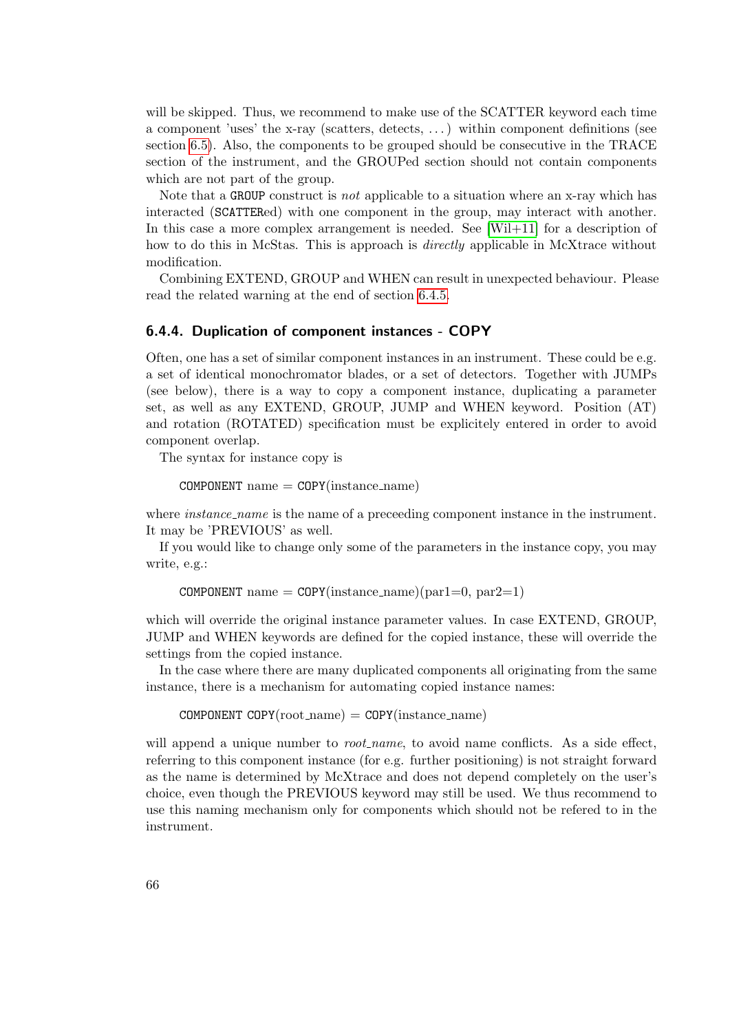will be skipped. Thus, we recommend to make use of the SCATTER keyword each time a component 'uses' the x-ray (scatters, detects, ...) within component definitions (see section 6.5). Also, the components to be grouped should be consecutive in the TRACE section of the instrument, and the GROUPed section should not contain components which are not part of the group.

Note that a `GROUP` construct is *not* applicable to a situation where an x-ray which has interacted (`SCATTER`ed) with one component in the group, may interact with another. In this case a more complex arrangement is needed. See [Wil+11] for a description of how to do this in McStas. This is approach is *directly* applicable in McXtrace without modification.

Combining EXTEND, GROUP and WHEN can result in unexpected behaviour. Please read the related warning at the end of section 6.4.5.

### 6.4.4. Duplication of component instances - COPY

Often, one has a set of similar component instances in an instrument. These could be e.g. a set of identical monochromator blades, or a set of detectors. Together with JUMPs (see below), there is a way to copy a component instance, duplicating a parameter set, as well as any EXTEND, GROUP, JUMP and WHEN keyword. Position (AT) and rotation (ROTATED) specification must be explicitely entered in order to avoid component overlap.

The syntax for instance copy is

```
COMPONENT name = COPY(instance_name)
```

where *instance_name* is the name of a preceeding component instance in the instrument. It may be 'PREVIOUS' as well.

If you would like to change only some of the parameters in the instance copy, you may write, e.g.:

```
COMPONENT name = COPY(instance_name)(par1=0, par2=1)
```

which will override the original instance parameter values. In case EXTEND, GROUP, JUMP and WHEN keywords are defined for the copied instance, these will override the settings from the copied instance.

In the case where there are many duplicated components all originating from the same instance, there is a mechanism for automating copied instance names:

```
COMPONENT COPY(root_name) = COPY(instance_name)
```

will append a unique number to *root_name*, to avoid name conflicts. As a side effect, referring to this component instance (for e.g. further positioning) is not straight forward as the name is determined by McXtrace and does not depend completely on the user's choice, even though the PREVIOUS keyword may still be used. We thus recommend to use this naming mechanism only for components which should not be refered to in the instrument.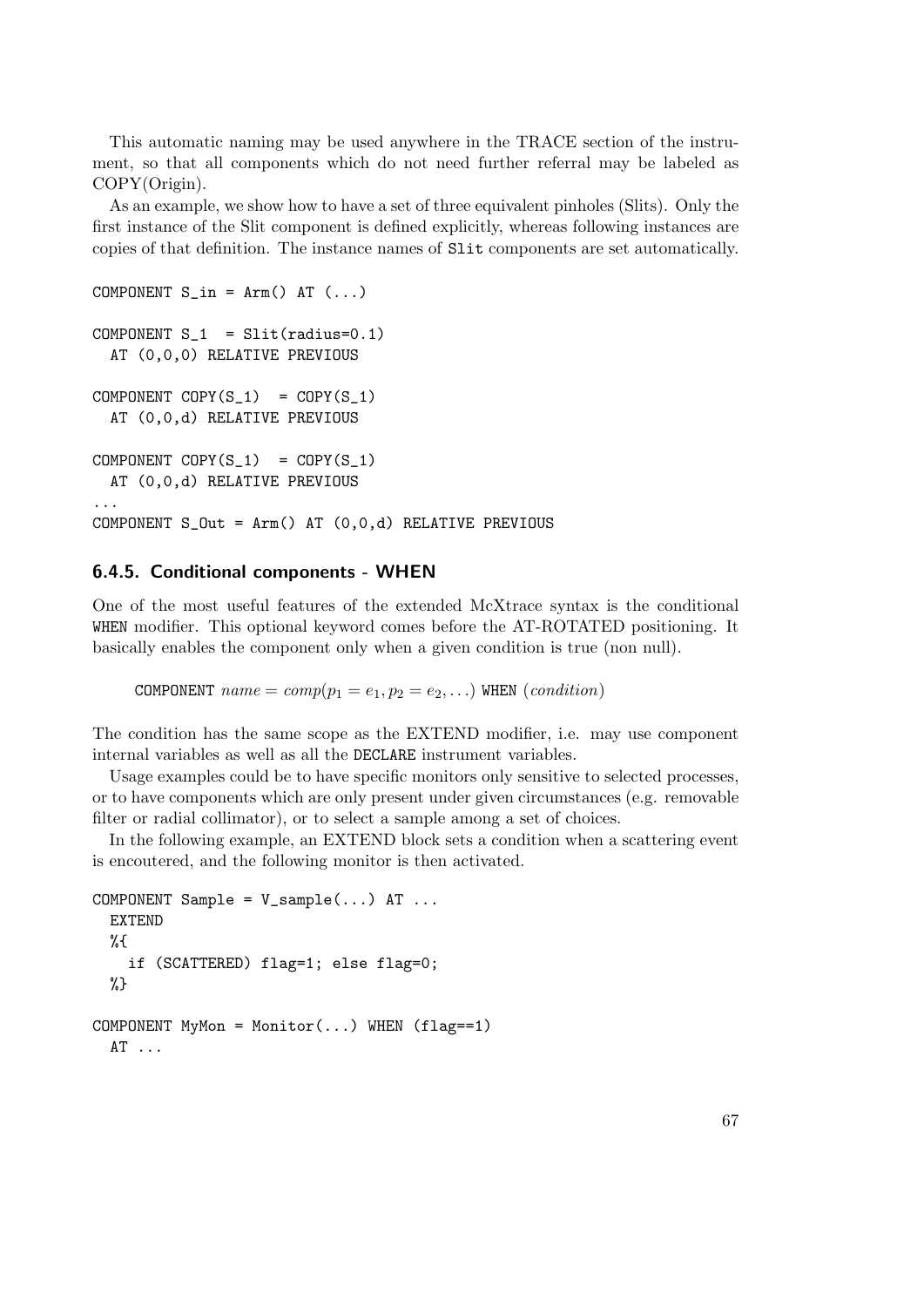This automatic naming may be used anywhere in the TRACE section of the instrument, so that all components which do not need further referral may be labeled as COPY(Origin).

As an example, we show how to have a set of three equivalent pinholes (Slits). Only the first instance of the Slit component is defined explicitly, whereas following instances are copies of that definition. The instance names of `Slit` components are set automatically.

```
COMPONENT S_in = Arm() AT (...)

COMPONENT S_1  = Slit(radius=0.1)
  AT (0,0,0) RELATIVE PREVIOUS

COMPONENT COPY(S_1)  = COPY(S_1)
  AT (0,0,d) RELATIVE PREVIOUS

COMPONENT COPY(S_1)  = COPY(S_1)
  AT (0,0,d) RELATIVE PREVIOUS
...
COMPONENT S_Out = Arm() AT (0,0,d) RELATIVE PREVIOUS
```

### 6.4.5. Conditional components - WHEN

One of the most useful features of the extended McXtrace syntax is the conditional `WHEN` modifier. This optional keyword comes before the AT-ROTATED positioning. It basically enables the component only when a given condition is true (non null).

COMPONENT $name = comp(p_1 = e_1, p_2 = e_2, \ldots)$ WHEN $(condition)$

The condition has the same scope as the EXTEND modifier, i.e. may use component internal variables as well as all the `DECLARE` instrument variables.

Usage examples could be to have specific monitors only sensitive to selected processes, or to have components which are only present under given circumstances (e.g. removable filter or radial collimator), or to select a sample among a set of choices.

In the following example, an EXTEND block sets a condition when a scattering event is encoutered, and the following monitor is then activated.

```
COMPONENT Sample = V_sample(...) AT ...
  EXTEND
  %{
    if (SCATTERED) flag=1; else flag=0;
  %}

COMPONENT MyMon = Monitor(...) WHEN (flag==1)
  AT ...
```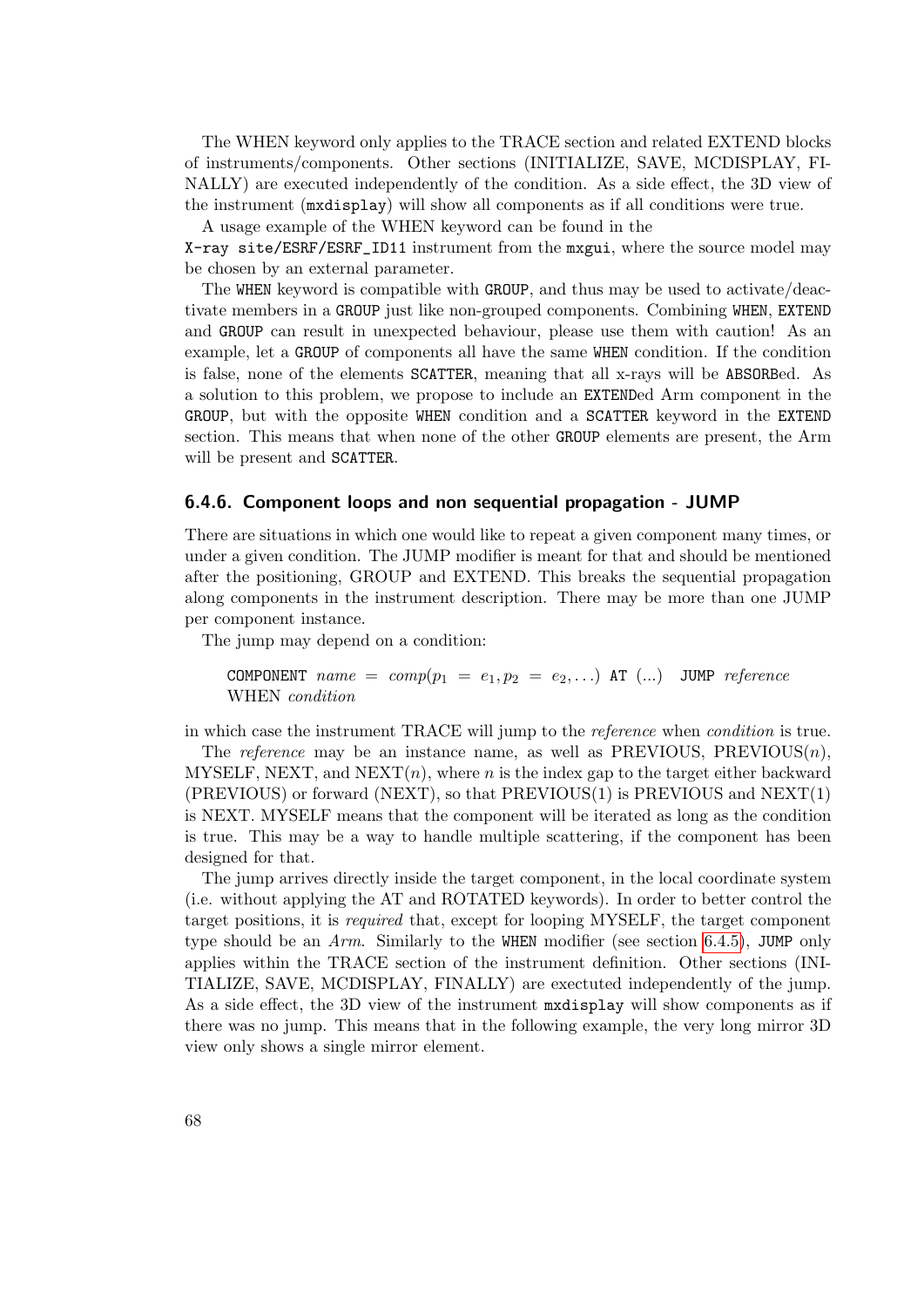The WHEN keyword only applies to the TRACE section and related EXTEND blocks of instruments/components. Other sections (INITIALIZE, SAVE, MCDISPLAY, FINALLY) are executed independently of the condition. As a side effect, the 3D view of the instrument (`mxdisplay`) will show all components as if all conditions were true.

A usage example of the WHEN keyword can be found in the `X-ray site/ESRF/ESRF_ID11` instrument from the `mxgui`, where the source model may be chosen by an external parameter.

The `WHEN` keyword is compatible with `GROUP`, and thus may be used to activate/deactivate members in a `GROUP` just like non-grouped components. Combining `WHEN`, `EXTEND` and `GROUP` can result in unexpected behaviour, please use them with caution! As an example, let a `GROUP` of components all have the same `WHEN` condition. If the condition is false, none of the elements `SCATTER`, meaning that all x-rays will be `ABSORB`ed. As a solution to this problem, we propose to include an `EXTEND`ed Arm component in the `GROUP`, but with the opposite `WHEN` condition and a `SCATTER` keyword in the `EXTEND` section. This means that when none of the other `GROUP` elements are present, the Arm will be present and `SCATTER`.

### 6.4.6. Component loops and non sequential propagation - JUMP

There are situations in which one would like to repeat a given component many times, or under a given condition. The JUMP modifier is meant for that and should be mentioned after the positioning, GROUP and EXTEND. This breaks the sequential propagation along components in the instrument description. There may be more than one JUMP per component instance.

The jump may depend on a condition:

`COMPONENT` *name* = *comp*($p_1$ = $e_1$, $p_2$ = $e_2$, ...) `AT` (...) `JUMP` *reference* WHEN *condition*

in which case the instrument TRACE will jump to the *reference* when *condition* is true.

The *reference* may be an instance name, as well as PREVIOUS, PREVIOUS($n$), MYSELF, NEXT, and NEXT($n$), where $n$ is the index gap to the target either backward (PREVIOUS) or forward (NEXT), so that PREVIOUS(1) is PREVIOUS and NEXT(1) is NEXT. MYSELF means that the component will be iterated as long as the condition is true. This may be a way to handle multiple scattering, if the component has been designed for that.

The jump arrives directly inside the target component, in the local coordinate system (i.e. without applying the AT and ROTATED keywords). In order to better control the target positions, it is *required* that, except for looping MYSELF, the target component type should be an *Arm*. Similarly to the `WHEN` modifier (see section 6.4.5), `JUMP` only applies within the TRACE section of the instrument definition. Other sections (INITIALIZE, SAVE, MCDISPLAY, FINALLY) are exectuted independently of the jump. As a side effect, the 3D view of the instrument `mxdisplay` will show components as if there was no jump. This means that in the following example, the very long mirror 3D view only shows a single mirror element.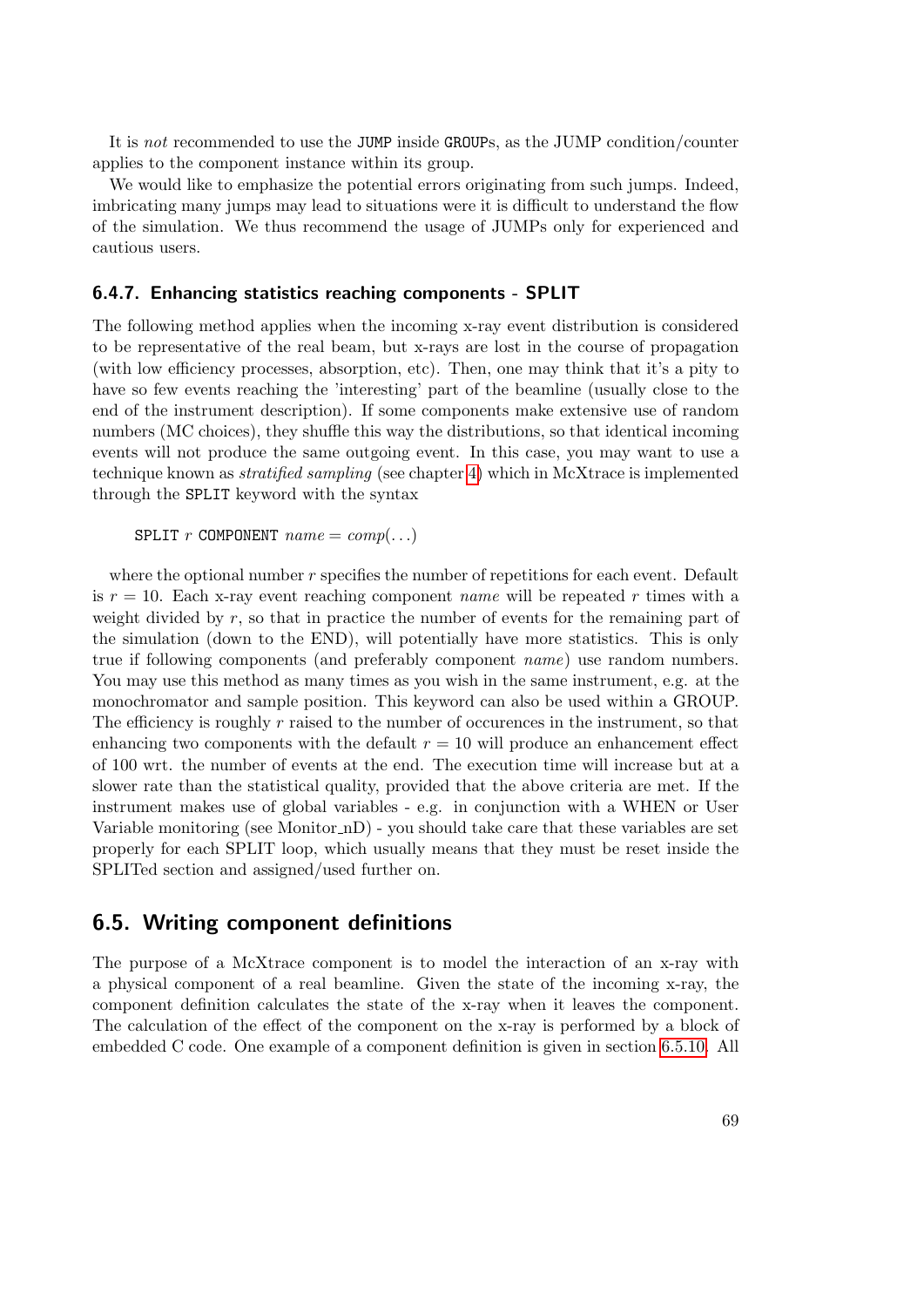It is *not* recommended to use the `JUMP` inside `GROUP`s, as the JUMP condition/counter applies to the component instance within its group.

We would like to emphasize the potential errors originating from such jumps. Indeed, imbricating many jumps may lead to situations were it is difficult to understand the flow of the simulation. We thus recommend the usage of JUMPs only for experienced and cautious users.

### 6.4.7. Enhancing statistics reaching components - SPLIT

The following method applies when the incoming x-ray event distribution is considered to be representative of the real beam, but x-rays are lost in the course of propagation (with low efficiency processes, absorption, etc). Then, one may think that it's a pity to have so few events reaching the 'interesting' part of the beamline (usually close to the end of the instrument description). If some components make extensive use of random numbers (MC choices), they shuffle this way the distributions, so that identical incoming events will not produce the same outgoing event. In this case, you may want to use a technique known as *stratified sampling* (see chapter 4) which in McXtrace is implemented through the `SPLIT` keyword with the syntax

`SPLIT` $r$ `COMPONENT` $name = comp(\ldots)$

where the optional number $r$ specifies the number of repetitions for each event. Default is $r = 10$. Each x-ray event reaching component *name* will be repeated $r$ times with a weight divided by $r$, so that in practice the number of events for the remaining part of the simulation (down to the END), will potentially have more statistics. This is only true if following components (and preferably component *name*) use random numbers. You may use this method as many times as you wish in the same instrument, e.g. at the monochromator and sample position. This keyword can also be used within a GROUP. The efficiency is roughly $r$ raised to the number of occurences in the instrument, so that enhancing two components with the default $r = 10$ will produce an enhancement effect of 100 wrt. the number of events at the end. The execution time will increase but at a slower rate than the statistical quality, provided that the above criteria are met. If the instrument makes use of global variables - e.g. in conjunction with a WHEN or User Variable monitoring (see Monitor_nD) - you should take care that these variables are set properly for each SPLIT loop, which usually means that they must be reset inside the SPLITed section and assigned/used further on.

## 6.5. Writing component definitions

The purpose of a McXtrace component is to model the interaction of an x-ray with a physical component of a real beamline. Given the state of the incoming x-ray, the component definition calculates the state of the x-ray when it leaves the component. The calculation of the effect of the component on the x-ray is performed by a block of embedded C code. One example of a component definition is given in section 6.5.10. All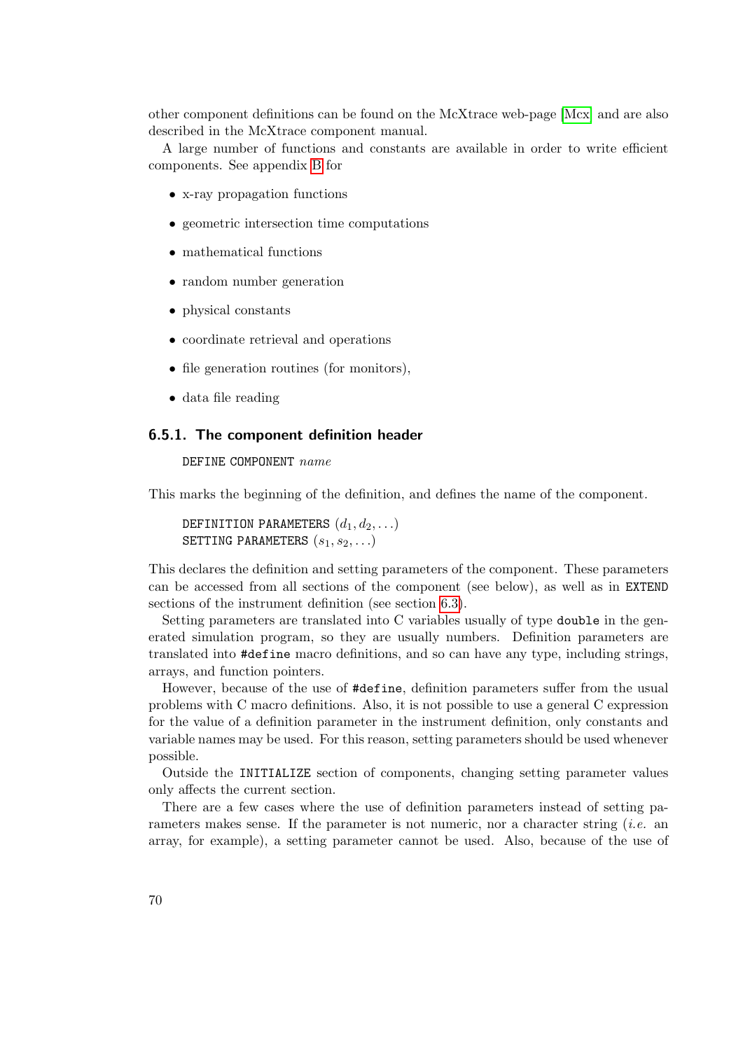other component definitions can be found on the McXtrace web-page [Mcx] and are also described in the McXtrace component manual.

A large number of functions and constants are available in order to write efficient components. See appendix B for

- x-ray propagation functions
- geometric intersection time computations
- mathematical functions
- random number generation
- physical constants
- coordinate retrieval and operations
- file generation routines (for monitors),
- data file reading

### 6.5.1. The component definition header

DEFINE COMPONENT *name*

This marks the beginning of the definition, and defines the name of the component.

DEFINITION PARAMETERS $(d_1, d_2, \ldots)$
SETTING PARAMETERS $(s_1, s_2, \ldots)$

This declares the definition and setting parameters of the component. These parameters can be accessed from all sections of the component (see below), as well as in `EXTEND` sections of the instrument definition (see section 6.3).

Setting parameters are translated into C variables usually of type `double` in the generated simulation program, so they are usually numbers. Definition parameters are translated into `#define` macro definitions, and so can have any type, including strings, arrays, and function pointers.

However, because of the use of `#define`, definition parameters suffer from the usual problems with C macro definitions. Also, it is not possible to use a general C expression for the value of a definition parameter in the instrument definition, only constants and variable names may be used. For this reason, setting parameters should be used whenever possible.

Outside the `INITIALIZE` section of components, changing setting parameter values only affects the current section.

There are a few cases where the use of definition parameters instead of setting parameters makes sense. If the parameter is not numeric, nor a character string (*i.e.* an array, for example), a setting parameter cannot be used. Also, because of the use of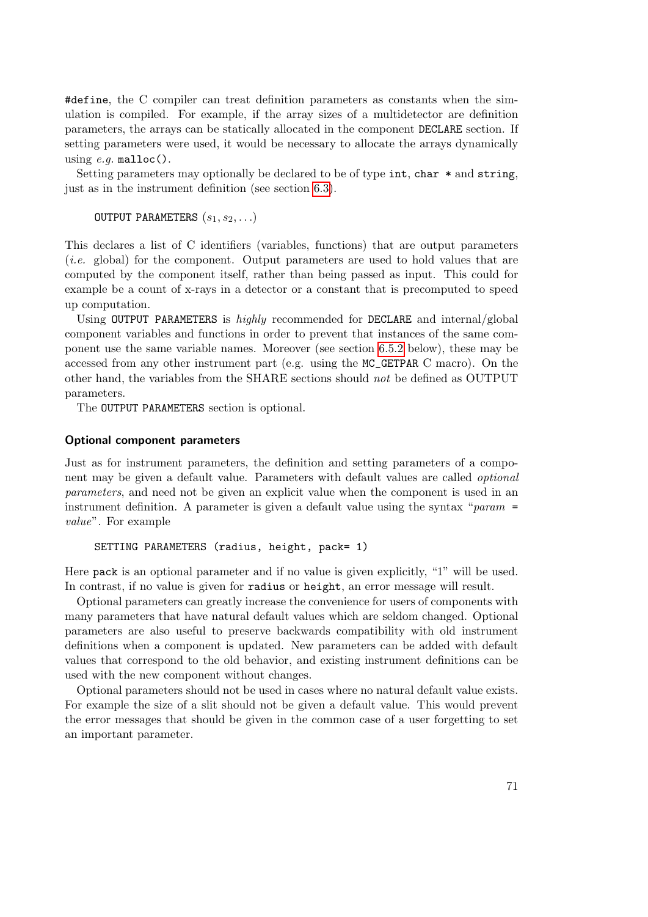#define, the C compiler can treat definition parameters as constants when the simulation is compiled. For example, if the array sizes of a multidetector are definition parameters, the arrays can be statically allocated in the component DECLARE section. If setting parameters were used, it would be necessary to allocate the arrays dynamically using *e.g.* malloc().

Setting parameters may optionally be declared to be of type int, char * and string, just as in the instrument definition (see section 6.3).

OUTPUT PARAMETERS $(s_1, s_2, \ldots)$

This declares a list of C identifiers (variables, functions) that are output parameters (*i.e.* global) for the component. Output parameters are used to hold values that are computed by the component itself, rather than being passed as input. This could for example be a count of x-rays in a detector or a constant that is precomputed to speed up computation.

Using OUTPUT PARAMETERS is *highly* recommended for DECLARE and internal/global component variables and functions in order to prevent that instances of the same component use the same variable names. Moreover (see section 6.5.2 below), these may be accessed from any other instrument part (e.g. using the MC_GETPAR C macro). On the other hand, the variables from the SHARE sections should *not* be defined as OUTPUT parameters.

The OUTPUT PARAMETERS section is optional.

#### Optional component parameters

Just as for instrument parameters, the definition and setting parameters of a component may be given a default value. Parameters with default values are called *optional parameters*, and need not be given an explicit value when the component is used in an instrument definition. A parameter is given a default value using the syntax "*param* = *value*". For example

```
SETTING PARAMETERS (radius, height, pack= 1)
```

Here pack is an optional parameter and if no value is given explicitly, "1" will be used. In contrast, if no value is given for radius or height, an error message will result.

Optional parameters can greatly increase the convenience for users of components with many parameters that have natural default values which are seldom changed. Optional parameters are also useful to preserve backwards compatibility with old instrument definitions when a component is updated. New parameters can be added with default values that correspond to the old behavior, and existing instrument definitions can be used with the new component without changes.

Optional parameters should not be used in cases where no natural default value exists. For example the size of a slit should not be given a default value. This would prevent the error messages that should be given in the common case of a user forgetting to set an important parameter.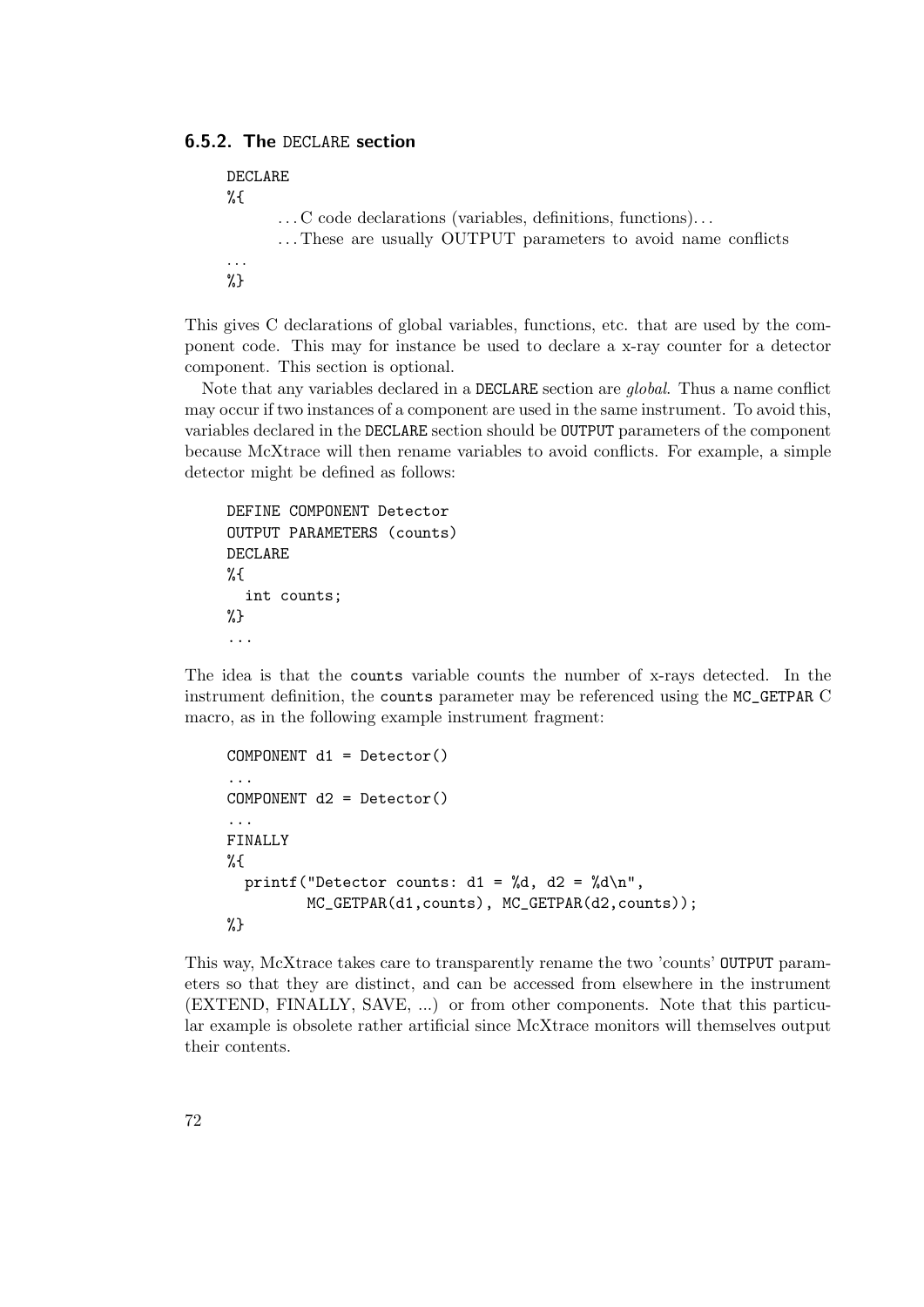### 6.5.2. The DECLARE section

```
DECLARE
%{
        ... C code declarations (variables, definitions, functions)...
        ... These are usually OUTPUT parameters to avoid name conflicts
...
%}
```

This gives C declarations of global variables, functions, etc. that are used by the component code. This may for instance be used to declare a x-ray counter for a detector component. This section is optional.

Note that any variables declared in a DECLARE section are *global*. Thus a name conflict may occur if two instances of a component are used in the same instrument. To avoid this, variables declared in the DECLARE section should be OUTPUT parameters of the component because McXtrace will then rename variables to avoid conflicts. For example, a simple detector might be defined as follows:

```
DEFINE COMPONENT Detector
OUTPUT PARAMETERS (counts)
DECLARE
%{
  int counts;
%}
...
```

The idea is that the counts variable counts the number of x-rays detected. In the instrument definition, the counts parameter may be referenced using the MC_GETPAR C macro, as in the following example instrument fragment:

```
COMPONENT d1 = Detector()
...
COMPONENT d2 = Detector()
...
FINALLY
%{
  printf("Detector counts: d1 = %d, d2 = %d\n",
         MC_GETPAR(d1,counts), MC_GETPAR(d2,counts));
%}
```

This way, McXtrace takes care to transparently rename the two 'counts' OUTPUT parameters so that they are distinct, and can be accessed from elsewhere in the instrument (EXTEND, FINALLY, SAVE, ...) or from other components. Note that this particular example is obsolete rather artificial since McXtrace monitors will themselves output their contents.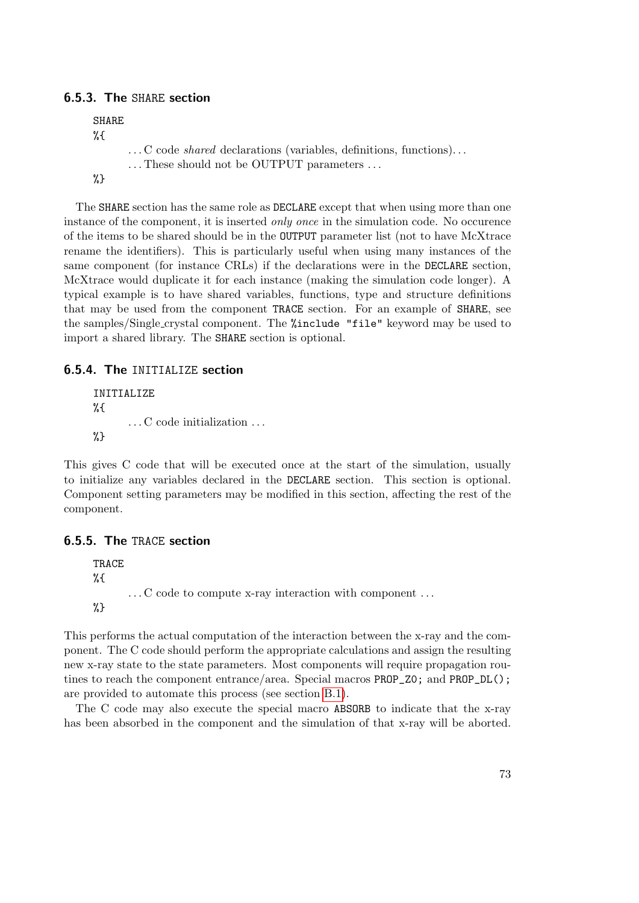### 6.5.3. The SHARE section

```
SHARE
%{
        ...C code shared declarations (variables, definitions, functions)...
        ...These should not be OUTPUT parameters ...
%}
```

The SHARE section has the same role as DECLARE except that when using more than one instance of the component, it is inserted *only once* in the simulation code. No occurence of the items to be shared should be in the OUTPUT parameter list (not to have McXtrace rename the identifiers). This is particularly useful when using many instances of the same component (for instance CRLs) if the declarations were in the DECLARE section, McXtrace would duplicate it for each instance (making the simulation code longer). A typical example is to have shared variables, functions, type and structure definitions that may be used from the component TRACE section. For an example of SHARE, see the samples/Single_crystal component. The %include "file" keyword may be used to import a shared library. The SHARE section is optional.

### 6.5.4. The INITIALIZE section

```
INITIALIZE
%{
        ...C code initialization ...
%}
```

This gives C code that will be executed once at the start of the simulation, usually to initialize any variables declared in the DECLARE section. This section is optional. Component setting parameters may be modified in this section, affecting the rest of the component.

### 6.5.5. The TRACE section

```
TRACE
%{
        ...C code to compute x-ray interaction with component ...
%}
```

This performs the actual computation of the interaction between the x-ray and the component. The C code should perform the appropriate calculations and assign the resulting new x-ray state to the state parameters. Most components will require propagation routines to reach the component entrance/area. Special macros PROP_Z0; and PROP_DL(); are provided to automate this process (see section B.1).

The C code may also execute the special macro ABSORB to indicate that the x-ray has been absorbed in the component and the simulation of that x-ray will be aborted.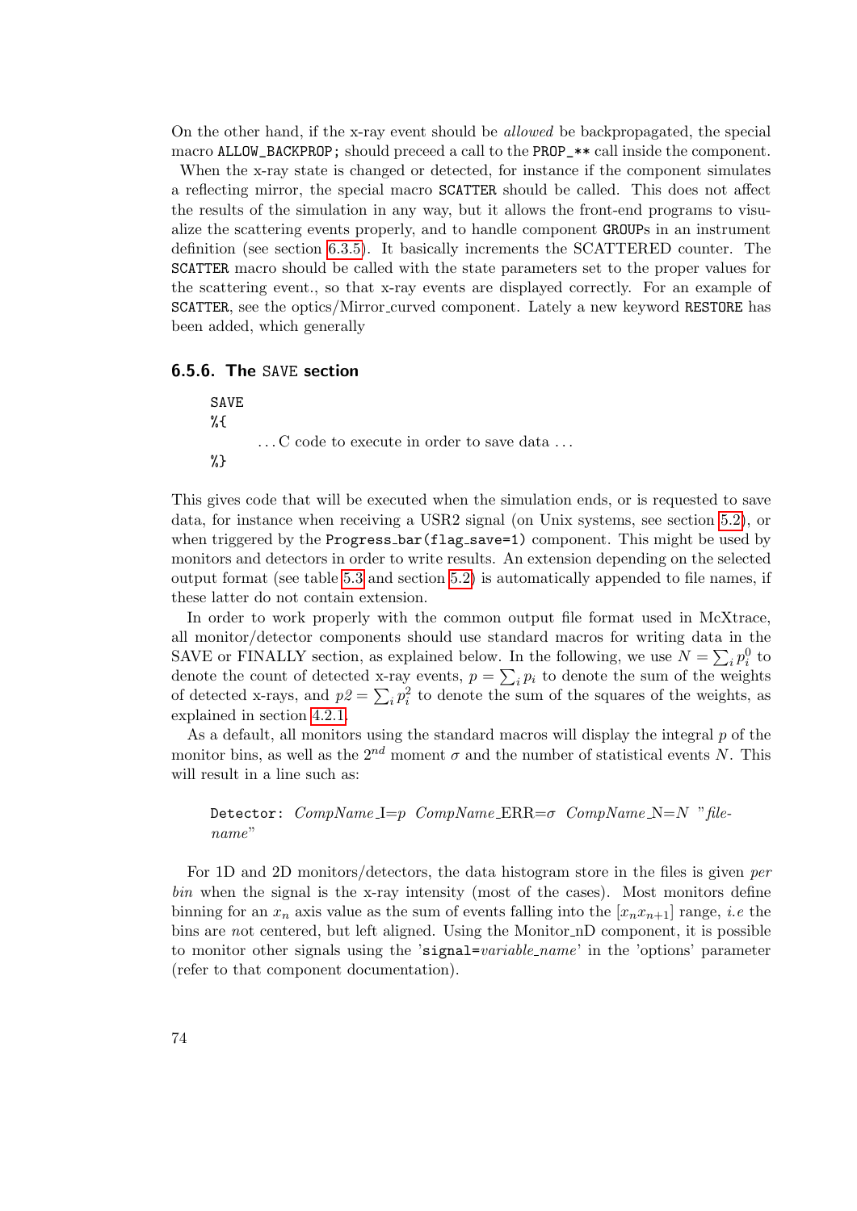On the other hand, if the x-ray event should be *allowed* be backpropagated, the special macro `ALLOW_BACKPROP;` should preceed a call to the `PROP_**` call inside the component.
When the x-ray state is changed or detected, for instance if the component simulates a reflecting mirror, the special macro `SCATTER` should be called. This does not affect the results of the simulation in any way, but it allows the front-end programs to visualize the scattering events properly, and to handle component `GROUP`s in an instrument definition (see section 6.3.5). It basically increments the SCATTERED counter. The `SCATTER` macro should be called with the state parameters set to the proper values for the scattering event., so that x-ray events are displayed correctly. For an example of `SCATTER`, see the optics/Mirror_curved component. Lately a new keyword `RESTORE` has been added, which generally

### 6.5.6. The SAVE section

```
SAVE
%{
        ...C code to execute in order to save data ...
%}
```

This gives code that will be executed when the simulation ends, or is requested to save data, for instance when receiving a USR2 signal (on Unix systems, see section 5.2), or when triggered by the `Progress_bar(flag_save=1)` component. This might be used by monitors and detectors in order to write results. An extension depending on the selected output format (see table 5.3 and section 5.2) is automatically appended to file names, if these latter do not contain extension.

In order to work properly with the common output file format used in McXtrace, all monitor/detector components should use standard macros for writing data in the SAVE or FINALLY section, as explained below. In the following, we use $N = \sum_i p_i^0$ to denote the count of detected x-ray events, $p = \sum_i p_i$ to denote the sum of the weights of detected x-rays, and $p2 = \sum_i p_i^2$ to denote the sum of the squares of the weights, as explained in section 4.2.1.

As a default, all monitors using the standard macros will display the integral $p$ of the monitor bins, as well as the $2^{nd}$ moment $\sigma$ and the number of statistical events $N$. This will result in a line such as:

`Detector:` *CompName*_I=$p$ *CompName*_ERR=$\sigma$ *CompName*_N=$N$ "*filename*"

For 1D and 2D monitors/detectors, the data histogram store in the files is given *per bin* when the signal is the x-ray intensity (most of the cases). Most monitors define binning for an $x_n$ axis value as the sum of events falling into the $[x_n x_{n+1}]$ range, *i.e* the bins are *not* centered, but left aligned. Using the Monitor_nD component, it is possible to monitor other signals using the '`signal=`*variable_name*' in the 'options' parameter (refer to that component documentation).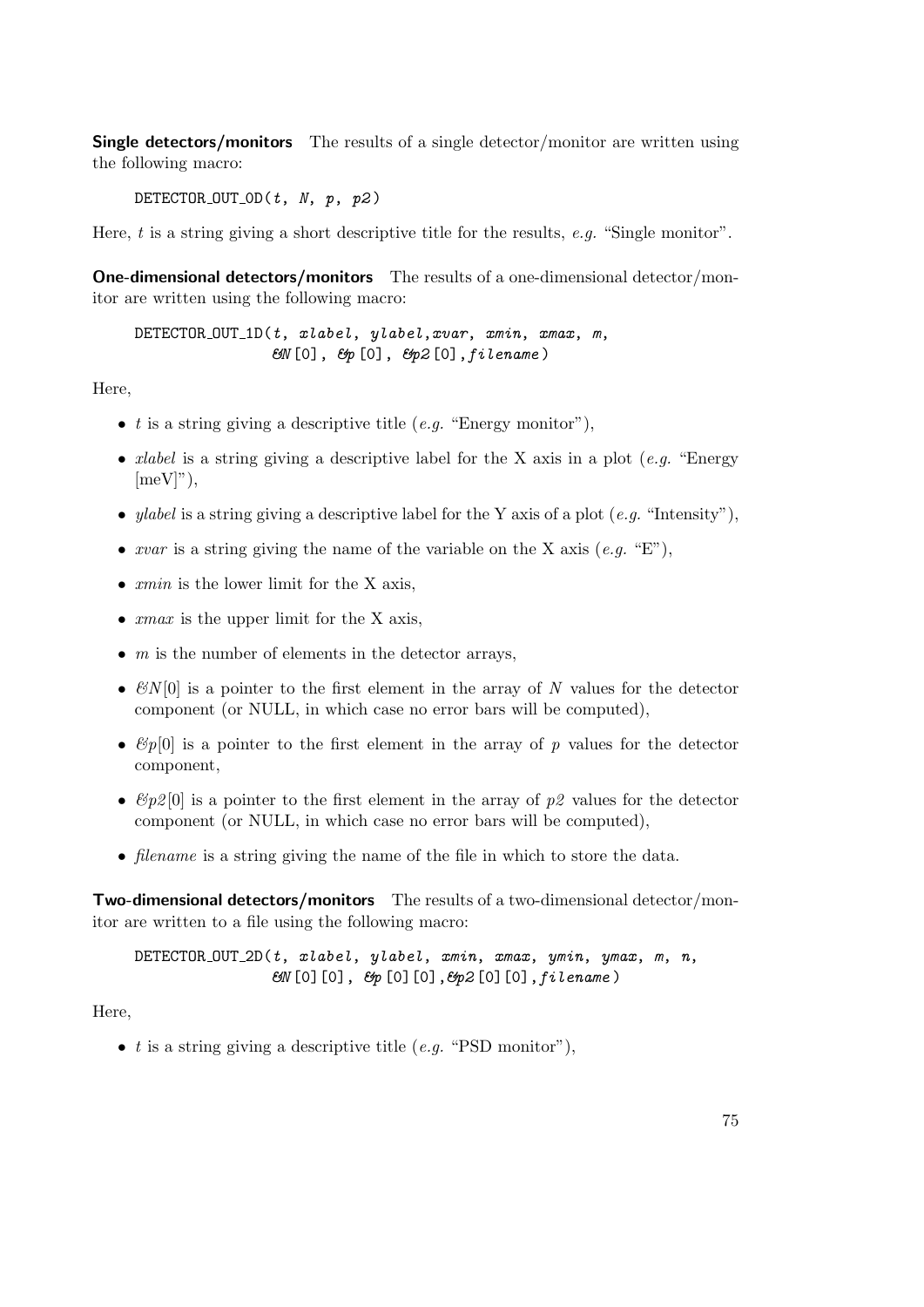**Single detectors/monitors** The results of a single detector/monitor are written using the following macro:

```
DETECTOR_OUT_0D(t, N, p, p2)
```

Here, *t* is a string giving a short descriptive title for the results, *e.g.* “Single monitor”.

**One-dimensional detectors/monitors** The results of a one-dimensional detector/monitor are written using the following macro:

```
DETECTOR_OUT_1D(t, xlabel, ylabel,xvar, xmin, xmax, m,
                &N[0], &p[0], &p2[0],filename)
```

Here,

- *t* is a string giving a descriptive title (*e.g.* “Energy monitor”),
- *xlabel* is a string giving a descriptive label for the X axis in a plot (*e.g.* “Energy [meV]”),
- *ylabel* is a string giving a descriptive label for the Y axis of a plot (*e.g.* “Intensity”),
- *xvar* is a string giving the name of the variable on the X axis (*e.g.* “E”),
- *xmin* is the lower limit for the X axis,
- *xmax* is the upper limit for the X axis,
- *m* is the number of elements in the detector arrays,
- *&N*[0] is a pointer to the first element in the array of *N* values for the detector component (or NULL, in which case no error bars will be computed),
- *&p*[0] is a pointer to the first element in the array of *p* values for the detector component,
- *&p2*[0] is a pointer to the first element in the array of *p2* values for the detector component (or NULL, in which case no error bars will be computed),
- *filename* is a string giving the name of the file in which to store the data.

**Two-dimensional detectors/monitors** The results of a two-dimensional detector/monitor are written to a file using the following macro:

```
DETECTOR_OUT_2D(t, xlabel, ylabel, xmin, xmax, ymin, ymax, m, n,
                &N[0][0], &p[0][0],&p2[0][0],filename)
```

Here,

- *t* is a string giving a descriptive title (*e.g.* “PSD monitor”),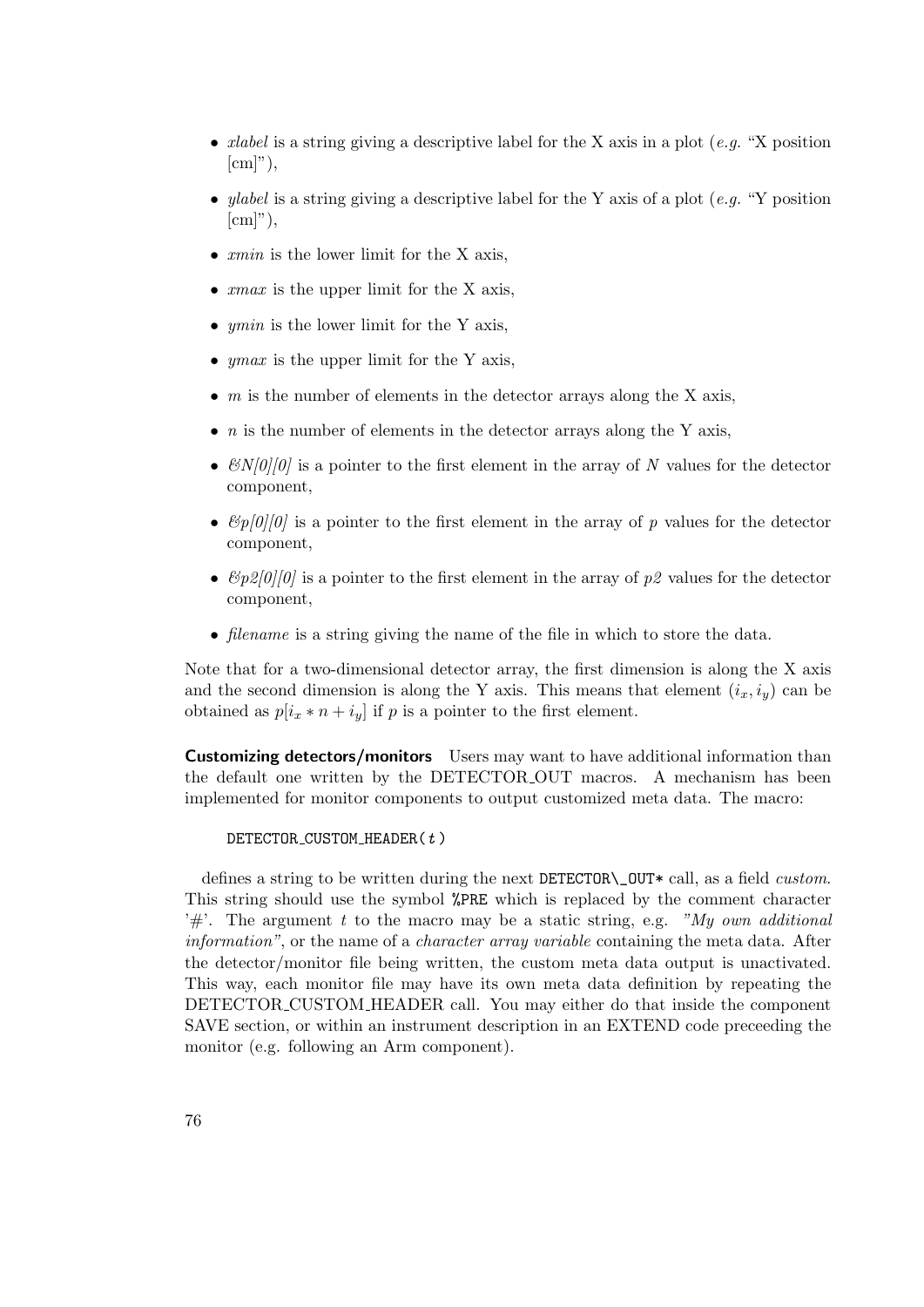- *xlabel* is a string giving a descriptive label for the X axis in a plot (*e.g.* "X position [cm]"),
- *ylabel* is a string giving a descriptive label for the Y axis of a plot (*e.g.* "Y position [cm]"),
- *xmin* is the lower limit for the X axis,
- *xmax* is the upper limit for the X axis,
- *ymin* is the lower limit for the Y axis,
- *ymax* is the upper limit for the Y axis,
- *m* is the number of elements in the detector arrays along the X axis,
- *n* is the number of elements in the detector arrays along the Y axis,
- *&N[0][0]* is a pointer to the first element in the array of *N* values for the detector component,
- *&p[0][0]* is a pointer to the first element in the array of *p* values for the detector component,
- *&p2[0][0]* is a pointer to the first element in the array of *p2* values for the detector component,
- *filename* is a string giving the name of the file in which to store the data.

Note that for a two-dimensional detector array, the first dimension is along the X axis and the second dimension is along the Y axis. This means that element $(i_x, i_y)$ can be obtained as $p[i_x * n + i_y]$ if $p$ is a pointer to the first element.

**Customizing detectors/monitors** Users may want to have additional information than the default one written by the DETECTOR_OUT macros. A mechanism has been implemented for monitor components to output customized meta data. The macro:

```
DETECTOR_CUSTOM_HEADER(t)
```

defines a string to be written during the next `DETECTOR\_OUT*` call, as a field *custom*. This string should use the symbol `%PRE` which is replaced by the comment character '#'. The argument *t* to the macro may be a static string, e.g. *"My own additional information"*, or the name of a *character array variable* containing the meta data. After the detector/monitor file being written, the custom meta data output is unactivated. This way, each monitor file may have its own meta data definition by repeating the DETECTOR_CUSTOM_HEADER call. You may either do that inside the component SAVE section, or within an instrument description in an EXTEND code preceeding the monitor (e.g. following an Arm component).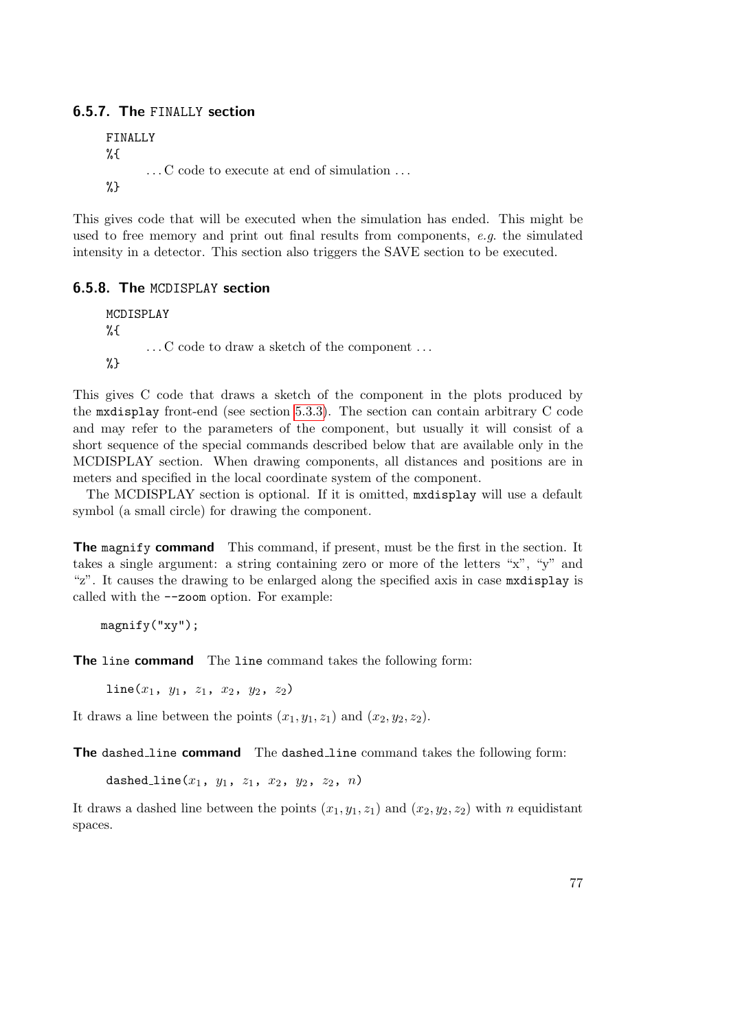### 6.5.7. The FINALLY section

```
FINALLY
%{
    ... C code to execute at end of simulation ...
%}
```

This gives code that will be executed when the simulation has ended. This might be used to free memory and print out final results from components, *e.g.* the simulated intensity in a detector. This section also triggers the SAVE section to be executed.

### 6.5.8. The MCDISPLAY section

```
MCDISPLAY
%{
    ... C code to draw a sketch of the component ...
%}
```

This gives C code that draws a sketch of the component in the plots produced by the `mxdisplay` front-end (see section 5.3.3). The section can contain arbitrary C code and may refer to the parameters of the component, but usually it will consist of a short sequence of the special commands described below that are available only in the MCDISPLAY section. When drawing components, all distances and positions are in meters and specified in the local coordinate system of the component.

The MCDISPLAY section is optional. If it is omitted, `mxdisplay` will use a default symbol (a small circle) for drawing the component.

**The `magnify` command** This command, if present, must be the first in the section. It takes a single argument: a string containing zero or more of the letters "x", "y" and "z". It causes the drawing to be enlarged along the specified axis in case `mxdisplay` is called with the `--zoom` option. For example:

```
magnify("xy");
```

**The `line` command** The `line` command takes the following form:

line($x_1$, $y_1$, $z_1$, $x_2$, $y_2$, $z_2$)

It draws a line between the points $(x_1, y_1, z_1)$ and $(x_2, y_2, z_2)$.

**The `dashed_line` command** The `dashed_line` command takes the following form:

dashed_line($x_1$, $y_1$, $z_1$, $x_2$, $y_2$, $z_2$, $n$)

It draws a dashed line between the points $(x_1, y_1, z_1)$ and $(x_2, y_2, z_2)$ with $n$ equidistant spaces.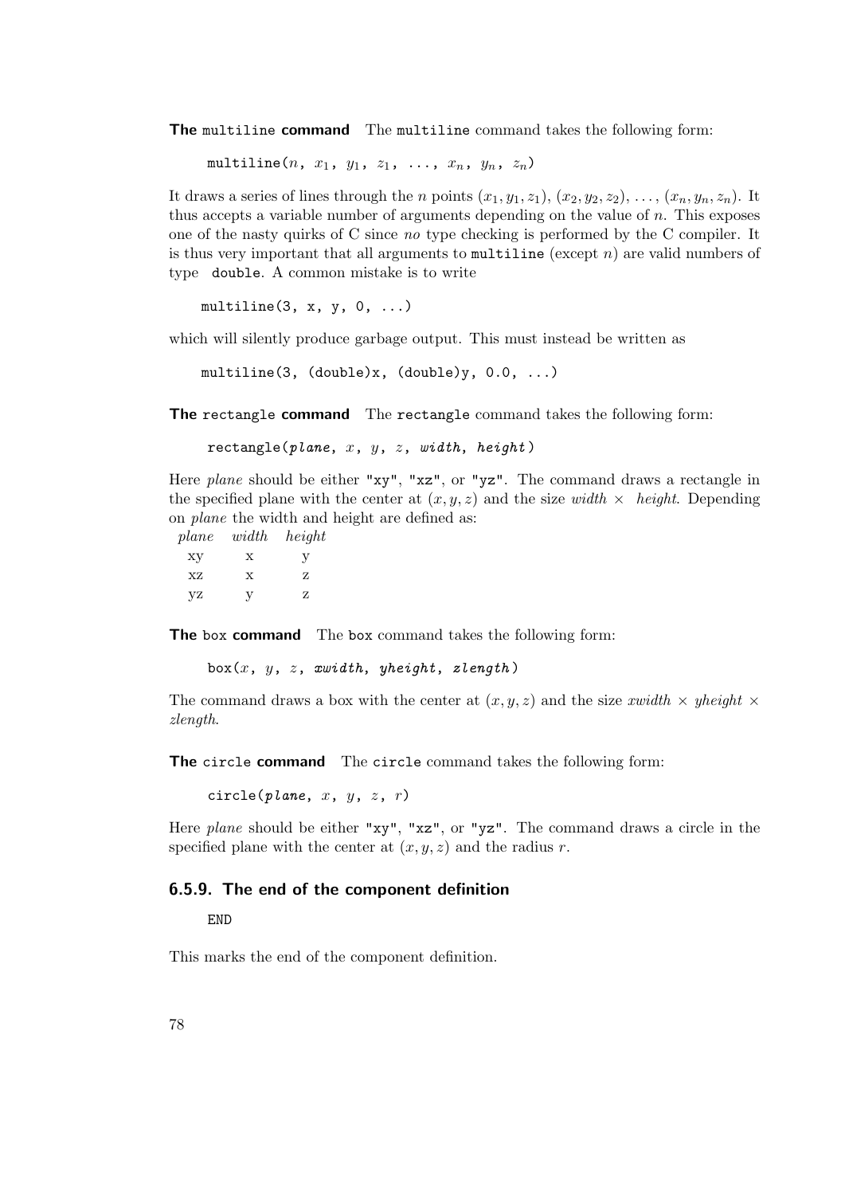**The `multiline` command** The `multiline` command takes the following form:

```
multiline(n, x1, y1, z1, ..., xn, yn, zn)
```

It draws a series of lines through the $n$ points $(x_1, y_1, z_1)$, $(x_2, y_2, z_2)$, $\ldots$, $(x_n, y_n, z_n)$. It thus accepts a variable number of arguments depending on the value of $n$. This exposes one of the nasty quirks of C since *no* type checking is performed by the C compiler. It is thus very important that all arguments to `multiline` (except $n$) are valid numbers of type `double`. A common mistake is to write

```
multiline(3, x, y, 0, ...)
```

which will silently produce garbage output. This must instead be written as

```
multiline(3, (double)x, (double)y, 0.0, ...)
```

**The `rectangle` command** The `rectangle` command takes the following form:

```
rectangle(plane, x, y, z, width, height)
```

Here *plane* should be either `"xy"`, `"xz"`, or `"yz"`. The command draws a rectangle in the specified plane with the center at $(x, y, z)$ and the size *width* $\times$ *height*. Depending on *plane* the width and height are defined as:

| *plane* | *width* | *height* |
|---|---|---|
| xy | x | y |
| xz | x | z |
| yz | y | z |

**The `box` command** The `box` command takes the following form:

```
box(x, y, z, xwidth, yheight, zlength)
```

The command draws a box with the center at $(x, y, z)$ and the size *xwidth* $\times$ *yheight* $\times$ *zlength*.

**The `circle` command** The `circle` command takes the following form:

```
circle(plane, x, y, z, r)
```

Here *plane* should be either `"xy"`, `"xz"`, or `"yz"`. The command draws a circle in the specified plane with the center at $(x, y, z)$ and the radius $r$.

### 6.5.9. The end of the component definition

```
END
```

This marks the end of the component definition.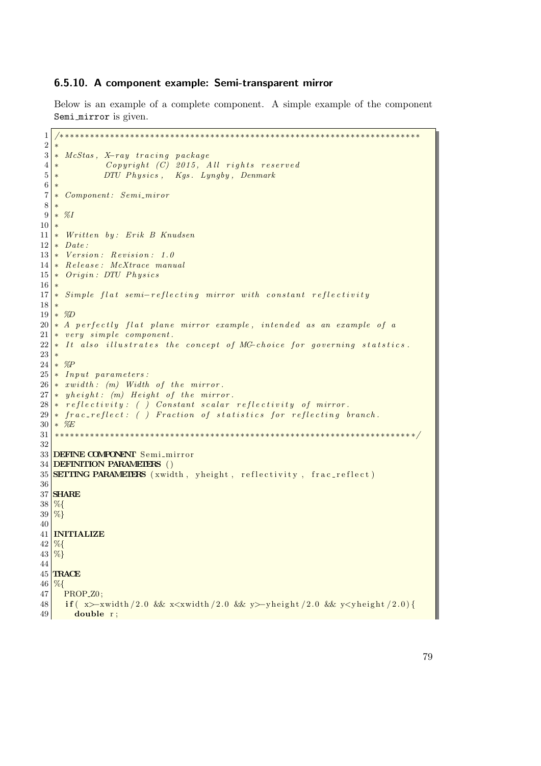### 6.5.10. A component example: Semi-transparent mirror

Below is an example of a complete component. A simple example of the component Semi_mirror is given.

```
/***************************************************************************
*
* McStas, X-ray tracing package
*          Copyright (C) 2015, All rights reserved
*          DTU Physics,  Kgs. Lyngby, Denmark
*
* Component: Semi_miror
*
* %I
*
* Written by: Erik B Knudsen
* Date:
* Version: Revision: 1.0
* Release: McXtrace manual
* Origin: DTU Physics
*
* Simple flat semi-reflecting mirror with constant reflectivity
*
* %D
* A perfectly flat plane mirror example, intended as an example of a
* very simple component.
* It also illustrates the concept of MC-choice for governing statstics.
*
* %P
* Input parameters:
* xwidth: (m) Width of the mirror.
* yheight: (m) Height of the mirror.
* reflectivity: ( ) Constant scalar reflectivity of mirror.
* frac_reflect: ( ) Fraction of statistics for reflecting branch.
* %E
***************************************************************************/

DEFINE COMPONENT Semi_mirror
DEFINITION PARAMETERS ()
SETTING PARAMETERS (xwidth, yheight, reflectivity, frac_reflect)

SHARE
%{
%}

INITIALIZE
%{
%}

TRACE
%{
  PROP_Z0;
  if( x>-xwidth/2.0 && x<xwidth/2.0 && y>-yheight/2.0 && y<yheight/2.0){
    double r;
```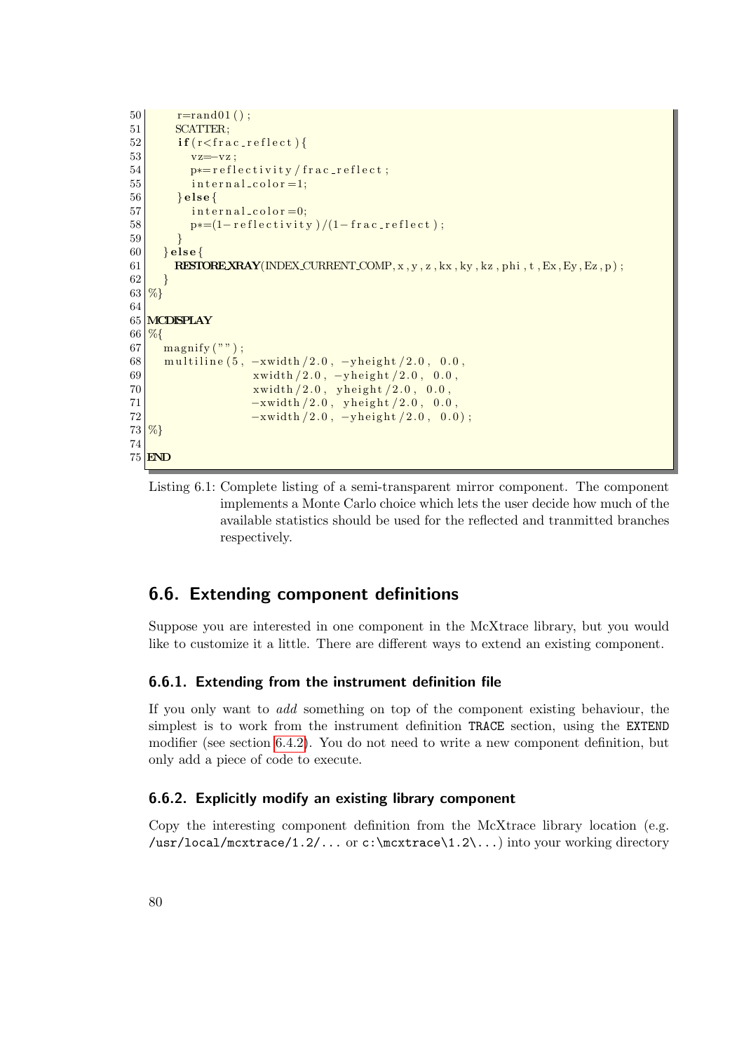```
50      r=rand01();
51      SCATTER;
52      if(r<frac_reflect){
53        vz=-vz;
54        p*=reflectivity/frac_reflect;
55        internal_color=1;
56      }else{
57        internal_color=0;
58        p*=(1-reflectivity)/(1-frac_reflect);
59      }
60    }else{
61      RESTORE_XRAY(INDEX_CURRENT_COMP,x,y,z,kx,ky,kz,phi,t,Ex,Ey,Ez,p);
62    }
63  %}
64
65  MCDISPLAY
66  %{
67    magnify("");
68    multiline(5, -xwidth/2.0, -yheight/2.0, 0.0,
69                 xwidth/2.0, -yheight/2.0, 0.0,
70                 xwidth/2.0, yheight/2.0, 0.0,
71                 -xwidth/2.0, yheight/2.0, 0.0,
72                 -xwidth/2.0, -yheight/2.0, 0.0);
73  %}
74
75  END
```

Listing 6.1: Complete listing of a semi-transparent mirror component. The component implements a Monte Carlo choice which lets the user decide how much of the available statistics should be used for the reflected and tranmitted branches respectively.

## 6.6. Extending component definitions

Suppose you are interested in one component in the McXtrace library, but you would like to customize it a little. There are different ways to extend an existing component.

### 6.6.1. Extending from the instrument definition file

If you only want to *add* something on top of the component existing behaviour, the simplest is to work from the instrument definition `TRACE` section, using the `EXTEND` modifier (see section 6.4.2). You do not need to write a new component definition, but only add a piece of code to execute.

### 6.6.2. Explicitly modify an existing library component

Copy the interesting component definition from the McXtrace library location (e.g. `/usr/local/mcxtrace/1.2/...` or `c:\mcxtrace\1.2\...`) into your working directory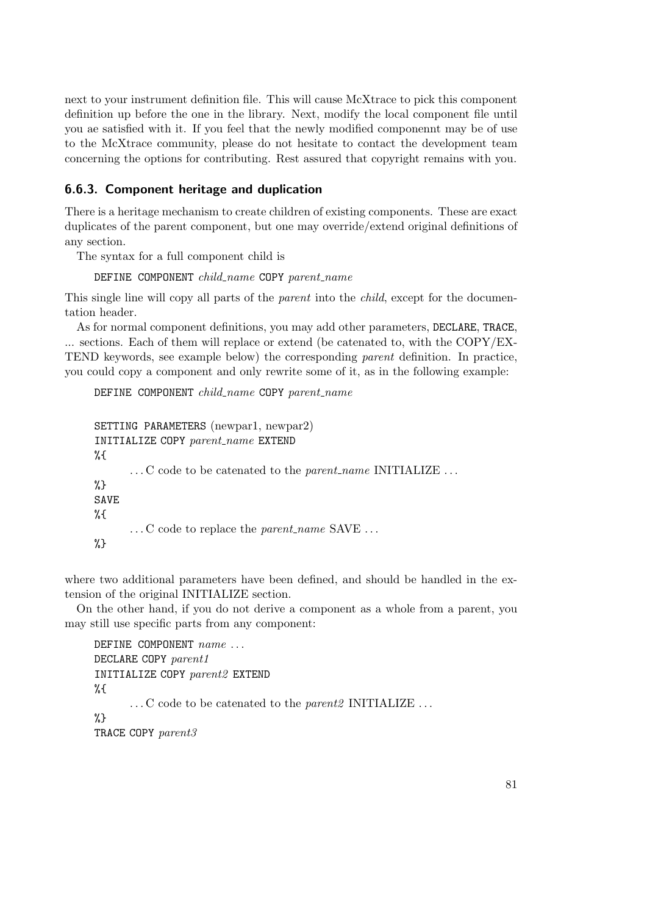next to your instrument definition file. This will cause McXtrace to pick this component definition up before the one in the library. Next, modify the local component file until you ae satisfied with it. If you feel that the newly modified componennt may be of use to the McXtrace community, please do not hesitate to contact the development team concerning the options for contributing. Rest assured that copyright remains with you.

### 6.6.3. Component heritage and duplication

There is a heritage mechanism to create children of existing components. These are exact duplicates of the parent component, but one may override/extend original definitions of any section.

The syntax for a full component child is

```
DEFINE COMPONENT child_name COPY parent_name
```

This single line will copy all parts of the *parent* into the *child*, except for the documentation header.

As for normal component definitions, you may add other parameters, `DECLARE`, `TRACE`, ... sections. Each of them will replace or extend (be catenated to, with the COPY/EXTEND keywords, see example below) the corresponding *parent* definition. In practice, you could copy a component and only rewrite some of it, as in the following example:

```
DEFINE COMPONENT child_name COPY parent_name

SETTING PARAMETERS (newpar1, newpar2)
INITIALIZE COPY parent_name EXTEND
%{
    ... C code to be catenated to the parent_name INITIALIZE ...
%}
SAVE
%{
    ... C code to replace the parent_name SAVE ...
%}
```

where two additional parameters have been defined, and should be handled in the extension of the original INITIALIZE section.

On the other hand, if you do not derive a component as a whole from a parent, you may still use specific parts from any component:

```
DEFINE COMPONENT name ...
DECLARE COPY parent1
INITIALIZE COPY parent2 EXTEND
%{
    ... C code to be catenated to the parent2 INITIALIZE ...
%}
TRACE COPY parent3
```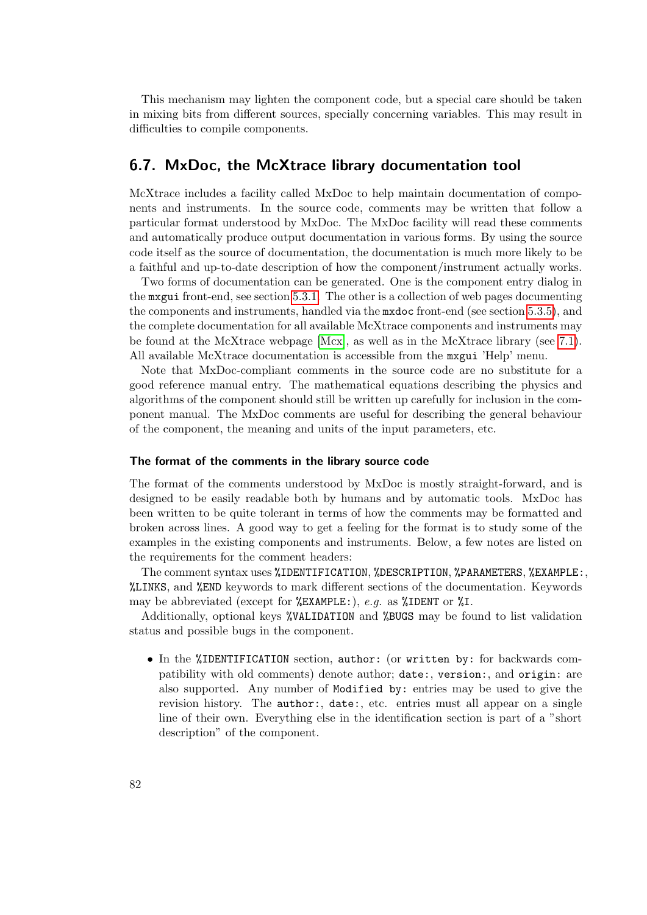This mechanism may lighten the component code, but a special care should be taken in mixing bits from different sources, specially concerning variables. This may result in difficulties to compile components.

## 6.7. MxDoc, the McXtrace library documentation tool

McXtrace includes a facility called MxDoc to help maintain documentation of components and instruments. In the source code, comments may be written that follow a particular format understood by MxDoc. The MxDoc facility will read these comments and automatically produce output documentation in various forms. By using the source code itself as the source of documentation, the documentation is much more likely to be a faithful and up-to-date description of how the component/instrument actually works.

Two forms of documentation can be generated. One is the component entry dialog in the `mxgui` front-end, see section 5.3.1. The other is a collection of web pages documenting the components and instruments, handled via the `mxdoc` front-end (see section 5.3.5), and the complete documentation for all available McXtrace components and instruments may be found at the McXtrace webpage [Mcx], as well as in the McXtrace library (see 7.1). All available McXtrace documentation is accessible from the `mxgui` 'Help' menu.

Note that MxDoc-compliant comments in the source code are no substitute for a good reference manual entry. The mathematical equations describing the physics and algorithms of the component should still be written up carefully for inclusion in the component manual. The MxDoc comments are useful for describing the general behaviour of the component, the meaning and units of the input parameters, etc.

#### The format of the comments in the library source code

The format of the comments understood by MxDoc is mostly straight-forward, and is designed to be easily readable both by humans and by automatic tools. MxDoc has been written to be quite tolerant in terms of how the comments may be formatted and broken across lines. A good way to get a feeling for the format is to study some of the examples in the existing components and instruments. Below, a few notes are listed on the requirements for the comment headers:

The comment syntax uses `%IDENTIFICATION`, `%DESCRIPTION`, `%PARAMETERS`, `%EXAMPLE:`, `%LINKS`, and `%END` keywords to mark different sections of the documentation. Keywords may be abbreviated (except for `%EXAMPLE:`), *e.g.* as `%IDENT` or `%I`.

Additionally, optional keys `%VALIDATION` and `%BUGS` may be found to list validation status and possible bugs in the component.

- In the `%IDENTIFICATION` section, `author:` (or `written by:` for backwards compatibility with old comments) denote author; `date:`, `version:`, and `origin:` are also supported. Any number of `Modified by:` entries may be used to give the revision history. The `author:`, `date:`, etc. entries must all appear on a single line of their own. Everything else in the identification section is part of a "short description" of the component.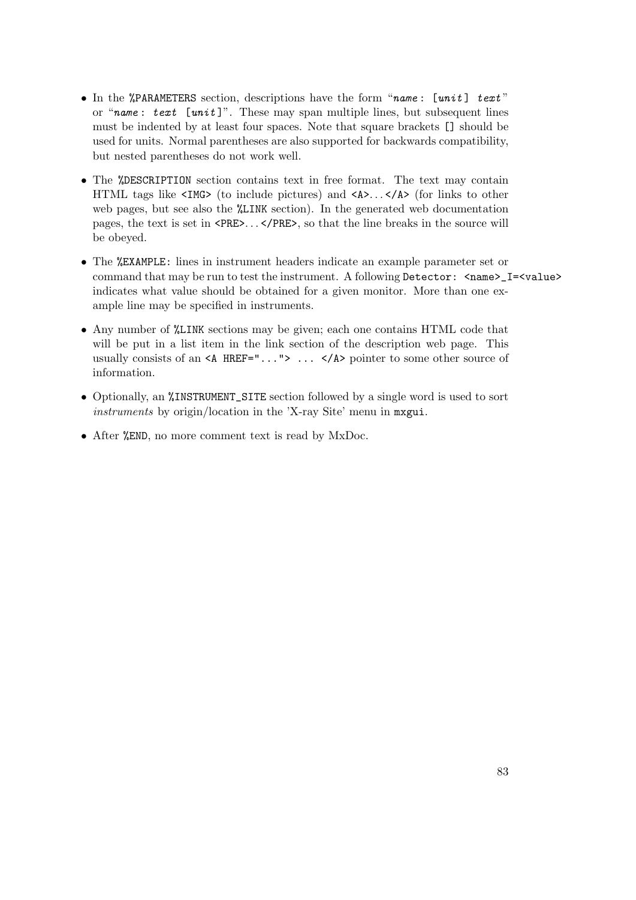- In the `%PARAMETERS` section, descriptions have the form "`name: [unit] text`" or "`name: text [unit]`". These may span multiple lines, but subsequent lines must be indented by at least four spaces. Note that square brackets `[]` should be used for units. Normal parentheses are also supported for backwards compatibility, but nested parentheses do not work well.

- The `%DESCRIPTION` section contains text in free format. The text may contain HTML tags like `<IMG>` (to include pictures) and `<A>...</A>` (for links to other web pages, but see also the `%LINK` section). In the generated web documentation pages, the text is set in `<PRE>...</PRE>`, so that the line breaks in the source will be obeyed.

- The `%EXAMPLE:` lines in instrument headers indicate an example parameter set or command that may be run to test the instrument. A following `Detector: <name>_I=<value>` indicates what value should be obtained for a given monitor. More than one example line may be specified in instruments.

- Any number of `%LINK` sections may be given; each one contains HTML code that will be put in a list item in the link section of the description web page. This usually consists of an `<A HREF="..."> ... </A>` pointer to some other source of information.

- Optionally, an `%INSTRUMENT_SITE` section followed by a single word is used to sort *instruments* by origin/location in the 'X-ray Site' menu in `mxgui`.

- After `%END`, no more comment text is read by MxDoc.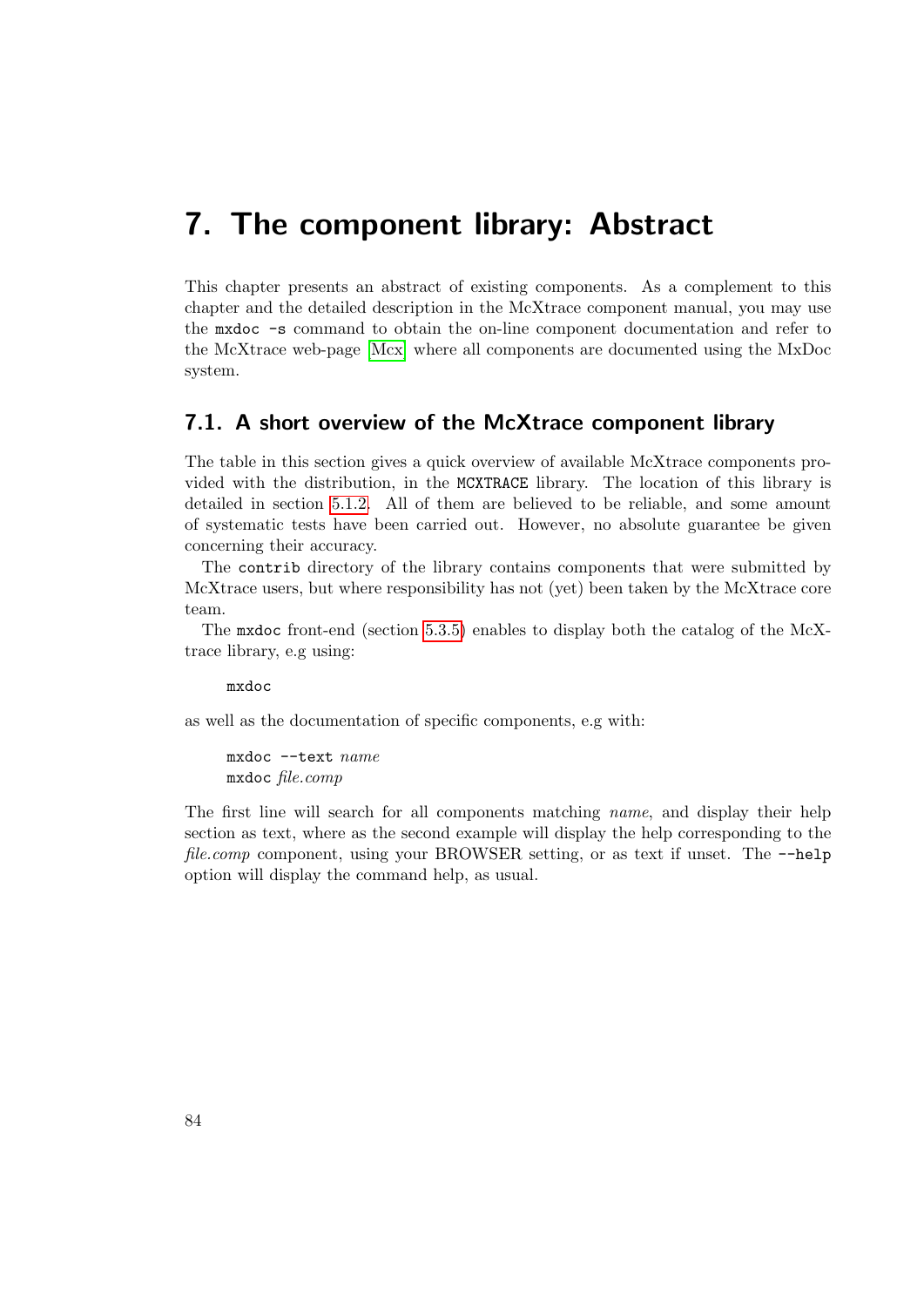# 7. The component library: Abstract

This chapter presents an abstract of existing components. As a complement to this chapter and the detailed description in the McXtrace component manual, you may use the `mxdoc -s` command to obtain the on-line component documentation and refer to the McXtrace web-page [Mcx] where all components are documented using the MxDoc system.

## 7.1. A short overview of the McXtrace component library

The table in this section gives a quick overview of available McXtrace components provided with the distribution, in the `MCXTRACE` library. The location of this library is detailed in section 5.1.2. All of them are believed to be reliable, and some amount of systematic tests have been carried out. However, no absolute guarantee be given concerning their accuracy.

The `contrib` directory of the library contains components that were submitted by McXtrace users, but where responsibility has not (yet) been taken by the McXtrace core team.

The `mxdoc` front-end (section 5.3.5) enables to display both the catalog of the McXtrace library, e.g using:

```
mxdoc
```

as well as the documentation of specific components, e.g with:

```
mxdoc --text name
mxdoc file.comp
```

The first line will search for all components matching *name*, and display their help section as text, where as the second example will display the help corresponding to the *file.comp* component, using your BROWSER setting, or as text if unset. The `--help` option will display the command help, as usual.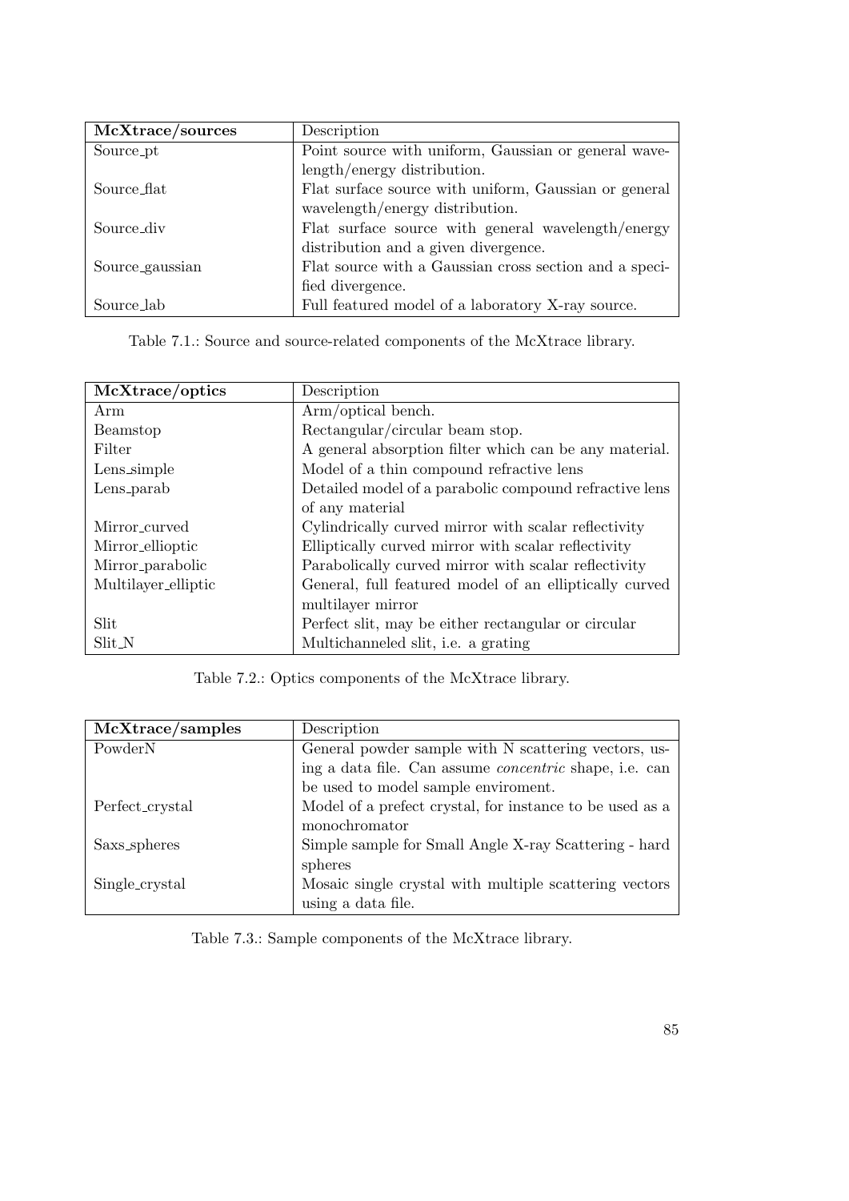| **McXtrace/sources** | Description |
|---|---|
| Source_pt | Point source with uniform, Gaussian or general wavelength/energy distribution. |
| Source_flat | Flat surface source with uniform, Gaussian or general wavelength/energy distribution. |
| Source_div | Flat surface source with general wavelength/energy distribution and a given divergence. |
| Source_gaussian | Flat source with a Gaussian cross section and a specified divergence. |
| Source_lab | Full featured model of a laboratory X-ray source. |

Table 7.1.: Source and source-related components of the McXtrace library.

| **McXtrace/optics** | Description |
|---|---|
| Arm | Arm/optical bench. |
| Beamstop | Rectangular/circular beam stop. |
| Filter | A general absorption filter which can be any material. |
| Lens_simple | Model of a thin compound refractive lens |
| Lens_parab | Detailed model of a parabolic compound refractive lens of any material |
| Mirror_curved | Cylindrically curved mirror with scalar reflectivity |
| Mirror_ellioptic | Elliptically curved mirror with scalar reflectivity |
| Mirror_parabolic | Parabolically curved mirror with scalar reflectivity |
| Multilayer_elliptic | General, full featured model of an elliptically curved multilayer mirror |
| Slit | Perfect slit, may be either rectangular or circular |
| Slit_N | Multichanneled slit, i.e. a grating |

Table 7.2.: Optics components of the McXtrace library.

| **McXtrace/samples** | Description |
|---|---|
| PowderN | General powder sample with N scattering vectors, using a data file. Can assume *concentric* shape, i.e. can be used to model sample enviroment. |
| Perfect_crystal | Model of a prefect crystal, for instance to be used as a monochromator |
| Saxs_spheres | Simple sample for Small Angle X-ray Scattering - hard spheres |
| Single_crystal | Mosaic single crystal with multiple scattering vectors using a data file. |

Table 7.3.: Sample components of the McXtrace library.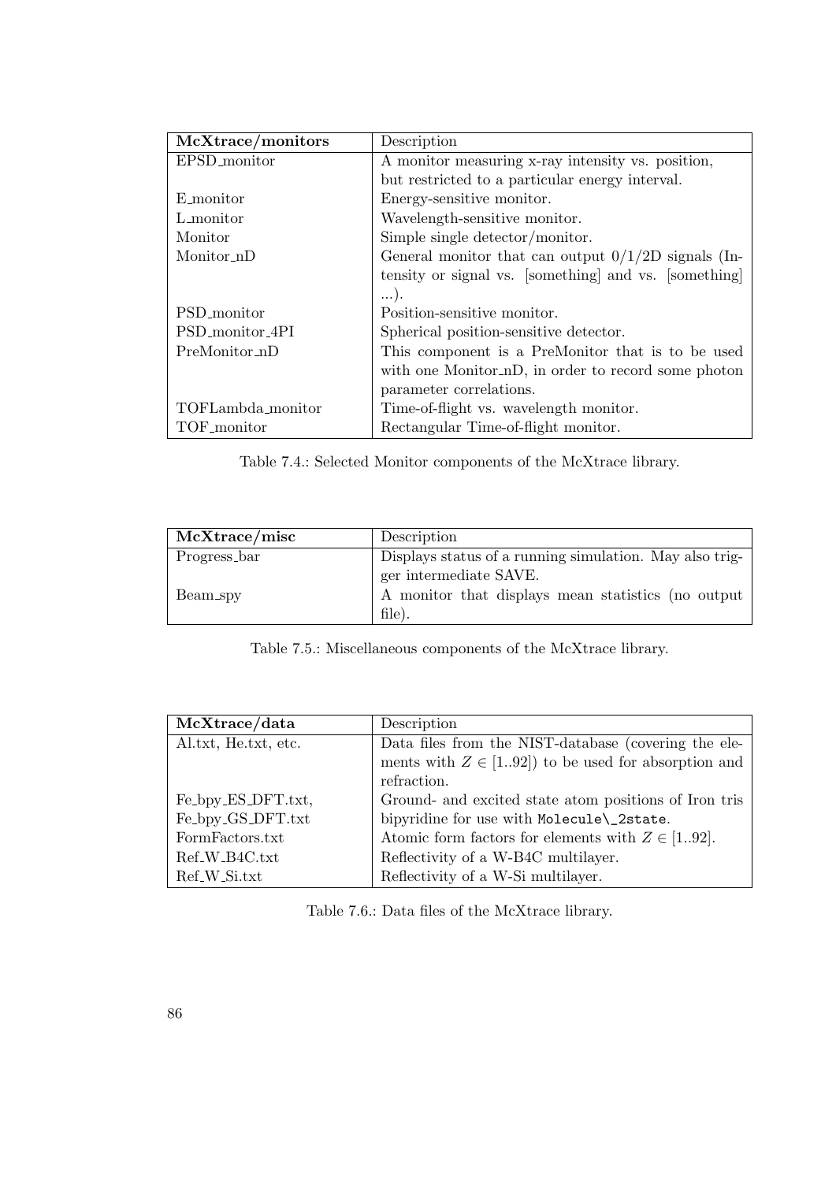| **McXtrace/monitors** | Description |
|---|---|
| EPSD_monitor | A monitor measuring x-ray intensity vs. position, but restricted to a particular energy interval. |
| E_monitor | Energy-sensitive monitor. |
| L_monitor | Wavelength-sensitive monitor. |
| Monitor | Simple single detector/monitor. |
| Monitor_nD | General monitor that can output 0/1/2D signals (Intensity or signal vs. [something] and vs. [something] ...). |
| PSD_monitor | Position-sensitive monitor. |
| PSD_monitor_4PI | Spherical position-sensitive detector. |
| PreMonitor_nD | This component is a PreMonitor that is to be used with one Monitor_nD, in order to record some photon parameter correlations. |
| TOFLambda_monitor | Time-of-flight vs. wavelength monitor. |
| TOF_monitor | Rectangular Time-of-flight monitor. |

Table 7.4.: Selected Monitor components of the McXtrace library.

| **McXtrace/misc** | Description |
|---|---|
| Progress_bar | Displays status of a running simulation. May also trigger intermediate SAVE. |
| Beam_spy | A monitor that displays mean statistics (no output file). |

Table 7.5.: Miscellaneous components of the McXtrace library.

| **McXtrace/data** | Description |
|---|---|
| Al.txt, He.txt, etc. | Data files from the NIST-database (covering the elements with $Z \in [1..92]$) to be used for absorption and refraction. |
| Fe_bpy_ES_DFT.txt, Fe_bpy_GS_DFT.txt | Ground- and excited state atom positions of Iron tris bipyridine for use with `Molecule\_2state`. |
| FormFactors.txt | Atomic form factors for elements with $Z \in [1..92]$. |
| Ref_W_B4C.txt | Reflectivity of a W-B4C multilayer. |
| Ref_W_Si.txt | Reflectivity of a W-Si multilayer. |

Table 7.6.: Data files of the McXtrace library.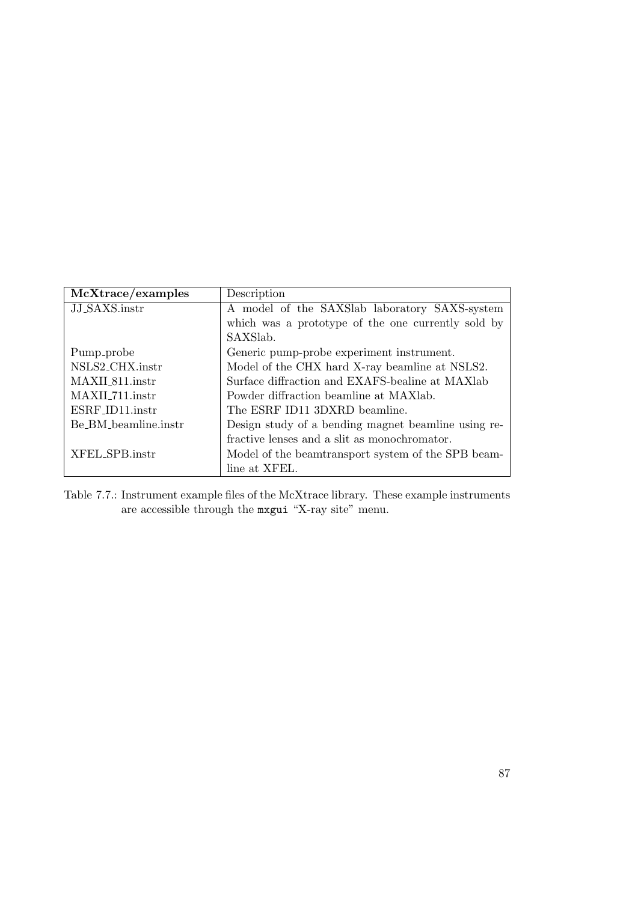| **McXtrace/examples** | Description |
| --- | --- |
| JJ_SAXS.instr | A model of the SAXSlab laboratory SAXS-system which was a prototype of the one currently sold by SAXSlab. |
| Pump_probe | Generic pump-probe experiment instrument. |
| NSLS2_CHX.instr | Model of the CHX hard X-ray beamline at NSLS2. |
| MAXII_811.instr | Surface diffraction and EXAFS-bealine at MAXlab |
| MAXII_711.instr | Powder diffraction beamline at MAXlab. |
| ESRF_ID11.instr | The ESRF ID11 3DXRD beamline. |
| Be_BM_beamline.instr | Design study of a bending magnet beamline using refractive lenses and a slit as monochromator. |
| XFEL_SPB.instr | Model of the beamtransport system of the SPB beamline at XFEL. |

Table 7.7.: Instrument example files of the McXtrace library. These example instruments are accessible through the `mxgui` "X-ray site" menu.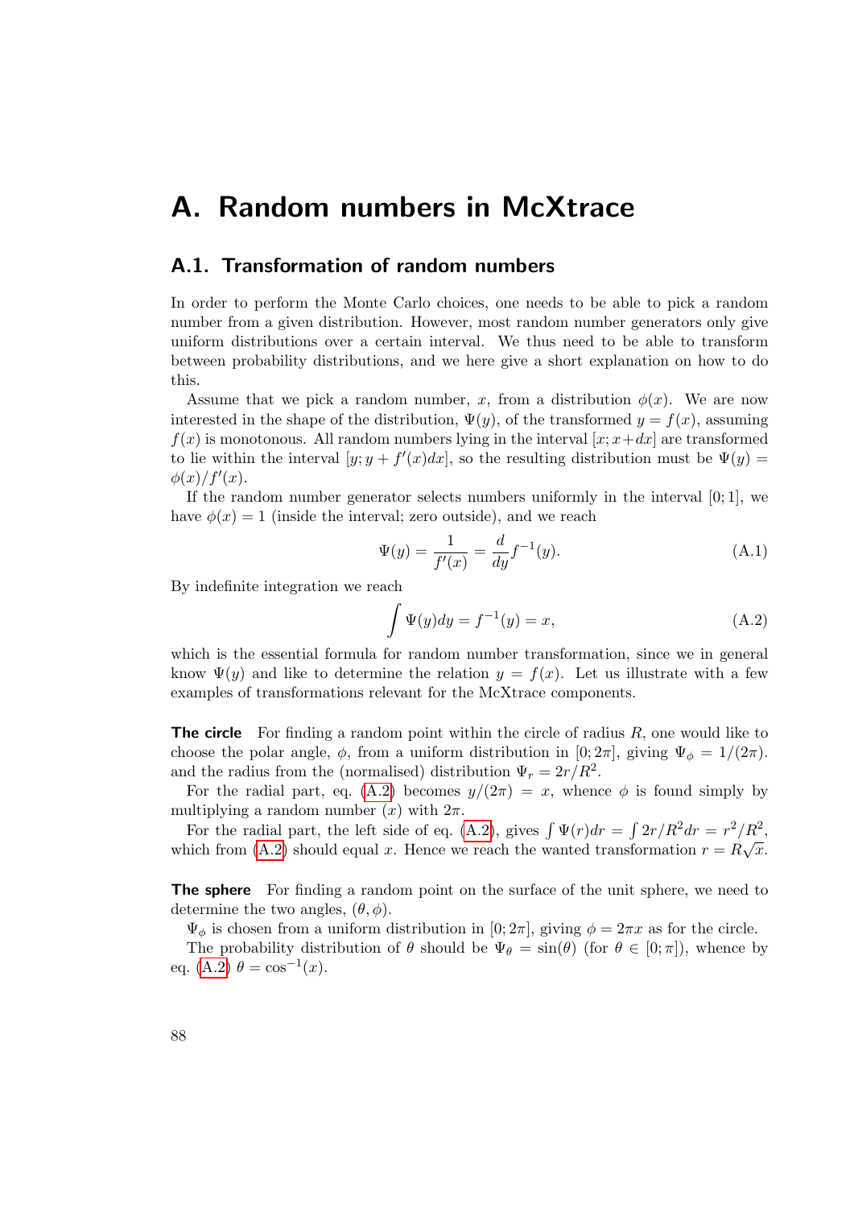# A. Random numbers in McXtrace

## A.1. Transformation of random numbers

In order to perform the Monte Carlo choices, one needs to be able to pick a random number from a given distribution. However, most random number generators only give uniform distributions over a certain interval. We thus need to be able to transform between probability distributions, and we here give a short explanation on how to do this.

Assume that we pick a random number, $x$, from a distribution $\phi(x)$. We are now interested in the shape of the distribution, $\Psi(y)$, of the transformed $y = f(x)$, assuming $f(x)$ is monotonous. All random numbers lying in the interval $[x; x+dx]$ are transformed to lie within the interval $[y; y + f'(x)dx]$, so the resulting distribution must be $\Psi(y) = \phi(x)/f'(x)$.

If the random number generator selects numbers uniformly in the interval $[0; 1]$, we have $\phi(x) = 1$ (inside the interval; zero outside), and we reach

$$\Psi(y) = \frac{1}{f'(x)} = \frac{d}{dy} f^{-1}(y). \tag{A.1}$$

By indefinite integration we reach

$$\int \Psi(y) dy = f^{-1}(y) = x, \tag{A.2}$$

which is the essential formula for random number transformation, since we in general know $\Psi(y)$ and like to determine the relation $y = f(x)$. Let us illustrate with a few examples of transformations relevant for the McXtrace components.

**The circle** For finding a random point within the circle of radius $R$, one would like to choose the polar angle, $\phi$, from a uniform distribution in $[0; 2\pi]$, giving $\Psi_\phi = 1/(2\pi)$. and the radius from the (normalised) distribution $\Psi_r = 2r/R^2$.

For the radial part, eq. (A.2) becomes $y/(2\pi) = x$, whence $\phi$ is found simply by multiplying a random number ($x$) with $2\pi$.

For the radial part, the left side of eq. (A.2), gives $\int \Psi(r) dr = \int 2r/R^2 dr = r^2/R^2$, which from (A.2) should equal $x$. Hence we reach the wanted transformation $r = R\sqrt{x}$.

**The sphere** For finding a random point on the surface of the unit sphere, we need to determine the two angles, $(\theta, \phi)$.

$\Psi_\phi$ is chosen from a uniform distribution in $[0; 2\pi]$, giving $\phi = 2\pi x$ as for the circle.

The probability distribution of $\theta$ should be $\Psi_\theta = \sin(\theta)$ (for $\theta \in [0; \pi]$), whence by eq. (A.2) $\theta = \cos^{-1}(x)$.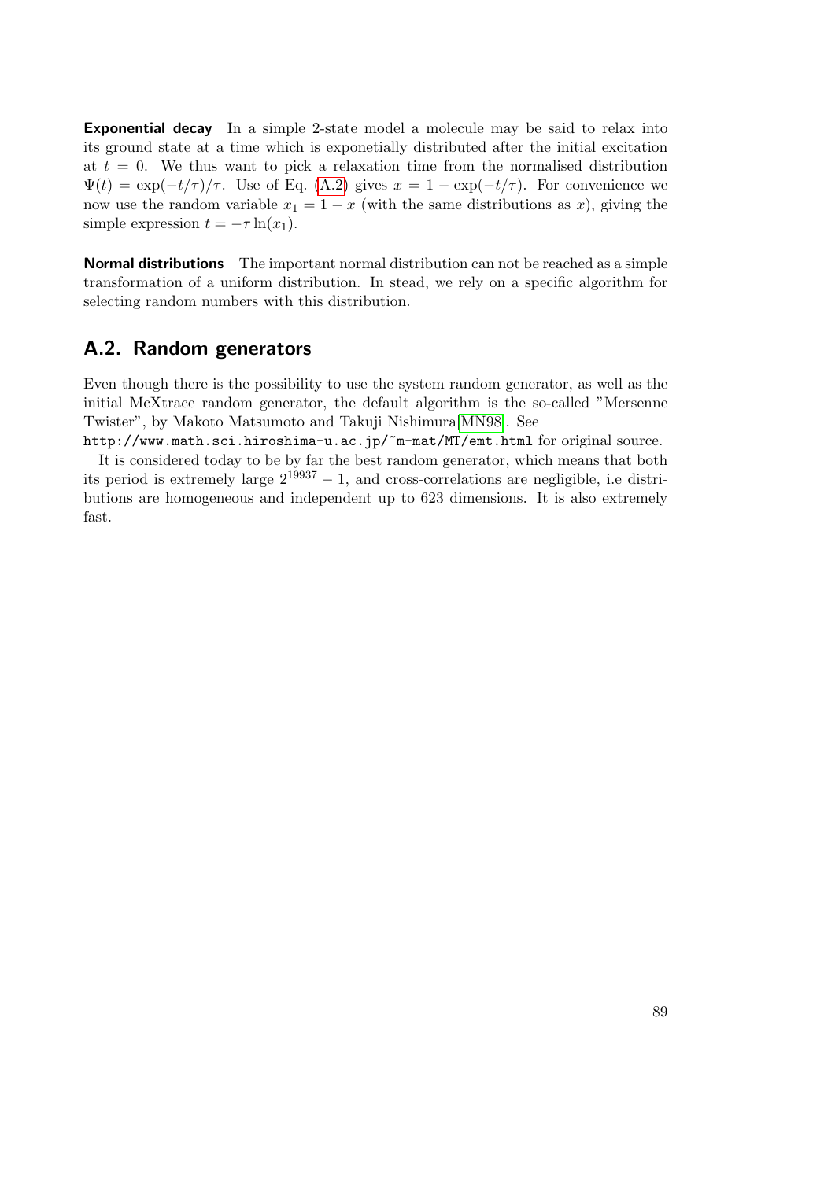**Exponential decay** In a simple 2-state model a molecule may be said to relax into its ground state at a time which is exponetially distributed after the initial excitation at $t = 0$. We thus want to pick a relaxation time from the normalised distribution $\Psi(t) = \exp(-t/\tau)/\tau$. Use of Eq. (A.2) gives $x = 1 - \exp(-t/\tau)$. For convenience we now use the random variable $x_1 = 1 - x$ (with the same distributions as $x$), giving the simple expression $t = -\tau \ln(x_1)$.

**Normal distributions** The important normal distribution can not be reached as a simple transformation of a uniform distribution. In stead, we rely on a specific algorithm for selecting random numbers with this distribution.

## A.2. Random generators

Even though there is the possibility to use the system random generator, as well as the initial McXtrace random generator, the default algorithm is the so-called "Mersenne Twister", by Makoto Matsumoto and Takuji Nishimura[MN98]. See `http://www.math.sci.hiroshima-u.ac.jp/~m-mat/MT/emt.html` for original source.

It is considered today to be by far the best random generator, which means that both its period is extremely large $2^{19937} - 1$, and cross-correlations are negligible, i.e distributions are homogeneous and independent up to 623 dimensions. It is also extremely fast.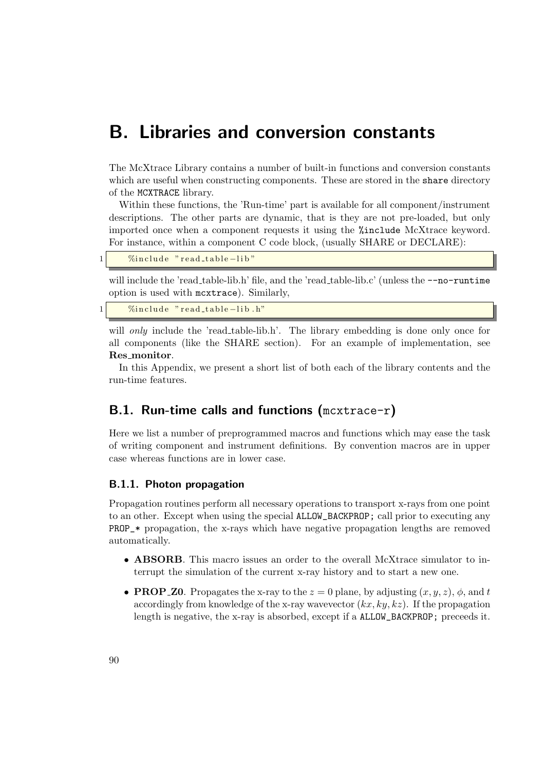# B. Libraries and conversion constants

The McXtrace Library contains a number of built-in functions and conversion constants which are useful when constructing components. These are stored in the `share` directory of the `MCXTRACE` library.

Within these functions, the 'Run-time' part is available for all component/instrument descriptions. The other parts are dynamic, that is they are not pre-loaded, but only imported once when a component requests it using the `%include` McXtrace keyword. For instance, within a component C code block, (usually SHARE or DECLARE):

```
%include "read_table-lib"
```

will include the 'read_table-lib.h' file, and the 'read_table-lib.c' (unless the `--no-runtime` option is used with `mcxtrace`). Similarly,

```
%include "read_table-lib.h"
```

will *only* include the 'read_table-lib.h'. The library embedding is done only once for all components (like the SHARE section). For an example of implementation, see **Res_monitor**.

In this Appendix, we present a short list of both each of the library contents and the run-time features.

## B.1. Run-time calls and functions (`mcxtrace-r`)

Here we list a number of preprogrammed macros and functions which may ease the task of writing component and instrument definitions. By convention macros are in upper case whereas functions are in lower case.

### B.1.1. Photon propagation

Propagation routines perform all necessary operations to transport x-rays from one point to an other. Except when using the special `ALLOW_BACKPROP;` call prior to executing any `PROP_*` propagation, the x-rays which have negative propagation lengths are removed automatically.

- **ABSORB**. This macro issues an order to the overall McXtrace simulator to interrupt the simulation of the current x-ray history and to start a new one.
- **PROP_Z0**. Propagates the x-ray to the $z = 0$ plane, by adjusting $(x, y, z)$, $\phi$, and $t$ accordingly from knowledge of the x-ray wavevector $(kx, ky, kz)$. If the propagation length is negative, the x-ray is absorbed, except if a `ALLOW_BACKPROP;` preceeds it.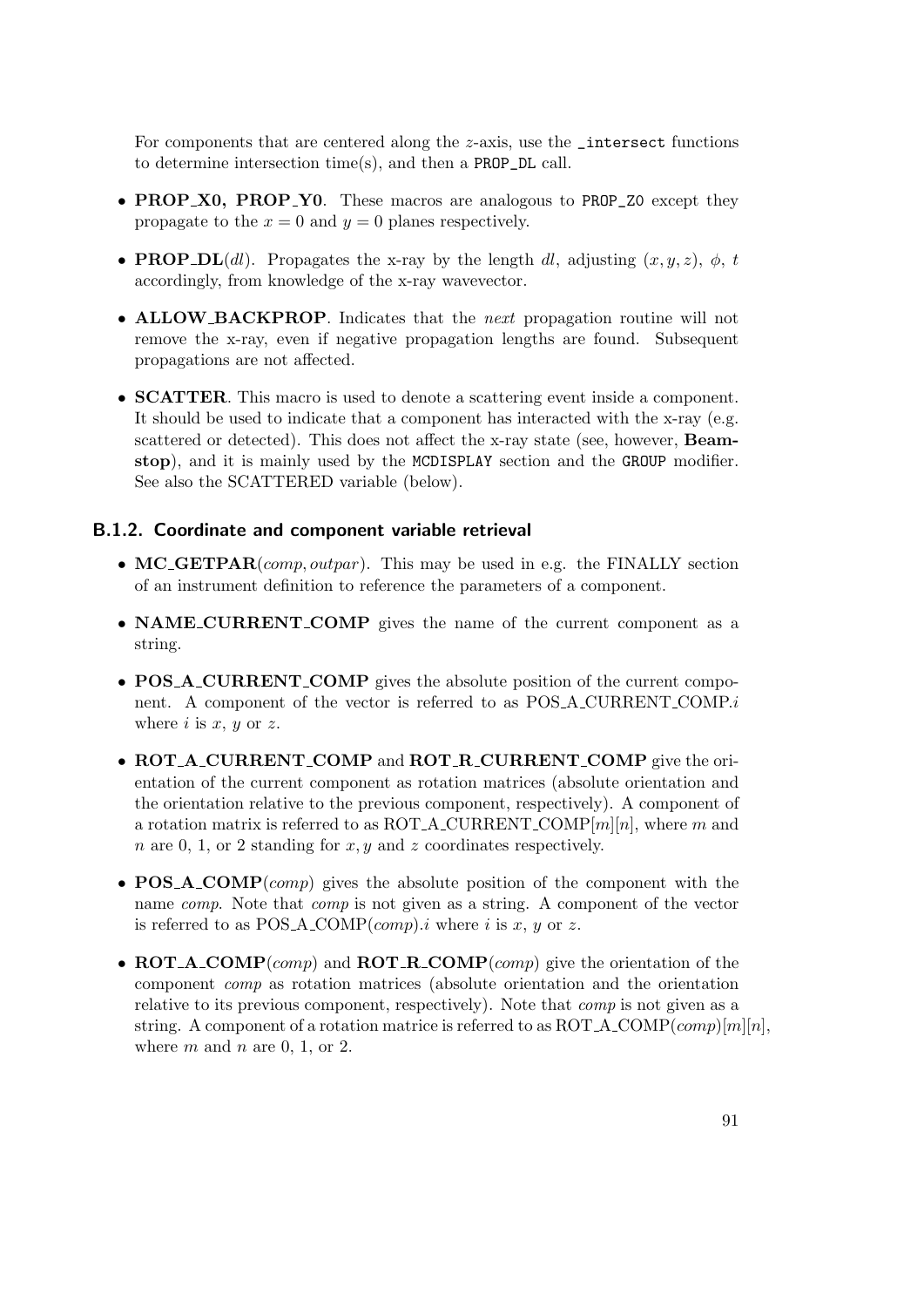For components that are centered along the $z$-axis, use the `_intersect` functions to determine intersection time(s), and then a `PROP_DL` call.

- **PROP_X0, PROP_Y0**. These macros are analogous to `PROP_Z0` except they propagate to the $x = 0$ and $y = 0$ planes respectively.
- **PROP_DL**(*dl*). Propagates the x-ray by the length $dl$, adjusting $(x, y, z)$, $\phi$, $t$ accordingly, from knowledge of the x-ray wavevector.
- **ALLOW_BACKPROP**. Indicates that the *next* propagation routine will not remove the x-ray, even if negative propagation lengths are found. Subsequent propagations are not affected.
- **SCATTER**. This macro is used to denote a scattering event inside a component. It should be used to indicate that a component has interacted with the x-ray (e.g. scattered or detected). This does not affect the x-ray state (see, however, **Beamstop**), and it is mainly used by the `MCDISPLAY` section and the `GROUP` modifier. See also the SCATTERED variable (below).

### B.1.2. Coordinate and component variable retrieval

- **MC_GETPAR**(*comp*, *outpar*). This may be used in e.g. the FINALLY section of an instrument definition to reference the parameters of a component.
- **NAME_CURRENT_COMP** gives the name of the current component as a string.
- **POS_A_CURRENT_COMP** gives the absolute position of the current component. A component of the vector is referred to as POS_A_CURRENT_COMP.$i$ where $i$ is $x$, $y$ or $z$.
- **ROT_A_CURRENT_COMP** and **ROT_R_CURRENT_COMP** give the orientation of the current component as rotation matrices (absolute orientation and the orientation relative to the previous component, respectively). A component of a rotation matrix is referred to as ROT_A_CURRENT_COMP$[m][n]$, where $m$ and $n$ are 0, 1, or 2 standing for $x, y$ and $z$ coordinates respectively.
- **POS_A_COMP**(*comp*) gives the absolute position of the component with the name *comp*. Note that *comp* is not given as a string. A component of the vector is referred to as POS_A_COMP(*comp*).$i$ where $i$ is $x$, $y$ or $z$.
- **ROT_A_COMP**(*comp*) and **ROT_R_COMP**(*comp*) give the orientation of the component *comp* as rotation matrices (absolute orientation and the orientation relative to its previous component, respectively). Note that *comp* is not given as a string. A component of a rotation matrice is referred to as ROT_A_COMP(*comp*)$[m][n]$, where $m$ and $n$ are 0, 1, or 2.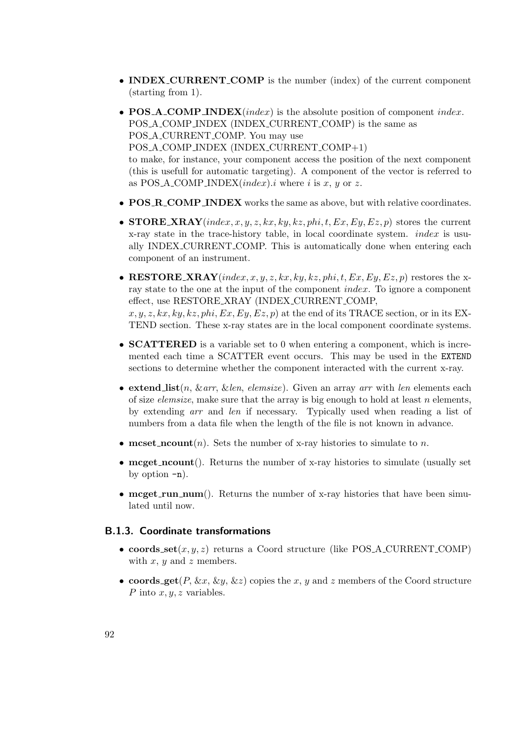- **INDEX_CURRENT_COMP** is the number (index) of the current component (starting from 1).
- **POS_A_COMP_INDEX**(*index*) is the absolute position of component *index*. POS_A_COMP_INDEX (INDEX_CURRENT_COMP) is the same as POS_A_CURRENT_COMP. You may use POS_A_COMP_INDEX (INDEX_CURRENT_COMP+1) to make, for instance, your component access the position of the next component (this is usefull for automatic targeting). A component of the vector is referred to as POS_A_COMP_INDEX(*index*).*i* where *i* is *x*, *y* or *z*.
- **POS_R_COMP_INDEX** works the same as above, but with relative coordinates.
- **STORE_XRAY**($index, x, y, z, kx, ky, kz, phi, t, Ex, Ey, Ez, p$) stores the current x-ray state in the trace-history table, in local coordinate system. *index* is usually INDEX_CURRENT_COMP. This is automatically done when entering each component of an instrument.
- **RESTORE_XRAY**($index, x, y, z, kx, ky, kz, phi, t, Ex, Ey, Ez, p$) restores the x-ray state to the one at the input of the component *index*. To ignore a component effect, use RESTORE_XRAY (INDEX_CURRENT_COMP, $x, y, z, kx, ky, kz, phi, Ex, Ey, Ez, p$) at the end of its TRACE section, or in its EXTEND section. These x-ray states are in the local component coordinate systems.
- **SCATTERED** is a variable set to 0 when entering a component, which is incremented each time a SCATTER event occurs. This may be used in the `EXTEND` sections to determine whether the component interacted with the current x-ray.
- **extend_list**(*n*, &*arr*, &*len*, *elemsize*). Given an array *arr* with *len* elements each of size *elemsize*, make sure that the array is big enough to hold at least *n* elements, by extending *arr* and *len* if necessary. Typically used when reading a list of numbers from a data file when the length of the file is not known in advance.
- **mcset_ncount**(*n*). Sets the number of x-ray histories to simulate to *n*.
- **mcget_ncount**(). Returns the number of x-ray histories to simulate (usually set by option `-n`).
- **mcget_run_num**(). Returns the number of x-ray histories that have been simulated until now.

### B.1.3. Coordinate transformations

- **coords_set**($x, y, z$) returns a Coord structure (like POS_A_CURRENT_COMP) with $x$, $y$ and $z$ members.
- **coords_get**($P$, &$x$, &$y$, &$z$) copies the $x$, $y$ and $z$ members of the Coord structure $P$ into $x, y, z$ variables.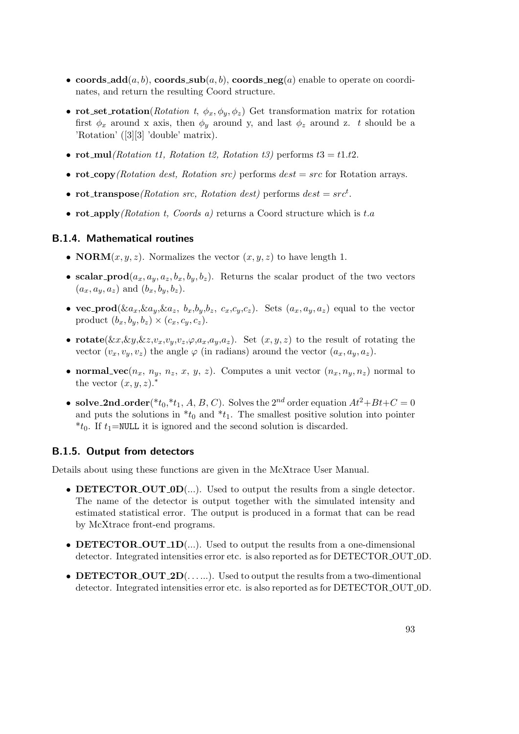- **coords_add**$(a, b)$, **coords_sub**$(a, b)$, **coords_neg**$(a)$ enable to operate on coordinates, and return the resulting Coord structure.

- **rot_set_rotation**(*Rotation t*, $\phi_x, \phi_y, \phi_z$) Get transformation matrix for rotation first $\phi_x$ around x axis, then $\phi_y$ around y, and last $\phi_z$ around z. $t$ should be a 'Rotation' ([3][3] 'double' matrix).

- **rot_mul**(*Rotation t1, Rotation t2, Rotation t3*) performs $t3 = t1.t2$.

- **rot_copy**(*Rotation dest, Rotation src*) performs $dest = src$ for Rotation arrays.

- **rot_transpose**(*Rotation src, Rotation dest*) performs $dest = src^t$.

- **rot_apply**(*Rotation t, Coords a*) returns a Coord structure which is $t.a$

### B.1.4. Mathematical routines

- **NORM**$(x, y, z)$. Normalizes the vector $(x, y, z)$ to have length 1.

- **scalar_prod**$(a_x, a_y, a_z, b_x, b_y, b_z)$. Returns the scalar product of the two vectors $(a_x, a_y, a_z)$ and $(b_x, b_y, b_z)$.

- **vec_prod**($\&a_x$,$\&a_y$,$\&a_z$, $b_x$,$b_y$,$b_z$, $c_x$,$c_y$,$c_z$). Sets $(a_x, a_y, a_z)$ equal to the vector product $(b_x, b_y, b_z) \times (c_x, c_y, c_z)$.

- **rotate**($\&x$,$\&y$,$\&z$,$v_x$,$v_y$,$v_z$,$\varphi$,$a_x$,$a_y$,$a_z$). Set $(x, y, z)$ to the result of rotating the vector $(v_x, v_y, v_z)$ the angle $\varphi$ (in radians) around the vector $(a_x, a_y, a_z)$.

- **normal_vec**($n_x$, $n_y$, $n_z$, $x$, $y$, $z$). Computes a unit vector $(n_x, n_y, n_z)$ normal to the vector $(x, y, z)$.*

- **solve_2nd_order**($*t_0$,$*t_1$, $A$, $B$, $C$). Solves the $2^{nd}$ order equation $At^2+Bt+C = 0$ and puts the solutions in $*t_0$ and $*t_1$. The smallest positive solution into pointer $*t_0$. If $t_1$=NULL it is ignored and the second solution is discarded.

### B.1.5. Output from detectors

Details about using these functions are given in the McXtrace User Manual.

- **DETECTOR_OUT_0D**(...). Used to output the results from a single detector. The name of the detector is output together with the simulated intensity and estimated statistical error. The output is produced in a format that can be read by McXtrace front-end programs.

- **DETECTOR_OUT_1D**(...). Used to output the results from a one-dimensional detector. Integrated intensities error etc. is also reported as for DETECTOR_OUT_0D.

- **DETECTOR_OUT_2D**(. . . ..). Used to output the results from a two-dimentional detector. Integrated intensities error etc. is also reported as for DETECTOR_OUT_0D.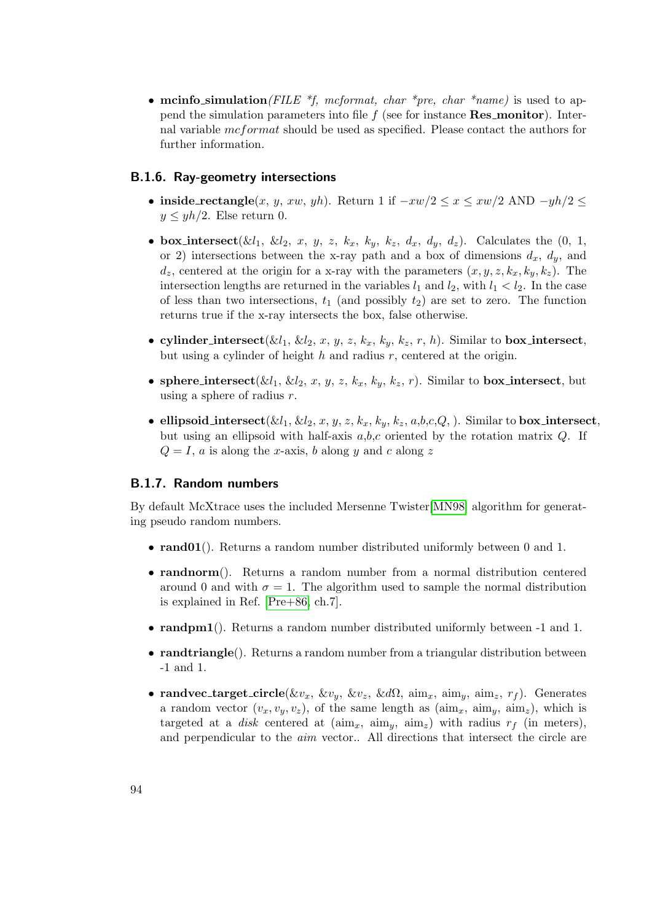- **mcinfo_simulation**(*FILE *f, mcformat, char *pre, char *name*) is used to append the simulation parameters into file $f$ (see for instance **Res_monitor**). Internal variable $mcformat$ should be used as specified. Please contact the authors for further information.

### B.1.6. Ray-geometry intersections

- **inside_rectangle**($x$, $y$, $xw$, $yh$). Return 1 if $-xw/2 \leq x \leq xw/2$ AND $-yh/2 \leq y \leq yh/2$. Else return 0.
- **box_intersect**(&$l_1$, &$l_2$, $x$, $y$, $z$, $k_x$, $k_y$, $k_z$, $d_x$, $d_y$, $d_z$). Calculates the (0, 1, or 2) intersections between the x-ray path and a box of dimensions $d_x$, $d_y$, and $d_z$, centered at the origin for a x-ray with the parameters $(x, y, z, k_x, k_y, k_z)$. The intersection lengths are returned in the variables $l_1$ and $l_2$, with $l_1 < l_2$. In the case of less than two intersections, $t_1$ (and possibly $t_2$) are set to zero. The function returns true if the x-ray intersects the box, false otherwise.
- **cylinder_intersect**(&$l_1$, &$l_2$, $x$, $y$, $z$, $k_x$, $k_y$, $k_z$, $r$, $h$). Similar to **box_intersect**, but using a cylinder of height $h$ and radius $r$, centered at the origin.
- **sphere_intersect**(&$l_1$, &$l_2$, $x$, $y$, $z$, $k_x$, $k_y$, $k_z$, $r$). Similar to **box_intersect**, but using a sphere of radius $r$.
- **ellipsoid_intersect**(&$l_1$, &$l_2$, $x$, $y$, $z$, $k_x$, $k_y$, $k_z$, $a$,$b$,$c$,$Q$, ). Similar to **box_intersect**, but using an ellipsoid with half-axis $a$,$b$,$c$ oriented by the rotation matrix $Q$. If $Q = I$, $a$ is along the $x$-axis, $b$ along $y$ and $c$ along $z$

### B.1.7. Random numbers

By default McXtrace uses the included Mersenne Twister[MN98] algorithm for generating pseudo random numbers.

- **rand01**(). Returns a random number distributed uniformly between 0 and 1.
- **randnorm**(). Returns a random number from a normal distribution centered around 0 and with $\sigma = 1$. The algorithm used to sample the normal distribution is explained in Ref. [Pre+86, ch.7].
- **randpm1**(). Returns a random number distributed uniformly between -1 and 1.
- **randtriangle**(). Returns a random number from a triangular distribution between -1 and 1.
- **randvec_target_circle**(&$v_x$, &$v_y$, &$v_z$, &$d\Omega$, $\text{aim}_x$, $\text{aim}_y$, $\text{aim}_z$, $r_f$). Generates a random vector $(v_x, v_y, v_z)$, of the same length as ($\text{aim}_x$, $\text{aim}_y$, $\text{aim}_z$), which is targeted at a *disk* centered at ($\text{aim}_x$, $\text{aim}_y$, $\text{aim}_z$) with radius $r_f$ (in meters), and perpendicular to the *aim* vector.. All directions that intersect the circle are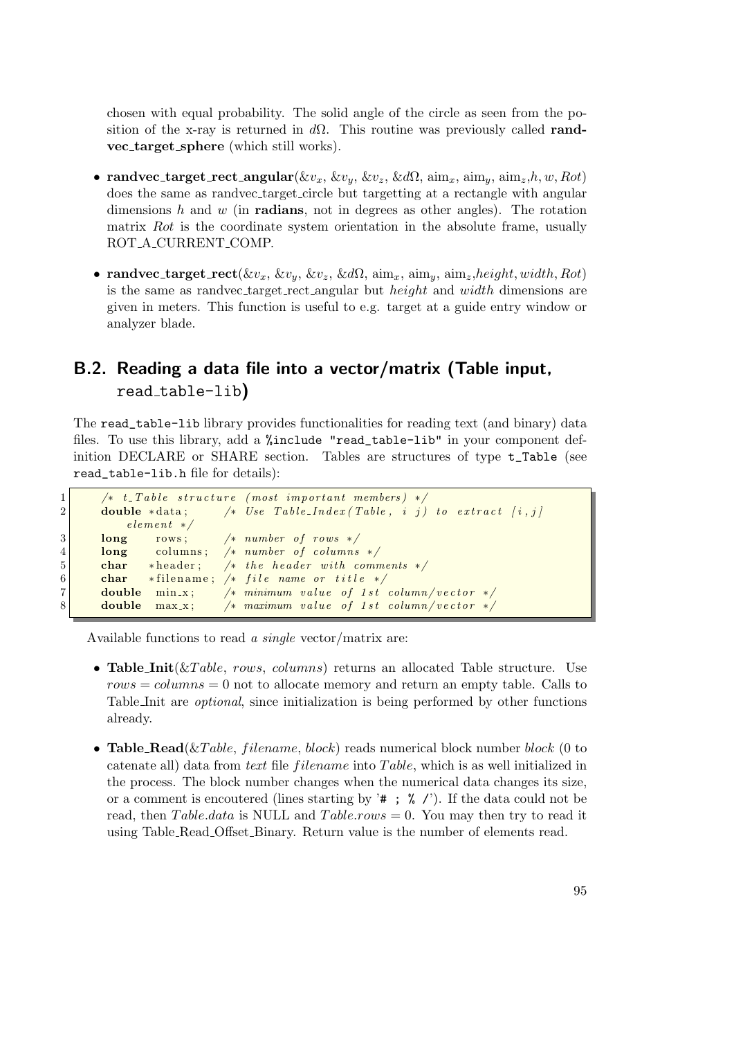chosen with equal probability. The solid angle of the circle as seen from the position of the x-ray is returned in $d\Omega$. This routine was previously called **randvec_target_sphere** (which still works).

- **randvec_target_rect_angular**($\&v_x$, $\&v_y$, $\&v_z$, $\&d\Omega$, $\mathrm{aim}_x$, $\mathrm{aim}_y$, $\mathrm{aim}_z$, $h$, $w$, $Rot$) does the same as randvec_target_circle but targetting at a rectangle with angular dimensions $h$ and $w$ (in **radians**, not in degrees as other angles). The rotation matrix $Rot$ is the coordinate system orientation in the absolute frame, usually ROT_A_CURRENT_COMP.
- **randvec_target_rect**($\&v_x$, $\&v_y$, $\&v_z$, $\&d\Omega$, $\mathrm{aim}_x$, $\mathrm{aim}_y$, $\mathrm{aim}_z$, $height$, $width$, $Rot$) is the same as randvec_target_rect_angular but *height* and *width* dimensions are given in meters. This function is useful to e.g. target at a guide entry window or analyzer blade.

## B.2. Reading a data file into a vector/matrix (Table input, read_table-lib)

The read_table-lib library provides functionalities for reading text (and binary) data files. To use this library, add a `%include "read_table-lib"` in your component definition DECLARE or SHARE section. Tables are structures of type `t_Table` (see `read_table-lib.h` file for details):

```
/* t_Table structure (most important members) */
double *data;      /* Use Table_Index(Table, i j) to extract [i,j] element */
long    rows;      /* number of rows */
long    columns;   /* number of columns */
char   *header;    /* the header with comments */
char   *filename;  /* file name or title */
double  min_x;     /* minimum value of 1st column/vector */
double  max_x;     /* maximum value of 1st column/vector */
```

Available functions to read *a single* vector/matrix are:

- **Table_Init**($\&Table$, *rows*, *columns*) returns an allocated Table structure. Use $rows = columns = 0$ not to allocate memory and return an empty table. Calls to Table_Init are *optional*, since initialization is being performed by other functions already.
- **Table_Read**($\&Table$, *filename*, *block*) reads numerical block number *block* (0 to catenate all) data from *text* file *filename* into *Table*, which is as well initialized in the process. The block number changes when the numerical data changes its size, or a comment is encoutered (lines starting by '`# ; % /`'). If the data could not be read, then $Table.data$ is NULL and $Table.rows = 0$. You may then try to read it using Table_Read_Offset_Binary. Return value is the number of elements read.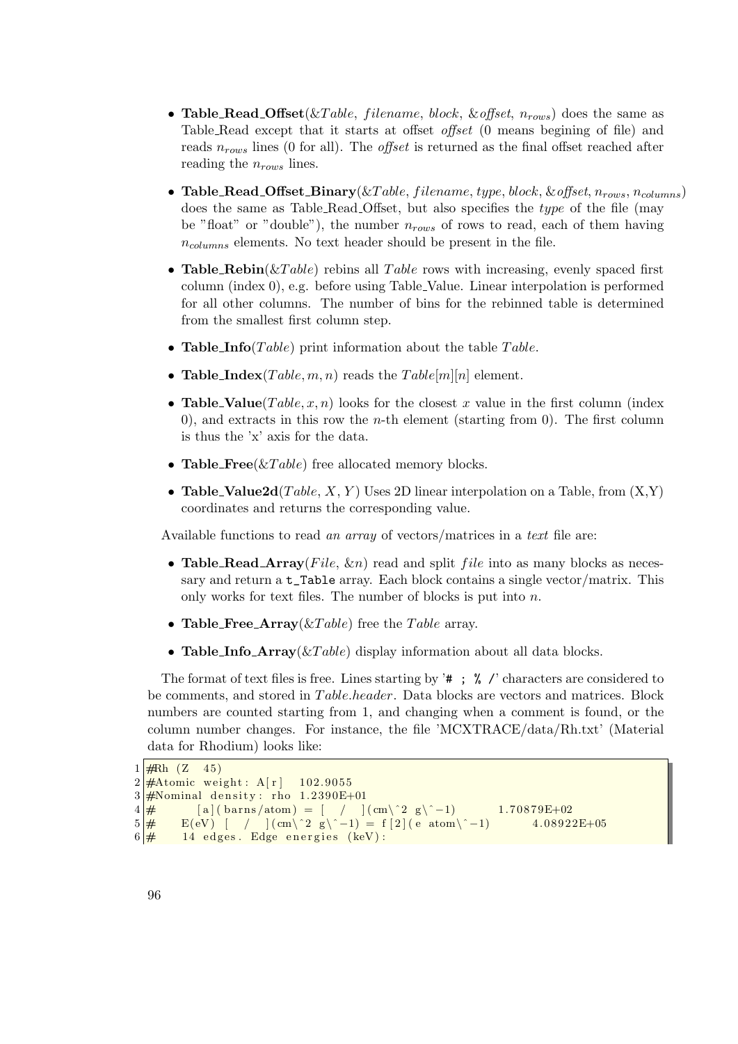- **Table_Read_Offset**(&*Table*, *filename*, *block*, &*offset*, $n_{rows}$) does the same as Table_Read except that it starts at offset *offset* (0 means begining of file) and reads $n_{rows}$ lines (0 for all). The *offset* is returned as the final offset reached after reading the $n_{rows}$ lines.

- **Table_Read_Offset_Binary**(&*Table*, *filename*, *type*, *block*, &*offset*, $n_{rows}$, $n_{columns}$) does the same as Table_Read_Offset, but also specifies the *type* of the file (may be "float" or "double"), the number $n_{rows}$ of rows to read, each of them having $n_{columns}$ elements. No text header should be present in the file.

- **Table_Rebin**(&*Table*) rebins all *Table* rows with increasing, evenly spaced first column (index 0), e.g. before using Table_Value. Linear interpolation is performed for all other columns. The number of bins for the rebinned table is determined from the smallest first column step.

- **Table_Info**(*Table*) print information about the table *Table*.

- **Table_Index**(*Table*, $m$, $n$) reads the *Table*[$m$][$n$] element.

- **Table_Value**(*Table*, $x$, $n$) looks for the closest $x$ value in the first column (index 0), and extracts in this row the $n$-th element (starting from 0). The first column is thus the 'x' axis for the data.

- **Table_Free**(&*Table*) free allocated memory blocks.

- **Table_Value2d**(*Table*, $X$, $Y$) Uses 2D linear interpolation on a Table, from (X,Y) coordinates and returns the corresponding value.

Available functions to read *an array* of vectors/matrices in a *text* file are:

- **Table_Read_Array**(*File*, &$n$) read and split *file* into as many blocks as necessary and return a `t_Table` array. Each block contains a single vector/matrix. This only works for text files. The number of blocks is put into $n$.

- **Table_Free_Array**(&*Table*) free the *Table* array.

- **Table_Info_Array**(&*Table*) display information about all data blocks.

The format of text files is free. Lines starting by '`# ; % /`' characters are considered to be comments, and stored in *Table.header*. Data blocks are vectors and matrices. Block numbers are counted starting from 1, and changing when a comment is found, or the column number changes. For instance, the file 'MCXTRACE/data/Rh.txt' (Material data for Rhodium) looks like:

```
#Rh (Z   45)
#Atomic weight: A[r]   102.9055
#Nominal density: rho 1.2390E+01
#       [a](barns/atom) = [   /   ](cm\^2 g\^-1)        1.70879E+02
#     E(eV) [   /   ](cm\^2 g\^-1) = f[2](e atom\^-1)        4.08922E+05
#     14 edges. Edge energies (keV):
```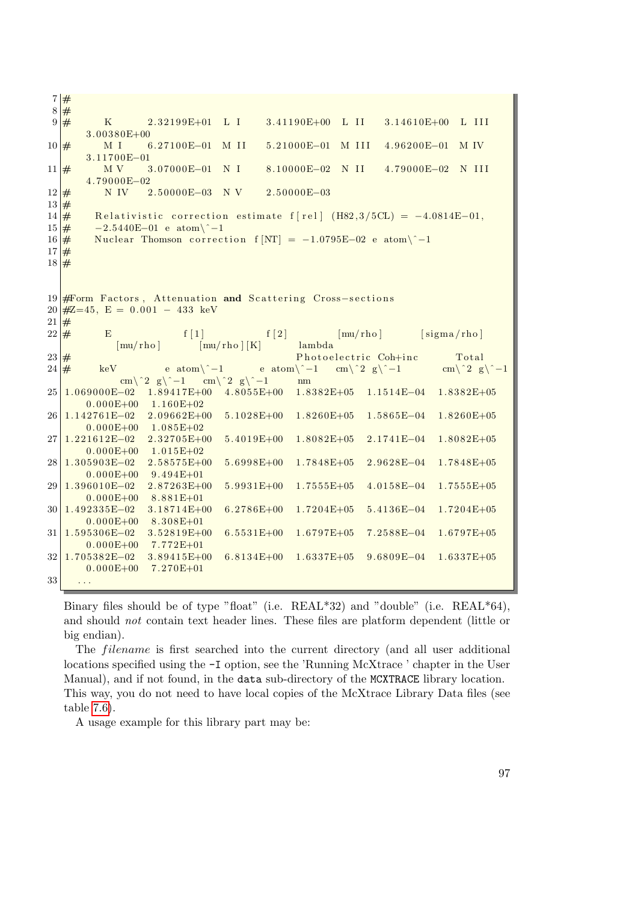```
#
#
#       K       2.32199E+01   L I     3.41190E+00   L II    3.14610E+00   L III
    3.00380E+00
#       M I     6.27100E-01   M II    5.21000E-01   M III   4.96200E-01   M IV
    3.11700E-01
#       M V     3.07000E-01   N I     8.10000E-02   N II    4.79000E-02   N III
    4.79000E-02
#       N IV    2.50000E-03   N V     2.50000E-03
#
#     Relativistic correction estimate f[rel] (H82,3/5CL) = -4.0814E-01,
#     -2.5440E-01 e atom\^-1
#     Nuclear Thomson correction f[NT] = -1.0795E-02 e atom\^-1
#
#
#Form Factors, Attenuation and Scattering Cross-sections
#Z=45, E = 0.001 - 433 keV
#
#        E              f[1]            f[2]           [mu/rho]          [sigma/rho]
          [mu/rho]          [mu/rho][K]       lambda
#                                                     Photoelectric Coh+inc        Total
#       keV          e atom\^-1       e atom\^-1    cm\^2 g\^-1         cm\^2 g\^-1
          cm\^2 g\^-1    cm\^2 g\^-1       nm
1.069000E-02   1.89417E+00   4.8055E+00   1.8382E+05   1.1514E-04   1.8382E+05
    0.000E+00   1.160E+02
1.142761E-02   2.09662E+00   5.1028E+00   1.8260E+05   1.5865E-04   1.8260E+05
    0.000E+00   1.085E+02
1.221612E-02   2.32705E+00   5.4019E+00   1.8082E+05   2.1741E-04   1.8082E+05
    0.000E+00   1.015E+02
1.305903E-02   2.58575E+00   5.6998E+00   1.7848E+05   2.9628E-04   1.7848E+05
    0.000E+00   9.494E+01
1.396010E-02   2.87263E+00   5.9931E+00   1.7555E+05   4.0158E-04   1.7555E+05
    0.000E+00   8.881E+01
1.492335E-02   3.18714E+00   6.2786E+00   1.7204E+05   5.4136E-04   1.7204E+05
    0.000E+00   8.308E+01
1.595306E-02   3.52819E+00   6.5531E+00   1.6797E+05   7.2588E-04   1.6797E+05
    0.000E+00   7.772E+01
1.705382E-02   3.89415E+00   6.8134E+00   1.6337E+05   9.6809E-04   1.6337E+05
    0.000E+00   7.270E+01
  ...
```

Binary files should be of type "float" (i.e. REAL*32) and "double" (i.e. REAL*64), and should *not* contain text header lines. These files are platform dependent (little or big endian).

The *filename* is first searched into the current directory (and all user additional locations specified using the `-I` option, see the 'Running McXtrace ' chapter in the User Manual), and if not found, in the `data` sub-directory of the `MCXTRACE` library location. This way, you do not need to have local copies of the McXtrace Library Data files (see table 7.6).

A usage example for this library part may be: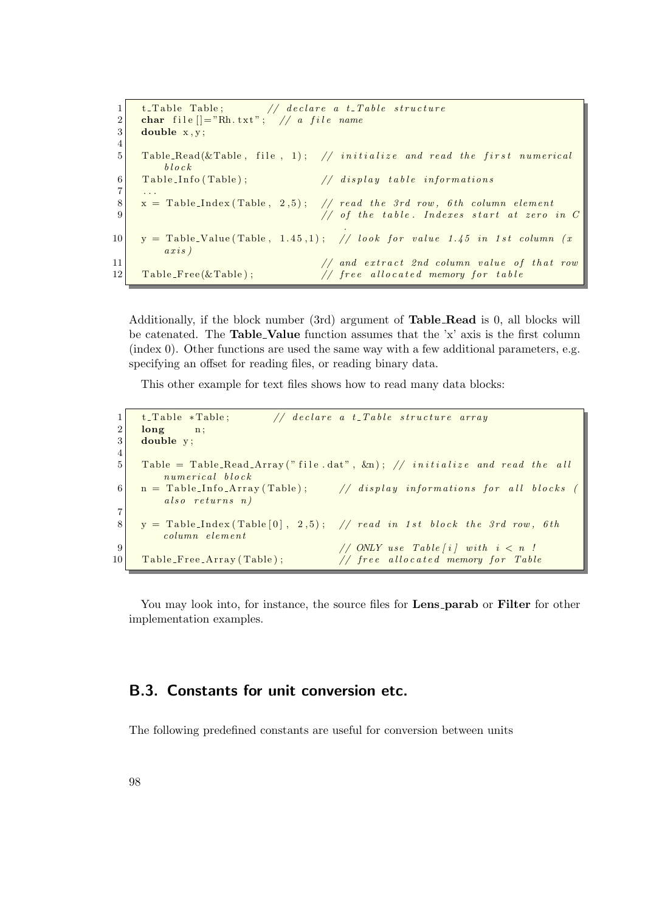```c
t_Table Table;         // declare a t_Table structure
char file[]="Rh.txt";  // a file name
double x,y;

Table_Read(&Table, file, 1);  // initialize and read the first numerical block
Table_Info(Table);            // display table informations
...
x = Table_Index(Table, 2,5);  // read the 3rd row, 6th column element
                              // of the table. Indexes start at zero in C.
y = Table_Value(Table, 1.45,1);  // look for value 1.45 in 1st column (x axis)
                              // and extract 2nd column value of that row
Table_Free(&Table);           // free allocated memory for table
```

Additionally, if the block number (3rd) argument of **Table_Read** is 0, all blocks will be catenated. The **Table_Value** function assumes that the 'x' axis is the first column (index 0). Other functions are used the same way with a few additional parameters, e.g. specifying an offset for reading files, or reading binary data.

This other example for text files shows how to read many data blocks:

```c
t_Table *Table;        // declare a t_Table structure array
long    n;
double y;

Table = Table_Read_Array("file.dat", &n); // initialize and read the all numerical block
n = Table_Info_Array(Table);      // display informations for all blocks (also returns n)

y = Table_Index(Table[0], 2,5);   // read in 1st block the 3rd row, 6th column element
                                  // ONLY use Table[i] with i < n !
Table_Free_Array(Table);          // free allocated memory for Table
```

You may look into, for instance, the source files for **Lens_parab** or **Filter** for other implementation examples.

## B.3. Constants for unit conversion etc.

The following predefined constants are useful for conversion between units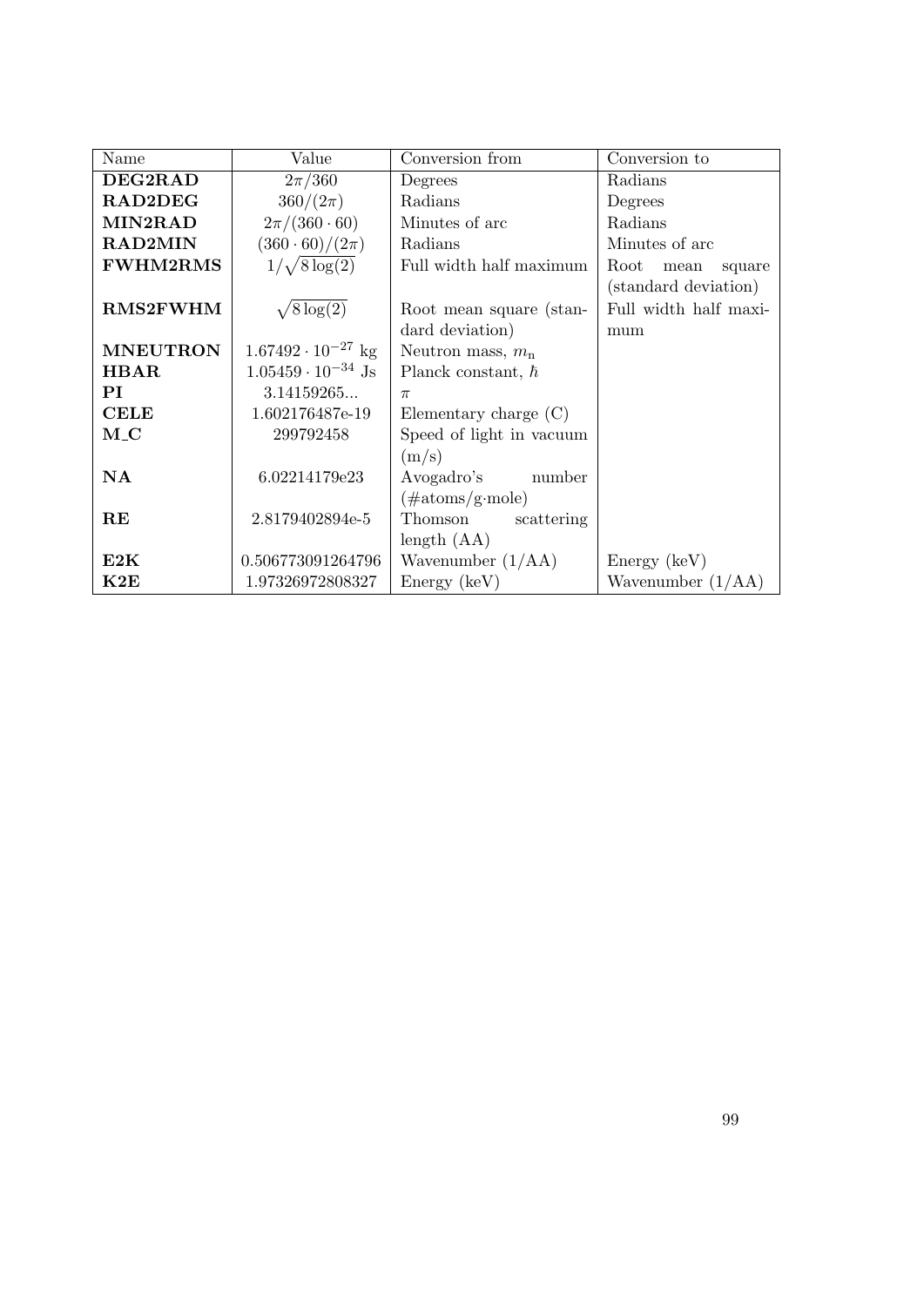| Name | Value | Conversion from | Conversion to |
|---|---|---|---|
| **DEG2RAD** | $2\pi/360$ | Degrees | Radians |
| **RAD2DEG** | $360/(2\pi)$ | Radians | Degrees |
| **MIN2RAD** | $2\pi/(360 \cdot 60)$ | Minutes of arc | Radians |
| **RAD2MIN** | $(360 \cdot 60)/(2\pi)$ | Radians | Minutes of arc |
| **FWHM2RMS** | $1/\sqrt{8\log(2)}$ | Full width half maximum | Root mean square (standard deviation) |
| **RMS2FWHM** | $\sqrt{8\log(2)}$ | Root mean square (standard deviation) | Full width half maximum |
| **MNEUTRON** | $1.67492 \cdot 10^{-27}$ kg | Neutron mass, $m_{\mathrm{n}}$ | |
| **HBAR** | $1.05459 \cdot 10^{-34}$ Js | Planck constant, $\hbar$ | |
| **PI** | 3.14159265... | $\pi$ | |
| **CELE** | 1.602176487e-19 | Elementary charge (C) | |
| **M_C** | 299792458 | Speed of light in vacuum (m/s) | |
| **NA** | 6.02214179e23 | Avogadro's number (#atoms/g·mole) | |
| **RE** | 2.8179402894e-5 | Thomson scattering length (AA) | |
| **E2K** | 0.506773091264796 | Wavenumber (1/AA) | Energy (keV) |
| **K2E** | 1.97326972808327 | Energy (keV) | Wavenumber (1/AA) |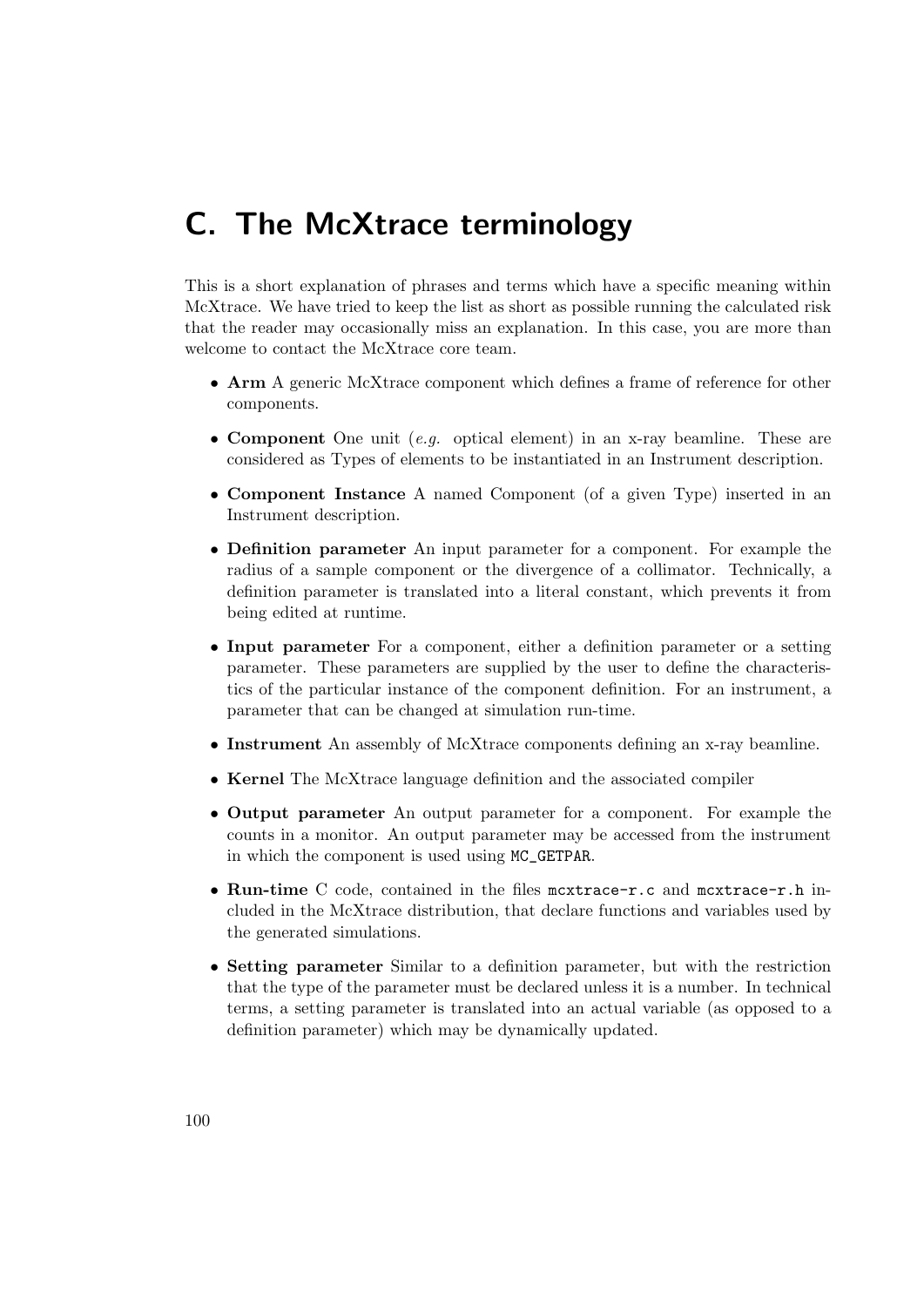# C. The McXtrace terminology

This is a short explanation of phrases and terms which have a specific meaning within McXtrace. We have tried to keep the list as short as possible running the calculated risk that the reader may occasionally miss an explanation. In this case, you are more than welcome to contact the McXtrace core team.

- **Arm** A generic McXtrace component which defines a frame of reference for other components.
- **Component** One unit (*e.g.* optical element) in an x-ray beamline. These are considered as Types of elements to be instantiated in an Instrument description.
- **Component Instance** A named Component (of a given Type) inserted in an Instrument description.
- **Definition parameter** An input parameter for a component. For example the radius of a sample component or the divergence of a collimator. Technically, a definition parameter is translated into a literal constant, which prevents it from being edited at runtime.
- **Input parameter** For a component, either a definition parameter or a setting parameter. These parameters are supplied by the user to define the characteristics of the particular instance of the component definition. For an instrument, a parameter that can be changed at simulation run-time.
- **Instrument** An assembly of McXtrace components defining an x-ray beamline.
- **Kernel** The McXtrace language definition and the associated compiler
- **Output parameter** An output parameter for a component. For example the counts in a monitor. An output parameter may be accessed from the instrument in which the component is used using `MC_GETPAR`.
- **Run-time** C code, contained in the files `mcxtrace-r.c` and `mcxtrace-r.h` included in the McXtrace distribution, that declare functions and variables used by the generated simulations.
- **Setting parameter** Similar to a definition parameter, but with the restriction that the type of the parameter must be declared unless it is a number. In technical terms, a setting parameter is translated into an actual variable (as opposed to a definition parameter) which may be dynamically updated.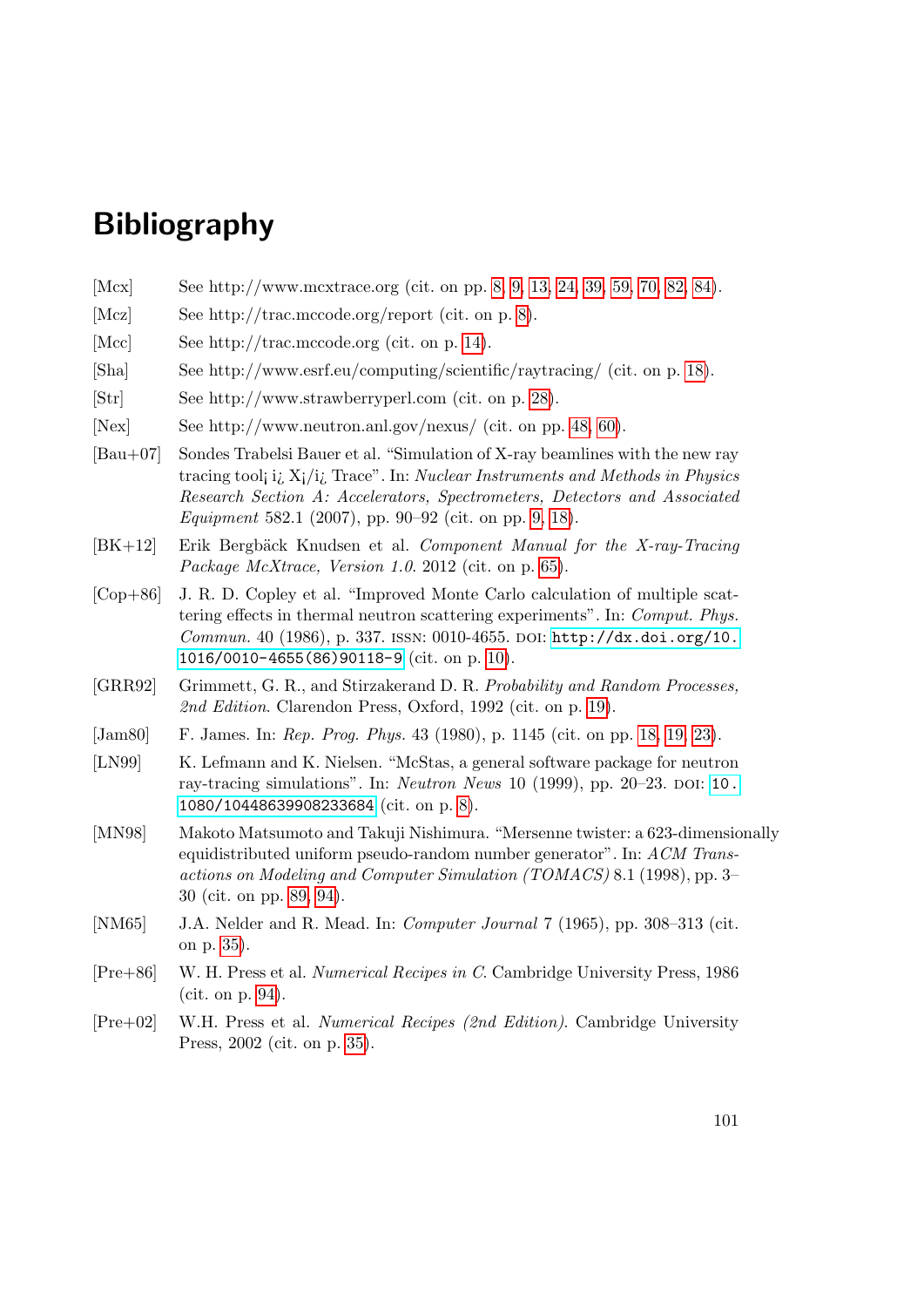# Bibliography

[Mcx] See http://www.mcxtrace.org (cit. on pp. 8, 9, 13, 24, 39, 59, 70, 82, 84).

[Mcz] See http://trac.mccode.org/report (cit. on p. 8).

[Mcc] See http://trac.mccode.org (cit. on p. 14).

[Sha] See http://www.esrf.eu/computing/scientific/raytracing/ (cit. on p. 18).

[Str] See http://www.strawberryperl.com (cit. on p. 28).

[Nex] See http://www.neutron.anl.gov/nexus/ (cit. on pp. 48, 60).

[Bau+07] Sondes Trabelsi Bauer et al. "Simulation of X-ray beamlines with the new ray tracing tool¡ i¿ X¡/i¿ Trace". In: *Nuclear Instruments and Methods in Physics Research Section A: Accelerators, Spectrometers, Detectors and Associated Equipment* 582.1 (2007), pp. 90–92 (cit. on pp. 9, 18).

[BK+12] Erik Bergbäck Knudsen et al. *Component Manual for the X-ray-Tracing Package McXtrace, Version 1.0*. 2012 (cit. on p. 65).

[Cop+86] J. R. D. Copley et al. "Improved Monte Carlo calculation of multiple scattering effects in thermal neutron scattering experiments". In: *Comput. Phys. Commun.* 40 (1986), p. 337. ISSN: 0010-4655. DOI: `http://dx.doi.org/10.1016/0010-4655(86)90118-9` (cit. on p. 10).

[GRR92] Grimmett, G. R., and Stirzakerand D. R. *Probability and Random Processes, 2nd Edition*. Clarendon Press, Oxford, 1992 (cit. on p. 19).

[Jam80] F. James. In: *Rep. Prog. Phys.* 43 (1980), p. 1145 (cit. on pp. 18, 19, 23).

[LN99] K. Lefmann and K. Nielsen. "McStas, a general software package for neutron ray-tracing simulations". In: *Neutron News* 10 (1999), pp. 20–23. DOI: `10.1080/10448639908233684` (cit. on p. 8).

[MN98] Makoto Matsumoto and Takuji Nishimura. "Mersenne twister: a 623-dimensionally equidistributed uniform pseudo-random number generator". In: *ACM Transactions on Modeling and Computer Simulation (TOMACS)* 8.1 (1998), pp. 3–30 (cit. on pp. 89, 94).

[NM65] J.A. Nelder and R. Mead. In: *Computer Journal* 7 (1965), pp. 308–313 (cit. on p. 35).

[Pre+86] W. H. Press et al. *Numerical Recipes in C*. Cambridge University Press, 1986 (cit. on p. 94).

[Pre+02] W.H. Press et al. *Numerical Recipes (2nd Edition)*. Cambridge University Press, 2002 (cit. on p. 35).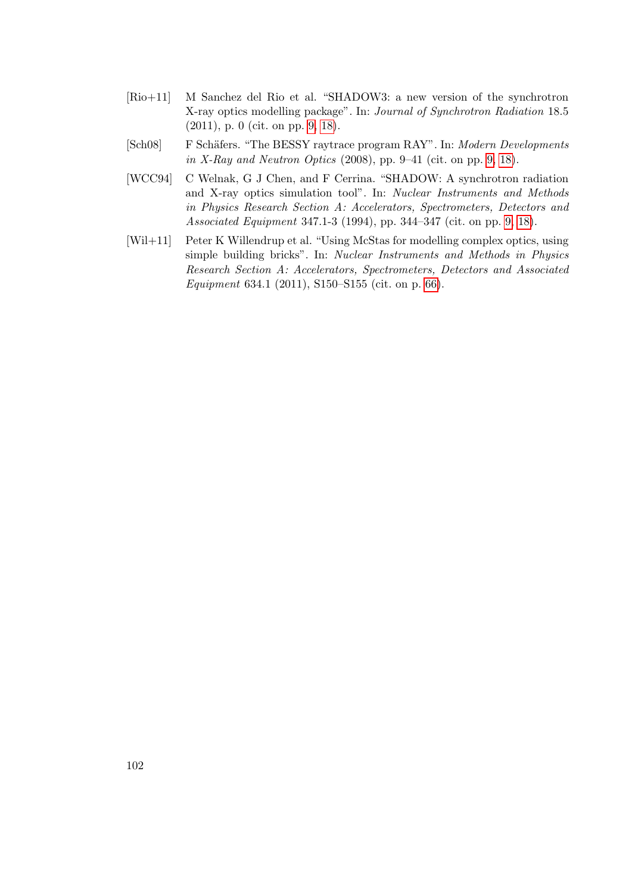[Rio+11] M Sanchez del Rio et al. "SHADOW3: a new version of the synchrotron X-ray optics modelling package". In: *Journal of Synchrotron Radiation* 18.5 (2011), p. 0 (cit. on pp. 9, 18).

[Sch08] F Schäfers. "The BESSY raytrace program RAY". In: *Modern Developments in X-Ray and Neutron Optics* (2008), pp. 9–41 (cit. on pp. 9, 18).

[WCC94] C Welnak, G J Chen, and F Cerrina. "SHADOW: A synchrotron radiation and X-ray optics simulation tool". In: *Nuclear Instruments and Methods in Physics Research Section A: Accelerators, Spectrometers, Detectors and Associated Equipment* 347.1-3 (1994), pp. 344–347 (cit. on pp. 9, 18).

[Wil+11] Peter K Willendrup et al. "Using McStas for modelling complex optics, using simple building bricks". In: *Nuclear Instruments and Methods in Physics Research Section A: Accelerators, Spectrometers, Detectors and Associated Equipment* 634.1 (2011), S150–S155 (cit. on p. 66).